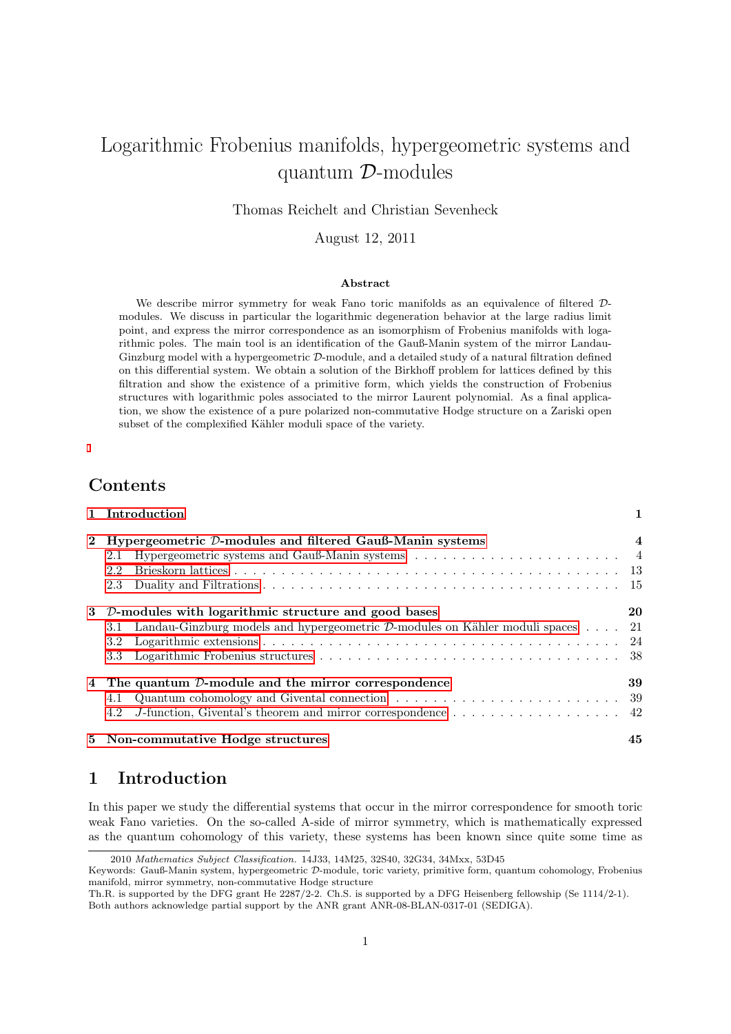# Logarithmic Frobenius manifolds, hypergeometric systems and quantum $\mathcal{D}$-modules

Thomas Reichelt and Christian Sevenheck

August 12, 2011

**Abstract**

We describe mirror symmetry for weak Fano toric manifolds as an equivalence of filtered $\mathcal{D}$-modules. We discuss in particular the logarithmic degeneration behavior at the large radius limit point, and express the mirror correspondence as an isomorphism of Frobenius manifolds with logarithmic poles. The main tool is an identification of the Gauß-Manin system of the mirror Landau-Ginzburg model with a hypergeometric $\mathcal{D}$-module, and a detailed study of a natural filtration defined on this differential system. We obtain a solution of the Birkhoff problem for lattices defined by this filtration and show the existence of a primitive form, which yields the construction of Frobenius structures with logarithmic poles associated to the mirror Laurent polynomial. As a final application, we show the existence of a pure polarized non-commutative Hodge structure on a Zariski open subset of the complexified Kähler moduli space of the variety.

## Contents

**1 Introduction** — 1

**2 Hypergeometric $\mathcal{D}$-modules and filtered Gauß-Manin systems** — 4
- 2.1 Hypergeometric systems and Gauß-Manin systems — 4
- 2.2 Brieskorn lattices — 13
- 2.3 Duality and Filtrations — 15

**3 $\mathcal{D}$-modules with logarithmic structure and good bases** — 20
- 3.1 Landau-Ginzburg models and hypergeometric $\mathcal{D}$-modules on Kähler moduli spaces — 21
- 3.2 Logarithmic extensions — 24
- 3.3 Logarithmic Frobenius structures — 38

**4 The quantum $\mathcal{D}$-module and the mirror correspondence** — 39
- 4.1 Quantum cohomology and Givental connection — 39
- 4.2 $J$-function, Givental's theorem and mirror correspondence — 42

**5 Non-commutative Hodge structures** — 45

## 1 Introduction

In this paper we study the differential systems that occur in the mirror correspondence for smooth toric weak Fano varieties. On the so-called A-side of mirror symmetry, which is mathematically expressed as the quantum cohomology of this variety, these systems has been known since quite some time as

---

2010 *Mathematics Subject Classification.* 14J33, 14M25, 32S40, 32G34, 34Mxx, 53D45

Keywords: Gauß-Manin system, hypergeometric $\mathcal{D}$-module, toric variety, primitive form, quantum cohomology, Frobenius manifold, mirror symmetry, non-commutative Hodge structure

Th.R. is supported by the DFG grant He 2287/2-2. Ch.S. is supported by a DFG Heisenberg fellowship (Se 1114/2-1). Both authors acknowledge partial support by the ANR grant ANR-08-BLAN-0317-01 (SEDIGA).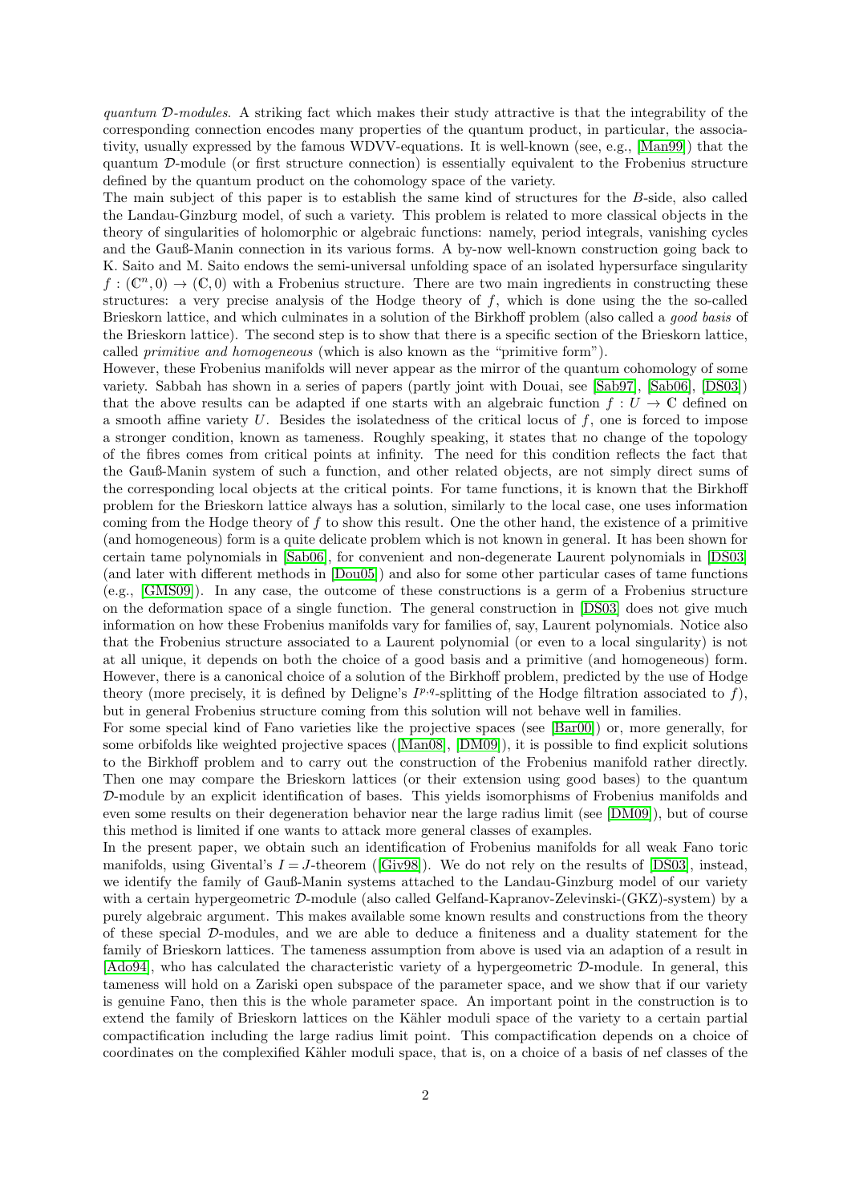*quantum $\mathcal{D}$-modules*. A striking fact which makes their study attractive is that the integrability of the corresponding connection encodes many properties of the quantum product, in particular, the associativity, usually expressed by the famous WDVV-equations. It is well-known (see, e.g., [Man99]) that the quantum $\mathcal{D}$-module (or first structure connection) is essentially equivalent to the Frobenius structure defined by the quantum product on the cohomology space of the variety.

The main subject of this paper is to establish the same kind of structures for the $B$-side, also called the Landau-Ginzburg model, of such a variety. This problem is related to more classical objects in the theory of singularities of holomorphic or algebraic functions: namely, period integrals, vanishing cycles and the Gauß-Manin connection in its various forms. A by-now well-known construction going back to K. Saito and M. Saito endows the semi-universal unfolding space of an isolated hypersurface singularity $f : (\mathbb{C}^n, 0) \to (\mathbb{C}, 0)$ with a Frobenius structure. There are two main ingredients in constructing these structures: a very precise analysis of the Hodge theory of $f$, which is done using the the so-called Brieskorn lattice, and which culminates in a solution of the Birkhoff problem (also called a *good basis* of the Brieskorn lattice). The second step is to show that there is a specific section of the Brieskorn lattice, called *primitive and homogeneous* (which is also known as the "primitive form").

However, these Frobenius manifolds will never appear as the mirror of the quantum cohomology of some variety. Sabbah has shown in a series of papers (partly joint with Douai, see [Sab97], [Sab06], [DS03]) that the above results can be adapted if one starts with an algebraic function $f : U \to \mathbb{C}$ defined on a smooth affine variety $U$. Besides the isolatedness of the critical locus of $f$, one is forced to impose a stronger condition, known as tameness. Roughly speaking, it states that no change of the topology of the fibres comes from critical points at infinity. The need for this condition reflects the fact that the Gauß-Manin system of such a function, and other related objects, are not simply direct sums of the corresponding local objects at the critical points. For tame functions, it is known that the Birkhoff problem for the Brieskorn lattice always has a solution, similarly to the local case, one uses information coming from the Hodge theory of $f$ to show this result. One the other hand, the existence of a primitive (and homogeneous) form is a quite delicate problem which is not known in general. It has been shown for certain tame polynomials in [Sab06], for convenient and non-degenerate Laurent polynomials in [DS03] (and later with different methods in [Dou05]) and also for some other particular cases of tame functions (e.g., [GMS09]). In any case, the outcome of these constructions is a germ of a Frobenius structure on the deformation space of a single function. The general construction in [DS03] does not give much information on how these Frobenius manifolds vary for families of, say, Laurent polynomials. Notice also that the Frobenius structure associated to a Laurent polynomial (or even to a local singularity) is not at all unique, it depends on both the choice of a good basis and a primitive (and homogeneous) form. However, there is a canonical choice of a solution of the Birkhoff problem, predicted by the use of Hodge theory (more precisely, it is defined by Deligne's $I^{p,q}$-splitting of the Hodge filtration associated to $f$), but in general Frobenius structure coming from this solution will not behave well in families.

For some special kind of Fano varieties like the projective spaces (see [Bar00]) or, more generally, for some orbifolds like weighted projective spaces ([Man08], [DM09]), it is possible to find explicit solutions to the Birkhoff problem and to carry out the construction of the Frobenius manifold rather directly. Then one may compare the Brieskorn lattices (or their extension using good bases) to the quantum $\mathcal{D}$-module by an explicit identification of bases. This yields isomorphisms of Frobenius manifolds and even some results on their degeneration behavior near the large radius limit (see [DM09]), but of course this method is limited if one wants to attack more general classes of examples.

In the present paper, we obtain such an identification of Frobenius manifolds for all weak Fano toric manifolds, using Givental's $I = J$-theorem ([Giv98]). We do not rely on the results of [DS03], instead, we identify the family of Gauß-Manin systems attached to the Landau-Ginzburg model of our variety with a certain hypergeometric $\mathcal{D}$-module (also called Gelfand-Kapranov-Zelevinski-(GKZ)-system) by a purely algebraic argument. This makes available some known results and constructions from the theory of these special $\mathcal{D}$-modules, and we are able to deduce a finiteness and a duality statement for the family of Brieskorn lattices. The tameness assumption from above is used via an adaption of a result in [Ado94], who has calculated the characteristic variety of a hypergeometric $\mathcal{D}$-module. In general, this tameness will hold on a Zariski open subspace of the parameter space, and we show that if our variety is genuine Fano, then this is the whole parameter space. An important point in the construction is to extend the family of Brieskorn lattices on the Kähler moduli space of the variety to a certain partial compactification including the large radius limit point. This compactification depends on a choice of coordinates on the complexified Kähler moduli space, that is, on a choice of a basis of nef classes of the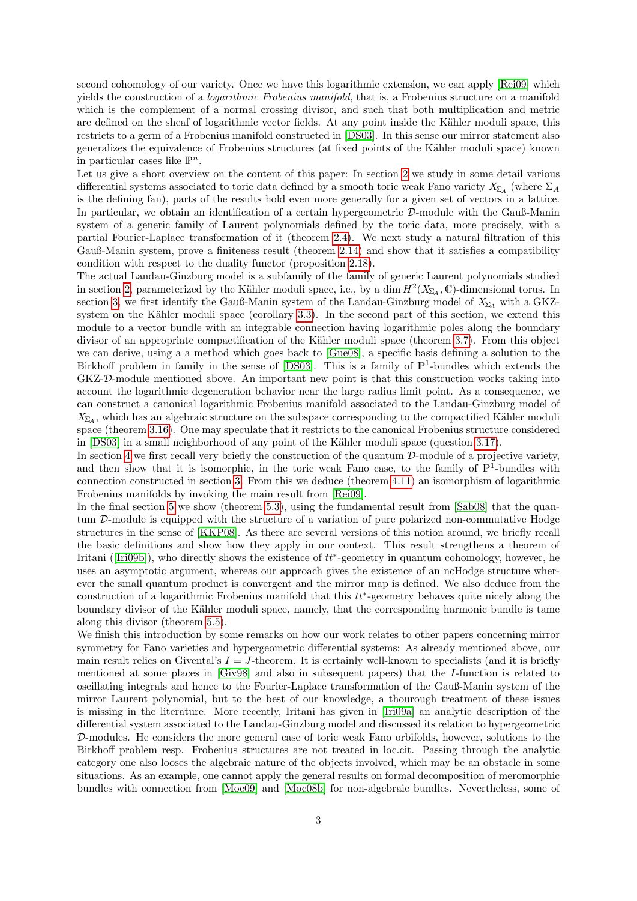second cohomology of our variety. Once we have this logarithmic extension, we can apply [Rei09] which yields the construction of a *logarithmic Frobenius manifold*, that is, a Frobenius structure on a manifold which is the complement of a normal crossing divisor, and such that both multiplication and metric are defined on the sheaf of logarithmic vector fields. At any point inside the Kähler moduli space, this restricts to a germ of a Frobenius manifold constructed in [DS03]. In this sense our mirror statement also generalizes the equivalence of Frobenius structures (at fixed points of the Kähler moduli space) known in particular cases like $\mathbb{P}^n$.

Let us give a short overview on the content of this paper: In section 2 we study in some detail various differential systems associated to toric data defined by a smooth toric weak Fano variety $X_{\Sigma_A}$ (where $\Sigma_A$ is the defining fan), parts of the results hold even more generally for a given set of vectors in a lattice. In particular, we obtain an identification of a certain hypergeometric $\mathcal{D}$-module with the Gauß-Manin system of a generic family of Laurent polynomials defined by the toric data, more precisely, with a partial Fourier-Laplace transformation of it (theorem 2.4). We next study a natural filtration of this Gauß-Manin system, prove a finiteness result (theorem 2.14) and show that it satisfies a compatibility condition with respect to the duality functor (proposition 2.18).

The actual Landau-Ginzburg model is a subfamily of the family of generic Laurent polynomials studied in section 2, parameterized by the Kähler moduli space, i.e., by a $\dim H^2(X_{\Sigma_A}, \mathbb{C})$-dimensional torus. In section 3, we first identify the Gauß-Manin system of the Landau-Ginzburg model of $X_{\Sigma_A}$ with a GKZ-system on the Kähler moduli space (corollary 3.3). In the second part of this section, we extend this module to a vector bundle with an integrable connection having logarithmic poles along the boundary divisor of an appropriate compactification of the Kähler moduli space (theorem 3.7). From this object we can derive, using a a method which goes back to [Gue08], a specific basis defining a solution to the Birkhoff problem in family in the sense of [DS03]. This is a family of $\mathbb{P}^1$-bundles which extends the GKZ-$\mathcal{D}$-module mentioned above. An important new point is that this construction works taking into account the logarithmic degeneration behavior near the large radius limit point. As a consequence, we can construct a canonical logarithmic Frobenius manifold associated to the Landau-Ginzburg model of $X_{\Sigma_A}$, which has an algebraic structure on the subspace corresponding to the compactified Kähler moduli space (theorem 3.16). One may speculate that it restricts to the canonical Frobenius structure considered in [DS03] in a small neighborhood of any point of the Kähler moduli space (question 3.17).

In section 4 we first recall very briefly the construction of the quantum $\mathcal{D}$-module of a projective variety, and then show that it is isomorphic, in the toric weak Fano case, to the family of $\mathbb{P}^1$-bundles with connection constructed in section 3. From this we deduce (theorem 4.11) an isomorphism of logarithmic Frobenius manifolds by invoking the main result from [Rei09].

In the final section 5 we show (theorem 5.3), using the fundamental result from [Sab08] that the quantum $\mathcal{D}$-module is equipped with the structure of a variation of pure polarized non-commutative Hodge structures in the sense of [KKP08]. As there are several versions of this notion around, we briefly recall the basic definitions and show how they apply in our context. This result strengthens a theorem of Iritani ([Iri09b]), who directly shows the existence of $tt^*$-geometry in quantum cohomology, however, he uses an asymptotic argument, whereas our approach gives the existence of an ncHodge structure wherever the small quantum product is convergent and the mirror map is defined. We also deduce from the construction of a logarithmic Frobenius manifold that this $tt^*$-geometry behaves quite nicely along the boundary divisor of the Kähler moduli space, namely, that the corresponding harmonic bundle is tame along this divisor (theorem 5.5).

We finish this introduction by some remarks on how our work relates to other papers concerning mirror symmetry for Fano varieties and hypergeometric differential systems: As already mentioned above, our main result relies on Givental's $I = J$-theorem. It is certainly well-known to specialists (and it is briefly mentioned at some places in [Giv98] and also in subsequent papers) that the $I$-function is related to oscillating integrals and hence to the Fourier-Laplace transformation of the Gauß-Manin system of the mirror Laurent polynomial, but to the best of our knowledge, a thourough treatment of these issues is missing in the literature. More recently, Iritani has given in [Iri09a] an analytic description of the differential system associated to the Landau-Ginzburg model and discussed its relation to hypergeometric $\mathcal{D}$-modules. He considers the more general case of toric weak Fano orbifolds, however, solutions to the Birkhoff problem resp. Frobenius structures are not treated in loc.cit. Passing through the analytic category one also looses the algebraic nature of the objects involved, which may be an obstacle in some situations. As an example, one cannot apply the general results on formal decomposition of meromorphic bundles with connection from [Moc09] and [Moc08b] for non-algebraic bundles. Nevertheless, some of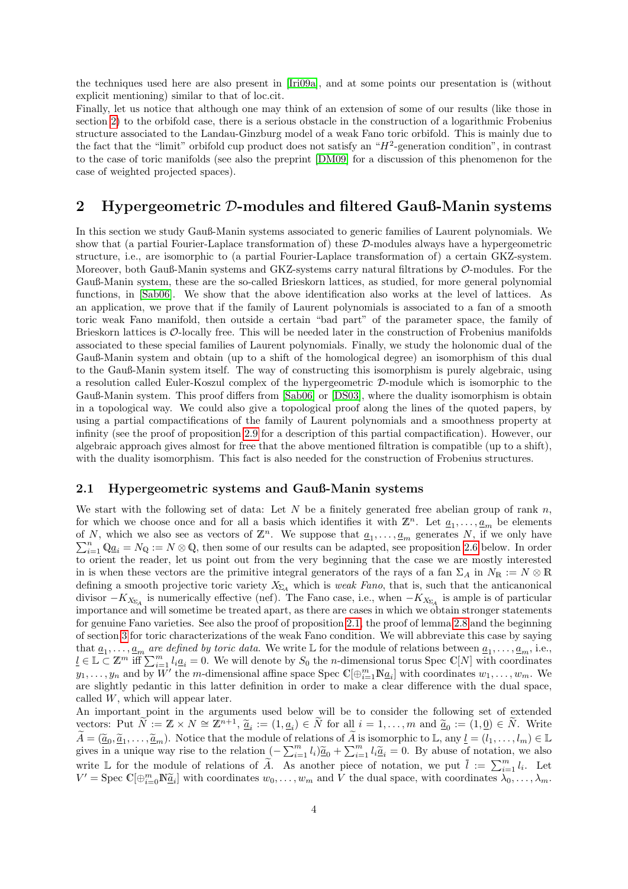the techniques used here are also present in [Iri09a], and at some points our presentation is (without explicit mentioning) similar to that of loc.cit.
Finally, let us notice that although one may think of an extension of some of our results (like those in section 2) to the orbifold case, there is a serious obstacle in the construction of a logarithmic Frobenius structure associated to the Landau-Ginzburg model of a weak Fano toric orbifold. This is mainly due to the fact that the "limit" orbifold cup product does not satisfy an "$H^2$-generation condition", in contrast to the case of toric manifolds (see also the preprint [DM09] for a discussion of this phenomenon for the case of weighted projected spaces).

## 2 Hypergeometric $\mathcal{D}$-modules and filtered Gauß-Manin systems

In this section we study Gauß-Manin systems associated to generic families of Laurent polynomials. We show that (a partial Fourier-Laplace transformation of) these $\mathcal{D}$-modules always have a hypergeometric structure, i.e., are isomorphic to (a partial Fourier-Laplace transformation of) a certain GKZ-system. Moreover, both Gauß-Manin systems and GKZ-systems carry natural filtrations by $\mathcal{O}$-modules. For the Gauß-Manin system, these are the so-called Brieskorn lattices, as studied, for more general polynomial functions, in [Sab06]. We show that the above identification also works at the level of lattices. As an application, we prove that if the family of Laurent polynomials is associated to a fan of a smooth toric weak Fano manifold, then outside a certain "bad part" of the parameter space, the family of Brieskorn lattices is $\mathcal{O}$-locally free. This will be needed later in the construction of Frobenius manifolds associated to these special families of Laurent polynomials. Finally, we study the holonomic dual of the Gauß-Manin system and obtain (up to a shift of the homological degree) an isomorphism of this dual to the Gauß-Manin system itself. The way of constructing this isomorphism is purely algebraic, using a resolution called Euler-Koszul complex of the hypergeometric $\mathcal{D}$-module which is isomorphic to the Gauß-Manin system. This proof differs from [Sab06] or [DS03], where the duality isomorphism is obtain in a topological way. We could also give a topological proof along the lines of the quoted papers, by using a partial compactifications of the family of Laurent polynomials and a smoothness property at infinity (see the proof of proposition 2.9 for a description of this partial compactification). However, our algebraic approach gives almost for free that the above mentioned filtration is compatible (up to a shift), with the duality isomorphism. This fact is also needed for the construction of Frobenius structures.

### 2.1 Hypergeometric systems and Gauß-Manin systems

We start with the following set of data: Let $N$ be a finitely generated free abelian group of rank $n$, for which we choose once and for all a basis which identifies it with $\mathbb{Z}^n$. Let $\underline{a}_1, \ldots, \underline{a}_m$ be elements of $N$, which we also see as vectors of $\mathbb{Z}^n$. We suppose that $\underline{a}_1, \ldots, \underline{a}_m$ generates $N$, if we only have $\sum_{i=1}^n \mathbb{Q}\underline{a}_i = N_\mathbb{Q} := N \otimes \mathbb{Q}$, then some of our results can be adapted, see proposition 2.6 below. In order to orient the reader, let us point out from the very beginning that the case we are mostly interested in is when these vectors are the primitive integral generators of the rays of a fan $\Sigma_A$ in $N_\mathbb{R} := N \otimes \mathbb{R}$ defining a smooth projective toric variety $X_{\Sigma_A}$ which is *weak Fano*, that is, such that the anticanonical divisor $-K_{X_{\Sigma_A}}$ is numerically effective (nef). The Fano case, i.e., when $-K_{X_{\Sigma_A}}$ is ample is of particular importance and will sometime be treated apart, as there are cases in which we obtain stronger statements for genuine Fano varieties. See also the proof of proposition 2.1, the proof of lemma 2.8 and the beginning of section 3 for toric characterizations of the weak Fano condition. We will abbreviate this case by saying that $\underline{a}_1, \ldots, \underline{a}_m$ *are defined by toric data*. We write $\mathbb{L}$ for the module of relations between $\underline{a}_1, \ldots, \underline{a}_m$, i.e., $\underline{l} \in \mathbb{L} \subset \mathbb{Z}^m$ iff $\sum_{i=1}^m l_i \underline{a}_i = 0$. We will denote by $S_0$ the $n$-dimensional torus Spec $\mathbb{C}[N]$ with coordinates $y_1, \ldots, y_n$ and by $W'$ the $m$-dimensional affine space Spec $\mathbb{C}[\oplus_{i=1}^m \mathbb{N}\underline{a}_i]$ with coordinates $w_1, \ldots, w_m$. We are slightly pedantic in this latter definition in order to make a clear difference with the dual space, called $W$, which will appear later.
An important point in the arguments used below will be to consider the following set of extended vectors: Put $\widetilde{N} := \mathbb{Z} \times N \cong \mathbb{Z}^{n+1}$, $\underline{\widetilde{a}}_i := (1, \underline{a}_i) \in \widetilde{N}$ for all $i = 1, \ldots, m$ and $\underline{\widetilde{a}}_0 := (1, \underline{0}) \in \widetilde{N}$. Write $\widetilde{A} = (\underline{\widetilde{a}}_0, \underline{\widetilde{a}}_1, \ldots, \underline{\widetilde{a}}_m)$. Notice that the module of relations of $\widetilde{A}$ is isomorphic to $\mathbb{L}$, any $\underline{l} = (l_1, \ldots, l_m) \in \mathbb{L}$ gives in a unique way rise to the relation $(-\sum_{i=1}^m l_i)\underline{\widetilde{a}}_0 + \sum_{i=1}^m l_i \underline{\widetilde{a}}_i = 0$. By abuse of notation, we also write $\mathbb{L}$ for the module of relations of $\widetilde{A}$. As another piece of notation, we put $\bar{l} := \sum_{i=1}^m l_i$. Let $V' = \text{Spec } \mathbb{C}[\oplus_{i=0}^m \mathbb{N}\underline{\widetilde{a}}_i]$ with coordinates $w_0, \ldots, w_m$ and $V$ the dual space, with coordinates $\lambda_0, \ldots, \lambda_m$.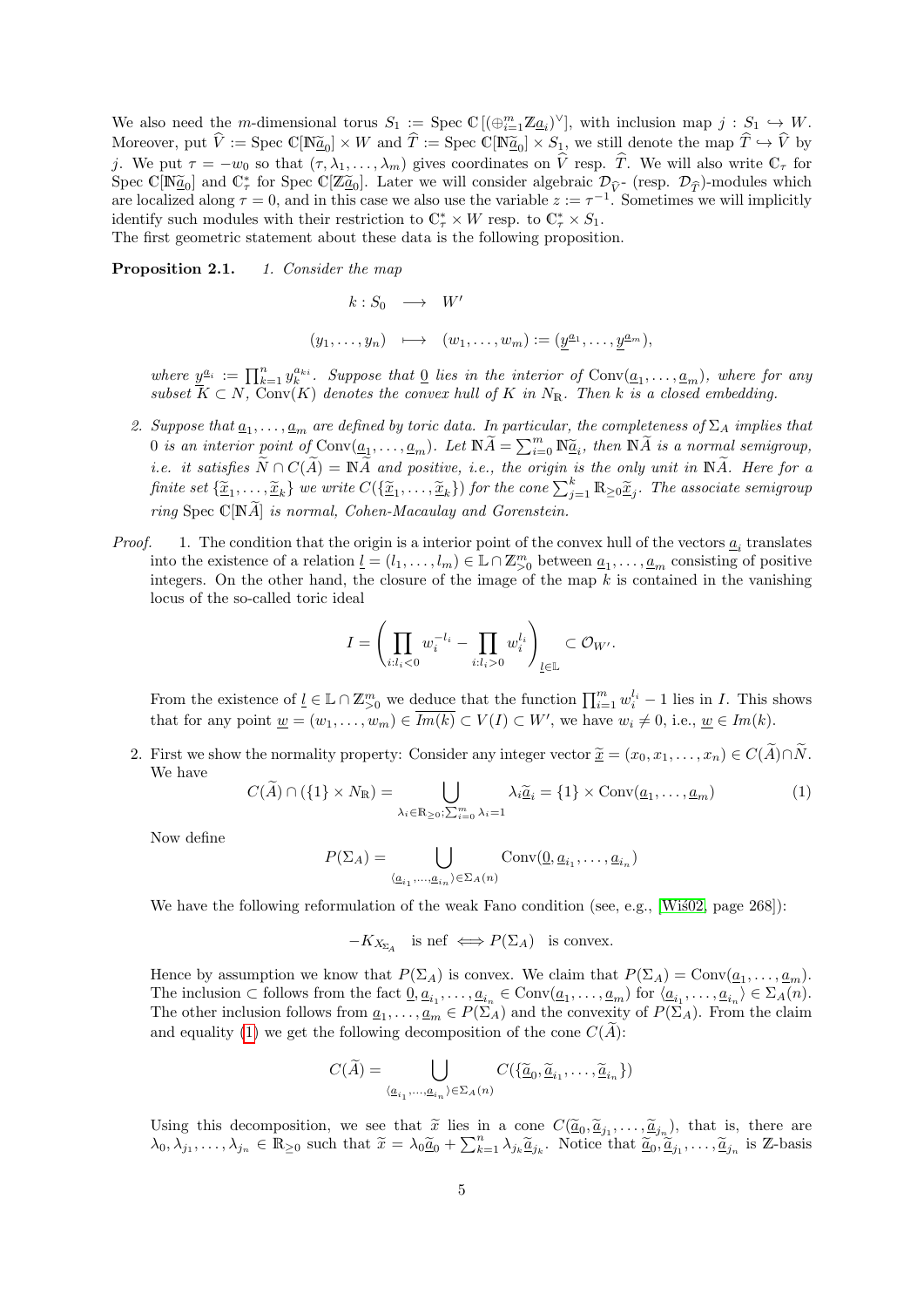We also need the $m$-dimensional torus $S_1 := \operatorname{Spec} \mathbb{C}[(\oplus_{i=1}^m \mathbb{Z}\underline{a}_i)^\vee]$, with inclusion map $j : S_1 \hookrightarrow W$. Moreover, put $\widehat{V} := \operatorname{Spec} \mathbb{C}[\mathbb{N}\widetilde{\underline{a}}_0] \times W$ and $\widehat{T} := \operatorname{Spec} \mathbb{C}[\mathbb{N}\widetilde{\underline{a}}_0] \times S_1$, we still denote the map $\widehat{T} \hookrightarrow \widehat{V}$ by $j$. We put $\tau = -w_0$ so that $(\tau, \lambda_1, \ldots, \lambda_m)$ gives coordinates on $\widehat{V}$ resp. $\widehat{T}$. We will also write $\mathbb{C}_\tau$ for $\operatorname{Spec} \mathbb{C}[\mathbb{N}\widetilde{\underline{a}}_0]$ and $\mathbb{C}_\tau^*$ for $\operatorname{Spec} \mathbb{C}[\mathbb{Z}\widetilde{\underline{a}}_0]$. Later we will consider algebraic $\mathcal{D}_{\widehat{V}}$- (resp. $\mathcal{D}_{\widehat{T}}$)-modules which are localized along $\tau = 0$, and in this case we also use the variable $z := \tau^{-1}$. Sometimes we will implicitly identify such modules with their restriction to $\mathbb{C}_\tau^* \times W$ resp. to $\mathbb{C}_\tau^* \times S_1$.
The first geometric statement about these data is the following proposition.

**Proposition 2.1.** *1. Consider the map*

$$
\begin{aligned}
k : S_0 &\longrightarrow W' \\
(y_1, \ldots, y_n) &\longmapsto (w_1, \ldots, w_m) := (\underline{y}^{\underline{a}_1}, \ldots, \underline{y}^{\underline{a}_m}),
\end{aligned}
$$

*where $\underline{y}^{\underline{a}_i} := \prod_{k=1}^n y_k^{a_{ki}}$. Suppose that $\underline{0}$ lies in the interior of $\operatorname{Conv}(\underline{a}_1, \ldots, \underline{a}_m)$, where for any subset $K \subset N$, $\operatorname{Conv}(K)$ denotes the convex hull of $K$ in $N_\mathbb{R}$. Then $k$ is a closed embedding.*

2. *Suppose that $\underline{a}_1, \ldots, \underline{a}_m$ are defined by toric data. In particular, the completeness of $\Sigma_A$ implies that $0$ is an interior point of $\operatorname{Conv}(\underline{a}_1, \ldots, \underline{a}_m)$. Let $\mathbb{N}\widetilde{A} = \sum_{i=0}^m \mathbb{N}\widetilde{\underline{a}}_i$, then $\mathbb{N}\widetilde{A}$ is a normal semigroup, i.e. it satisfies $\widetilde{N} \cap C(\widetilde{A}) = \mathbb{N}\widetilde{A}$ and positive, i.e., the origin is the only unit in $\mathbb{N}\widetilde{A}$. Here for a finite set $\{\widetilde{\underline{x}}_1, \ldots, \widetilde{\underline{x}}_k\}$ we write $C(\{\widetilde{\underline{x}}_1, \ldots, \widetilde{\underline{x}}_k\})$ for the cone $\sum_{j=1}^k \mathbb{R}_{\geq 0}\widetilde{\underline{x}}_j$. The associate semigroup ring $\operatorname{Spec} \mathbb{C}[\mathbb{N}\widetilde{A}]$ is normal, Cohen-Macaulay and Gorenstein.*

*Proof.* 1. The condition that the origin is a interior point of the convex hull of the vectors $\underline{a}_i$ translates into the existence of a relation $\underline{l} = (l_1, \ldots, l_m) \in \mathbb{L} \cap \mathbb{Z}_{>0}^m$ between $\underline{a}_1, \ldots, \underline{a}_m$ consisting of positive integers. On the other hand, the closure of the image of the map $k$ is contained in the vanishing locus of the so-called toric ideal

$$
I = \left( \prod_{i: l_i < 0} w_i^{-l_i} - \prod_{i: l_i > 0} w_i^{l_i} \right)_{\underline{l} \in \mathbb{L}} \subset \mathcal{O}_{W'}.
$$

From the existence of $\underline{l} \in \mathbb{L} \cap \mathbb{Z}_{>0}^m$ we deduce that the function $\prod_{i=1}^m w_i^{l_i} - 1$ lies in $I$. This shows that for any point $\underline{w} = (w_1, \ldots, w_m) \in \overline{Im(k)} \subset V(I) \subset W'$, we have $w_i \neq 0$, i.e., $\underline{w} \in Im(k)$.

2. First we show the normality property: Consider any integer vector $\widetilde{\underline{x}} = (x_0, x_1, \ldots, x_n) \in C(\widetilde{A}) \cap \widetilde{N}$. We have

$$
C(\widetilde{A}) \cap (\{1\} \times N_\mathbb{R}) = \bigcup_{\lambda_i \in \mathbb{R}_{\geq 0}; \sum_{i=0}^m \lambda_i = 1} \lambda_i \widetilde{\underline{a}}_i = \{1\} \times \operatorname{Conv}(\underline{a}_1, \ldots, \underline{a}_m) \tag{1}
$$

Now define

$$
P(\Sigma_A) = \bigcup_{\langle \underline{a}_{i_1}, \ldots, \underline{a}_{i_n} \rangle \in \Sigma_A(n)} \operatorname{Conv}(\underline{0}, \underline{a}_{i_1}, \ldots, \underline{a}_{i_n})
$$

We have the following reformulation of the weak Fano condition (see, e.g., [Wiś02, page 268]):

$$
-K_{X_{\Sigma_A}} \quad \text{is nef} \iff P(\Sigma_A) \quad \text{is convex.}
$$

Hence by assumption we know that $P(\Sigma_A)$ is convex. We claim that $P(\Sigma_A) = \operatorname{Conv}(\underline{a}_1, \ldots, \underline{a}_m)$. The inclusion $\subset$ follows from the fact $\underline{0}, \underline{a}_{i_1}, \ldots, \underline{a}_{i_n} \in \operatorname{Conv}(\underline{a}_1, \ldots, \underline{a}_m)$ for $\langle \underline{a}_{i_1}, \ldots, \underline{a}_{i_n} \rangle \in \Sigma_A(n)$. The other inclusion follows from $\underline{a}_1, \ldots, \underline{a}_m \in P(\Sigma_A)$ and the convexity of $P(\Sigma_A)$. From the claim and equality (1) we get the following decomposition of the cone $C(\widetilde{A})$:

$$
C(\widetilde{A}) = \bigcup_{\langle \underline{a}_{i_1}, \ldots, \underline{a}_{i_n} \rangle \in \Sigma_A(n)} C(\{\widetilde{\underline{a}}_0, \widetilde{\underline{a}}_{i_1}, \ldots, \widetilde{\underline{a}}_{i_n}\})
$$

Using this decomposition, we see that $\widetilde{x}$ lies in a cone $C(\widetilde{\underline{a}}_0, \widetilde{\underline{a}}_{j_1}, \ldots, \widetilde{\underline{a}}_{j_n})$, that is, there are $\lambda_0, \lambda_{j_1}, \ldots, \lambda_{j_n} \in \mathbb{R}_{\geq 0}$ such that $\widetilde{x} = \lambda_0 \widetilde{\underline{a}}_0 + \sum_{k=1}^n \lambda_{j_k} \widetilde{\underline{a}}_{j_k}$. Notice that $\widetilde{\underline{a}}_0, \widetilde{\underline{a}}_{j_1}, \ldots, \widetilde{\underline{a}}_{j_n}$ is $\mathbb{Z}$-basis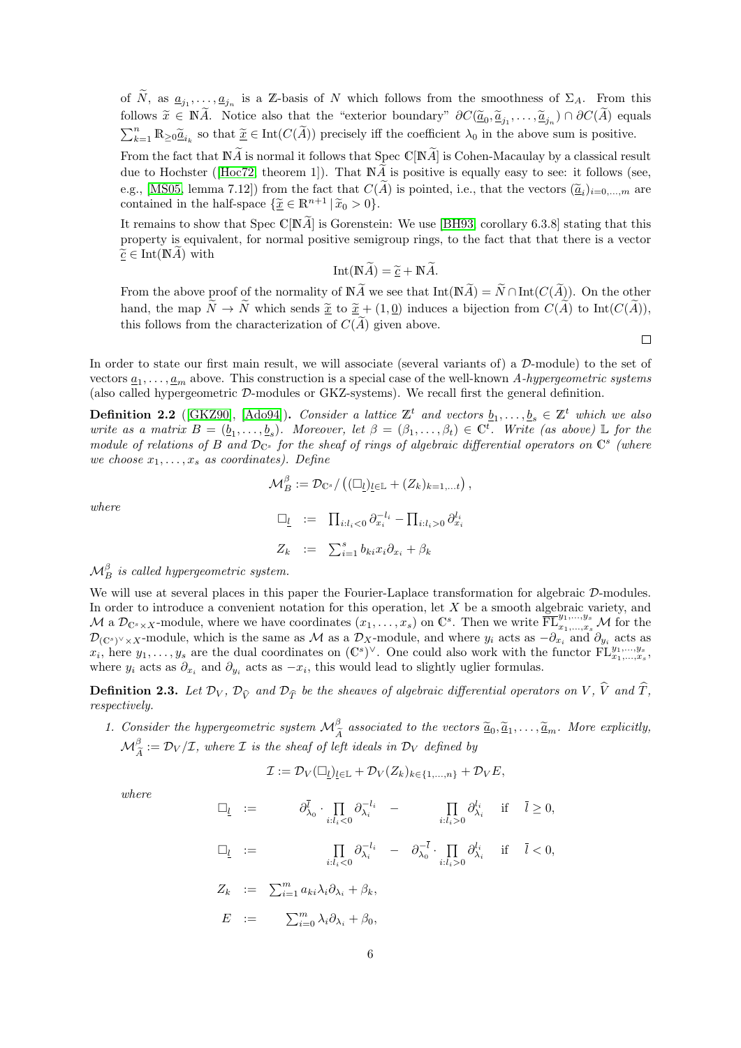of $\widetilde{N}$, as $\underline{a}_{j_1}, \ldots, \underline{a}_{j_n}$ is a $\mathbb{Z}$-basis of $N$ which follows from the smoothness of $\Sigma_A$. From this follows $\widetilde{\underline{x}} \in \mathbb{N}\widetilde{A}$. Notice also that the "exterior boundary" $\partial C(\widetilde{\underline{a}}_0, \widetilde{\underline{a}}_{j_1}, \ldots, \widetilde{\underline{a}}_{j_n}) \cap \partial C(\widetilde{A})$ equals $\sum_{k=1}^n \mathbb{R}_{\geq 0} \widetilde{\underline{a}}_{i_k}$ so that $\widetilde{\underline{x}} \in \mathrm{Int}(C(\widetilde{A}))$ precisely iff the coefficient $\lambda_0$ in the above sum is positive.

From the fact that $\mathbb{N}\widetilde{A}$ is normal it follows that $\mathrm{Spec}\, \mathbb{C}[\mathbb{N}\widetilde{A}]$ is Cohen-Macaulay by a classical result due to Hochster ([Hoc72, theorem 1]). That $\mathbb{N}\widetilde{A}$ is positive is equally easy to see: it follows (see, e.g., [MS05, lemma 7.12]) from the fact that $C(\widetilde{A})$ is pointed, i.e., that the vectors $(\widetilde{\underline{a}}_i)_{i=0,\ldots,m}$ are contained in the half-space $\{\widetilde{\underline{x}} \in \mathbb{R}^{n+1} \,|\, \widetilde{x}_0 > 0\}$.

It remains to show that $\mathrm{Spec}\, \mathbb{C}[\mathbb{N}\widetilde{A}]$ is Gorenstein: We use [BH93, corollary 6.3.8] stating that this property is equivalent, for normal positive semigroup rings, to the fact that that there is a vector $\widetilde{\underline{c}} \in \mathrm{Int}(\mathbb{N}\widetilde{A})$ with

$$\mathrm{Int}(\mathbb{N}\widetilde{A}) = \widetilde{\underline{c}} + \mathbb{N}\widetilde{A}.$$

From the above proof of the normality of $\mathbb{N}\widetilde{A}$ we see that $\mathrm{Int}(\mathbb{N}\widetilde{A}) = \widetilde{N} \cap \mathrm{Int}(C(\widetilde{A}))$. On the other hand, the map $\widetilde{N} \to \widetilde{N}$ which sends $\widetilde{\underline{x}}$ to $\widetilde{\underline{x}} + (1, \underline{0})$ induces a bijection from $C(\widetilde{A})$ to $\mathrm{Int}(C(\widetilde{A}))$, this follows from the characterization of $C(\widetilde{A})$ given above. $\square$

In order to state our first main result, we will associate (several variants of) a $\mathcal{D}$-module) to the set of vectors $\underline{a}_1, \ldots, \underline{a}_m$ above. This construction is a special case of the well-known *A-hypergeometric systems* (also called hypergeometric $\mathcal{D}$-modules or GKZ-systems). We recall first the general definition.

**Definition 2.2** ([GKZ90], [Ado94])**.** *Consider a lattice $\mathbb{Z}^t$ and vectors $\underline{b}_1, \ldots, \underline{b}_s \in \mathbb{Z}^t$ which we also write as a matrix $B = (\underline{b}_1, \ldots, \underline{b}_s)$. Moreover, let $\beta = (\beta_1, \ldots, \beta_t) \in \mathbb{C}^t$. Write (as above) $\mathbb{L}$ for the module of relations of $B$ and $\mathcal{D}_{\mathbb{C}^s}$ for the sheaf of rings of algebraic differential operators on $\mathbb{C}^s$ (where we choose $x_1, \ldots, x_s$ as coordinates). Define*

$$\mathcal{M}_B^\beta := \mathcal{D}_{\mathbb{C}^s} / \left( (\Box_{\underline{l}})_{\underline{l} \in \mathbb{L}} + (Z_k)_{k=1,\ldots t} \right),$$

*where*

$$\Box_{\underline{l}} := \prod_{i: l_i < 0} \partial_{x_i}^{-l_i} - \prod_{i: l_i > 0} \partial_{x_i}^{l_i}$$

$$Z_k := \sum_{i=1}^s b_{ki} x_i \partial_{x_i} + \beta_k$$

*$\mathcal{M}_B^\beta$ is called hypergeometric system.*

We will use at several places in this paper the Fourier-Laplace transformation for algebraic $\mathcal{D}$-modules. In order to introduce a convenient notation for this operation, let $X$ be a smooth algebraic variety, and $\mathcal{M}$ a $\mathcal{D}_{\mathbb{C}^s \times X}$-module, where we have coordinates $(x_1, \ldots, x_s)$ on $\mathbb{C}^s$. Then we write $\overline{\mathrm{FL}}_{x_1,\ldots,x_s}^{y_1,\ldots,y_s} \mathcal{M}$ for the $\mathcal{D}_{(\mathbb{C}^s)^\vee \times X}$-module, which is the same as $\mathcal{M}$ as a $\mathcal{D}_X$-module, and where $y_i$ acts as $-\partial_{x_i}$ and $\partial_{y_i}$ acts as $x_i$, here $y_1, \ldots, y_s$ are the dual coordinates on $(\mathbb{C}^s)^\vee$. One could also work with the functor $\mathrm{FL}_{x_1,\ldots,x_s}^{y_1,\ldots,y_s}$, where $y_i$ acts as $\partial_{x_i}$ and $\partial_{y_i}$ acts as $-x_i$, this would lead to slightly uglier formulas.

**Definition 2.3.** *Let $\mathcal{D}_V$, $\mathcal{D}_{\widehat{V}}$ and $\mathcal{D}_{\widehat{T}}$ be the sheaves of algebraic differential operators on $V$, $\widehat{V}$ and $\widehat{T}$, respectively.*

1. *Consider the hypergeometric system $\mathcal{M}_{\widetilde{A}}^\beta$ associated to the vectors $\widetilde{\underline{a}}_0, \widetilde{\underline{a}}_1, \ldots, \widetilde{\underline{a}}_m$. More explicitly, $\mathcal{M}_{\widetilde{A}}^\beta := \mathcal{D}_V / \mathcal{I}$, where $\mathcal{I}$ is the sheaf of left ideals in $\mathcal{D}_V$ defined by*

$$\mathcal{I} := \mathcal{D}_V (\Box_{\underline{l}})_{\underline{l} \in \mathbb{L}} + \mathcal{D}_V (Z_k)_{k \in \{1,\ldots,n\}} + \mathcal{D}_V E,$$

*where*

$$\Box_{\underline{l}} := \partial_{\lambda_0}^{\overline{l}} \cdot \prod_{i: l_i < 0} \partial_{\lambda_i}^{-l_i} - \prod_{i: l_i > 0} \partial_{\lambda_i}^{l_i} \quad \text{if} \quad \overline{l} \geq 0,$$

$$\Box_{\underline{l}} := \prod_{i: l_i < 0} \partial_{\lambda_i}^{-l_i} - \partial_{\lambda_0}^{-\overline{l}} \cdot \prod_{i: l_i > 0} \partial_{\lambda_i}^{l_i} \quad \text{if} \quad \overline{l} < 0,$$

$$Z_k := \sum_{i=1}^m a_{ki} \lambda_i \partial_{\lambda_i} + \beta_k,$$

$$E := \sum_{i=0}^m \lambda_i \partial_{\lambda_i} + \beta_0,$$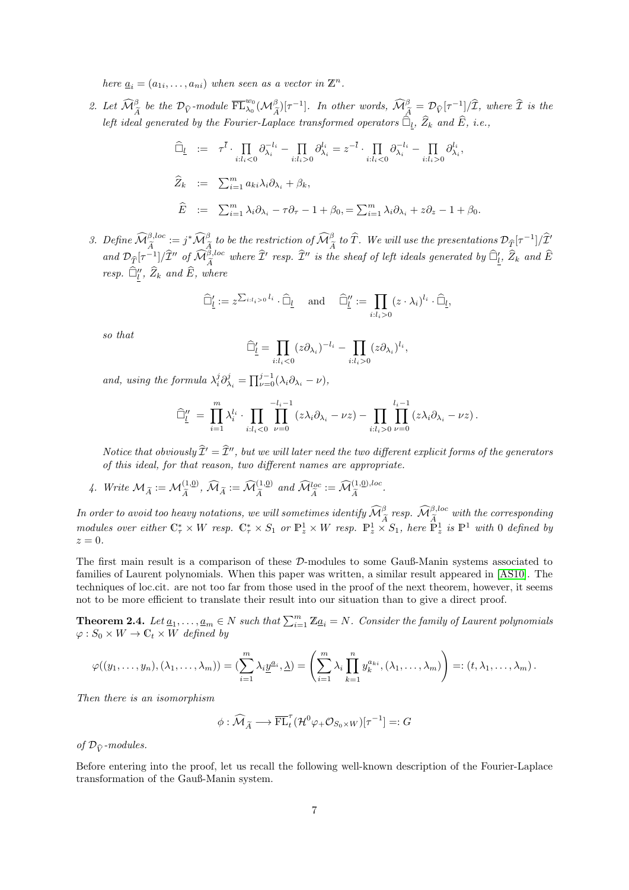*here $\underline{a}_i = (a_{1i}, \dots, a_{ni})$ when seen as a vector in $\mathbb{Z}^n$.*

2. *Let $\widehat{\mathcal{M}}^{\beta}_{\widetilde{A}}$ be the $\mathcal{D}_{\widehat{V}}$-module $\overline{\mathrm{FL}}^{w_0}_{\lambda_0}(\mathcal{M}^{\beta}_{\widetilde{A}})[\tau^{-1}]$. In other words, $\widehat{\mathcal{M}}^{\beta}_{\widetilde{A}} = \mathcal{D}_{\widehat{V}}[\tau^{-1}]/\widehat{\mathcal{I}}$, where $\widehat{\mathcal{I}}$ is the left ideal generated by the Fourier-Laplace transformed operators $\widehat{\Box}_{\underline{l}}$, $\widehat{Z}_k$ and $\widehat{E}$, i.e.,*

$$
\begin{aligned}
\widehat{\Box}_{\underline{l}} &:= \tau^{\overline{l}} \cdot \prod_{i:l_i<0} \partial_{\lambda_i}^{-l_i} - \prod_{i:l_i>0} \partial_{\lambda_i}^{l_i} = z^{-\overline{l}} \cdot \prod_{i:l_i<0} \partial_{\lambda_i}^{-l_i} - \prod_{i:l_i>0} \partial_{\lambda_i}^{l_i}, \\
\widehat{Z}_k &:= \textstyle\sum_{i=1}^m a_{ki}\lambda_i\partial_{\lambda_i} + \beta_k, \\
\widehat{E} &:= \textstyle\sum_{i=1}^m \lambda_i\partial_{\lambda_i} - \tau\partial_\tau - 1 + \beta_0, = \sum_{i=1}^m \lambda_i\partial_{\lambda_i} + z\partial_z - 1 + \beta_0.
\end{aligned}
$$

3. *Define $\widehat{\mathcal{M}}^{\beta,loc}_{\widetilde{A}} := j^*\widehat{\mathcal{M}}^{\beta}_{\widetilde{A}}$ to be the restriction of $\widehat{\mathcal{M}}^{\beta}_{\widetilde{A}}$ to $\widehat{T}$. We will use the presentations $\mathcal{D}_{\widehat{T}}[\tau^{-1}]/\widehat{\mathcal{I}}'$ and $\mathcal{D}_{\widehat{T}}[\tau^{-1}]/\widehat{\mathcal{I}}''$ of $\widehat{\mathcal{M}}^{\beta,loc}_{\widetilde{A}}$ where $\widehat{\mathcal{I}}'$ resp. $\widehat{\mathcal{I}}''$ is the sheaf of left ideals generated by $\widehat{\Box}'_{\underline{l}}$, $\widehat{Z}_k$ and $\widehat{E}$ resp. $\widehat{\Box}''_{\underline{l}}$, $\widehat{Z}_k$ and $\widehat{E}$, where*

$$
\widehat{\Box}'_{\underline{l}} := z^{\sum_{i:l_i>0} l_i} \cdot \widehat{\Box}_{\underline{l}} \quad \text{and} \quad \widehat{\Box}''_{\underline{l}} := \prod_{i:l_i>0} (z\cdot\lambda_i)^{l_i} \cdot \widehat{\Box}_{\underline{l}},
$$

*so that*

$$
\widehat{\Box}'_{\underline{l}} = \prod_{i:l_i<0} (z\partial_{\lambda_i})^{-l_i} - \prod_{i:l_i>0} (z\partial_{\lambda_i})^{l_i},
$$

*and, using the formula $\lambda_i^j\partial_{\lambda_i}^j = \prod_{\nu=0}^{j-1}(\lambda_i\partial_{\lambda_i} - \nu)$,*

$$
\widehat{\Box}''_{\underline{l}} = \prod_{i=1}^m \lambda_i^{l_i} \cdot \prod_{i:l_i<0} \prod_{\nu=0}^{-l_i-1} (z\lambda_i\partial_{\lambda_i} - \nu z) - \prod_{i:l_i>0} \prod_{\nu=0}^{l_i-1} (z\lambda_i\partial_{\lambda_i} - \nu z).
$$

*Notice that obviously $\widehat{\mathcal{I}}' = \widehat{\mathcal{I}}''$, but we will later need the two different explicit forms of the generators of this ideal, for that reason, two different names are appropriate.*

4. *Write $\mathcal{M}_{\widetilde{A}} := \mathcal{M}^{(1,\underline{0})}_{\widetilde{A}}$, $\widehat{\mathcal{M}}_{\widetilde{A}} := \widehat{\mathcal{M}}^{(1,\underline{0})}_{\widetilde{A}}$ and $\widehat{\mathcal{M}}^{loc}_{\widetilde{A}} := \widehat{\mathcal{M}}^{(1,\underline{0}),loc}_{\widetilde{A}}$.*

*In order to avoid too heavy notations, we will sometimes identify $\widehat{\mathcal{M}}^{\beta}_{\widetilde{A}}$ resp. $\widehat{\mathcal{M}}^{\beta,loc}_{\widetilde{A}}$ with the corresponding modules over either $\mathbb{C}^*_\tau \times W$ resp. $\mathbb{C}^*_\tau \times S_1$ or $\mathbb{P}^1_z \times W$ resp. $\mathbb{P}^1_z \times S_1$, here $\mathbb{P}^1_z$ is $\mathbb{P}^1$ with 0 defined by $z = 0$.*

The first main result is a comparison of these $\mathcal{D}$-modules to some Gauß-Manin systems associated to families of Laurent polynomials. When this paper was written, a similar result appeared in [AS10]. The techniques of loc.cit. are not too far from those used in the proof of the next theorem, however, it seems not to be more efficient to translate their result into our situation than to give a direct proof.

**Theorem 2.4.** *Let $\underline{a}_1, \dots, \underline{a}_m \in N$ such that $\sum_{i=1}^m \mathbb{Z}\underline{a}_i = N$. Consider the family of Laurent polynomials $\varphi : S_0 \times W \to \mathbb{C}_t \times W$ defined by*

$$
\varphi((y_1,\dots,y_n),(\lambda_1,\dots,\lambda_m)) = (\sum_{i=1}^m \lambda_i \underline{y}^{\underline{a}_i}, \underline{\lambda}) = \left(\sum_{i=1}^m \lambda_i \prod_{k=1}^n y_k^{a_{ki}}, (\lambda_1,\dots,\lambda_m)\right) =: (t,\lambda_1,\dots,\lambda_m).
$$

*Then there is an isomorphism*

$$
\phi : \widehat{\mathcal{M}}_{\widetilde{A}} \longrightarrow \overline{\mathrm{FL}}^{\tau}_t(\mathcal{H}^0\varphi_+\mathcal{O}_{S_0\times W})[\tau^{-1}] =: G
$$

*of $\mathcal{D}_{\widehat{V}}$-modules.*

Before entering into the proof, let us recall the following well-known description of the Fourier-Laplace transformation of the Gauß-Manin system.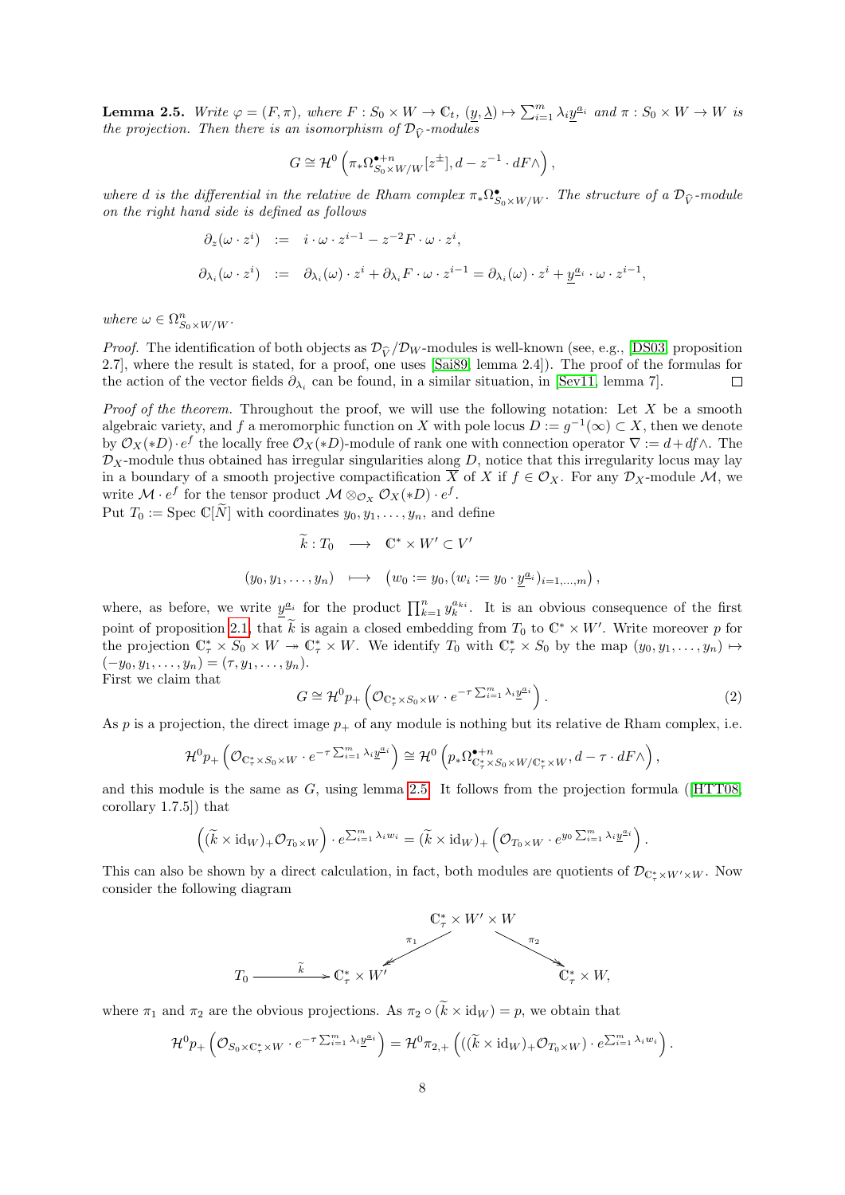**Lemma 2.5.** *Write $\varphi = (F, \pi)$, where $F : S_0 \times W \to \mathbb{C}_t$, $(\underline{y}, \underline{\lambda}) \mapsto \sum_{i=1}^m \lambda_i \underline{y}^{\underline{a}_i}$ and $\pi : S_0 \times W \to W$ is the projection. Then there is an isomorphism of $\mathcal{D}_{\widehat{V}}$-modules*

$$G \cong \mathcal{H}^0 \left( \pi_* \Omega^{\bullet+n}_{S_0 \times W/W}[z^{\pm}], d - z^{-1} \cdot dF \wedge \right),$$

*where $d$ is the differential in the relative de Rham complex $\pi_* \Omega^\bullet_{S_0 \times W/W}$. The structure of a $\mathcal{D}_{\widehat{V}}$-module on the right hand side is defined as follows*

$$\begin{aligned}
\partial_z(\omega \cdot z^i) &:= i \cdot \omega \cdot z^{i-1} - z^{-2} F \cdot \omega \cdot z^i, \\
\partial_{\lambda_i}(\omega \cdot z^i) &:= \partial_{\lambda_i}(\omega) \cdot z^i + \partial_{\lambda_i} F \cdot \omega \cdot z^{i-1} = \partial_{\lambda_i}(\omega) \cdot z^i + \underline{y}^{\underline{a}_i} \cdot \omega \cdot z^{i-1},
\end{aligned}$$

*where $\omega \in \Omega^n_{S_0 \times W/W}$.*

*Proof.* The identification of both objects as $\mathcal{D}_{\widehat{V}}/\mathcal{D}_W$-modules is well-known (see, e.g., [DS03, proposition 2.7], where the result is stated, for a proof, one uses [Sai89, lemma 2.4]). The proof of the formulas for the action of the vector fields $\partial_{\lambda_i}$ can be found, in a similar situation, in [Sev11, lemma 7]. □

*Proof of the theorem.* Throughout the proof, we will use the following notation: Let $X$ be a smooth algebraic variety, and $f$ a meromorphic function on $X$ with pole locus $D := g^{-1}(\infty) \subset X$, then we denote by $\mathcal{O}_X(*D) \cdot e^f$ the locally free $\mathcal{O}_X(*D)$-module of rank one with connection operator $\nabla := d + df \wedge$. The $\mathcal{D}_X$-module thus obtained has irregular singularities along $D$, notice that this irregularity locus may lay in a boundary of a smooth projective compactification $\overline{X}$ of $X$ if $f \in \mathcal{O}_X$. For any $\mathcal{D}_X$-module $\mathcal{M}$, we write $\mathcal{M} \cdot e^f$ for the tensor product $\mathcal{M} \otimes_{\mathcal{O}_X} \mathcal{O}_X(*D) \cdot e^f$.

Put $T_0 := \operatorname{Spec} \mathbb{C}[\widetilde{N}]$ with coordinates $y_0, y_1, \ldots, y_n$, and define

$$\begin{aligned}
\widetilde{k} : T_0 &\longrightarrow \mathbb{C}^* \times W' \subset V' \\
(y_0, y_1, \ldots, y_n) &\longmapsto \left(w_0 := y_0, (w_i := y_0 \cdot \underline{y}^{\underline{a}_i})_{i=1,\ldots,m}\right),
\end{aligned}$$

where, as before, we write $\underline{y}^{\underline{a}_i}$ for the product $\prod_{k=1}^n y_k^{a_{ki}}$. It is an obvious consequence of the first point of proposition 2.1, that $\widetilde{k}$ is again a closed embedding from $T_0$ to $\mathbb{C}^* \times W'$. Write moreover $p$ for the projection $\mathbb{C}^*_\tau \times S_0 \times W \twoheadrightarrow \mathbb{C}^*_\tau \times W$. We identify $T_0$ with $\mathbb{C}^*_\tau \times S_0$ by the map $(y_0, y_1, \ldots, y_n) \mapsto (-y_0, y_1, \ldots, y_n) = (\tau, y_1, \ldots, y_n)$.

First we claim that

$$G \cong \mathcal{H}^0 p_+ \left( \mathcal{O}_{\mathbb{C}^*_\tau \times S_0 \times W} \cdot e^{-\tau \sum_{i=1}^m \lambda_i \underline{y}^{\underline{a}_i}} \right). \tag{2}$$

As $p$ is a projection, the direct image $p_+$ of any module is nothing but its relative de Rham complex, i.e.

$$\mathcal{H}^0 p_+ \left( \mathcal{O}_{\mathbb{C}^*_\tau \times S_0 \times W} \cdot e^{-\tau \sum_{i=1}^m \lambda_i \underline{y}^{\underline{a}_i}} \right) \cong \mathcal{H}^0 \left( p_* \Omega^{\bullet+n}_{\mathbb{C}^*_\tau \times S_0 \times W / \mathbb{C}^*_\tau \times W}, d - \tau \cdot dF \wedge \right),$$

and this module is the same as $G$, using lemma 2.5. It follows from the projection formula ([HTT08, corollary 1.7.5]) that

$$\left( (\widetilde{k} \times \mathrm{id}_W)_+ \mathcal{O}_{T_0 \times W} \right) \cdot e^{\sum_{i=1}^m \lambda_i w_i} = (\widetilde{k} \times \mathrm{id}_W)_+ \left( \mathcal{O}_{T_0 \times W} \cdot e^{y_0 \sum_{i=1}^m \lambda_i \underline{y}^{\underline{a}_i}} \right).$$

This can also be shown by a direct calculation, in fact, both modules are quotients of $\mathcal{D}_{\mathbb{C}^*_\tau \times W' \times W}$. Now consider the following diagram

$$\begin{array}{ccccc}
 & & \mathbb{C}^*_\tau \times W' \times W & & \\
 & \swarrow^{\pi_1} & & \searrow^{\pi_2} & \\
T_0 \xrightarrow{\ \widetilde{k}\ } \mathbb{C}^*_\tau \times W' & & & & \mathbb{C}^*_\tau \times W,
\end{array}$$

where $\pi_1$ and $\pi_2$ are the obvious projections. As $\pi_2 \circ (\widetilde{k} \times \mathrm{id}_W) = p$, we obtain that

$$\mathcal{H}^0 p_+ \left( \mathcal{O}_{S_0 \times \mathbb{C}^*_\tau \times W} \cdot e^{-\tau \sum_{i=1}^m \lambda_i \underline{y}^{\underline{a}_i}} \right) = \mathcal{H}^0 \pi_{2,+} \left( ((\widetilde{k} \times \mathrm{id}_W)_+ \mathcal{O}_{T_0 \times W}) \cdot e^{\sum_{i=1}^m \lambda_i w_i} \right).$$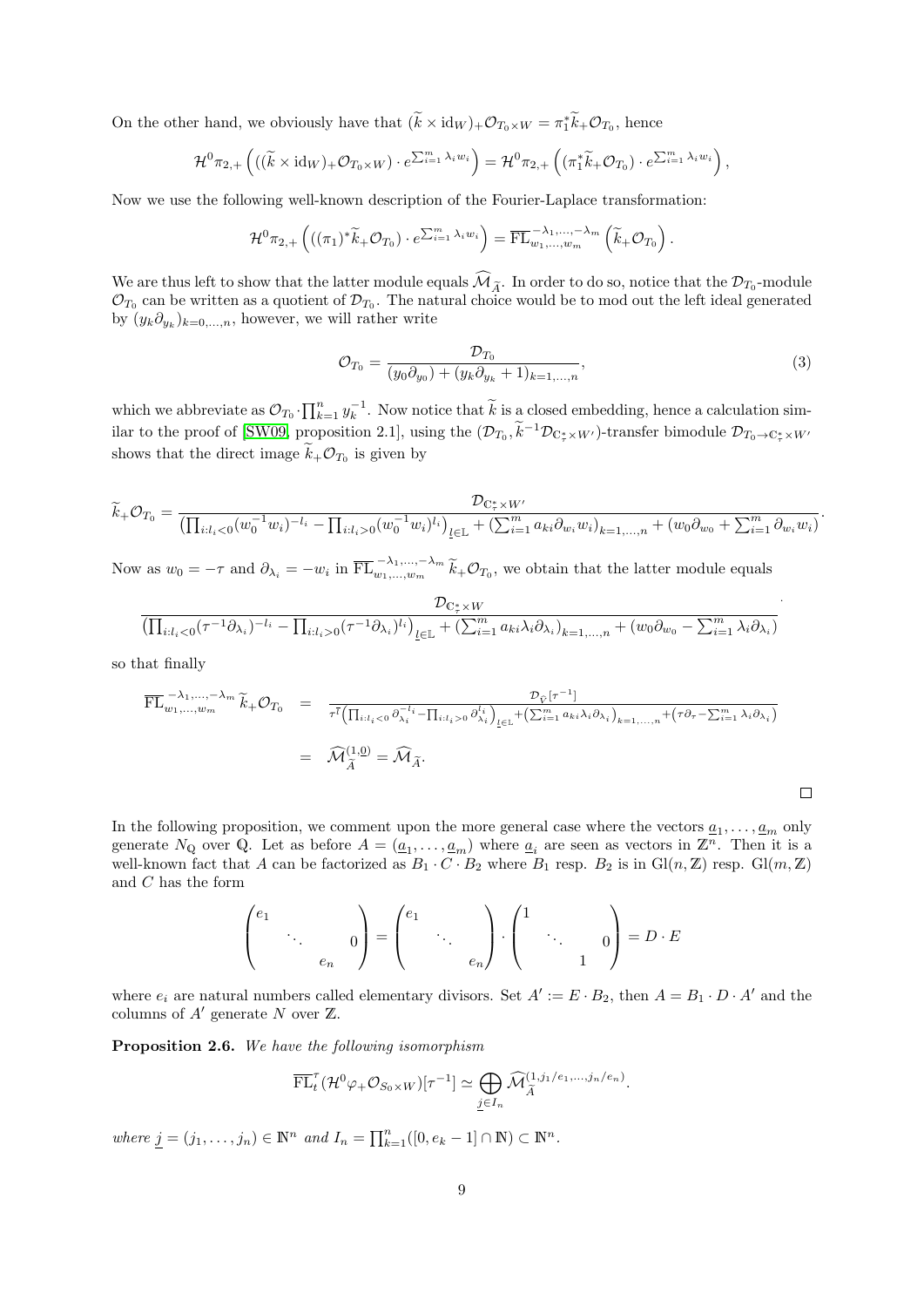On the other hand, we obviously have that $(\widetilde{k} \times \mathrm{id}_W)_+ \mathcal{O}_{T_0 \times W} = \pi_1^* \widetilde{k}_+ \mathcal{O}_{T_0}$, hence

$$\mathcal{H}^0 \pi_{2,+} \left( ((\widetilde{k} \times \mathrm{id}_W)_+ \mathcal{O}_{T_0 \times W}) \cdot e^{\sum_{i=1}^m \lambda_i w_i} \right) = \mathcal{H}^0 \pi_{2,+} \left( (\pi_1^* \widetilde{k}_+ \mathcal{O}_{T_0}) \cdot e^{\sum_{i=1}^m \lambda_i w_i} \right),$$

Now we use the following well-known description of the Fourier-Laplace transformation:

$$\mathcal{H}^0 \pi_{2,+} \left( ((\pi_1)^* \widetilde{k}_+ \mathcal{O}_{T_0}) \cdot e^{\sum_{i=1}^m \lambda_i w_i} \right) = \overline{\mathrm{FL}}_{w_1,\ldots,w_m}^{-\lambda_1,\ldots,-\lambda_m} \left( \widetilde{k}_+ \mathcal{O}_{T_0} \right).$$

We are thus left to show that the latter module equals $\widehat{\mathcal{M}}_{\widetilde{A}}$. In order to do so, notice that the $\mathcal{D}_{T_0}$-module $\mathcal{O}_{T_0}$ can be written as a quotient of $\mathcal{D}_{T_0}$. The natural choice would be to mod out the left ideal generated by $(y_k \partial_{y_k})_{k=0,\ldots,n}$, however, we will rather write

$$\mathcal{O}_{T_0} = \frac{\mathcal{D}_{T_0}}{(y_0 \partial_{y_0}) + (y_k \partial_{y_k} + 1)_{k=1,\ldots,n}}, \tag{3}$$

which we abbreviate as $\mathcal{O}_{T_0} \cdot \prod_{k=1}^n y_k^{-1}$. Now notice that $\widetilde{k}$ is a closed embedding, hence a calculation similar to the proof of [SW09, proposition 2.1], using the $(\mathcal{D}_{T_0}, \widetilde{k}^{-1} \mathcal{D}_{\mathbb{C}_\tau^* \times W'})$-transfer bimodule $\mathcal{D}_{T_0 \to \mathbb{C}_\tau^* \times W'}$ shows that the direct image $\widetilde{k}_+ \mathcal{O}_{T_0}$ is given by

$$\widetilde{k}_+ \mathcal{O}_{T_0} = \frac{\mathcal{D}_{\mathbb{C}_\tau^* \times W'}}{\left( \prod_{i: l_i < 0} (w_0^{-1} w_i)^{-l_i} - \prod_{i: l_i > 0} (w_0^{-1} w_i)^{l_i} \right)_{\underline{l} \in \mathbb{L}} + \left( \sum_{i=1}^m a_{ki} \partial_{w_i} w_i \right)_{k=1,\ldots,n} + \left( w_0 \partial_{w_0} + \sum_{i=1}^m \partial_{w_i} w_i \right)}.$$

Now as $w_0 = -\tau$ and $\partial_{\lambda_i} = -w_i$ in $\overline{\mathrm{FL}}_{w_1,\ldots,w_m}^{-\lambda_1,\ldots,-\lambda_m} \widetilde{k}_+ \mathcal{O}_{T_0}$, we obtain that the latter module equals

$$\frac{\mathcal{D}_{\mathbb{C}_\tau^* \times W}}{\left( \prod_{i: l_i < 0} (\tau^{-1} \partial_{\lambda_i})^{-l_i} - \prod_{i: l_i > 0} (\tau^{-1} \partial_{\lambda_i})^{l_i} \right)_{\underline{l} \in \mathbb{L}} + \left( \sum_{i=1}^m a_{ki} \lambda_i \partial_{\lambda_i} \right)_{k=1,\ldots,n} + \left( w_0 \partial_{w_0} - \sum_{i=1}^m \lambda_i \partial_{\lambda_i} \right)}$$

so that finally

$$\begin{aligned}
\overline{\mathrm{FL}}_{w_1,\ldots,w_m}^{-\lambda_1,\ldots,-\lambda_m} \widetilde{k}_+ \mathcal{O}_{T_0} &= \frac{\mathcal{D}_{\widehat{V}}[\tau^{-1}]}{\tau^{\overline{l}} \left( \prod_{i: l_i < 0} \partial_{\lambda_i}^{-l_i} - \prod_{i: l_i > 0} \partial_{\lambda_i}^{l_i} \right)_{\underline{l} \in \mathbb{L}} + \left( \sum_{i=1}^m a_{ki} \lambda_i \partial_{\lambda_i} \right)_{k=1,\ldots,n} + \left( \tau \partial_\tau - \sum_{i=1}^m \lambda_i \partial_{\lambda_i} \right)} \\
&= \widehat{\mathcal{M}}_{\widetilde{A}}^{(1,\underline{0})} = \widehat{\mathcal{M}}_{\widetilde{A}}.
\end{aligned}$$

□

In the following proposition, we comment upon the more general case where the vectors $\underline{a}_1, \ldots, \underline{a}_m$ only generate $N_{\mathbb{Q}}$ over $\mathbb{Q}$. Let as before $A = (\underline{a}_1, \ldots, \underline{a}_m)$ where $\underline{a}_i$ are seen as vectors in $\mathbb{Z}^n$. Then it is a well-known fact that $A$ can be factorized as $B_1 \cdot C \cdot B_2$ where $B_1$ resp. $B_2$ is in $\mathrm{Gl}(n, \mathbb{Z})$ resp. $\mathrm{Gl}(m, \mathbb{Z})$ and $C$ has the form

$$\begin{pmatrix} e_1 & & & \\ & \ddots & & 0 \\ & & e_n & \end{pmatrix} = \begin{pmatrix} e_1 & & \\ & \ddots & \\ & & e_n \end{pmatrix} \cdot \begin{pmatrix} 1 & & & \\ & \ddots & & 0 \\ & & 1 & \end{pmatrix} = D \cdot E$$

where $e_i$ are natural numbers called elementary divisors. Set $A' := E \cdot B_2$, then $A = B_1 \cdot D \cdot A'$ and the columns of $A'$ generate $N$ over $\mathbb{Z}$.

**Proposition 2.6.** *We have the following isomorphism*

$$\overline{\mathrm{FL}}_t^\tau (\mathcal{H}^0 \varphi_+ \mathcal{O}_{S_0 \times W})[\tau^{-1}] \simeq \bigoplus_{\underline{j} \in I_n} \widehat{\mathcal{M}}_{\widetilde{A}}^{(1, j_1/e_1, \ldots, j_n/e_n)}.$$

*where* $\underline{j} = (j_1, \ldots, j_n) \in \mathbb{N}^n$ *and* $I_n = \prod_{k=1}^n ([0, e_k - 1] \cap \mathbb{N}) \subset \mathbb{N}^n$.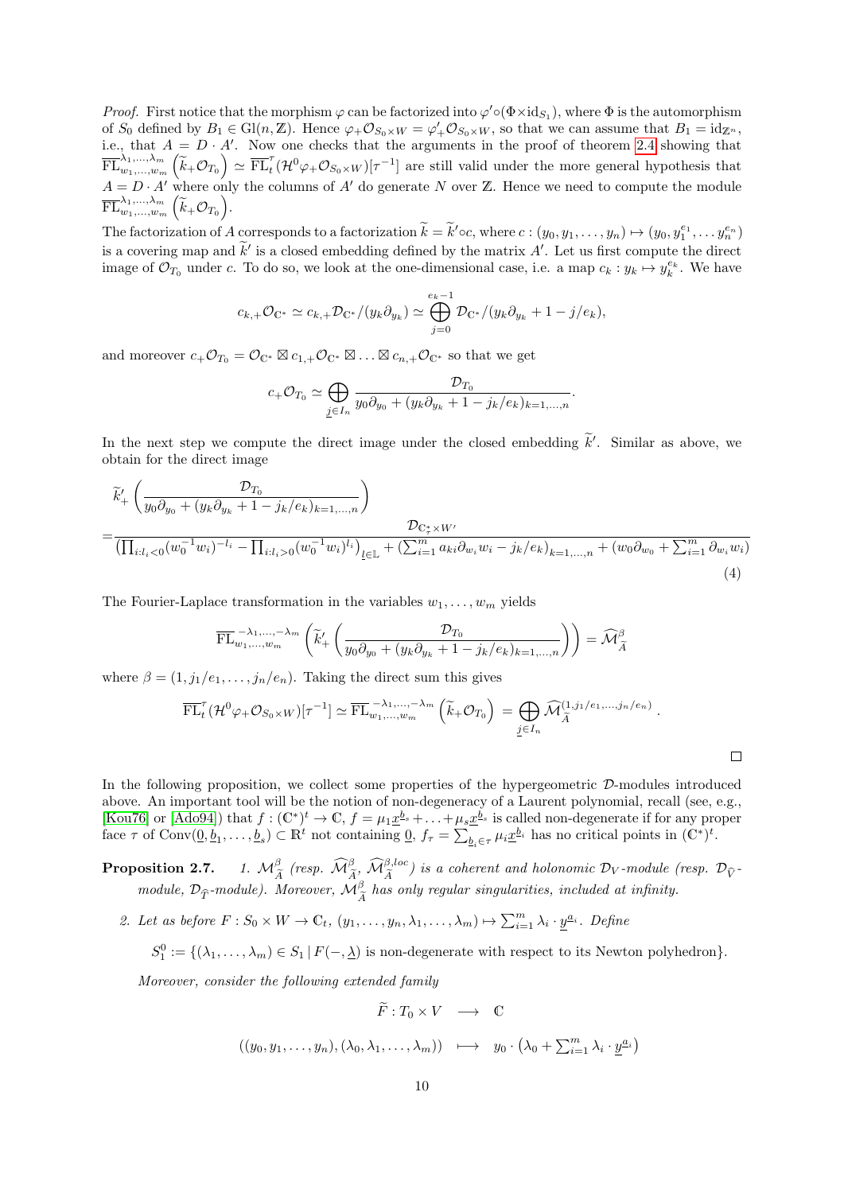*Proof.* First notice that the morphism $\varphi$ can be factorized into $\varphi' \circ (\Phi \times \mathrm{id}_{S_1})$, where $\Phi$ is the automorphism of $S_0$ defined by $B_1 \in \mathrm{Gl}(n, \mathbb{Z})$. Hence $\varphi_+ \mathcal{O}_{S_0 \times W} = \varphi'_+ \mathcal{O}_{S_0 \times W}$, so that we can assume that $B_1 = \mathrm{id}_{\mathbb{Z}^n}$, i.e., that $A = D \cdot A'$. Now one checks that the arguments in the proof of theorem 2.4 showing that $\overline{\mathrm{FL}}^{\lambda_1,\ldots,\lambda_m}_{w_1,\ldots,w_m}\left(\widetilde{k}_+ \mathcal{O}_{T_0}\right) \simeq \overline{\mathrm{FL}}^{\tau}_t (\mathcal{H}^0 \varphi_+ \mathcal{O}_{S_0 \times W})[\tau^{-1}]$ are still valid under the more general hypothesis that $A = D \cdot A'$ where only the columns of $A'$ do generate $N$ over $\mathbb{Z}$. Hence we need to compute the module $\overline{\mathrm{FL}}^{\lambda_1,\ldots,\lambda_m}_{w_1,\ldots,w_m}\left(\widetilde{k}_+ \mathcal{O}_{T_0}\right)$.

The factorization of $A$ corresponds to a factorization $\widetilde{k} = \widetilde{k}' \circ c$, where $c : (y_0, y_1, \ldots, y_n) \mapsto (y_0, y_1^{e_1}, \ldots y_n^{e_n})$ is a covering map and $\widetilde{k}'$ is a closed embedding defined by the matrix $A'$. Let us first compute the direct image of $\mathcal{O}_{T_0}$ under $c$. To do so, we look at the one-dimensional case, i.e. a map $c_k : y_k \mapsto y_k^{e_k}$. We have

$$c_{k,+} \mathcal{O}_{\mathbb{C}^*} \simeq c_{k,+} \mathcal{D}_{\mathbb{C}^*}/(y_k \partial_{y_k}) \simeq \bigoplus_{j=0}^{e_k - 1} \mathcal{D}_{\mathbb{C}^*}/(y_k \partial_{y_k} + 1 - j/e_k),$$

and moreover $c_+ \mathcal{O}_{T_0} = \mathcal{O}_{\mathbb{C}^*} \boxtimes c_{1,+} \mathcal{O}_{\mathbb{C}^*} \boxtimes \ldots \boxtimes c_{n,+} \mathcal{O}_{\mathbb{C}^*}$ so that we get

$$c_+ \mathcal{O}_{T_0} \simeq \bigoplus_{\underline{j} \in I_n} \frac{\mathcal{D}_{T_0}}{y_0 \partial_{y_0} + (y_k \partial_{y_k} + 1 - j_k/e_k)_{k=1,\ldots,n}}.$$

In the next step we compute the direct image under the closed embedding $\widetilde{k}'$. Similar as above, we obtain for the direct image

$$\begin{aligned}
&\widetilde{k}'_+ \left( \frac{\mathcal{D}_{T_0}}{y_0 \partial_{y_0} + (y_k \partial_{y_k} + 1 - j_k/e_k)_{k=1,\ldots,n}} \right) \\
=& \frac{\mathcal{D}_{\mathbb{C}^*_\tau \times W'}}{\left(\prod_{i:l_i<0} (w_0^{-1} w_i)^{-l_i} - \prod_{i:l_i>0} (w_0^{-1} w_i)^{l_i}\right)_{\underline{l} \in \mathbb{L}} + \left(\sum_{i=1}^m a_{ki} \partial_{w_i} w_i - j_k/e_k\right)_{k=1,\ldots,n} + \left(w_0 \partial_{w_0} + \sum_{i=1}^m \partial_{w_i} w_i\right)}
\end{aligned} \tag{4}$$

The Fourier-Laplace transformation in the variables $w_1, \ldots, w_m$ yields

$$\overline{\mathrm{FL}}^{-\lambda_1,\ldots,-\lambda_m}_{w_1,\ldots,w_m} \left( \widetilde{k}'_+ \left( \frac{\mathcal{D}_{T_0}}{y_0 \partial_{y_0} + (y_k \partial_{y_k} + 1 - j_k/e_k)_{k=1,\ldots,n}} \right) \right) = \widehat{\mathcal{M}}^{\beta}_{\widetilde{A}}$$

where $\beta = (1, j_1/e_1, \ldots, j_n/e_n)$. Taking the direct sum this gives

$$\overline{\mathrm{FL}}^{\tau}_t (\mathcal{H}^0 \varphi_+ \mathcal{O}_{S_0 \times W})[\tau^{-1}] \simeq \overline{\mathrm{FL}}^{-\lambda_1,\ldots,-\lambda_m}_{w_1,\ldots,w_m} \left( \widetilde{k}_+ \mathcal{O}_{T_0} \right) = \bigoplus_{\underline{j} \in I_n} \widehat{\mathcal{M}}^{(1, j_1/e_1, \ldots, j_n/e_n)}_{\widetilde{A}}.$$

$\square$

In the following proposition, we collect some properties of the hypergeometric $\mathcal{D}$-modules introduced above. An important tool will be the notion of non-degeneracy of a Laurent polynomial, recall (see, e.g., [Kou76] or [Ado94]) that $f : (\mathbb{C}^*)^t \to \mathbb{C}$, $f = \mu_1 \underline{x}^{\underline{b}_1} + \ldots + \mu_s \underline{x}^{\underline{b}_s}$ is called non-degenerate if for any proper face $\tau$ of $\mathrm{Conv}(\underline{0}, \underline{b}_1, \ldots, \underline{b}_s) \subset \mathbb{R}^t$ not containing $\underline{0}$, $f_\tau = \sum_{\underline{b}_i \in \tau} \mu_i \underline{x}^{\underline{b}_i}$ has no critical points in $(\mathbb{C}^*)^t$.

**Proposition 2.7.** *1. $\mathcal{M}^{\beta}_{\widetilde{A}}$ (resp. $\widehat{\mathcal{M}}^{\beta}_{\widetilde{A}}$, $\widehat{\mathcal{M}}^{\beta,loc}_{\widetilde{A}}$) is a coherent and holonomic $\mathcal{D}_V$-module (resp. $\mathcal{D}_{\widehat{V}}$-module, $\mathcal{D}_{\widehat{T}}$-module). Moreover, $\mathcal{M}^{\beta}_{\widetilde{A}}$ has only regular singularities, included at infinity.*

*2. Let as before $F : S_0 \times W \to \mathbb{C}_t$, $(y_1, \ldots, y_n, \lambda_1, \ldots, \lambda_m) \mapsto \sum_{i=1}^m \lambda_i \cdot \underline{y}^{\underline{a}_i}$. Define*

$S_1^0 := \{(\lambda_1, \ldots, \lambda_m) \in S_1 \,|\, F(-, \underline{\lambda}) \text{ is non-degenerate with respect to its Newton polyhedron}\}.$

*Moreover, consider the following extended family*

$$\begin{aligned}
\widetilde{F} : T_0 \times V &\longrightarrow \mathbb{C} \\
((y_0, y_1, \ldots, y_n), (\lambda_0, \lambda_1, \ldots, \lambda_m)) &\longmapsto y_0 \cdot \left(\lambda_0 + \textstyle\sum_{i=1}^m \lambda_i \cdot \underline{y}^{\underline{a}_i}\right)
\end{aligned}$$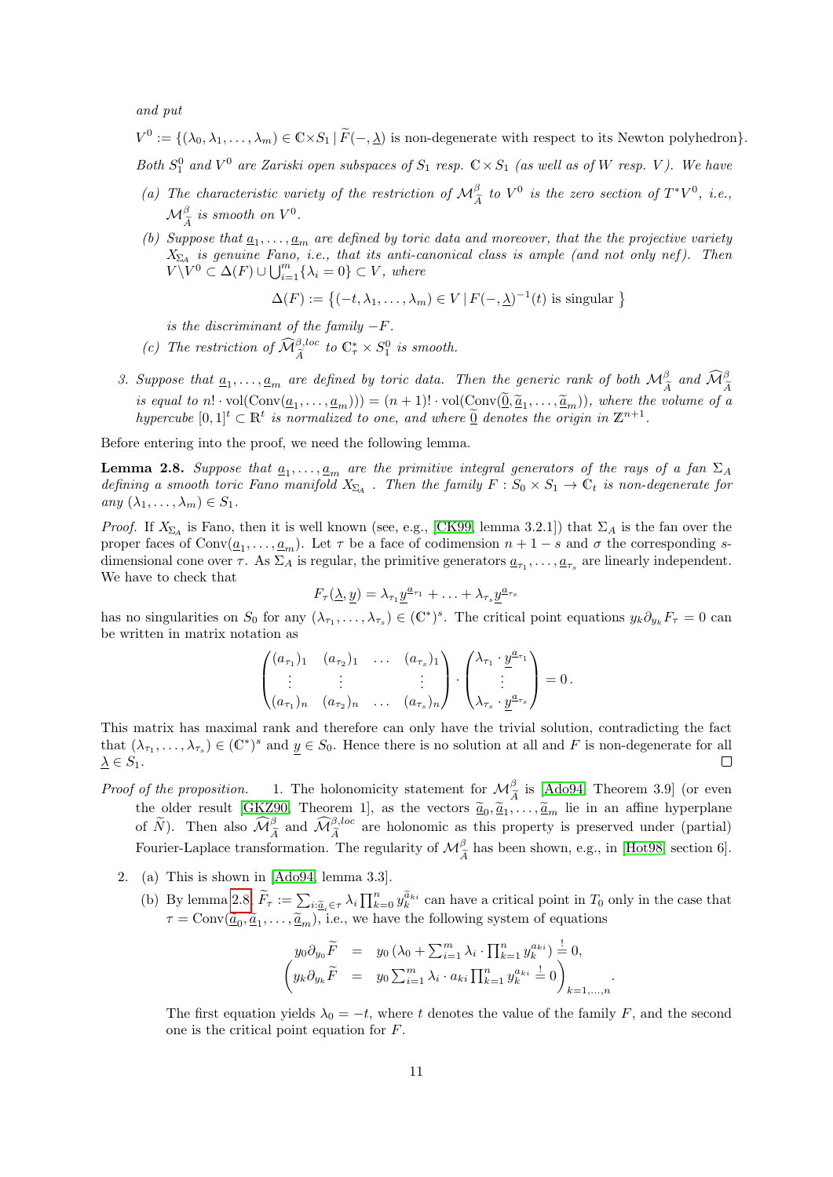*and put*

$V^0 := \{(\lambda_0, \lambda_1, \ldots, \lambda_m) \in \mathbb{C}\times S_1 \,|\, \widetilde{F}(-, \underline{\lambda})$ is non-degenerate with respect to its Newton polyhedron$\}$.

*Both $S_1^0$ and $V^0$ are Zariski open subspaces of $S_1$ resp. $\mathbb{C} \times S_1$ (as well as of $W$ resp. $V$). We have*

*(a) The characteristic variety of the restriction of $\mathcal{M}^\beta_{\widetilde{A}}$ to $V^0$ is the zero section of $T^*V^0$, i.e., $\mathcal{M}^\beta_{\widetilde{A}}$ is smooth on $V^0$.*

*(b) Suppose that $\underline{a}_1, \ldots, \underline{a}_m$ are defined by toric data and moreover, that the the projective variety $X_{\Sigma_A}$ is genuine Fano, i.e., that its anti-canonical class is ample (and not only nef). Then $V\backslash V^0 \subset \Delta(F) \cup \bigcup_{i=1}^m \{\lambda_i = 0\} \subset V$, where*

$$\Delta(F) := \left\{(-t, \lambda_1, \ldots, \lambda_m) \in V \,|\, F(-,\underline{\lambda})^{-1}(t) \text{ is singular } \right\}$$

*is the discriminant of the family $-F$.*

*(c) The restriction of $\widehat{\mathcal{M}}^{\beta,loc}_{\widetilde{A}}$ to $\mathbb{C}^*_\tau \times S^0_1$ is smooth.*

*3. Suppose that $\underline{a}_1, \ldots, \underline{a}_m$ are defined by toric data. Then the generic rank of both $\mathcal{M}^\beta_{\widetilde{A}}$ and $\widehat{\mathcal{M}}^\beta_{\widetilde{A}}$ is equal to $n! \cdot \mathrm{vol}(\mathrm{Conv}(\underline{a}_1, \ldots, \underline{a}_m)) = (n+1)! \cdot \mathrm{vol}(\mathrm{Conv}(\widetilde{\underline{0}}, \widetilde{\underline{a}}_1, \ldots, \widetilde{\underline{a}}_m))$, where the volume of a hypercube $[0,1]^t \subset \mathbb{R}^t$ is normalized to one, and where $\widetilde{\underline{0}}$ denotes the origin in $\mathbb{Z}^{n+1}$.*

Before entering into the proof, we need the following lemma.

**Lemma 2.8.** *Suppose that $\underline{a}_1, \ldots, \underline{a}_m$ are the primitive integral generators of the rays of a fan $\Sigma_A$ defining a smooth toric Fano manifold $X_{\Sigma_A}$. Then the family $F : S_0 \times S_1 \to \mathbb{C}_t$ is non-degenerate for any $(\lambda_1, \ldots, \lambda_m) \in S_1$.*

*Proof.* If $X_{\Sigma_A}$ is Fano, then it is well known (see, e.g., [CK99, lemma 3.2.1]) that $\Sigma_A$ is the fan over the proper faces of $\mathrm{Conv}(\underline{a}_1, \ldots, \underline{a}_m)$. Let $\tau$ be a face of codimension $n + 1 - s$ and $\sigma$ the corresponding $s$-dimensional cone over $\tau$. As $\Sigma_A$ is regular, the primitive generators $\underline{a}_{\tau_1}, \ldots, \underline{a}_{\tau_s}$ are linearly independent. We have to check that

$$F_\tau(\underline{\lambda}, \underline{y}) = \lambda_{\tau_1}\underline{y}^{\underline{a}_{\tau_1}} + \ldots + \lambda_{\tau_s}\underline{y}^{\underline{a}_{\tau_s}}$$

has no singularities on $S_0$ for any $(\lambda_{\tau_1}, \ldots, \lambda_{\tau_s}) \in (\mathbb{C}^*)^s$. The critical point equations $y_k\partial_{y_k}F_\tau = 0$ can be written in matrix notation as

$$\begin{pmatrix} (a_{\tau_1})_1 & (a_{\tau_2})_1 & \ldots & (a_{\tau_s})_1 \\ \vdots & \vdots & & \vdots \\ (a_{\tau_1})_n & (a_{\tau_2})_n & \ldots & (a_{\tau_s})_n \end{pmatrix} \cdot \begin{pmatrix} \lambda_{\tau_1} \cdot \underline{y}^{\underline{a}_{\tau_1}} \\ \vdots \\ \lambda_{\tau_s} \cdot \underline{y}^{\underline{a}_{\tau_s}} \end{pmatrix} = 0\,.$$

This matrix has maximal rank and therefore can only have the trivial solution, contradicting the fact that $(\lambda_{\tau_1}, \ldots, \lambda_{\tau_s}) \in (\mathbb{C}^*)^s$ and $\underline{y} \in S_0$. Hence there is no solution at all and $F$ is non-degenerate for all $\underline{\lambda} \in S_1$. □

*Proof of the proposition.*

1. The holonomicity statement for $\mathcal{M}^\beta_{\widetilde{A}}$ is [Ado94, Theorem 3.9] (or even the older result [GKZ90, Theorem 1], as the vectors $\widetilde{\underline{a}}_0, \widetilde{\underline{a}}_1, \ldots, \widetilde{\underline{a}}_m$ lie in an affine hyperplane of $\widetilde{N}$). Then also $\widehat{\mathcal{M}}^\beta_{\widetilde{A}}$ and $\widehat{\mathcal{M}}^{\beta,loc}_{\widetilde{A}}$ are holonomic as this property is preserved under (partial) Fourier-Laplace transformation. The regularity of $\mathcal{M}^\beta_{\widetilde{A}}$ has been shown, e.g., in [Hot98, section 6].

2. (a) This is shown in [Ado94, lemma 3.3].

   (b) By lemma 2.8, $\widetilde{F}_\tau := \sum_{i:\widetilde{\underline{a}}_i \in \tau} \lambda_i \prod_{k=0}^n y_k^{\widetilde{a}_{ki}}$ can have a critical point in $T_0$ only in the case that $\tau = \mathrm{Conv}(\widetilde{\underline{a}}_0, \widetilde{\underline{a}}_1, \ldots, \widetilde{\underline{a}}_m)$, i.e., we have the following system of equations

$$\begin{aligned} y_0\partial_{y_0}\widetilde{F} &= y_0\,(\lambda_0 + \textstyle\sum_{i=1}^m \lambda_i \cdot \prod_{k=1}^n y_k^{a_{ki}}) \stackrel{!}{=} 0, \\ \left(y_k\partial_{y_k}\widetilde{F} \right. &= \left. y_0 \textstyle\sum_{i=1}^m \lambda_i \cdot a_{ki} \prod_{k=1}^n y_k^{a_{ki}} \stackrel{!}{=} 0\right)_{k=1,\ldots,n} \end{aligned}.$$

   The first equation yields $\lambda_0 = -t$, where $t$ denotes the value of the family $F$, and the second one is the critical point equation for $F$.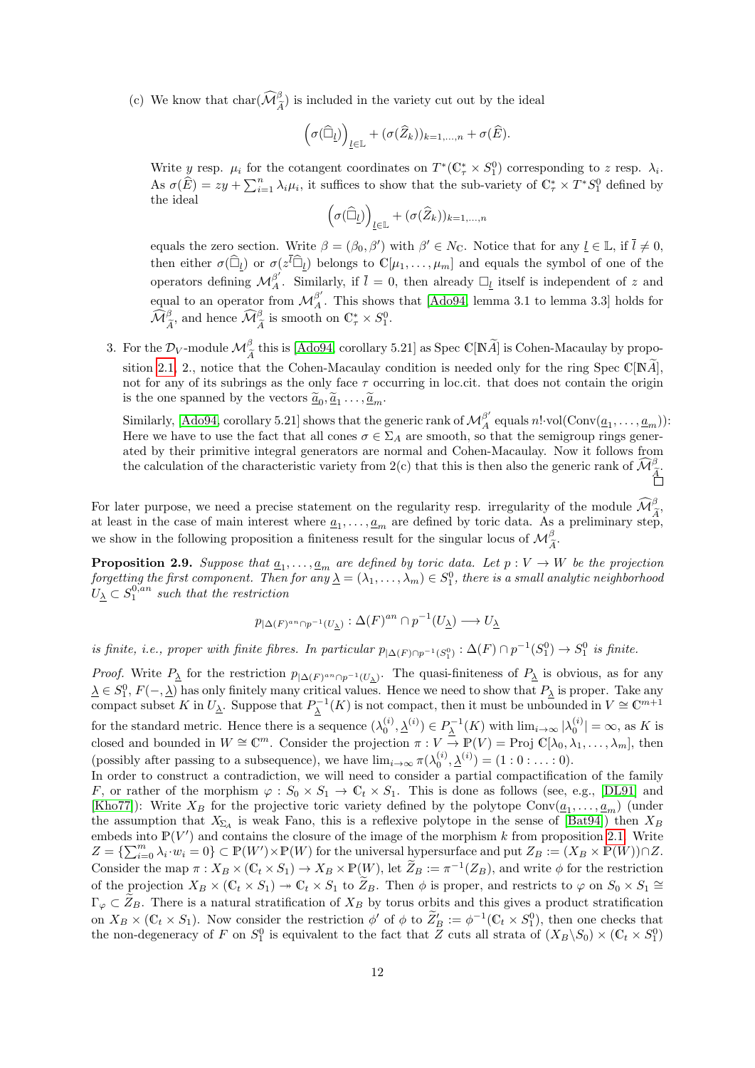(c) We know that $\mathrm{char}(\widehat{\mathcal{M}}_{\widetilde{A}}^{\beta})$ is included in the variety cut out by the ideal

$$\left(\sigma(\widehat{\Box}_{\underline{l}})\right)_{\underline{l}\in\mathbb{L}} + (\sigma(\widehat{Z}_k))_{k=1,\ldots,n} + \sigma(\widehat{E}).$$

Write $y$ resp. $\mu_i$ for the cotangent coordinates on $T^*(\mathbb{C}_\tau^* \times S_1^0)$ corresponding to $z$ resp. $\lambda_i$. As $\sigma(\widehat{E}) = zy + \sum_{i=1}^n \lambda_i\mu_i$, it suffices to show that the sub-variety of $\mathbb{C}_\tau^* \times T^*S_1^0$ defined by the ideal

$$\left(\sigma(\widehat{\Box}_{\underline{l}})\right)_{\underline{l}\in\mathbb{L}} + (\sigma(\widehat{Z}_k))_{k=1,\ldots,n}$$

equals the zero section. Write $\beta = (\beta_0, \beta')$ with $\beta' \in N_\mathbb{C}$. Notice that for any $\underline{l} \in \mathbb{L}$, if $\overline{l} \neq 0$, then either $\sigma(\widehat{\Box}_{\underline{l}})$ or $\sigma(z^{\overline{l}}\widehat{\Box}_{\underline{l}})$ belongs to $\mathbb{C}[\mu_1,\ldots,\mu_m]$ and equals the symbol of one of the operators defining $\mathcal{M}_A^{\beta'}$. Similarly, if $\overline{l} = 0$, then already $\Box_{\underline{l}}$ itself is independent of $z$ and equal to an operator from $\mathcal{M}_A^{\beta'}$. This shows that [Ado94, lemma 3.1 to lemma 3.3] holds for $\widehat{\mathcal{M}}_{\widetilde{A}}^{\beta}$, and hence $\widehat{\mathcal{M}}_{\widetilde{A}}^{\beta}$ is smooth on $\mathbb{C}_\tau^* \times S_1^0$.

3. For the $\mathcal{D}_V$-module $\mathcal{M}_{\widetilde{A}}^{\beta}$ this is [Ado94, corollary 5.21] as Spec $\mathbb{C}[\mathbb{N}\widetilde{A}]$ is Cohen-Macaulay by proposition 2.1, 2., notice that the Cohen-Macaulay condition is needed only for the ring Spec $\mathbb{C}[\mathbb{N}\widetilde{A}]$, not for any of its subrings as the only face $\tau$ occurring in loc.cit. that does not contain the origin is the one spanned by the vectors $\underline{\widetilde{a}}_0, \underline{\widetilde{a}}_1 \ldots, \underline{\widetilde{a}}_m$.

Similarly, [Ado94, corollary 5.21] shows that the generic rank of $\mathcal{M}_A^{\beta'}$ equals $n!{\cdot}\mathrm{vol}(\mathrm{Conv}(\underline{a}_1,\ldots,\underline{a}_m))$: Here we have to use the fact that all cones $\sigma \in \Sigma_A$ are smooth, so that the semigroup rings generated by their primitive integral generators are normal and Cohen-Macaulay. Now it follows from the calculation of the characteristic variety from 2(c) that this is then also the generic rank of $\widehat{\mathcal{M}}_{\widetilde{A}}^{\beta}$. $\square$

For later purpose, we need a precise statement on the regularity resp. irregularity of the module $\widehat{\mathcal{M}}_{\widetilde{A}}^{\beta}$, at least in the case of main interest where $\underline{a}_1,\ldots,\underline{a}_m$ are defined by toric data. As a preliminary step, we show in the following proposition a finiteness result for the singular locus of $\mathcal{M}_{\widetilde{A}}^{\beta}$.

**Proposition 2.9.** *Suppose that $\underline{a}_1,\ldots,\underline{a}_m$ are defined by toric data. Let $p : V \to W$ be the projection forgetting the first component. Then for any $\underline{\lambda} = (\lambda_1,\ldots,\lambda_m) \in S_1^0$, there is a small analytic neighborhood $U_{\underline{\lambda}} \subset S_1^{0,an}$ such that the restriction*

$$p_{|\Delta(F)^{an}\cap p^{-1}(U_{\underline{\lambda}})} : \Delta(F)^{an} \cap p^{-1}(U_{\underline{\lambda}}) \longrightarrow U_{\underline{\lambda}}$$

*is finite, i.e., proper with finite fibres. In particular $p_{|\Delta(F)\cap p^{-1}(S_1^0)} : \Delta(F) \cap p^{-1}(S_1^0) \to S_1^0$ is finite.*

*Proof.* Write $P_{\underline{\lambda}}$ for the restriction $p_{|\Delta(F)^{an}\cap p^{-1}(U_{\underline{\lambda}})}$. The quasi-finiteness of $P_{\underline{\lambda}}$ is obvious, as for any $\underline{\lambda} \in S_1^0$, $F(-,\underline{\lambda})$ has only finitely many critical values. Hence we need to show that $P_{\underline{\lambda}}$ is proper. Take any compact subset $K$ in $U_{\underline{\lambda}}$. Suppose that $P_{\underline{\lambda}}^{-1}(K)$ is not compact, then it must be unbounded in $V \cong \mathbb{C}^{m+1}$ for the standard metric. Hence there is a sequence $(\lambda_0^{(i)}, \underline{\lambda}^{(i)}) \in P_{\underline{\lambda}}^{-1}(K)$ with $\lim_{i\to\infty} |\lambda_0^{(i)}| = \infty$, as $K$ is closed and bounded in $W \cong \mathbb{C}^m$. Consider the projection $\pi : V \to \mathbb{P}(V) = \mathrm{Proj}\ \mathbb{C}[\lambda_0, \lambda_1, \ldots, \lambda_m]$, then (possibly after passing to a subsequence), we have $\lim_{i\to\infty} \pi(\lambda_0^{(i)}, \underline{\lambda}^{(i)}) = (1 : 0 : \ldots : 0)$.

In order to construct a contradiction, we will need to consider a partial compactification of the family $F$, or rather of the morphism $\varphi : S_0 \times S_1 \to \mathbb{C}_t \times S_1$. This is done as follows (see, e.g., [DL91] and [Kho77]): Write $X_B$ for the projective toric variety defined by the polytope $\mathrm{Conv}(\underline{a}_1,\ldots,\underline{a}_m)$ (under the assumption that $X_{\Sigma_A}$ is weak Fano, this is a reflexive polytope in the sense of [Bat94]) then $X_B$ embeds into $\mathbb{P}(V')$ and contains the closure of the image of the morphism $k$ from proposition 2.1. Write $Z = \{\sum_{i=0}^m \lambda_i \cdot w_i = 0\} \subset \mathbb{P}(W') \times \mathbb{P}(W)$ for the universal hypersurface and put $Z_B := (X_B \times \mathbb{P}(W)) \cap Z$. Consider the map $\pi : X_B \times (\mathbb{C}_t \times S_1) \to X_B \times \mathbb{P}(W)$, let $\widetilde{Z}_B := \pi^{-1}(Z_B)$, and write $\phi$ for the restriction of the projection $X_B \times (\mathbb{C}_t \times S_1) \twoheadrightarrow \mathbb{C}_t \times S_1$ to $\widetilde{Z}_B$. Then $\phi$ is proper, and restricts to $\varphi$ on $S_0 \times S_1 \cong \Gamma_\varphi \subset \widetilde{Z}_B$. There is a natural stratification of $X_B$ by torus orbits and this gives a product stratification on $X_B \times (\mathbb{C}_t \times S_1)$. Now consider the restriction $\phi'$ of $\phi$ to $\widetilde{Z}'_B := \phi^{-1}(\mathbb{C}_t \times S_1^0)$, then one checks that the non-degeneracy of $F$ on $S_1^0$ is equivalent to the fact that $Z$ cuts all strata of $(X_B \backslash S_0) \times (\mathbb{C}_t \times S_1^0)$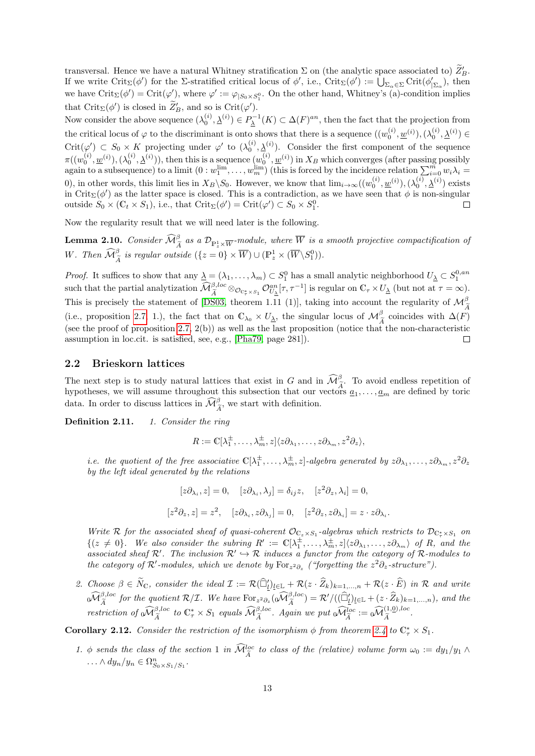transversal. Hence we have a natural Whitney stratification $\Sigma$ on (the analytic space associated to) $\widetilde{Z}'_B$. If we write $\mathrm{Crit}_\Sigma(\phi')$ for the $\Sigma$-stratified critical locus of $\phi'$, i.e., $\mathrm{Crit}_\Sigma(\phi') := \bigcup_{\Sigma_\alpha \in \Sigma} \mathrm{Crit}(\phi'_{|\Sigma_\alpha})$, then we have $\mathrm{Crit}_\Sigma(\phi') = \mathrm{Crit}(\varphi')$, where $\varphi' := \varphi_{|S_0 \times S_1^0}$. On the other hand, Whitney's (a)-condition implies that $\mathrm{Crit}_\Sigma(\phi')$ is closed in $\widetilde{Z}'_B$, and so is $\mathrm{Crit}(\varphi')$.

Now consider the above sequence $(\lambda_0^{(i)}, \underline{\lambda}^{(i)}) \in P_{\underline{\lambda}}^{-1}(K) \subset \Delta(F)^{an}$, then the fact that the projection from the critical locus of $\varphi$ to the discriminant is onto shows that there is a sequence $((w_0^{(i)}, \underline{w}^{(i)}), (\lambda_0^{(i)}, \underline{\lambda}^{(i)}) \in \mathrm{Crit}(\varphi') \subset S_0 \times K$ projecting under $\varphi'$ to $(\lambda_0^{(i)}, \underline{\lambda}^{(i)})$. Consider the first component of the sequence $\pi((w_0^{(i)}, \underline{w}^{(i)}), (\lambda_0^{(i)}, \underline{\lambda}^{(i)}))$, then this is a sequence $(w_0^{(i)}, \underline{w}^{(i)})$ in $X_B$ which converges (after passing possibly again to a subsequence) to a limit $(0 : w_1^{\lim}, \ldots, w_m^{\lim})$ (this is forced by the incidence relation $\sum_{i=0}^m w_i \lambda_i = 0$), in other words, this limit lies in $X_B \backslash S_0$. However, we know that $\lim_{i\to\infty}((w_0^{(i)}, \underline{w}^{(i)}), (\lambda_0^{(i)}, \underline{\lambda}^{(i)})$ exists in $\mathrm{Crit}_\Sigma(\phi')$ as the latter space is closed. This is a contradiction, as we have seen that $\phi$ is non-singular outside $S_0 \times (\mathbb{C}_t \times S_1)$, i.e., that $\mathrm{Crit}_\Sigma(\phi') = \mathrm{Crit}(\varphi') \subset S_0 \times S_1^0$. □

Now the regularity result that we will need later is the following.

**Lemma 2.10.** *Consider $\widehat{\mathcal{M}}_{\widetilde{A}}^{\beta}$ as a $\mathcal{D}_{\mathbb{P}^1_z \times \overline{W}}$-module, where $\overline{W}$ is a smooth projective compactification of $W$. Then $\widehat{\mathcal{M}}_{\widetilde{A}}^{\beta}$ is regular outside $(\{z = 0\} \times \overline{W}) \cup (\mathbb{P}^1_z \times (\overline{W} \backslash S_1^0))$.*

*Proof.* It suffices to show that any $\underline{\lambda} = (\lambda_1, \ldots, \lambda_m) \subset S_1^0$ has a small analytic neighborhood $U_{\underline{\lambda}} \subset S_1^{0,an}$ such that the partial analytization $\widehat{\mathcal{M}}_{\widetilde{A}}^{\beta,loc} \otimes_{\mathcal{O}_{\mathbb{C}^*_\tau \times S_1}} \mathcal{O}^{an}_{U_{\underline{\lambda}}}[\tau, \tau^{-1}]$ is regular on $\mathbb{C}_\tau \times U_{\underline{\lambda}}$ (but not at $\tau = \infty$). This is precisely the statement of [DS03, theorem 1.11 (1)], taking into account the regularity of $\mathcal{M}_{\widetilde{A}}^{\beta}$ (i.e., proposition 2.7, 1.), the fact that on $\mathbb{C}_{\lambda_0} \times U_{\underline{\lambda}}$, the singular locus of $\mathcal{M}_{\widetilde{A}}^{\beta}$ coincides with $\Delta(F)$ (see the proof of proposition 2.7, 2(b)) as well as the last proposition (notice that the non-characteristic assumption in loc.cit. is satisfied, see, e.g., [Pha79, page 281]). □

## 2.2 Brieskorn lattices

The next step is to study natural lattices that exist in $G$ and in $\widehat{\mathcal{M}}_{\widetilde{A}}^{\beta}$. To avoid endless repetition of hypotheses, we will assume throughout this subsection that our vectors $\underline{a}_1, \ldots, \underline{a}_m$ are defined by toric data. In order to discuss lattices in $\widehat{\mathcal{M}}_{\widetilde{A}}^{\beta}$, we start with definition.

**Definition 2.11.** *1. Consider the ring*

$$R := \mathbb{C}[\lambda_1^\pm, \ldots, \lambda_m^\pm, z]\langle z\partial_{\lambda_1}, \ldots, z\partial_{\lambda_m}, z^2\partial_z\rangle,$$

*i.e. the quotient of the free associative $\mathbb{C}[\lambda_1^\pm, \ldots, \lambda_m^\pm, z]$-algebra generated by $z\partial_{\lambda_1}, \ldots, z\partial_{\lambda_m}, z^2\partial_z$ by the left ideal generated by the relations*

$$[z\partial_{\lambda_i}, z] = 0, \quad [z\partial_{\lambda_i}, \lambda_j] = \delta_{ij} z, \quad [z^2\partial_z, \lambda_i] = 0,$$

$$[z^2\partial_z, z] = z^2, \quad [z\partial_{\lambda_i}, z\partial_{\lambda_j}] = 0, \quad [z^2\partial_z, z\partial_{\lambda_i}] = z \cdot z\partial_{\lambda_i}.$$

*Write $\mathcal{R}$ for the associated sheaf of quasi-coherent $\mathcal{O}_{\mathbb{C}_z \times S_1}$-algebras which restricts to $\mathcal{D}_{\mathbb{C}^*_\tau \times S_1}$ on $\{(z \neq 0\}$. We also consider the subring $R' := \mathbb{C}[\lambda_1^\pm, \ldots, \lambda_m^\pm, z]\langle z\partial_{\lambda_1}, \ldots, z\partial_{\lambda_m}\rangle$ of $R$, and the associated sheaf $\mathcal{R}'$. The inclusion $\mathcal{R}' \hookrightarrow \mathcal{R}$ induces a functor from the category of $\mathcal{R}$-modules to the category of $\mathcal{R}'$-modules, which we denote by $\mathrm{For}_{z^2\partial_z}$ ("forgetting the $z^2\partial_z$-structure").*

*2. Choose $\beta \in \widetilde{N}_{\mathbb{C}}$, consider the ideal $\mathcal{I} := \mathcal{R}(\widehat{\Box}'_{\underline{l}})_{\underline{l} \in \mathbb{L}} + \mathcal{R}(z \cdot \widehat{Z}_k)_{k=1,\ldots,n} + \mathcal{R}(z \cdot \widehat{E})$ in $\mathcal{R}$ and write ${}_0\widehat{\mathcal{M}}_{\widetilde{A}}^{\beta,loc}$ for the quotient $\mathcal{R}/\mathcal{I}$. We have $\mathrm{For}_{z^2\partial_z}({}_0\widehat{\mathcal{M}}_{\widetilde{A}}^{\beta,loc}) = \mathcal{R}'/((\widehat{\Box}'_{\underline{l}})_{\underline{l} \in \mathbb{L}} + (z \cdot \widehat{Z}_k)_{k=1,\ldots,n})$, and the restriction of ${}_0\widehat{\mathcal{M}}_{\widetilde{A}}^{\beta,loc}$ to $\mathbb{C}^*_\tau \times S_1$ equals $\widehat{\mathcal{M}}_{\widetilde{A}}^{\beta,loc}$. Again we put ${}_0\widehat{\mathcal{M}}_{\widetilde{A}}^{loc} := {}_0\widehat{\mathcal{M}}_{\widetilde{A}}^{(1,\underline{0}),loc}$.*

**Corollary 2.12.** *Consider the restriction of the isomorphism $\phi$ from theorem 2.4 to $\mathbb{C}^*_\tau \times S_1$.*

*1. $\phi$ sends the class of the section 1 in $\widehat{\mathcal{M}}_{\widetilde{A}}^{loc}$ to class of the (relative) volume form $\omega_0 := dy_1/y_1 \wedge \ldots \wedge dy_n/y_n \in \Omega^n_{S_0 \times S_1/S_1}$.*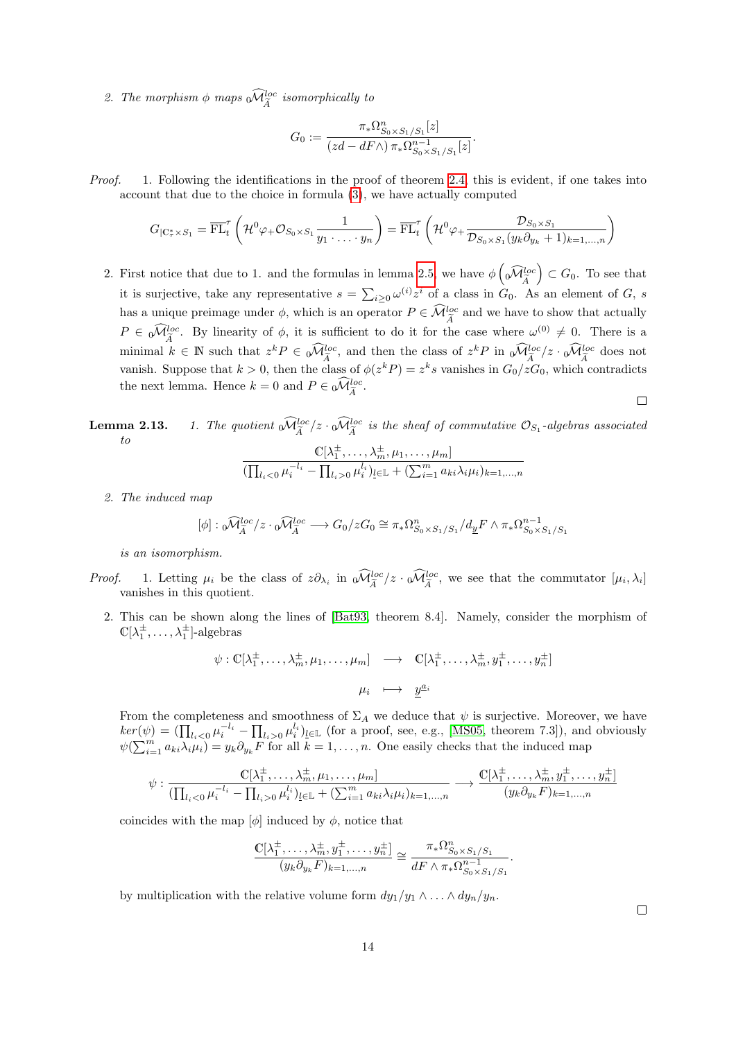2. *The morphism $\phi$ maps ${}_0\widehat{\mathcal{M}}^{loc}_{\widetilde{A}}$ isomorphically to*

$$G_0 := \frac{\pi_* \Omega^n_{S_0\times S_1/S_1}[z]}{(zd - dF\wedge)\, \pi_*\Omega^{n-1}_{S_0\times S_1/S_1}[z]}.$$

*Proof.* 1. Following the identifications in the proof of theorem 2.4, this is evident, if one takes into account that due to the choice in formula (3), we have actually computed

$$G_{|\mathbb{C}^*_\tau\times S_1} = \overline{\mathrm{FL}}^\tau_t\left(\mathcal{H}^0\varphi_+\mathcal{O}_{S_0\times S_1}\frac{1}{y_1\cdot\ldots\cdot y_n}\right) = \overline{\mathrm{FL}}^\tau_t\left(\mathcal{H}^0\varphi_+\frac{\mathcal{D}_{S_0\times S_1}}{\mathcal{D}_{S_0\times S_1}(y_k\partial_{y_k}+1)_{k=1,\ldots,n}}\right)$$

2. First notice that due to 1. and the formulas in lemma 2.5, we have $\phi\left({}_0\widehat{\mathcal{M}}^{loc}_{\widetilde{A}}\right)\subset G_0$. To see that it is surjective, take any representative $s=\sum_{i\geq 0}\omega^{(i)}z^i$ of a class in $G_0$. As an element of $G$, $s$ has a unique preimage under $\phi$, which is an operator $P\in\widehat{\mathcal{M}}^{loc}_{\widetilde{A}}$ and we have to show that actually $P\in {}_0\widehat{\mathcal{M}}^{loc}_{\widetilde{A}}$. By linearity of $\phi$, it is sufficient to do it for the case where $\omega^{(0)}\neq 0$. There is a minimal $k\in\mathbb{N}$ such that $z^kP\in{}_0\widehat{\mathcal{M}}^{loc}_{\widetilde{A}}$, and then the class of $z^kP$ in ${}_0\widehat{\mathcal{M}}^{loc}_{\widetilde{A}}/z\cdot{}_0\widehat{\mathcal{M}}^{loc}_{\widetilde{A}}$ does not vanish. Suppose that $k>0$, then the class of $\phi(z^kP)=z^ks$ vanishes in $G_0/zG_0$, which contradicts the next lemma. Hence $k=0$ and $P\in{}_0\widehat{\mathcal{M}}^{loc}_{\widetilde{A}}$. □

**Lemma 2.13.** *1. The quotient ${}_0\widehat{\mathcal{M}}^{loc}_{\widetilde{A}}/z\cdot{}_0\widehat{\mathcal{M}}^{loc}_{\widetilde{A}}$ is the sheaf of commutative $\mathcal{O}_{S_1}$-algebras associated to*

$$\frac{\mathbb{C}[\lambda_1^\pm,\ldots,\lambda_m^\pm,\mu_1,\ldots,\mu_m]}{(\prod_{l_i<0}\mu_i^{-l_i}-\prod_{l_i>0}\mu_i^{l_i})_{\underline{l}\in\mathbb{L}}+(\sum_{i=1}^m a_{ki}\lambda_i\mu_i)_{k=1,\ldots,n}}$$

*2. The induced map*

$$[\phi]: {}_0\widehat{\mathcal{M}}^{loc}_{\widetilde{A}}/z\cdot{}_0\widehat{\mathcal{M}}^{loc}_{\widetilde{A}}\longrightarrow G_0/zG_0\cong \pi_*\Omega^n_{S_0\times S_1/S_1}/d_{\underline{y}}F\wedge\pi_*\Omega^{n-1}_{S_0\times S_1/S_1}$$

*is an isomorphism.*

*Proof.* 1. Letting $\mu_i$ be the class of $z\partial_{\lambda_i}$ in ${}_0\widehat{\mathcal{M}}^{loc}_{\widetilde{A}}/z\cdot{}_0\widehat{\mathcal{M}}^{loc}_{\widetilde{A}}$, we see that the commutator $[\mu_i,\lambda_i]$ vanishes in this quotient.

2. This can be shown along the lines of [Bat93, theorem 8.4]. Namely, consider the morphism of $\mathbb{C}[\lambda_1^\pm,\ldots,\lambda_1^\pm]$-algebras

$$\begin{aligned}\psi:\mathbb{C}[\lambda_1^\pm,\ldots,\lambda_m^\pm,\mu_1,\ldots,\mu_m] &\longrightarrow \mathbb{C}[\lambda_1^\pm,\ldots,\lambda_m^\pm,y_1^\pm,\ldots,y_n^\pm]\\ \mu_i &\longmapsto \underline{y}^{\underline{a}_i}\end{aligned}$$

From the completeness and smoothness of $\Sigma_A$ we deduce that $\psi$ is surjective. Moreover, we have $ker(\psi)=(\prod_{l_i<0}\mu_i^{-l_i}-\prod_{l_i>0}\mu_i^{l_i})_{\underline{l}\in\mathbb{L}}$ (for a proof, see, e.g., [MS05, theorem 7.3]), and obviously $\psi(\sum_{i=1}^m a_{ki}\lambda_i\mu_i)=y_k\partial_{y_k}F$ for all $k=1,\ldots,n$. One easily checks that the induced map

$$\psi:\frac{\mathbb{C}[\lambda_1^\pm,\ldots,\lambda_m^\pm,\mu_1,\ldots,\mu_m]}{(\prod_{l_i<0}\mu_i^{-l_i}-\prod_{l_i>0}\mu_i^{l_i})_{\underline{l}\in\mathbb{L}}+(\sum_{i=1}^m a_{ki}\lambda_i\mu_i)_{k=1,\ldots,n}}\longrightarrow\frac{\mathbb{C}[\lambda_1^\pm,\ldots,\lambda_m^\pm,y_1^\pm,\ldots,y_n^\pm]}{(y_k\partial_{y_k}F)_{k=1,\ldots,n}}$$

coincides with the map $[\phi]$ induced by $\phi$, notice that

$$\frac{\mathbb{C}[\lambda_1^\pm,\ldots,\lambda_m^\pm,y_1^\pm,\ldots,y_n^\pm]}{(y_k\partial_{y_k}F)_{k=1,\ldots,n}}\cong\frac{\pi_*\Omega^n_{S_0\times S_1/S_1}}{dF\wedge\pi_*\Omega^{n-1}_{S_0\times S_1/S_1}}.$$

by multiplication with the relative volume form $dy_1/y_1\wedge\ldots\wedge dy_n/y_n$. □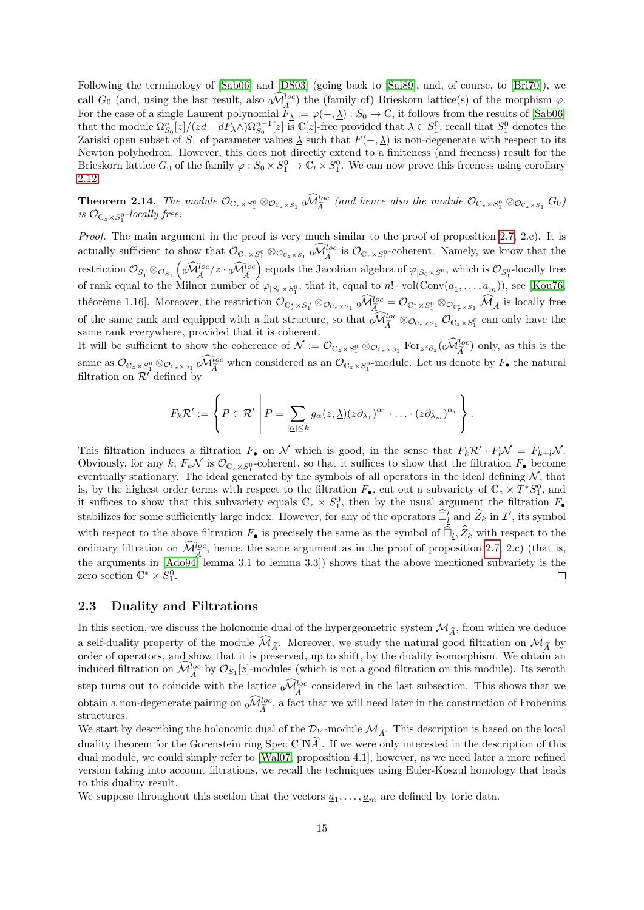Following the terminology of [Sab06] and [DS03] (going back to [Sai89], and, of course, to [Bri70]), we call $G_0$ (and, using the last result, also ${}_0\widehat{\mathcal{M}}^{loc}_{\widetilde{A}}$) the (family of) Brieskorn lattice(s) of the morphism $\varphi$. For the case of a single Laurent polynomial $F_{\underline{\lambda}} := \varphi(-,\underline{\lambda}) : S_0 \to \mathbb{C}$, it follows from the results of [Sab06] that the module $\Omega^n_{S_0}[z]/(zd - dF_{\underline{\lambda}}\wedge)\Omega^{n-1}_{S_0}[z]$ is $\mathbb{C}[z]$-free provided that $\underline{\lambda} \in S_1^0$, recall that $S_1^0$ denotes the Zariski open subset of $S_1$ of parameter values $\underline{\lambda}$ such that $F(-,\underline{\lambda})$ is non-degenerate with respect to its Newton polyhedron. However, this does not directly extend to a finiteness (and freeness) result for the Brieskorn lattice $G_0$ of the family $\varphi : S_0 \times S_1^0 \to \mathbb{C}_t \times S_1^0$. We can now prove this freeness using corollary 2.12.

**Theorem 2.14.** *The module $\mathcal{O}_{\mathbb{C}_z\times S_1^0} \otimes_{\mathcal{O}_{\mathbb{C}_z\times S_1}} {}_0\widehat{\mathcal{M}}^{loc}_{\widetilde{A}}$ (and hence also the module $\mathcal{O}_{\mathbb{C}_z\times S_1^0} \otimes_{\mathcal{O}_{\mathbb{C}_z\times S_1}} G_0$) is $\mathcal{O}_{\mathbb{C}_z\times S_1^0}$-locally free.*

*Proof.* The main argument in the proof is very much similar to the proof of proposition 2.7, 2.c). It is actually sufficient to show that $\mathcal{O}_{\mathbb{C}_z\times S_1^0} \otimes_{\mathcal{O}_{\mathbb{C}_z\times S_1}} {}_0\widehat{\mathcal{M}}^{loc}_{\widetilde{A}}$ is $\mathcal{O}_{\mathbb{C}_z\times S_1^0}$-coherent. Namely, we know that the restriction $\mathcal{O}_{S_1^0} \otimes_{\mathcal{O}_{S_1}} \left({}_0\widehat{\mathcal{M}}^{loc}_{\widetilde{A}}/z \cdot {}_0\widehat{\mathcal{M}}^{loc}_{\widetilde{A}}\right)$ equals the Jacobian algebra of $\varphi_{|S_0\times S_1^0}$, which is $\mathcal{O}_{S_1^0}$-locally free of rank equal to the Milnor number of $\varphi_{|S_0\times S_1^0}$, that it, equal to $n!\cdot \mathrm{vol}(\mathrm{Conv}(\underline{a}_1,\ldots,\underline{a}_m))$, see [Kou76, théorème 1.16]. Moreover, the restriction $\mathcal{O}_{\mathbb{C}^*_\tau\times S_1^0} \otimes_{\mathcal{O}_{\mathbb{C}_z\times S_1}} {}_0\widehat{\mathcal{M}}^{loc}_{\widetilde{A}} = \mathcal{O}_{\mathbb{C}^*_\tau\times S_1^0} \otimes_{\mathcal{O}_{\mathbb{C}^*_\tau\times S_1}} \widehat{\mathcal{M}}_{\widetilde{A}}$ is locally free of the same rank and equipped with a flat structure, so that ${}_0\widehat{\mathcal{M}}^{loc}_{\widetilde{A}} \otimes_{\mathcal{O}_{\mathbb{C}_z\times S_1}} \mathcal{O}_{\mathbb{C}_z\times S_1^0}$ can only have the same rank everywhere, provided that it is coherent.

It will be sufficient to show the coherence of $\mathcal{N} := \mathcal{O}_{\mathbb{C}_z\times S_1^0} \otimes_{\mathcal{O}_{\mathbb{C}_z\times S_1}} \mathrm{For}_{z^2\partial_z}({}_0\widehat{\mathcal{M}}^{loc}_{\widetilde{A}})$ only, as this is the same as $\mathcal{O}_{\mathbb{C}_z\times S_1^0} \otimes_{\mathcal{O}_{\mathbb{C}_z\times S_1}} {}_0\widehat{\mathcal{M}}^{loc}_{\widetilde{A}}$ when considered as an $\mathcal{O}_{\mathbb{C}_z\times S_1^0}$-module. Let us denote by $F_\bullet$ the natural filtration on $\mathcal{R}'$ defined by

$$
F_k\mathcal{R}' := \left\{ P \in \mathcal{R}' \;\middle|\; P = \sum_{|\underline{\alpha}|\leq k} g_{\underline{\alpha}}(z,\underline{\lambda})(z\partial_{\lambda_1})^{\alpha_1}\cdot\ldots\cdot(z\partial_{\lambda_m})^{\alpha_r} \right\}.
$$

This filtration induces a filtration $F_\bullet$ on $\mathcal{N}$ which is good, in the sense that $F_k\mathcal{R}'\cdot F_l\mathcal{N} = F_{k+l}\mathcal{N}$. Obviously, for any $k$, $F_k\mathcal{N}$ is $\mathcal{O}_{\mathbb{C}_z\times S_1^0}$-coherent, so that it suffices to show that the filtration $F_\bullet$ become eventually stationary. The ideal generated by the symbols of all operators in the ideal defining $\mathcal{N}$, that is, by the highest order terms with respect to the filtration $F_\bullet$, cut out a subvariety of $\mathbb{C}_z \times T^*S_1^0$, and it suffices to show that this subvariety equals $\mathbb{C}_z \times S_1^0$, then by the usual argument the filtration $F_\bullet$ stabilizes for some sufficiently large index. However, for any of the operators $\widehat{\Box}'_{\underline{l}}$ and $\widehat{Z}_k$ in $\mathcal{I}'$, its symbol with respect to the above filtration $F_\bullet$ is precisely the same as the symbol of $\widehat{\Box}_{\underline{l}}, \widehat{Z}_k$ with respect to the ordinary filtration on $\widehat{\mathcal{M}}^{loc}_{\widetilde{A}}$, hence, the same argument as in the proof of proposition 2.7, 2.c) (that is, the arguments in [Ado94, lemma 3.1 to lemma 3.3]) shows that the above mentioned subvariety is the zero section $\mathbb{C}^* \times S_1^0$. $\square$

### 2.3 Duality and Filtrations

In this section, we discuss the holonomic dual of the hypergeometric system $\mathcal{M}_{\widetilde{A}}$, from which we deduce a self-duality property of the module $\widehat{\mathcal{M}}_{\widetilde{A}}$. Moreover, we study the natural good filtration on $\mathcal{M}_{\widetilde{A}}$ by order of operators, and show that it is preserved, up to shift, by the duality isomorphism. We obtain an induced filtration on $\widehat{\mathcal{M}}^{loc}_{\widetilde{A}}$ by $\mathcal{O}_{S_1}[z]$-modules (which is not a good filtration on this module). Its zeroth step turns out to coincide with the lattice ${}_0\widehat{\mathcal{M}}^{loc}_{\widetilde{A}}$ considered in the last subsection. This shows that we obtain a non-degenerate pairing on ${}_0\widehat{\mathcal{M}}^{loc}_{\widetilde{A}}$, a fact that we will need later in the construction of Frobenius structures.

We start by describing the holonomic dual of the $\mathcal{D}_V$-module $\mathcal{M}_{\widetilde{A}}$. This description is based on the local duality theorem for the Gorenstein ring Spec $\mathbb{C}[\mathbb{N}\widetilde{A}]$. If we were only interested in the description of this dual module, we could simply refer to [Wal07, proposition 4.1], however, as we need later a more refined version taking into account filtrations, we recall the techniques using Euler-Koszul homology that leads to this duality result.

We suppose throughout this section that the vectors $\underline{a}_1,\ldots,\underline{a}_m$ are defined by toric data.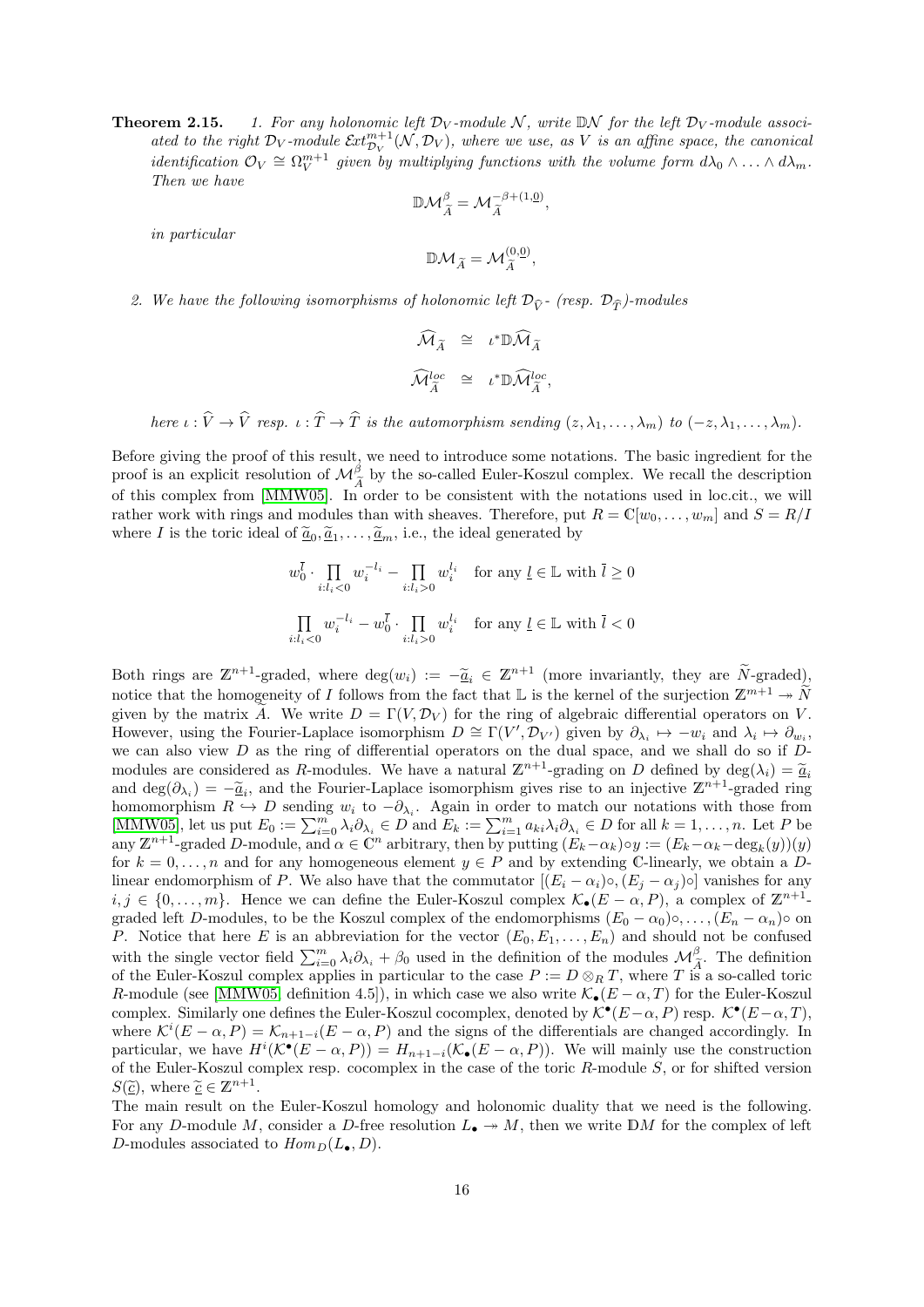**Theorem 2.15.** *1. For any holonomic left $\mathcal{D}_V$-module $\mathcal{N}$, write $\mathbb{D}\mathcal{N}$ for the left $\mathcal{D}_V$-module associated to the right $\mathcal{D}_V$-module $\mathcal{E}xt^{m+1}_{\mathcal{D}_V}(\mathcal{N},\mathcal{D}_V)$, where we use, as $V$ is an affine space, the canonical identification $\mathcal{O}_V \cong \Omega^{m+1}_V$ given by multiplying functions with the volume form $d\lambda_0 \wedge \ldots \wedge d\lambda_m$. Then we have*

$$\mathbb{D}\mathcal{M}^{\beta}_{\widetilde{A}} = \mathcal{M}^{-\beta+(1,\underline{0})}_{\widetilde{A}},$$

*in particular*

$$\mathbb{D}\mathcal{M}_{\widetilde{A}} = \mathcal{M}^{(0,\underline{0})}_{\widetilde{A}},$$

*2. We have the following isomorphisms of holonomic left $\mathcal{D}_{\widehat{V}}$- (resp. $\mathcal{D}_{\widehat{T}}$)-modules*

$$\begin{aligned}
\widehat{\mathcal{M}}_{\widetilde{A}} &\cong \iota^*\mathbb{D}\widehat{\mathcal{M}}_{\widetilde{A}} \\
\widehat{\mathcal{M}}^{loc}_{\widetilde{A}} &\cong \iota^*\mathbb{D}\widehat{\mathcal{M}}^{loc}_{\widetilde{A}},
\end{aligned}$$

*here $\iota : \widehat{V} \to \widehat{V}$ resp. $\iota : \widehat{T} \to \widehat{T}$ is the automorphism sending $(z,\lambda_1,\ldots,\lambda_m)$ to $(-z,\lambda_1,\ldots,\lambda_m)$.*

Before giving the proof of this result, we need to introduce some notations. The basic ingredient for the proof is an explicit resolution of $\mathcal{M}^{\beta}_{\widetilde{A}}$ by the so-called Euler-Koszul complex. We recall the description of this complex from [MMW05]. In order to be consistent with the notations used in loc.cit., we will rather work with rings and modules than with sheaves. Therefore, put $R = \mathbb{C}[w_0,\ldots,w_m]$ and $S = R/I$ where $I$ is the toric ideal of $\underline{\widetilde{a}}_0, \underline{\widetilde{a}}_1, \ldots, \underline{\widetilde{a}}_m$, i.e., the ideal generated by

$$w_0^{\overline{l}} \cdot \prod_{i:l_i<0} w_i^{-l_i} - \prod_{i:l_i>0} w_i^{l_i} \quad \text{for any } \underline{l} \in \mathbb{L} \text{ with } \overline{l} \geq 0$$

$$\prod_{i:l_i<0} w_i^{-l_i} - w_0^{\overline{l}} \cdot \prod_{i:l_i>0} w_i^{l_i} \quad \text{for any } \underline{l} \in \mathbb{L} \text{ with } \overline{l} < 0$$

Both rings are $\mathbb{Z}^{n+1}$-graded, where $\deg(w_i) := -\underline{\widetilde{a}}_i \in \mathbb{Z}^{n+1}$ (more invariantly, they are $\widetilde{N}$-graded), notice that the homogeneity of $I$ follows from the fact that $\mathbb{L}$ is the kernel of the surjection $\mathbb{Z}^{m+1} \twoheadrightarrow \widetilde{N}$ given by the matrix $\widetilde{A}$. We write $D = \Gamma(V, \mathcal{D}_V)$ for the ring of algebraic differential operators on $V$. However, using the Fourier-Laplace isomorphism $D \cong \Gamma(V', \mathcal{D}_{V'})$ given by $\partial_{\lambda_i} \mapsto -w_i$ and $\lambda_i \mapsto \partial_{w_i}$, we can also view $D$ as the ring of differential operators on the dual space, and we shall do so if $D$-modules are considered as $R$-modules. We have a natural $\mathbb{Z}^{n+1}$-grading on $D$ defined by $\deg(\lambda_i) = \underline{\widetilde{a}}_i$ and $\deg(\partial_{\lambda_i}) = -\underline{\widetilde{a}}_i$, and the Fourier-Laplace isomorphism gives rise to an injective $\mathbb{Z}^{n+1}$-graded ring homomorphism $R \hookrightarrow D$ sending $w_i$ to $-\partial_{\lambda_i}$. Again in order to match our notations with those from [MMW05], let us put $E_0 := \sum_{i=0}^m \lambda_i \partial_{\lambda_i} \in D$ and $E_k := \sum_{i=1}^m a_{ki}\lambda_i\partial_{\lambda_i} \in D$ for all $k = 1,\ldots,n$. Let $P$ be any $\mathbb{Z}^{n+1}$-graded $D$-module, and $\alpha \in \mathbb{C}^n$ arbitrary, then by putting $(E_k - \alpha_k)\circ y := (E_k - \alpha_k - \deg_k(y))(y)$ for $k = 0,\ldots,n$ and for any homogeneous element $y \in P$ and by extending $\mathbb{C}$-linearly, we obtain a $D$-linear endomorphism of $P$. We also have that the commutator $[(E_i - \alpha_i)\circ, (E_j - \alpha_j)\circ]$ vanishes for any $i, j \in \{0,\ldots,m\}$. Hence we can define the Euler-Koszul complex $\mathcal{K}_\bullet(E-\alpha, P)$, a complex of $\mathbb{Z}^{n+1}$-graded left $D$-modules, to be the Koszul complex of the endomorphisms $(E_0 - \alpha_0)\circ, \ldots, (E_n - \alpha_n)\circ$ on $P$. Notice that here $E$ is an abbreviation for the vector $(E_0, E_1, \ldots, E_n)$ and should not be confused with the single vector field $\sum_{i=0}^m \lambda_i\partial_{\lambda_i} + \beta_0$ used in the definition of the modules $\mathcal{M}^{\beta}_{\widetilde{A}}$. The definition of the Euler-Koszul complex applies in particular to the case $P := D \otimes_R T$, where $T$ is a so-called toric $R$-module (see [MMW05, definition 4.5]), in which case we also write $\mathcal{K}_\bullet(E-\alpha, T)$ for the Euler-Koszul complex. Similarly one defines the Euler-Koszul cocomplex, denoted by $\mathcal{K}^\bullet(E-\alpha, P)$ resp. $\mathcal{K}^\bullet(E-\alpha, T)$, where $\mathcal{K}^i(E-\alpha, P) = \mathcal{K}_{n+1-i}(E-\alpha, P)$ and the signs of the differentials are changed accordingly. In particular, we have $H^i(\mathcal{K}^\bullet(E-\alpha, P)) = H_{n+1-i}(\mathcal{K}_\bullet(E-\alpha, P))$. We will mainly use the construction of the Euler-Koszul complex resp. cocomplex in the case of the toric $R$-module $S$, or for shifted version $S(\underline{\widetilde{c}})$, where $\underline{\widetilde{c}} \in \mathbb{Z}^{n+1}$.

The main result on the Euler-Koszul homology and holonomic duality that we need is the following. For any $D$-module $M$, consider a $D$-free resolution $L_\bullet \twoheadrightarrow M$, then we write $\mathbb{D}M$ for the complex of left $D$-modules associated to $Hom_D(L_\bullet, D)$.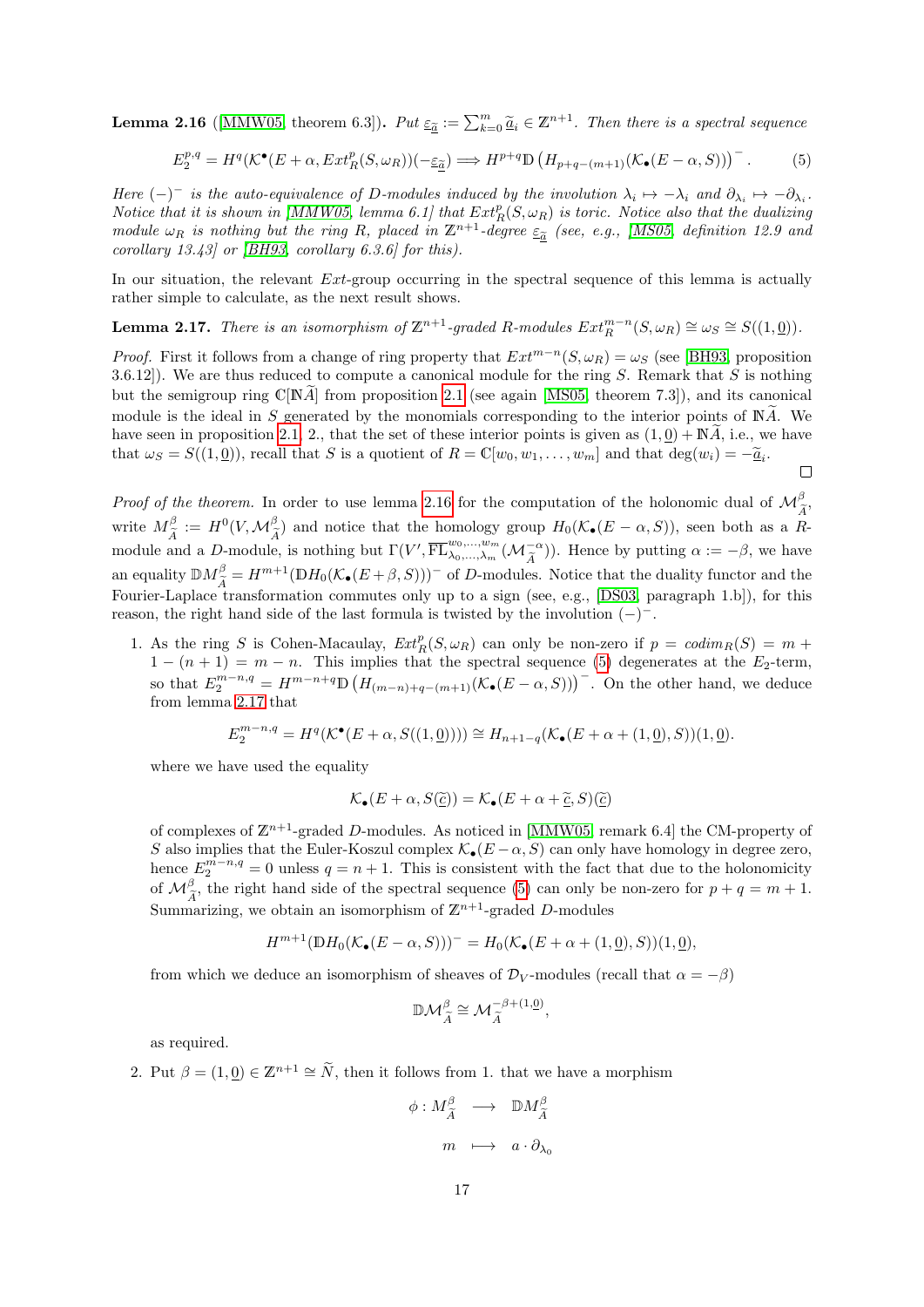**Lemma 2.16** ([MMW05, theorem 6.3]). *Put $\underline{\varepsilon}_{\widetilde{\underline{a}}} := \sum_{k=0}^m \widetilde{\underline{a}}_i \in \mathbb{Z}^{n+1}$. Then there is a spectral sequence*

$$E_2^{p,q} = H^q(\mathcal{K}^\bullet(E+\alpha, Ext^p_R(S,\omega_R))(-\underline{\varepsilon}_{\widetilde{\underline{a}}}) \Longrightarrow H^{p+q}\mathbb{D}\left(H_{p+q-(m+1)}(\mathcal{K}_\bullet(E-\alpha,S))\right)^- . \tag{5}$$

*Here $(-)^-$ is the auto-equivalence of $D$-modules induced by the involution $\lambda_i \mapsto -\lambda_i$ and $\partial_{\lambda_i} \mapsto -\partial_{\lambda_i}$. Notice that it is shown in [MMW05, lemma 6.1] that $Ext^p_R(S,\omega_R)$ is toric. Notice also that the dualizing module $\omega_R$ is nothing but the ring $R$, placed in $\mathbb{Z}^{n+1}$-degree $\underline{\varepsilon}_{\widetilde{\underline{a}}}$ (see, e.g., [MS05, definition 12.9 and corollary 13.43] or [BH93, corollary 6.3.6] for this).*

In our situation, the relevant $Ext$-group occurring in the spectral sequence of this lemma is actually rather simple to calculate, as the next result shows.

**Lemma 2.17.** *There is an isomorphism of $\mathbb{Z}^{n+1}$-graded $R$-modules $Ext^{m-n}_R(S,\omega_R) \cong \omega_S \cong S((1,\underline{0}))$.*

*Proof.* First it follows from a change of ring property that $Ext^{m-n}(S,\omega_R) = \omega_S$ (see [BH93, proposition 3.6.12]). We are thus reduced to compute a canonical module for the ring $S$. Remark that $S$ is nothing but the semigroup ring $\mathbb{C}[\mathbb{N}\widetilde{A}]$ from proposition 2.1 (see again [MS05, theorem 7.3]), and its canonical module is the ideal in $S$ generated by the monomials corresponding to the interior points of $\mathbb{N}\widetilde{A}$. We have seen in proposition 2.1, 2., that the set of these interior points is given as $(1,\underline{0}) + \mathbb{N}\widetilde{A}$, i.e., we have that $\omega_S = S((1,\underline{0}))$, recall that $S$ is a quotient of $R = \mathbb{C}[w_0,w_1,\ldots,w_m]$ and that $\deg(w_i) = -\widetilde{\underline{a}}_i$. $\square$

*Proof of the theorem.* In order to use lemma 2.16 for the computation of the holonomic dual of $\mathcal{M}^\beta_{\widetilde{A}}$, write $M^\beta_{\widetilde{A}} := H^0(V, \mathcal{M}^\beta_{\widetilde{A}})$ and notice that the homology group $H_0(\mathcal{K}_\bullet(E-\alpha,S))$, seen both as a $R$-module and a $D$-module, is nothing but $\Gamma(V', \overline{\mathrm{FL}}^{w_0,\ldots,w_m}_{\lambda_0,\ldots,\lambda_m}(\mathcal{M}^{-\alpha}_{\widetilde{A}}))$. Hence by putting $\alpha := -\beta$, we have an equality $\mathbb{D}M^\beta_{\widetilde{A}} = H^{m+1}(\mathbb{D}H_0(\mathcal{K}_\bullet(E+\beta,S)))^-$ of $D$-modules. Notice that the duality functor and the Fourier-Laplace transformation commutes only up to a sign (see, e.g., [DS03, paragraph 1.b]), for this reason, the right hand side of the last formula is twisted by the involution $(-)^-$.

1. As the ring $S$ is Cohen-Macaulay, $Ext^p_R(S,\omega_R)$ can only be non-zero if $p = codim_R(S) = m+1-(n+1) = m-n$. This implies that the spectral sequence (5) degenerates at the $E_2$-term, so that $E_2^{m-n,q} = H^{m-n+q}\mathbb{D}\left(H_{(m-n)+q-(m+1)}(\mathcal{K}_\bullet(E-\alpha,S))\right)^-$. On the other hand, we deduce from lemma 2.17 that

   $$E_2^{m-n,q} = H^q(\mathcal{K}^\bullet(E+\alpha, S((1,\underline{0})))) \cong H_{n+1-q}(\mathcal{K}_\bullet(E+\alpha+(1,\underline{0}),S))(1,\underline{0}).$$

   where we have used the equality

   $$\mathcal{K}_\bullet(E+\alpha, S(\widetilde{\underline{c}})) = \mathcal{K}_\bullet(E+\alpha+\widetilde{\underline{c}}, S)(\widetilde{\underline{c}})$$

   of complexes of $\mathbb{Z}^{n+1}$-graded $D$-modules. As noticed in [MMW05] remark 6.4] the CM-property of $S$ also implies that the Euler-Koszul complex $\mathcal{K}_\bullet(E-\alpha,S)$ can only have homology in degree zero, hence $E_2^{m-n,q} = 0$ unless $q = n+1$. This is consistent with the fact that due to the holonomicity of $\mathcal{M}^\beta_{\widetilde{A}}$, the right hand side of the spectral sequence (5) can only be non-zero for $p+q = m+1$. Summarizing, we obtain an isomorphism of $\mathbb{Z}^{n+1}$-graded $D$-modules

   $$H^{m+1}(\mathbb{D}H_0(\mathcal{K}_\bullet(E-\alpha,S)))^- = H_0(\mathcal{K}_\bullet(E+\alpha+(1,\underline{0}),S))(1,\underline{0}),$$

   from which we deduce an isomorphism of sheaves of $\mathcal{D}_V$-modules (recall that $\alpha = -\beta$)

   $$\mathbb{D}\mathcal{M}^\beta_{\widetilde{A}} \cong \mathcal{M}^{-\beta+(1,\underline{0})}_{\widetilde{A}},$$

   as required.

2. Put $\beta = (1,\underline{0}) \in \mathbb{Z}^{n+1} \cong \widetilde{N}$, then it follows from 1. that we have a morphism

   $$\begin{aligned} \phi : M^\beta_{\widetilde{A}} &\longrightarrow \mathbb{D}M^\beta_{\widetilde{A}} \\ m &\longmapsto a \cdot \partial_{\lambda_0} \end{aligned}$$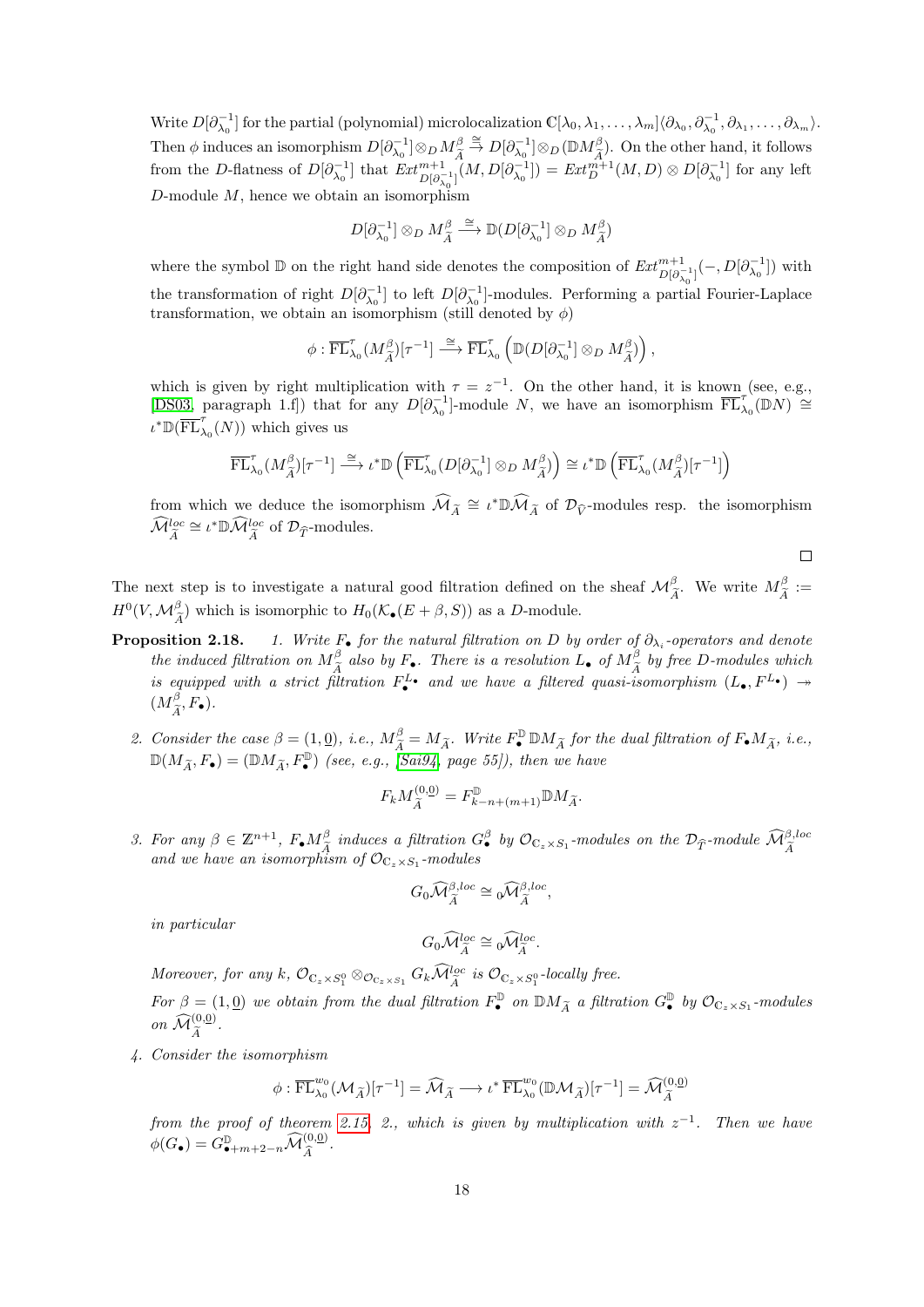Write $D[\partial_{\lambda_0}^{-1}]$ for the partial (polynomial) microlocalization $\mathbb{C}[\lambda_0,\lambda_1,\ldots,\lambda_m]\langle\partial_{\lambda_0},\partial_{\lambda_0}^{-1},\partial_{\lambda_1},\ldots,\partial_{\lambda_m}\rangle$. Then $\phi$ induces an isomorphism $D[\partial_{\lambda_0}^{-1}]\otimes_D M^\beta_{\widetilde{A}} \xrightarrow{\cong} D[\partial_{\lambda_0}^{-1}]\otimes_D(\mathbb{D}M^\beta_{\widetilde{A}})$. On the other hand, it follows from the $D$-flatness of $D[\partial_{\lambda_0}^{-1}]$ that $Ext^{m+1}_{D[\partial_{\lambda_0}^{-1}]}(M, D[\partial_{\lambda_0}^{-1}]) = Ext^{m+1}_D(M,D)\otimes D[\partial_{\lambda_0}^{-1}]$ for any left $D$-module $M$, hence we obtain an isomorphism

$$D[\partial_{\lambda_0}^{-1}]\otimes_D M^\beta_{\widetilde{A}} \xrightarrow{\cong} \mathbb{D}(D[\partial_{\lambda_0}^{-1}]\otimes_D M^\beta_{\widetilde{A}})$$

where the symbol $\mathbb{D}$ on the right hand side denotes the composition of $Ext^{m+1}_{D[\partial_{\lambda_0}^{-1}]}(-, D[\partial_{\lambda_0}^{-1}])$ with the transformation of right $D[\partial_{\lambda_0}^{-1}]$ to left $D[\partial_{\lambda_0}^{-1}]$-modules. Performing a partial Fourier-Laplace transformation, we obtain an isomorphism (still denoted by $\phi$)

$$\phi : \overline{\mathrm{FL}}^\tau_{\lambda_0}(M^\beta_{\widetilde{A}})[\tau^{-1}] \xrightarrow{\cong} \overline{\mathrm{FL}}^\tau_{\lambda_0}\left(\mathbb{D}(D[\partial_{\lambda_0}^{-1}]\otimes_D M^\beta_{\widetilde{A}})\right),$$

which is given by right multiplication with $\tau = z^{-1}$. On the other hand, it is known (see, e.g., [DS03, paragraph 1.f]) that for any $D[\partial_{\lambda_0}^{-1}]$-module $N$, we have an isomorphism $\overline{\mathrm{FL}}^\tau_{\lambda_0}(\mathbb{D}N) \cong \iota^*\mathbb{D}(\overline{\mathrm{FL}}^\tau_{\lambda_0}(N))$ which gives us

$$\overline{\mathrm{FL}}^\tau_{\lambda_0}(M^\beta_{\widetilde{A}})[\tau^{-1}] \xrightarrow{\cong} \iota^*\mathbb{D}\left(\overline{\mathrm{FL}}^\tau_{\lambda_0}(D[\partial_{\lambda_0}^{-1}]\otimes_D M^\beta_{\widetilde{A}})\right) \cong \iota^*\mathbb{D}\left(\overline{\mathrm{FL}}^\tau_{\lambda_0}(M^\beta_{\widetilde{A}})[\tau^{-1}]\right)$$

from which we deduce the isomorphism $\widehat{\mathcal{M}}_{\widetilde{A}} \cong \iota^*\mathbb{D}\widehat{\mathcal{M}}_{\widetilde{A}}$ of $\mathcal{D}_{\widehat{V}}$-modules resp. the isomorphism $\widehat{\mathcal{M}}^{loc}_{\widetilde{A}} \cong \iota^*\mathbb{D}\widehat{\mathcal{M}}^{loc}_{\widetilde{A}}$ of $\mathcal{D}_{\widehat{T}}$-modules.

∎

The next step is to investigate a natural good filtration defined on the sheaf $\mathcal{M}^\beta_{\widetilde{A}}$. We write $M^\beta_{\widetilde{A}} := H^0(V, \mathcal{M}^\beta_{\widetilde{A}})$ which is isomorphic to $H_0(\mathcal{K}_\bullet(E+\beta, S))$ as a $D$-module.

**Proposition 2.18.** *1. Write $F_\bullet$ for the natural filtration on $D$ by order of $\partial_{\lambda_i}$-operators and denote the induced filtration on $M^\beta_{\widetilde{A}}$ also by $F_\bullet$. There is a resolution $L_\bullet$ of $M^\beta_{\widetilde{A}}$ by free $D$-modules which is equipped with a strict filtration $F^{L_\bullet}_\bullet$ and we have a filtered quasi-isomorphism $(L_\bullet, F^{L_\bullet}) \twoheadrightarrow (M^\beta_{\widetilde{A}}, F_\bullet)$.*

*2. Consider the case $\beta = (1,\underline{0})$, i.e., $M^\beta_{\widetilde{A}} = M_{\widetilde{A}}$. Write $F^{\mathbb{D}}_\bullet \mathbb{D}M_{\widetilde{A}}$ for the dual filtration of $F_\bullet M_{\widetilde{A}}$, i.e., $\mathbb{D}(M_{\widetilde{A}}, F_\bullet) = (\mathbb{D}M_{\widetilde{A}}, F^{\mathbb{D}}_\bullet)$ (see, e.g., [Sai94, page 55]), then we have*

$$F_k M^{(0,\underline{0})}_{\widetilde{A}} = F^{\mathbb{D}}_{k-n+(m+1)}\mathbb{D}M_{\widetilde{A}}.$$

*3. For any $\beta \in \mathbb{Z}^{n+1}$, $F_\bullet M^\beta_{\widetilde{A}}$ induces a filtration $G^\beta_\bullet$ by $\mathcal{O}_{\mathbb{C}_z\times S_1}$-modules on the $\mathcal{D}_{\widehat{T}}$-module $\widehat{\mathcal{M}}^{\beta,loc}_{\widetilde{A}}$ and we have an isomorphism of $\mathcal{O}_{\mathbb{C}_z\times S_1}$-modules*

$$G_0\widehat{\mathcal{M}}^{\beta,loc}_{\widetilde{A}} \cong {}_0\widehat{\mathcal{M}}^{\beta,loc}_{\widetilde{A}},$$

*in particular*

$$G_0\widehat{\mathcal{M}}^{loc}_{\widetilde{A}} \cong {}_0\widehat{\mathcal{M}}^{loc}_{\widetilde{A}}.$$

*Moreover, for any $k$, $\mathcal{O}_{\mathbb{C}_z\times S_1^0}\otimes_{\mathcal{O}_{\mathbb{C}_z\times S_1}} G_k\widehat{\mathcal{M}}^{loc}_{\widetilde{A}}$ is $\mathcal{O}_{\mathbb{C}_z\times S_1^0}$-locally free.*

*For $\beta = (1,\underline{0})$ we obtain from the dual filtration $F^{\mathbb{D}}_\bullet$ on $\mathbb{D}M_{\widetilde{A}}$ a filtration $G^{\mathbb{D}}_\bullet$ by $\mathcal{O}_{\mathbb{C}_z\times S_1}$-modules on $\widehat{\mathcal{M}}^{(0,\underline{0})}_{\widetilde{A}}$.*

*4. Consider the isomorphism*

$$\phi : \overline{\mathrm{FL}}^{w_0}_{\lambda_0}(\mathcal{M}_{\widetilde{A}})[\tau^{-1}] = \widehat{\mathcal{M}}_{\widetilde{A}} \longrightarrow \iota^*\,\overline{\mathrm{FL}}^{w_0}_{\lambda_0}(\mathbb{D}\mathcal{M}_{\widetilde{A}})[\tau^{-1}] = \widehat{\mathcal{M}}^{(0,\underline{0})}_{\widetilde{A}}$$

*from the proof of theorem 2.15, 2., which is given by multiplication with $z^{-1}$. Then we have $\phi(G_\bullet) = G^{\mathbb{D}}_{\bullet+m+2-n}\widehat{\mathcal{M}}^{(0,\underline{0})}_{\widehat{A}}$.*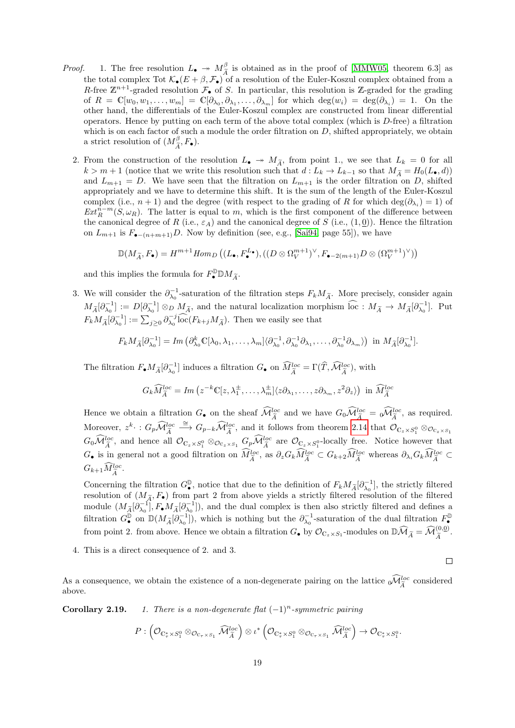*Proof.*

1. The free resolution $L_\bullet \twoheadrightarrow M^\beta_{\widetilde{A}}$ is obtained as in the proof of [MMW05, theorem 6.3] as the total complex $\mathrm{Tot}\,\mathcal{K}_\bullet(E+\beta,\mathcal{F}_\bullet)$ of a resolution of the Euler-Koszul complex obtained from a $R$-free $\mathbb{Z}^{n+1}$-graded resolution $\mathcal{F}_\bullet$ of $S$. In particular, this resolution is $\mathbb{Z}$-graded for the grading of $R = \mathbb{C}[w_0, w_1, \ldots, w_m] = \mathbb{C}[\partial_{\lambda_0}, \partial_{\lambda_1}, \ldots, \partial_{\lambda_m}]$ for which $\deg(w_i) = \deg(\partial_{\lambda_i}) = 1$. On the other hand, the differentials of the Euler-Koszul complex are constructed from linear differential operators. Hence by putting on each term of the above total complex (which is $D$-free) a filtration which is on each factor of such a module the order filtration on $D$, shifted appropriately, we obtain a strict resolution of $(M^\beta_{\widetilde{A}}, F_\bullet)$.

2. From the construction of the resolution $L_\bullet \twoheadrightarrow M_{\widetilde{A}}$, from point 1., we see that $L_k = 0$ for all $k > m+1$ (notice that we write this resolution such that $d : L_k \to L_{k-1}$ so that $M_{\widetilde{A}} = H_0(L_\bullet, d)$) and $L_{m+1} = D$. We have seen that the filtration on $L_{m+1}$ is the order filtration on $D$, shifted appropriately and we have to determine this shift. It is the sum of the length of the Euler-Koszul complex (i.e., $n+1$) and the degree (with respect to the grading of $R$ for which $\deg(\partial_{\lambda_i}) = 1$) of $Ext^{n-m}_R(S, \omega_R)$. The latter is equal to $m$, which is the first component of the difference between the canonical degree of $R$ (i.e., $\varepsilon_A$) and the canonical degree of $S$ (i.e., $(1, \underline{0})$). Hence the filtration on $L_{m+1}$ is $F_{\bullet-(n+m+1)}D$. Now by definition (see, e.g., [Sai94, page 55]), we have

$$\mathbb{D}(M_{\widetilde{A}}, F_\bullet) = H^{m+1} Hom_D\left((L_\bullet, F^{L_\bullet}_\bullet), ((D \otimes \Omega^{m+1}_V)^\vee, F_{\bullet-2(m+1)}D \otimes (\Omega^{m+1}_V)^\vee)\right)$$

and this implies the formula for $F^{\mathbb{D}}_\bullet \mathbb{D}M_{\widetilde{A}}$.

3. We will consider the $\partial^{-1}_{\lambda_0}$-saturation of the filtration steps $F_k M_{\widetilde{A}}$. More precisely, consider again $M_{\widetilde{A}}[\partial^{-1}_{\lambda_0}] := D[\partial^{-1}_{\lambda_0}] \otimes_D M_{\widetilde{A}}$, and the natural localization morphism $\widehat{\mathrm{loc}} : M_{\widetilde{A}} \to M_{\widetilde{A}}[\partial^{-1}_{\lambda_0}]$. Put $F_k M_{\widetilde{A}}[\partial^{-1}_{\lambda_0}] := \sum_{j \geq 0} \partial^{-j}_{\lambda_0} \widehat{\mathrm{loc}}(F_{k+j} M_{\widetilde{A}})$. Then we easily see that

$$F_k M_{\widetilde{A}}[\partial^{-1}_{\lambda_0}] = Im\left(\partial^k_{\lambda_0} \mathbb{C}[\lambda_0, \lambda_1, \ldots, \lambda_m]\langle \partial^{-1}_{\lambda_0}, \partial^{-1}_{\lambda_0}\partial_{\lambda_1}, \ldots, \partial^{-1}_{\lambda_0}\partial_{\lambda_m}\rangle\right) \text{ in } M_{\widetilde{A}}[\partial^{-1}_{\lambda_0}].$$

The filtration $F_\bullet M_{\widetilde{A}}[\partial^{-1}_{\lambda_0}]$ induces a filtration $G_\bullet$ on $\widehat{M}^{loc}_{\widetilde{A}} = \Gamma(\widehat{T}, \widehat{\mathcal{M}}^{loc}_{\widetilde{A}})$, with

$$G_k \widehat{M}^{loc}_{\widetilde{A}} = Im\left(z^{-k}\mathbb{C}[z, \lambda^\pm_1, \ldots, \lambda^\pm_m]\langle z\partial_{\lambda_1}, \ldots, z\partial_{\lambda_m}, z^2\partial_z\rangle\right) \text{ in } \widehat{M}^{loc}_{\widetilde{A}}$$

Hence we obtain a filtration $G_\bullet$ on the sheaf $\widehat{\mathcal{M}}^{loc}_{\widetilde{A}}$ and we have $G_0 \widehat{\mathcal{M}}^{loc}_{\widetilde{A}} = {}_0\widehat{\mathcal{M}}^{loc}_{\widetilde{A}}$, as required. Moreover, $z^k \cdot : G_p \widehat{\mathcal{M}}^{loc}_{\widetilde{A}} \xrightarrow{\cong} G_{p-k} \widehat{\mathcal{M}}^{loc}_{\widetilde{A}}$, and it follows from theorem 2.14 that $\mathcal{O}_{\mathbb{C}_z \times S^0_1} \otimes_{\mathcal{O}_{\mathbb{C}_z \times S_1}} G_0 \widehat{\mathcal{M}}^{loc}_{\widetilde{A}}$, and hence all $\mathcal{O}_{\mathbb{C}_z \times S^0_1} \otimes_{\mathcal{O}_{\mathbb{C}_z \times S_1}} G_p \widehat{\mathcal{M}}^{loc}_{\widetilde{A}}$ are $\mathcal{O}_{\mathbb{C}_z \times S^0_1}$-locally free. Notice however that $G_\bullet$ is in general not a good filtration on $\widehat{M}^{loc}_{\widetilde{A}}$, as $\partial_z G_k \widehat{M}^{loc}_{\widetilde{A}} \subset G_{k+2} \widehat{M}^{loc}_{\widetilde{A}}$ whereas $\partial_{\lambda_i} G_k \widehat{M}^{loc}_{\widetilde{A}} \subset G_{k+1} \widehat{M}^{loc}_{\widetilde{A}}$.

   Concerning the filtration $G^{\mathbb{D}}_\bullet$, notice that due to the definition of $F_k M_{\widetilde{A}}[\partial^{-1}_{\lambda_0}]$, the strictly filtered resolution of $(M_{\widetilde{A}}, F_\bullet)$ from part 2 from above yields a strictly filtered resolution of the filtered module $(M_{\widetilde{A}}[\partial^{-1}_{\lambda_0}], F_\bullet M_{\widetilde{A}}[\partial^{-1}_{\lambda_0}])$, and the dual complex is then also strictly filtered and defines a filtration $G^{\mathbb{D}}_\bullet$ on $\mathbb{D}(M_{\widetilde{A}}[\partial^{-1}_{\lambda_0}])$, which is nothing but the $\partial^{-1}_{\lambda_0}$-saturation of the dual filtration $F^{\mathbb{D}}_\bullet$ from point 2. from above. Hence we obtain a filtration $G_\bullet$ by $\mathcal{O}_{\mathbb{C}_z \times S_1}$-modules on $\mathbb{D}\widehat{\mathcal{M}}_{\widetilde{A}} = \widehat{\mathcal{M}}^{(0,\underline{0})}_{\widetilde{A}}$.

4. This is a direct consequence of 2. and 3.

□

As a consequence, we obtain the existence of a non-degenerate pairing on the lattice ${}_0\widehat{\mathcal{M}}^{loc}_{\widetilde{A}}$ considered above.

**Corollary 2.19.** *1. There is a non-degenerate flat $(-1)^n$-symmetric pairing*

$$P : \left(\mathcal{O}_{\mathbb{C}^*_\tau \times S^0_1} \otimes_{\mathcal{O}_{\mathbb{C}_\tau \times S_1}} \widehat{\mathcal{M}}^{loc}_{\widetilde{A}}\right) \otimes \iota^*\left(\mathcal{O}_{\mathbb{C}^*_\tau \times S^0_1} \otimes_{\mathcal{O}_{\mathbb{C}_\tau \times S_1}} \widehat{\mathcal{M}}^{loc}_{\widetilde{A}}\right) \to \mathcal{O}_{\mathbb{C}^*_\tau \times S^0_1}.$$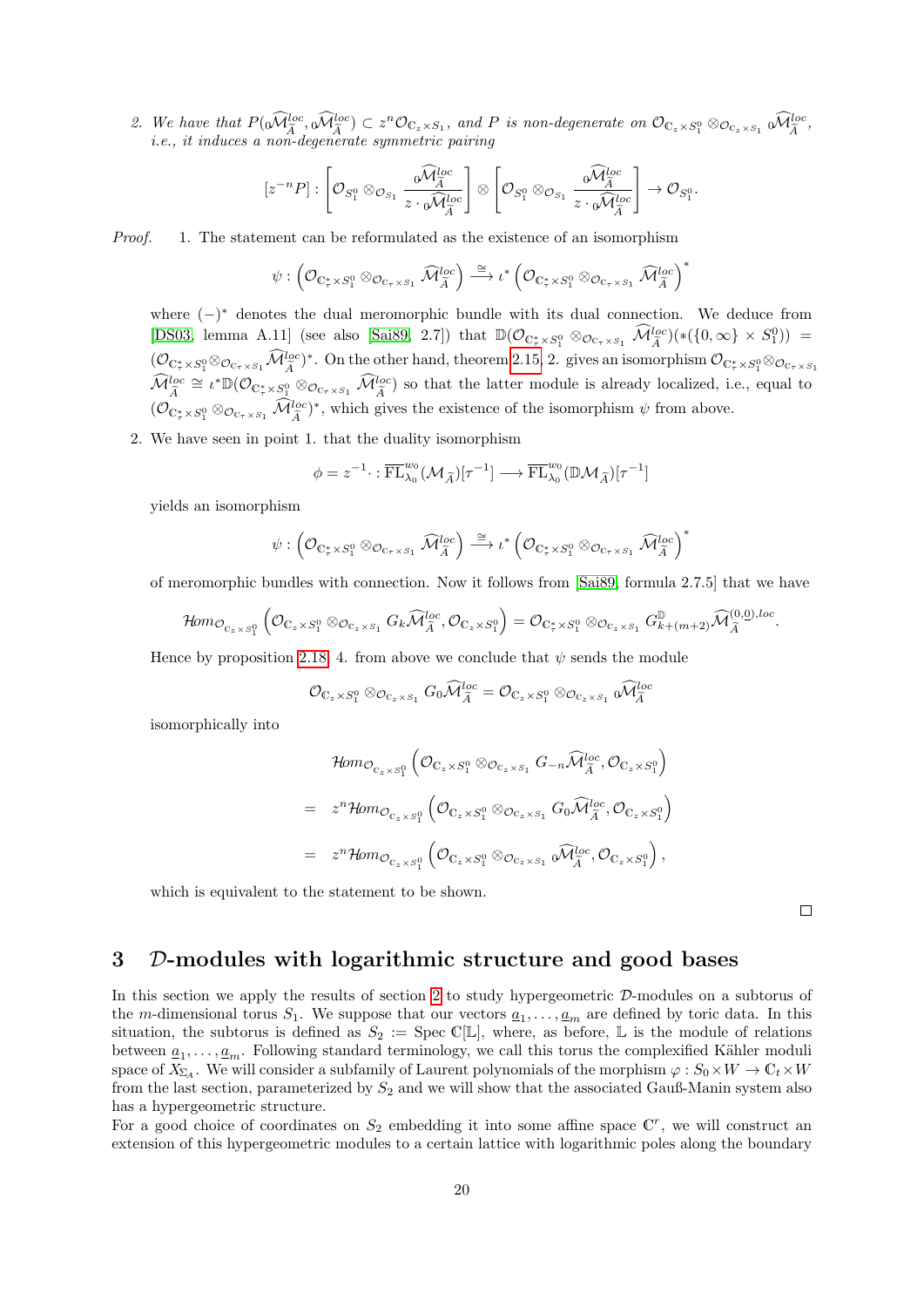2. *We have that $P({}_0\widehat{\mathcal{M}}^{loc}_{\widetilde{A}}, {}_0\widehat{\mathcal{M}}^{loc}_{\widetilde{A}}) \subset z^n \mathcal{O}_{\mathbb{C}_z \times S_1}$, and $P$ is non-degenerate on $\mathcal{O}_{\mathbb{C}_z \times S_1^0} \otimes_{\mathcal{O}_{\mathbb{C}_z \times S_1}} {}_0\widehat{\mathcal{M}}^{loc}_{\widetilde{A}}$, i.e., it induces a non-degenerate symmetric pairing*

$$[z^{-n}P] : \left[\mathcal{O}_{S_1^0} \otimes_{\mathcal{O}_{S_1}} \frac{{}_0\widehat{\mathcal{M}}^{loc}_{\widetilde{A}}}{z \cdot {}_0\widehat{\mathcal{M}}^{loc}_{\widetilde{A}}}\right] \otimes \left[\mathcal{O}_{S_1^0} \otimes_{\mathcal{O}_{S_1}} \frac{{}_0\widehat{\mathcal{M}}^{loc}_{\widetilde{A}}}{z \cdot {}_0\widehat{\mathcal{M}}^{loc}_{\widetilde{A}}}\right] \to \mathcal{O}_{S_1^0}.$$

*Proof.* 1. The statement can be reformulated as the existence of an isomorphism

$$\psi : \left(\mathcal{O}_{\mathbb{C}^*_\tau \times S_1^0} \otimes_{\mathcal{O}_{\mathbb{C}_\tau \times S_1}} \widehat{\mathcal{M}}^{loc}_{\widetilde{A}}\right) \xrightarrow{\cong} \iota^* \left(\mathcal{O}_{\mathbb{C}^*_\tau \times S_1^0} \otimes_{\mathcal{O}_{\mathbb{C}_\tau \times S_1}} \widehat{\mathcal{M}}^{loc}_{\widetilde{A}}\right)^*$$

where $(-)^*$ denotes the dual meromorphic bundle with its dual connection. We deduce from [DS03, lemma A.11] (see also [Sai89, 2.7]) that $\mathbb{D}(\mathcal{O}_{\mathbb{C}^*_\tau \times S_1^0} \otimes_{\mathcal{O}_{\mathbb{C}_\tau \times S_1}} \widehat{\mathcal{M}}^{loc}_{\widetilde{A}})(*(\{0,\infty\} \times S_1^0)) = (\mathcal{O}_{\mathbb{C}^*_\tau \times S_1^0} \otimes_{\mathcal{O}_{\mathbb{C}_\tau \times S_1}} \widehat{\mathcal{M}}^{loc}_{\widetilde{A}})^*$. On the other hand, theorem 2.15, 2. gives an isomorphism $\mathcal{O}_{\mathbb{C}^*_\tau \times S_1^0} \otimes_{\mathcal{O}_{\mathbb{C}_\tau \times S_1}} \widehat{\mathcal{M}}^{loc}_{\widetilde{A}} \cong \iota^* \mathbb{D}(\mathcal{O}_{\mathbb{C}^*_\tau \times S_1^0} \otimes_{\mathcal{O}_{\mathbb{C}_\tau \times S_1}} \widehat{\mathcal{M}}^{loc}_{\widetilde{A}})$ so that the latter module is already localized, i.e., equal to $(\mathcal{O}_{\mathbb{C}^*_\tau \times S_1^0} \otimes_{\mathcal{O}_{\mathbb{C}_\tau \times S_1}} \widehat{\mathcal{M}}^{loc}_{\widetilde{A}})^*$, which gives the existence of the isomorphism $\psi$ from above.

2. We have seen in point 1. that the duality isomorphism

$$\phi = z^{-1} \cdot : \overline{\mathrm{FL}}^{w_0}_{\lambda_0}(\mathcal{M}_{\widetilde{A}})[\tau^{-1}] \longrightarrow \overline{\mathrm{FL}}^{w_0}_{\lambda_0}(\mathbb{D}\mathcal{M}_{\widetilde{A}})[\tau^{-1}]$$

yields an isomorphism

$$\psi : \left(\mathcal{O}_{\mathbb{C}^*_\tau \times S_1^0} \otimes_{\mathcal{O}_{\mathbb{C}_\tau \times S_1}} \widehat{\mathcal{M}}^{loc}_{\widetilde{A}}\right) \xrightarrow{\cong} \iota^* \left(\mathcal{O}_{\mathbb{C}^*_\tau \times S_1^0} \otimes_{\mathcal{O}_{\mathbb{C}_\tau \times S_1}} \widehat{\mathcal{M}}^{loc}_{\widetilde{A}}\right)^*$$

of meromorphic bundles with connection. Now it follows from [Sai89, formula 2.7.5] that we have

$$\mathcal{H}om_{\mathcal{O}_{\mathbb{C}_z \times S_1^0}}\left(\mathcal{O}_{\mathbb{C}_z \times S_1^0} \otimes_{\mathcal{O}_{\mathbb{C}_z \times S_1}} G_k \widehat{\mathcal{M}}^{loc}_{\widetilde{A}}, \mathcal{O}_{\mathbb{C}_z \times S_1^0}\right) = \mathcal{O}_{\mathbb{C}^*_\tau \times S_1^0} \otimes_{\mathcal{O}_{\mathbb{C}_z \times S_1}} G^{\mathbb{D}}_{k+(m+2)} \widehat{\mathcal{M}}^{(0,\underline{0}),loc}_{\widetilde{A}}.$$

Hence by proposition 2.18, 4. from above we conclude that $\psi$ sends the module

$$\mathcal{O}_{\mathbb{C}_z \times S_1^0} \otimes_{\mathcal{O}_{\mathbb{C}_z \times S_1}} G_0 \widehat{\mathcal{M}}^{loc}_{\widetilde{A}} = \mathcal{O}_{\mathbb{C}_z \times S_1^0} \otimes_{\mathcal{O}_{\mathbb{C}_z \times S_1}} {}_0\widehat{\mathcal{M}}^{loc}_{\widetilde{A}}$$

isomorphically into

$$\begin{aligned}
&\mathcal{H}om_{\mathcal{O}_{\mathbb{C}_z \times S_1^0}}\left(\mathcal{O}_{\mathbb{C}_z \times S_1^0} \otimes_{\mathcal{O}_{\mathbb{C}_z \times S_1}} G_{-n} \widehat{\mathcal{M}}^{loc}_{\widetilde{A}}, \mathcal{O}_{\mathbb{C}_z \times S_1^0}\right) \\
= \;& z^n \mathcal{H}om_{\mathcal{O}_{\mathbb{C}_z \times S_1^0}}\left(\mathcal{O}_{\mathbb{C}_z \times S_1^0} \otimes_{\mathcal{O}_{\mathbb{C}_z \times S_1}} G_0 \widehat{\mathcal{M}}^{loc}_{\widetilde{A}}, \mathcal{O}_{\mathbb{C}_z \times S_1^0}\right) \\
= \;& z^n \mathcal{H}om_{\mathcal{O}_{\mathbb{C}_z \times S_1^0}}\left(\mathcal{O}_{\mathbb{C}_z \times S_1^0} \otimes_{\mathcal{O}_{\mathbb{C}_z \times S_1}} {}_0\widehat{\mathcal{M}}^{loc}_{\widetilde{A}}, \mathcal{O}_{\mathbb{C}_z \times S_1^0}\right),
\end{aligned}$$

which is equivalent to the statement to be shown. □

# 3 $\mathcal{D}$-modules with logarithmic structure and good bases

In this section we apply the results of section 2 to study hypergeometric $\mathcal{D}$-modules on a subtorus of the $m$-dimensional torus $S_1$. We suppose that our vectors $\underline{a}_1, \ldots, \underline{a}_m$ are defined by toric data. In this situation, the subtorus is defined as $S_2 := \operatorname{Spec} \mathbb{C}[\mathbb{L}]$, where, as before, $\mathbb{L}$ is the module of relations between $\underline{a}_1, \ldots, \underline{a}_m$. Following standard terminology, we call this torus the complexified Kähler moduli space of $X_{\Sigma_A}$. We will consider a subfamily of Laurent polynomials of the morphism $\varphi : S_0 \times W \to \mathbb{C}_t \times W$ from the last section, parameterized by $S_2$ and we will show that the associated Gauß-Manin system also has a hypergeometric structure.

For a good choice of coordinates on $S_2$ embedding it into some affine space $\mathbb{C}^r$, we will construct an extension of this hypergeometric modules to a certain lattice with logarithmic poles along the boundary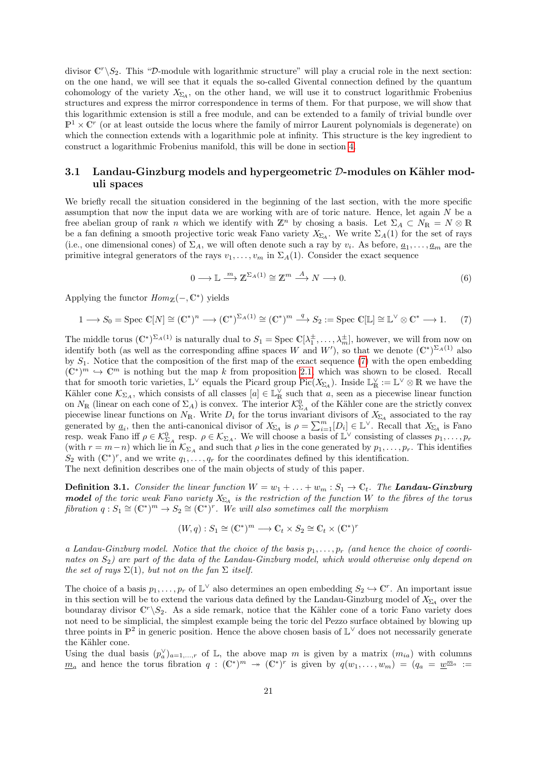divisor $\mathbb{C}^r \backslash S_2$. This "$\mathcal{D}$-module with logarithmic structure" will play a crucial role in the next section: on the one hand, we will see that it equals the so-called Givental connection defined by the quantum cohomology of the variety $X_{\Sigma_A}$, on the other hand, we will use it to construct logarithmic Frobenius structures and express the mirror correspondence in terms of them. For that purpose, we will show that this logarithmic extension is still a free module, and can be extended to a family of trivial bundle over $\mathbb{P}^1 \times \mathbb{C}^r$ (or at least outside the locus where the family of mirror Laurent polynomials is degenerate) on which the connection extends with a logarithmic pole at infinity. This structure is the key ingredient to construct a logarithmic Frobenius manifold, this will be done in section 4.

## 3.1 Landau-Ginzburg models and hypergeometric $\mathcal{D}$-modules on Kähler moduli spaces

We briefly recall the situation considered in the beginning of the last section, with the more specific assumption that now the input data we are working with are of toric nature. Hence, let again $N$ be a free abelian group of rank $n$ which we identify with $\mathbb{Z}^n$ by chosing a basis. Let $\Sigma_A \subset N_\mathbb{R} = N \otimes \mathbb{R}$ be a fan defining a smooth projective toric weak Fano variety $X_{\Sigma_A}$. We write $\Sigma_A(1)$ for the set of rays (i.e., one dimensional cones) of $\Sigma_A$, we will often denote such a ray by $v_i$. As before, $\underline{a}_1, \ldots, \underline{a}_m$ are the primitive integral generators of the rays $v_1, \ldots, v_m$ in $\Sigma_A(1)$. Consider the exact sequence

$$0 \longrightarrow \mathbb{L} \xrightarrow{m} \mathbb{Z}^{\Sigma_A(1)} \cong \mathbb{Z}^m \xrightarrow{A} N \longrightarrow 0. \tag{6}$$

Applying the functor $Hom_\mathbb{Z}(-, \mathbb{C}^*)$ yields

$$1 \longrightarrow S_0 = \operatorname{Spec} \mathbb{C}[N] \cong (\mathbb{C}^*)^n \longrightarrow (\mathbb{C}^*)^{\Sigma_A(1)} \cong (\mathbb{C}^*)^m \xrightarrow{q} S_2 := \operatorname{Spec} \mathbb{C}[\mathbb{L}] \cong \mathbb{L}^\vee \otimes \mathbb{C}^* \longrightarrow 1. \tag{7}$$

The middle torus $(\mathbb{C}^*)^{\Sigma_A(1)}$ is naturally dual to $S_1 = \operatorname{Spec} \mathbb{C}[\lambda_1^\pm, \ldots, \lambda_m^\pm]$, however, we will from now on identify both (as well as the corresponding affine spaces $W$ and $W'$), so that we denote $(\mathbb{C}^*)^{\Sigma_A(1)}$ also by $S_1$. Notice that the composition of the first map of the exact sequence (7) with the open embedding $(\mathbb{C}^*)^m \hookrightarrow \mathbb{C}^m$ is nothing but the map $k$ from proposition 2.1, which was shown to be closed. Recall that for smooth toric varieties, $\mathbb{L}^\vee$ equals the Picard group $\operatorname{Pic}(X_{\Sigma_A})$. Inside $\mathbb{L}^\vee_\mathbb{R} := \mathbb{L}^\vee \otimes \mathbb{R}$ we have the Kähler cone $\mathcal{K}_{\Sigma_A}$, which consists of all classes $[a] \in \mathbb{L}^\vee_\mathbb{R}$ such that $a$, seen as a piecewise linear function on $N_\mathbb{R}$ (linear on each cone of $\Sigma_A$) is convex. The interior $\mathcal{K}^0_{\Sigma_A}$ of the Kähler cone are the strictly convex piecewise linear functions on $N_\mathbb{R}$. Write $D_i$ for the torus invariant divisors of $X_{\Sigma_A}$ associated to the ray generated by $\underline{a}_i$, then the anti-canonical divisor of $X_{\Sigma_A}$ is $\rho = \sum_{i=1}^m [D_i] \in \mathbb{L}^\vee$. Recall that $X_{\Sigma_A}$ is Fano resp. weak Fano iff $\rho \in \mathcal{K}^0_{\Sigma_A}$ resp. $\rho \in \mathcal{K}_{\Sigma_A}$. We will choose a basis of $\mathbb{L}^\vee$ consisting of classes $p_1, \ldots, p_r$ (with $r = m - n$) which lie in $\mathcal{K}_{\Sigma_A}$ and such that $\rho$ lies in the cone generated by $p_1, \ldots, p_r$. This identifies $S_2$ with $(\mathbb{C}^*)^r$, and we write $q_1, \ldots, q_r$ for the coordinates defined by this identification.
The next definition describes one of the main objects of study of this paper.

**Definition 3.1.** *Consider the linear function $W = w_1 + \ldots + w_m : S_1 \to \mathbb{C}_t$. The* ***Landau-Ginzburg model*** *of the toric weak Fano variety $X_{\Sigma_A}$ is the restriction of the function $W$ to the fibres of the torus fibration $q : S_1 \cong (\mathbb{C}^*)^m \to S_2 \cong (\mathbb{C}^*)^r$. We will also sometimes call the morphism*

$$(W, q) : S_1 \cong (\mathbb{C}^*)^m \longrightarrow \mathbb{C}_t \times S_2 \cong \mathbb{C}_t \times (\mathbb{C}^*)^r$$

*a Landau-Ginzburg model. Notice that the choice of the basis $p_1, \ldots, p_r$ (and hence the choice of coordinates on $S_2$) are part of the data of the Landau-Ginzburg model, which would otherwise only depend on the set of rays $\Sigma(1)$, but not on the fan $\Sigma$ itself.*

The choice of a basis $p_1, \ldots, p_r$ of $\mathbb{L}^\vee$ also determines an open embedding $S_2 \hookrightarrow \mathbb{C}^r$. An important issue in this section will be to extend the various data defined by the Landau-Ginzburg model of $X_{\Sigma_A}$ over the boundaray divisor $\mathbb{C}^r \backslash S_2$. As a side remark, notice that the Kähler cone of a toric Fano variety does not need to be simplicial, the simplest example being the toric del Pezzo surface obtained by blowing up three points in $\mathbb{P}^2$ in generic position. Hence the above chosen basis of $\mathbb{L}^\vee$ does not necessarily generate the Kähler cone.
Using the dual basis $(p_a^\vee)_{a=1,\ldots,r}$ of $\mathbb{L}$, the above map $m$ is given by a matrix $(m_{ia})$ with columns $\underline{m}_a$ and hence the torus fibration $q : (\mathbb{C}^*)^m \twoheadrightarrow (\mathbb{C}^*)^r$ is given by $q(w_1, \ldots, w_m) = (q_a = \underline{w}^{\underline{m}_a} :=$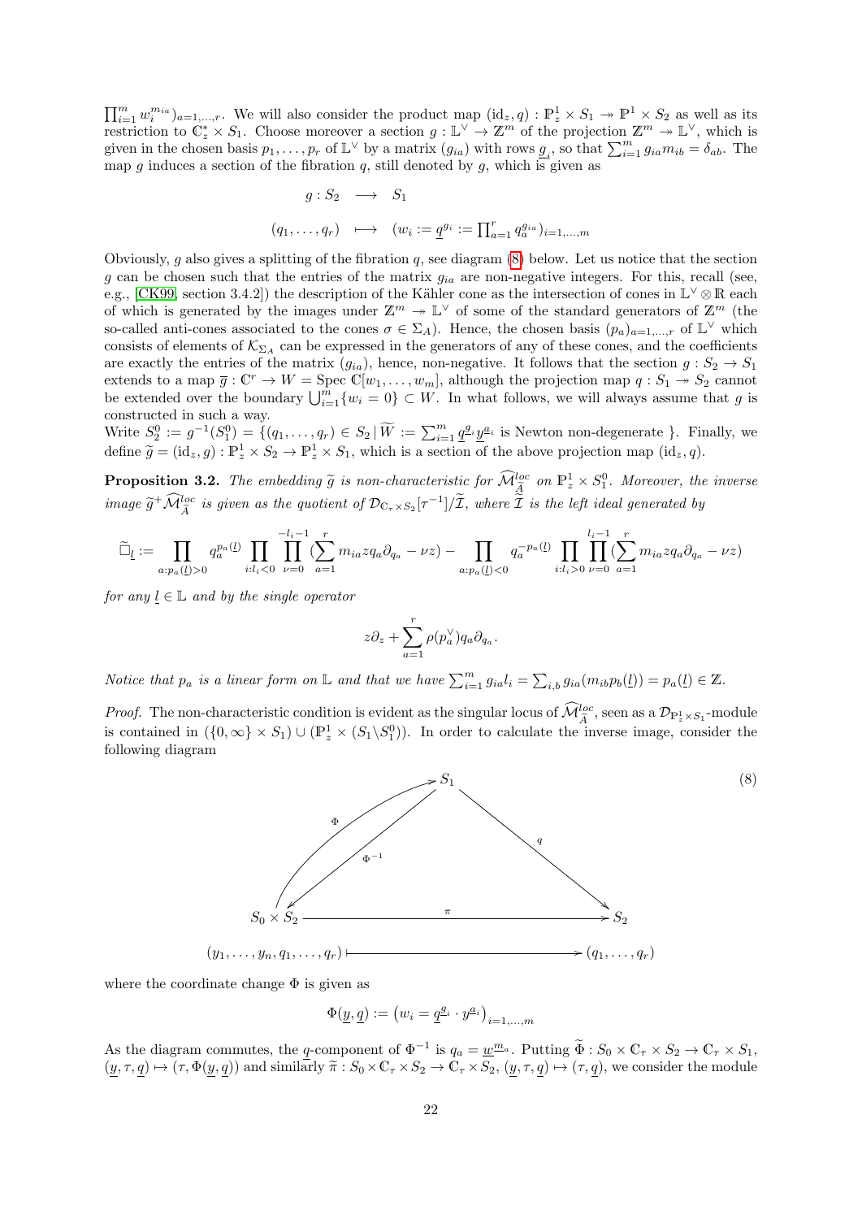$\prod_{i=1}^m w_i^{m_{ia}})_{a=1,\ldots,r}$. We will also consider the product map $(\mathrm{id}_z, q) : \mathbb{P}^1_z \times S_1 \twoheadrightarrow \mathbb{P}^1 \times S_2$ as well as its restriction to $\mathbb{C}^*_z \times S_1$. Choose moreover a section $g : \mathbb{L}^\vee \to \mathbb{Z}^m$ of the projection $\mathbb{Z}^m \twoheadrightarrow \mathbb{L}^\vee$, which is given in the chosen basis $p_1, \ldots, p_r$ of $\mathbb{L}^\vee$ by a matrix $(g_{ia})$ with rows $\underline{g}_i$, so that $\sum_{i=1}^m g_{ia} m_{ib} = \delta_{ab}$. The map $g$ induces a section of the fibration $q$, still denoted by $g$, which is given as

$$
\begin{array}{rcl}
g : S_2 & \longrightarrow & S_1 \\
(q_1, \ldots, q_r) & \longmapsto & (w_i := \underline{q}^{\underline{g}_i} := \prod_{a=1}^r q_a^{g_{ia}})_{i=1,\ldots,m}
\end{array}
$$

Obviously, $g$ also gives a splitting of the fibration $q$, see diagram (8) below. Let us notice that the section $g$ can be chosen such that the entries of the matrix $g_{ia}$ are non-negative integers. For this, recall (see, e.g., [CK99, section 3.4.2]) the description of the Kähler cone as the intersection of cones in $\mathbb{L}^\vee \otimes \mathbb{R}$ each of which is generated by the images under $\mathbb{Z}^m \twoheadrightarrow \mathbb{L}^\vee$ of some of the standard generators of $\mathbb{Z}^m$ (the so-called anti-cones associated to the cones $\sigma \in \Sigma_A$). Hence, the chosen basis $(p_a)_{a=1,\ldots,r}$ of $\mathbb{L}^\vee$ which consists of elements of $\mathcal{K}_{\Sigma_A}$ can be expressed in the generators of any of these cones, and the coefficients are exactly the entries of the matrix $(g_{ia})$, hence, non-negative. It follows that the section $g : S_2 \to S_1$ extends to a map $\overline{g} : \mathbb{C}^r \to W = \operatorname{Spec} \mathbb{C}[w_1, \ldots, w_m]$, although the projection map $q : S_1 \twoheadrightarrow S_2$ cannot be extended over the boundary $\bigcup_{i=1}^m \{w_i = 0\} \subset W$. In what follows, we will always assume that $g$ is constructed in such a way.

Write $S_2^0 := g^{-1}(S_1^0) = \{(q_1, \ldots, q_r) \in S_2 \,|\, \widetilde{W} := \sum_{i=1}^m \underline{q}^{\underline{g}_i} \underline{y}^{\underline{a}_i}$ is Newton non-degenerate $\}$. Finally, we define $\widetilde{g} = (\mathrm{id}_z, g) : \mathbb{P}^1_z \times S_2 \to \mathbb{P}^1_z \times S_1$, which is a section of the above projection map $(\mathrm{id}_z, q)$.

**Proposition 3.2.** *The embedding $\widetilde{g}$ is non-characteristic for $\widehat{\mathcal{M}}^{loc}_{\widetilde{A}}$ on $\mathbb{P}^1_z \times S_1^0$. Moreover, the inverse image $\widetilde{g}^+ \widehat{\mathcal{M}}^{loc}_{\widetilde{A}}$ is given as the quotient of $\mathcal{D}_{\mathbb{C}_\tau \times S_2}[\tau^{-1}]/\widetilde{\mathcal{I}}$, where $\widetilde{\mathcal{I}}$ is the left ideal generated by*

$$
\widetilde{\Box}_{\underline{l}} := \prod_{a: p_a(\underline{l})>0} q_a^{p_a(\underline{l})} \prod_{i: l_i<0} \prod_{\nu=0}^{-l_i-1} (\sum_{a=1}^r m_{ia} z q_a \partial_{q_a} - \nu z) - \prod_{a: p_a(\underline{l})<0} q_a^{-p_a(\underline{l})} \prod_{i: l_i>0} \prod_{\nu=0}^{l_i-1} (\sum_{a=1}^r m_{ia} z q_a \partial_{q_a} - \nu z)
$$

*for any $\underline{l} \in \mathbb{L}$ and by the single operator*

$$
z\partial_z + \sum_{a=1}^r \rho(p_a^\vee) q_a \partial_{q_a}.
$$

*Notice that $p_a$ is a linear form on $\mathbb{L}$ and that we have $\sum_{i=1}^m g_{ia} l_i = \sum_{i,b} g_{ia}(m_{ib} p_b(\underline{l})) = p_a(\underline{l}) \in \mathbb{Z}$.*

*Proof.* The non-characteristic condition is evident as the singular locus of $\widehat{\mathcal{M}}^{loc}_{\widetilde{A}}$, seen as a $\mathcal{D}_{\mathbb{P}^1_z \times S_1}$-module is contained in $(\{0, \infty\} \times S_1) \cup (\mathbb{P}^1_z \times (S_1 \backslash S_1^0))$. In order to calculate the inverse image, consider the following diagram

$$
\begin{array}{ccc}
 & S_1 & \\
\Phi \nearrow \swarrow \Phi^{-1} & & \searrow q \\
S_0 \times S_2 & \xrightarrow{\quad \pi \quad} & S_2 \\
(y_1, \ldots, y_n, q_1, \ldots, q_r) & \longmapsto & (q_1, \ldots, q_r)
\end{array}
\tag{8}
$$

where the coordinate change $\Phi$ is given as

$$
\Phi(\underline{y}, \underline{q}) := \left( w_i = \underline{q}^{\underline{g}_i} \cdot y^{\underline{a}_i} \right)_{i=1,\ldots,m}
$$

As the diagram commutes, the $\underline{q}$-component of $\Phi^{-1}$ is $q_a = \underline{w}^{\underline{m}_a}$. Putting $\widetilde{\Phi} : S_0 \times \mathbb{C}_\tau \times S_2 \to \mathbb{C}_\tau \times S_1$, $(\underline{y}, \tau, \underline{q}) \mapsto (\tau, \Phi(\underline{y}, \underline{q}))$ and similarly $\widetilde{\pi} : S_0 \times \mathbb{C}_\tau \times S_2 \to \mathbb{C}_\tau \times S_2$, $(\underline{y}, \tau, \underline{q}) \mapsto (\tau, \underline{q})$, we consider the module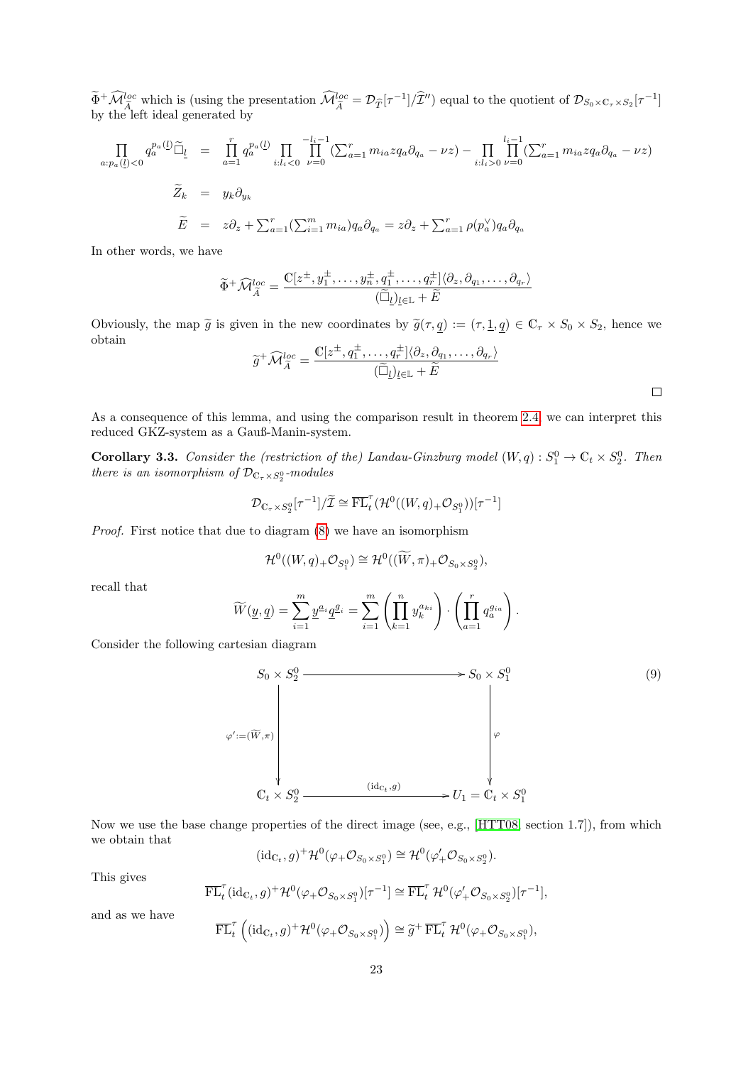$\widetilde{\Phi}^+\widehat{\mathcal{M}}^{loc}_{\widetilde{A}}$ which is (using the presentation $\widehat{\mathcal{M}}^{loc}_{\widetilde{A}} = \mathcal{D}_{\widehat{T}}[\tau^{-1}]/\widehat{\mathcal{I}}''$) equal to the quotient of $\mathcal{D}_{S_0\times\mathbb{C}_\tau\times S_2}[\tau^{-1}]$ by the left ideal generated by

$$
\begin{aligned}
\prod_{a:p_a(\underline{l})<0} q_a^{p_a(\underline{l})}\widetilde{\Box}_{\underline{l}} &= \prod_{a=1}^{r} q_a^{p_a(\underline{l})} \prod_{i:l_i<0}\prod_{\nu=0}^{-l_i-1}(\textstyle\sum_{a=1}^r m_{ia} z q_a\partial_{q_a} - \nu z) - \prod_{i:l_i>0}\prod_{\nu=0}^{l_i-1}(\textstyle\sum_{a=1}^r m_{ia} z q_a\partial_{q_a} - \nu z) \\
\widetilde{Z}_k &= y_k\partial_{y_k} \\
\widetilde{E} &= z\partial_z + \textstyle\sum_{a=1}^r (\sum_{i=1}^m m_{ia}) q_a\partial_{q_a} = z\partial_z + \sum_{a=1}^r \rho(p_a^\vee) q_a\partial_{q_a}
\end{aligned}
$$

In other words, we have

$$
\widetilde{\Phi}^+\widehat{\mathcal{M}}^{loc}_{\widetilde{A}} = \frac{\mathbb{C}[z^\pm, y_1^\pm,\ldots,y_n^\pm, q_1^\pm,\ldots,q_r^\pm]\langle\partial_z,\partial_{q_1},\ldots,\partial_{q_r}\rangle}{(\widetilde{\Box}_{\underline{l}})_{\underline{l}\in\mathbb{L}} + \widetilde{E}}
$$

Obviously, the map $\widetilde{g}$ is given in the new coordinates by $\widetilde{g}(\tau,\underline{q}) := (\tau,\underline{1},\underline{q}) \in \mathbb{C}_\tau\times S_0\times S_2$, hence we obtain

$$
\widetilde{g}^+\widehat{\mathcal{M}}^{loc}_{\widetilde{A}} = \frac{\mathbb{C}[z^\pm, q_1^\pm,\ldots,q_r^\pm]\langle\partial_z,\partial_{q_1},\ldots,\partial_{q_r}\rangle}{(\widetilde{\Box}_{\underline{l}})_{\underline{l}\in\mathbb{L}} + \widetilde{E}}
$$

□

As a consequence of this lemma, and using the comparison result in theorem 2.4, we can interpret this reduced GKZ-system as a Gauß-Manin-system.

**Corollary 3.3.** *Consider the (restriction of the) Landau-Ginzburg model $(W,q) : S_1^0 \to \mathbb{C}_t\times S_2^0$. Then there is an isomorphism of $\mathcal{D}_{\mathbb{C}_\tau\times S_2^0}$-modules*

$$
\mathcal{D}_{\mathbb{C}_\tau\times S_2^0}[\tau^{-1}]/\widetilde{\mathcal{I}} \cong \overline{\mathrm{FL}}_t^\tau(\mathcal{H}^0((W,q)_+\mathcal{O}_{S_1^0}))[\tau^{-1}]
$$

*Proof.* First notice that due to diagram (8) we have an isomorphism

$$
\mathcal{H}^0((W,q)_+\mathcal{O}_{S_1^0}) \cong \mathcal{H}^0((\widetilde{W},\pi)_+\mathcal{O}_{S_0\times S_2^0}),
$$

recall that

$$
\widetilde{W}(\underline{y},\underline{q}) = \sum_{i=1}^m \underline{y}^{\underline{a}_i}\underline{q}^{\underline{g}_i} = \sum_{i=1}^m \left(\prod_{k=1}^n y_k^{a_{ki}}\right)\cdot\left(\prod_{a=1}^r q_a^{g_{ia}}\right).
$$

Consider the following cartesian diagram

$$
\begin{array}{ccc}
S_0\times S_2^0 & \longrightarrow & S_0\times S_1^0 \\
\Big\downarrow {\scriptstyle \varphi' := (\widetilde{W},\pi)} & & \Big\downarrow {\scriptstyle \varphi} \\
\mathbb{C}_t\times S_2^0 & \xrightarrow{(\mathrm{id}_{\mathbb{C}_t}, g)} & U_1 = \mathbb{C}_t\times S_1^0
\end{array}
\qquad (9)
$$

Now we use the base change properties of the direct image (see, e.g., [HTT08, section 1.7]), from which we obtain that

$$
(\mathrm{id}_{\mathbb{C}_t}, g)^+\mathcal{H}^0(\varphi_+\mathcal{O}_{S_0\times S_1^0}) \cong \mathcal{H}^0(\varphi'_+\mathcal{O}_{S_0\times S_2^0}).
$$

This gives

$$
\overline{\mathrm{FL}}_t^\tau(\mathrm{id}_{\mathbb{C}_t}, g)^+\mathcal{H}^0(\varphi_+\mathcal{O}_{S_0\times S_1^0})[\tau^{-1}] \cong \overline{\mathrm{FL}}_t^\tau\,\mathcal{H}^0(\varphi'_+\mathcal{O}_{S_0\times S_2^0})[\tau^{-1}],
$$

and as we have

$$
\overline{\mathrm{FL}}_t^\tau\left((\mathrm{id}_{\mathbb{C}_t}, g)^+\mathcal{H}^0(\varphi_+\mathcal{O}_{S_0\times S_1^0})\right) \cong \widetilde{g}^+\,\overline{\mathrm{FL}}_t^\tau\,\mathcal{H}^0(\varphi_+\mathcal{O}_{S_0\times S_1^0}),
$$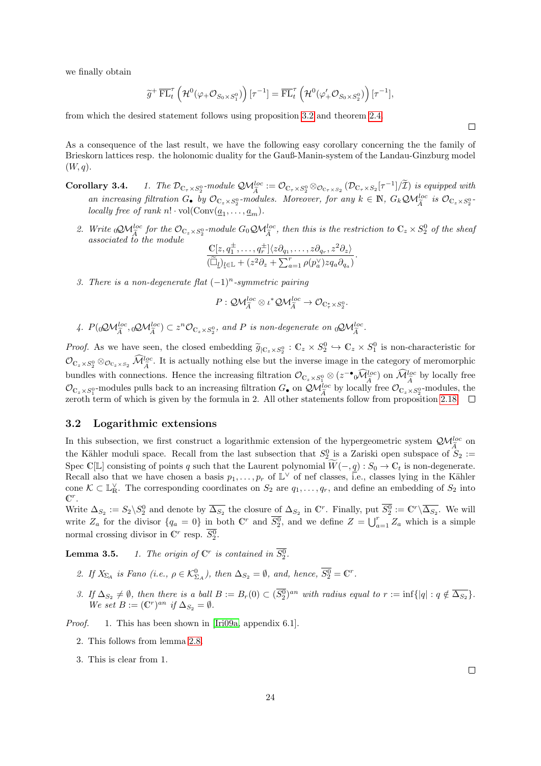we finally obtain

$$\widetilde{g}^+ \,\overline{\mathrm{FL}}_t^\tau \left(\mathcal{H}^0(\varphi_+\mathcal{O}_{S_0\times S_1^0})\right)[\tau^{-1}] = \overline{\mathrm{FL}}_t^\tau \left(\mathcal{H}^0(\varphi'_+\mathcal{O}_{S_0\times S_2^0})\right)[\tau^{-1}],$$

from which the desired statement follows using proposition 3.2 and theorem 2.4. □

As a consequence of the last result, we have the following easy corollary concerning the the family of Brieskorn lattices resp. the holonomic duality for the Gauß-Manin-system of the Landau-Ginzburg model $(W, q)$.

**Corollary 3.4.** *1. The $\mathcal{D}_{\mathbb{C}_\tau\times S_2^0}$-module $\mathcal{QM}_{\widetilde{A}}^{loc} := \mathcal{O}_{\mathbb{C}_\tau\times S_2^0}\otimes_{\mathcal{O}_{\mathbb{C}_\tau\times S_2}}(\mathcal{D}_{\mathbb{C}_\tau\times S_2}[\tau^{-1}]/\widetilde{\mathcal{I}})$ is equipped with an increasing filtration $G_\bullet$ by $\mathcal{O}_{\mathbb{C}_z\times S_2^0}$-modules. Moreover, for any $k\in\mathbb{N}$, $G_k\mathcal{QM}_{\widetilde{A}}^{loc}$ is $\mathcal{O}_{\mathbb{C}_z\times S_2^0}$-locally free of rank $n!\cdot\mathrm{vol}(\mathrm{Conv}(\underline{a}_1,\ldots,\underline{a}_m))$.*

*2. Write ${}_0\mathcal{QM}_{\widetilde{A}}^{loc}$ for the $\mathcal{O}_{\mathbb{C}_z\times S_2^0}$-module $G_0\mathcal{QM}_{\widetilde{A}}^{loc}$, then this is the restriction to $\mathbb{C}_z\times S_2^0$ of the sheaf associated to the module*

$$\frac{\mathbb{C}[z,q_1^\pm,\ldots,q_r^\pm]\langle z\partial_{q_1},\ldots,z\partial_{q_r},z^2\partial_z\rangle}{(\widetilde{\Box}_{\underline{l}})_{\underline{l}\in\mathbb{L}}+(z^2\partial_z+\sum_{a=1}^r\rho(p_a^\vee)zq_a\partial_{q_a})}.$$

*3. There is a non-degenerate flat $(-1)^n$-symmetric pairing*

$$P:\mathcal{QM}_{\widetilde{A}}^{loc}\otimes\iota^*\mathcal{QM}_{\widetilde{A}}^{loc}\to\mathcal{O}_{\mathbb{C}_\tau^*\times S_2^0}.$$

*4. $P({}_0\mathcal{QM}_{\widetilde{A}}^{loc},{}_0\mathcal{QM}_{\widetilde{A}}^{loc})\subset z^n\mathcal{O}_{\mathbb{C}_z\times S_2^0}$, and $P$ is non-degenerate on ${}_0\mathcal{QM}_{\widetilde{A}}^{loc}$.*

*Proof.* As we have seen, the closed embedding $\widetilde{g}_{|\mathbb{C}_z\times S_2^0}:\mathbb{C}_z\times S_2^0\hookrightarrow\mathbb{C}_z\times S_1^0$ is non-characteristic for $\mathcal{O}_{\mathbb{C}_z\times S_2^0}\otimes_{\mathcal{O}_{\mathbb{C}_z\times S_2}}\widehat{\mathcal{M}}_{\widetilde{A}}^{loc}$. It is actually nothing else but the inverse image in the category of meromorphic bundles with connections. Hence the increasing filtration $\mathcal{O}_{\mathbb{C}_z\times S_1^0}\otimes(z^{-\bullet}{}_0\widehat{\mathcal{M}}_{\widetilde{A}}^{loc})$ on $\widehat{\mathcal{M}}_{\widetilde{A}}^{loc}$ by locally free $\mathcal{O}_{\mathbb{C}_z\times S_1^0}$-modules pulls back to an increasing filtration $G_\bullet$ on $\mathcal{QM}_{\widetilde{A}}^{loc}$ by locally free $\mathcal{O}_{\mathbb{C}_z\times S_2^0}$-modules, the zeroth term of which is given by the formula in 2. All other statements follow from proposition 2.18. □

### 3.2 Logarithmic extensions

In this subsection, we first construct a logarithmic extension of the hypergeometric system $\mathcal{QM}_{\widetilde{A}}^{loc}$ on the Kähler moduli space. Recall from the last subsection that $S_2^0$ is a Zariski open subspace of $S_2 := \mathrm{Spec}\,\mathbb{C}[\mathbb{L}]$ consisting of points $q$ such that the Laurent polynomial $\widetilde{W}(-,\underline{q}):S_0\to\mathbb{C}_t$ is non-degenerate. Recall also that we have chosen a basis $p_1,\ldots,p_r$ of $\mathbb{L}^\vee$ of nef classes, i.e., classes lying in the Kähler cone $\mathcal{K}\subset\mathbb{L}_\mathbb{R}^\vee$. The corresponding coordinates on $S_2$ are $q_1,\ldots,q_r$, and define an embedding of $S_2$ into $\mathbb{C}^r$.
Write $\Delta_{S_2} := S_2\backslash S_2^0$ and denote by $\overline{\Delta_{S_2}}$ the closure of $\Delta_{S_2}$ in $\mathbb{C}^r$. Finally, put $\overline{S_2^0} := \mathbb{C}^r\backslash\overline{\Delta_{S_2}}$. We will write $Z_a$ for the divisor $\{q_a=0\}$ in both $\mathbb{C}^r$ and $\overline{S_2^0}$, and we define $Z=\bigcup_{a=1}^r Z_a$ which is a simple normal crossing divisor in $\mathbb{C}^r$ resp. $\overline{S_2^0}$.

**Lemma 3.5.** *1. The origin of $\mathbb{C}^r$ is contained in $\overline{S_2^0}$.*

*2. If $X_{\Sigma_A}$ is Fano (i.e., $\rho\in\mathcal{K}_{\Sigma_A}^0$), then $\Delta_{S_2}=\emptyset$, and, hence, $\overline{S_2^0}=\mathbb{C}^r$.*

*3. If $\Delta_{S_2}\neq\emptyset$, then there is a ball $B := B_r(0)\subset(\overline{S_2^0})^{an}$ with radius equal to $r := \inf\{|q| : q\notin\overline{\Delta_{S_2}}\}$. We set $B := (\mathbb{C}^r)^{an}$ if $\Delta_{S_2}=\emptyset$.*

*Proof.* 1. This has been shown in [Iri09a, appendix 6.1].

2. This follows from lemma 2.8.

3. This is clear from 1.

□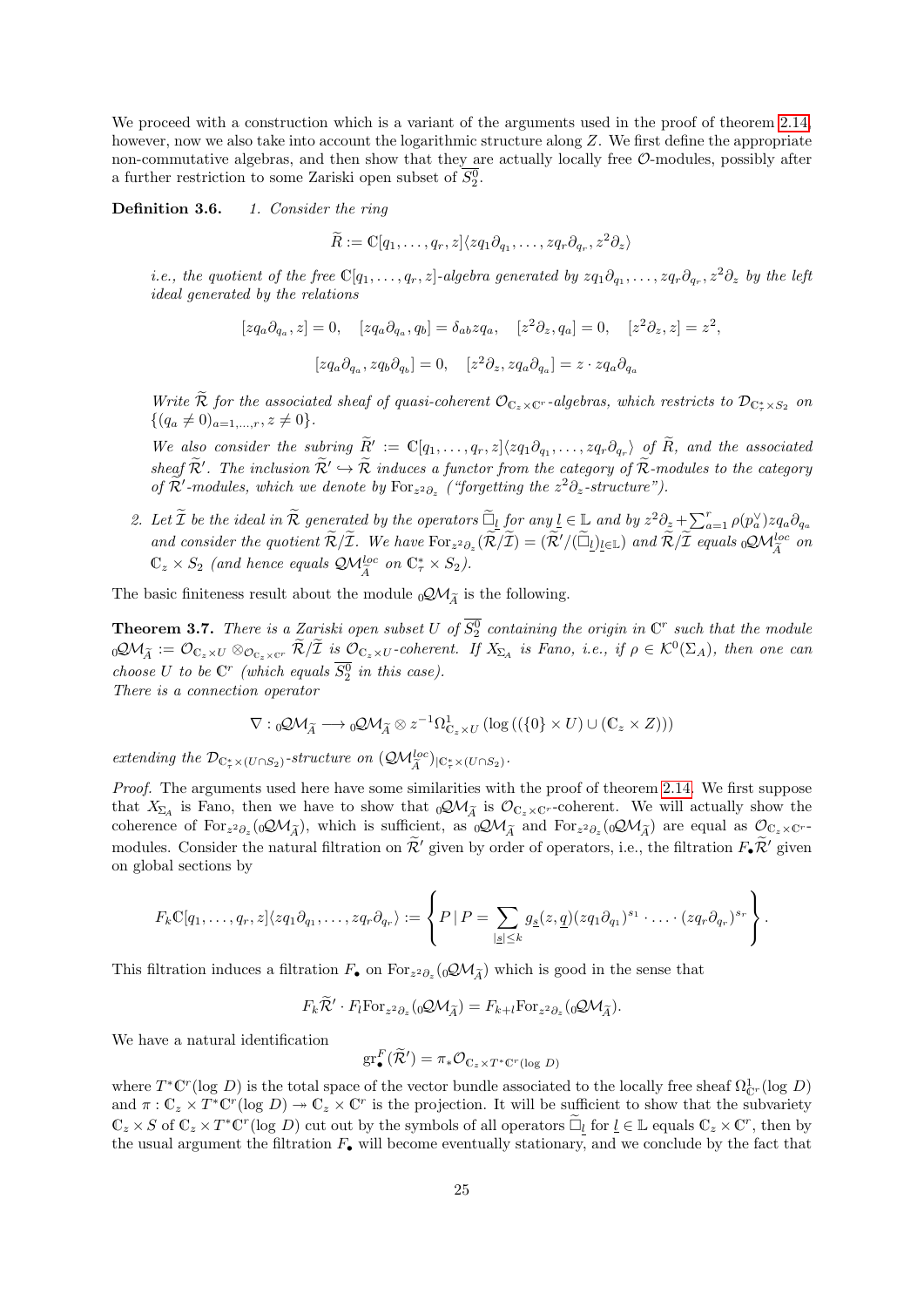We proceed with a construction which is a variant of the arguments used in the proof of theorem 2.14, however, now we also take into account the logarithmic structure along $Z$. We first define the appropriate non-commutative algebras, and then show that they are actually locally free $\mathcal{O}$-modules, possibly after a further restriction to some Zariski open subset of $\overline{S_2^0}$.

**Definition 3.6.** *1. Consider the ring*

$$\widetilde{R} := \mathbb{C}[q_1, \ldots, q_r, z]\langle zq_1\partial_{q_1}, \ldots, zq_r\partial_{q_r}, z^2\partial_z\rangle$$

*i.e., the quotient of the free $\mathbb{C}[q_1, \ldots, q_r, z]$-algebra generated by $zq_1\partial_{q_1}, \ldots, zq_r\partial_{q_r}, z^2\partial_z$ by the left ideal generated by the relations*

$$[zq_a\partial_{q_a}, z] = 0, \quad [zq_a\partial_{q_a}, q_b] = \delta_{ab} zq_a, \quad [z^2\partial_z, q_a] = 0, \quad [z^2\partial_z, z] = z^2,$$

$$[zq_a\partial_{q_a}, zq_b\partial_{q_b}] = 0, \quad [z^2\partial_z, zq_a\partial_{q_a}] = z \cdot zq_a\partial_{q_a}$$

*Write $\widetilde{\mathcal{R}}$ for the associated sheaf of quasi-coherent $\mathcal{O}_{\mathbb{C}_z\times\mathbb{C}^r}$-algebras, which restricts to $\mathcal{D}_{\mathbb{C}^*_\tau\times S_2}$ on $\{(q_a \neq 0)_{a=1,\ldots,r}, z \neq 0\}$.*

*We also consider the subring $\widetilde{R}' := \mathbb{C}[q_1, \ldots, q_r, z]\langle zq_1\partial_{q_1}, \ldots, zq_r\partial_{q_r}\rangle$ of $\widetilde{R}$, and the associated sheaf $\widetilde{\mathcal{R}}'$. The inclusion $\widetilde{\mathcal{R}}' \hookrightarrow \widetilde{\mathcal{R}}$ induces a functor from the category of $\widetilde{\mathcal{R}}$-modules to the category of $\widetilde{\mathcal{R}}'$-modules, which we denote by $\mathrm{For}_{z^2\partial_z}$ ("forgetting the $z^2\partial_z$-structure").*

2. *Let $\widetilde{\mathcal{I}}$ be the ideal in $\widetilde{\mathcal{R}}$ generated by the operators $\widetilde{\Box}_{\underline{l}}$ for any $\underline{l} \in \mathbb{L}$ and by $z^2\partial_z + \sum_{a=1}^r \rho(p_a^\vee) zq_a\partial_{q_a}$ and consider the quotient $\widetilde{\mathcal{R}}/\widetilde{\mathcal{I}}$. We have $\mathrm{For}_{z^2\partial_z}(\widetilde{\mathcal{R}}/\widetilde{\mathcal{I}}) = (\widetilde{\mathcal{R}}'/(\widetilde{\Box}_{\underline{l}})_{\underline{l}\in\mathbb{L}})$ and $\widetilde{\mathcal{R}}/\widetilde{\mathcal{I}}$ equals ${}_0\mathcal{QM}_{\widetilde{A}}^{loc}$ on $\mathbb{C}_z \times S_2$ (and hence equals $\mathcal{QM}_{\widetilde{A}}^{loc}$ on $\mathbb{C}^*_\tau \times S_2$).*

The basic finiteness result about the module ${}_0\mathcal{QM}_{\widetilde{A}}$ is the following.

**Theorem 3.7.** *There is a Zariski open subset $U$ of $\overline{S_2^0}$ containing the origin in $\mathbb{C}^r$ such that the module ${}_0\mathcal{QM}_{\widetilde{A}} := \mathcal{O}_{\mathbb{C}_z\times U} \otimes_{\mathcal{O}_{\mathbb{C}_z\times\mathbb{C}^r}} \widetilde{\mathcal{R}}/\widetilde{\mathcal{I}}$ is $\mathcal{O}_{\mathbb{C}_z\times U}$-coherent. If $X_{\Sigma_A}$ is Fano, i.e., if $\rho \in \mathcal{K}^0(\Sigma_A)$, then one can choose $U$ to be $\mathbb{C}^r$ (which equals $\overline{S_2^0}$ in this case).*
*There is a connection operator*

$$\nabla : {}_0\mathcal{QM}_{\widetilde{A}} \longrightarrow {}_0\mathcal{QM}_{\widetilde{A}} \otimes z^{-1}\Omega^1_{\mathbb{C}_z\times U}\left(\log\left((\{0\}\times U) \cup (\mathbb{C}_z \times Z)\right)\right)$$

*extending the $\mathcal{D}_{\mathbb{C}^*_\tau\times(U\cap S_2)}$-structure on $(\mathcal{QM}_{\widetilde{A}}^{loc})_{|\mathbb{C}^*_\tau\times(U\cap S_2)}$.*

*Proof.* The arguments used here have some similarities with the proof of theorem 2.14. We first suppose that $X_{\Sigma_A}$ is Fano, then we have to show that ${}_0\mathcal{QM}_{\widetilde{A}}$ is $\mathcal{O}_{\mathbb{C}_z\times\mathbb{C}^r}$-coherent. We will actually show the coherence of $\mathrm{For}_{z^2\partial_z}({}_0\mathcal{QM}_{\widetilde{A}})$, which is sufficient, as ${}_0\mathcal{QM}_{\widetilde{A}}$ and $\mathrm{For}_{z^2\partial_z}({}_0\mathcal{QM}_{\widetilde{A}})$ are equal as $\mathcal{O}_{\mathbb{C}_z\times\mathbb{C}^r}$-modules. Consider the natural filtration on $\widetilde{\mathcal{R}}'$ given by order of operators, i.e., the filtration $F_\bullet\widetilde{\mathcal{R}}'$ given on global sections by

$$F_k\mathbb{C}[q_1, \ldots, q_r, z]\langle zq_1\partial_{q_1}, \ldots, zq_r\partial_{q_r}\rangle := \left\{ P \,|\, P = \sum_{|\underline{s}|\leq k} g_{\underline{s}}(z, \underline{q})(zq_1\partial_{q_1})^{s_1} \cdot \ldots \cdot (zq_r\partial_{q_r})^{s_r} \right\}.$$

This filtration induces a filtration $F_\bullet$ on $\mathrm{For}_{z^2\partial_z}({}_0\mathcal{QM}_{\widetilde{A}})$ which is good in the sense that

$$F_k\widetilde{\mathcal{R}}' \cdot F_l\mathrm{For}_{z^2\partial_z}({}_0\mathcal{QM}_{\widetilde{A}}) = F_{k+l}\mathrm{For}_{z^2\partial_z}({}_0\mathcal{QM}_{\widetilde{A}}).$$

We have a natural identification

$$\mathrm{gr}^F_\bullet(\widetilde{\mathcal{R}}') = \pi_*\mathcal{O}_{\mathbb{C}_z\times T^*\mathbb{C}^r(\log\, D)}$$

where $T^*\mathbb{C}^r(\log D)$ is the total space of the vector bundle associated to the locally free sheaf $\Omega^1_{\mathbb{C}^r}(\log D)$ and $\pi : \mathbb{C}_z \times T^*\mathbb{C}^r(\log D) \twoheadrightarrow \mathbb{C}_z \times \mathbb{C}^r$ is the projection. It will be sufficient to show that the subvariety $\mathbb{C}_z \times S$ of $\mathbb{C}_z \times T^*\mathbb{C}^r(\log D)$ cut out by the symbols of all operators $\widetilde{\Box}_{\underline{l}}$ for $\underline{l} \in \mathbb{L}$ equals $\mathbb{C}_z \times \mathbb{C}^r$, then by the usual argument the filtration $F_\bullet$ will become eventually stationary, and we conclude by the fact that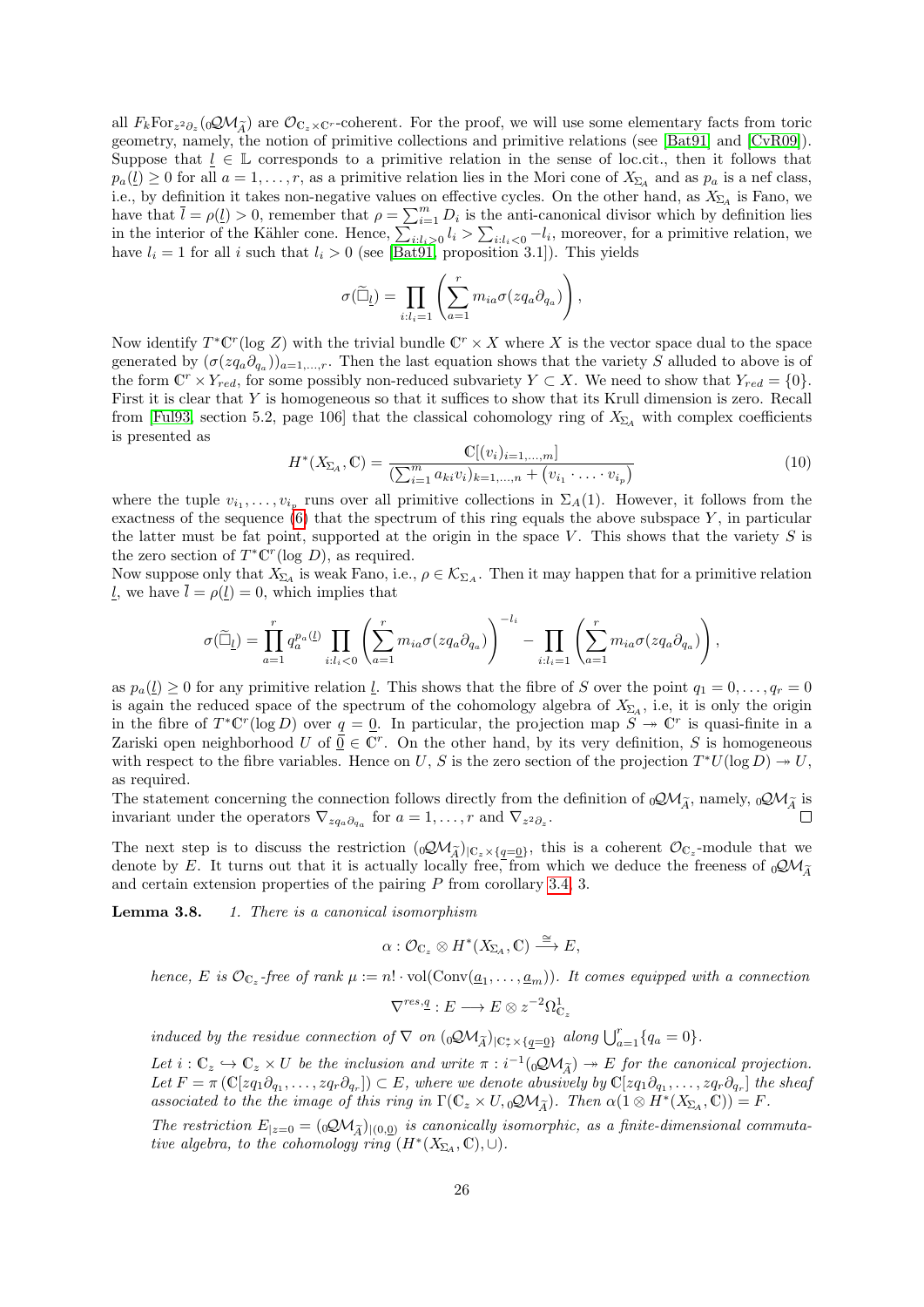all $F_k\mathrm{For}_{z^2\partial_z}({}_0\mathcal{QM}_{\widetilde{A}})$ are $\mathcal{O}_{\mathbb{C}_z\times\mathbb{C}^r}$-coherent. For the proof, we will use some elementary facts from toric geometry, namely, the notion of primitive collections and primitive relations (see [Bat91] and [CvR09]). Suppose that $\underline{l}\in\mathbb{L}$ corresponds to a primitive relation in the sense of loc.cit., then it follows that $p_a(\underline{l})\geq 0$ for all $a=1,\ldots,r$, as a primitive relation lies in the Mori cone of $X_{\Sigma_A}$ and as $p_a$ is a nef class, i.e., by definition it takes non-negative values on effective cycles. On the other hand, as $X_{\Sigma_A}$ is Fano, we have that $\overline{l}=\rho(\underline{l})>0$, remember that $\rho=\sum_{i=1}^m D_i$ is the anti-canonical divisor which by definition lies in the interior of the Kähler cone. Hence, $\sum_{i:l_i>0} l_i > \sum_{i:l_i<0} -l_i$, moreover, for a primitive relation, we have $l_i=1$ for all $i$ such that $l_i>0$ (see [Bat91, proposition 3.1]). This yields

$$
\sigma(\widetilde{\Box}_{\underline{l}})=\prod_{i:l_i=1}\left(\sum_{a=1}^r m_{ia}\sigma(zq_a\partial_{q_a})\right),
$$

Now identify $T^*\mathbb{C}^r(\log Z)$ with the trivial bundle $\mathbb{C}^r\times X$ where $X$ is the vector space dual to the space generated by $(\sigma(zq_a\partial_{q_a}))_{a=1,\ldots,r}$. Then the last equation shows that the variety $S$ alluded to above is of the form $\mathbb{C}^r\times Y_{red}$, for some possibly non-reduced subvariety $Y\subset X$. We need to show that $Y_{red}=\{0\}$. First it is clear that $Y$ is homogeneous so that it suffices to show that its Krull dimension is zero. Recall from [Ful93, section 5.2, page 106] that the classical cohomology ring of $X_{\Sigma_A}$ with complex coefficients is presented as

$$
H^*(X_{\Sigma_A},\mathbb{C})=\frac{\mathbb{C}[(v_i)_{i=1,\ldots,m}]}{(\sum_{i=1}^m a_{ki}v_i)_{k=1,\ldots,n}+(v_{i_1}\cdot\ldots\cdot v_{i_p})} \tag{10}
$$

where the tuple $v_{i_1},\ldots,v_{i_p}$ runs over all primitive collections in $\Sigma_A(1)$. However, it follows from the exactness of the sequence (6) that the spectrum of this ring equals the above subspace $Y$, in particular the latter must be fat point, supported at the origin in the space $V$. This shows that the variety $S$ is the zero section of $T^*\mathbb{C}^r(\log D)$, as required.

Now suppose only that $X_{\Sigma_A}$ is weak Fano, i.e., $\rho\in\mathcal{K}_{\Sigma_A}$. Then it may happen that for a primitive relation $\underline{l}$, we have $\overline{l}=\rho(\underline{l})=0$, which implies that

$$
\sigma(\widetilde{\Box}_{\underline{l}})=\prod_{a=1}^r q_a^{p_a(\underline{l})}\prod_{i:l_i<0}\left(\sum_{a=1}^r m_{ia}\sigma(zq_a\partial_{q_a})\right)^{-l_i}-\prod_{i:l_i=1}\left(\sum_{a=1}^r m_{ia}\sigma(zq_a\partial_{q_a})\right),
$$

as $p_a(\underline{l})\geq 0$ for any primitive relation $\underline{l}$. This shows that the fibre of $S$ over the point $q_1=0,\ldots,q_r=0$ is again the reduced space of the spectrum of the cohomology algebra of $X_{\Sigma_A}$, i.e, it is only the origin in the fibre of $T^*\mathbb{C}^r(\log D)$ over $\underline{q}=\underline{0}$. In particular, the projection map $S\twoheadrightarrow\mathbb{C}^r$ is quasi-finite in a Zariski open neighborhood $U$ of $\underline{0}\in\mathbb{C}^r$. On the other hand, by its very definition, $S$ is homogeneous with respect to the fibre variables. Hence on $U$, $S$ is the zero section of the projection $T^*U(\log D)\twoheadrightarrow U$, as required.

The statement concerning the connection follows directly from the definition of ${}_0\mathcal{QM}_{\widetilde{A}}$, namely, ${}_0\mathcal{QM}_{\widetilde{A}}$ is invariant under the operators $\nabla_{zq_a\partial_{q_a}}$ for $a=1,\ldots,r$ and $\nabla_{z^2\partial_z}$. $\square$

The next step is to discuss the restriction $({}_0\mathcal{QM}_{\widetilde{A}})_{|\mathbb{C}_z\times\{\underline{q}=\underline{0}\}}$, this is a coherent $\mathcal{O}_{\mathbb{C}_z}$-module that we denote by $E$. It turns out that it is actually locally free, from which we deduce the freeness of ${}_0\mathcal{QM}_{\widetilde{A}}$ and certain extension properties of the pairing $P$ from corollary 3.4, 3.

**Lemma 3.8.** *1. There is a canonical isomorphism*

$$
\alpha:\mathcal{O}_{\mathbb{C}_z}\otimes H^*(X_{\Sigma_A},\mathbb{C})\xrightarrow{\cong}E,
$$

*hence, $E$ is $\mathcal{O}_{\mathbb{C}_z}$-free of rank $\mu:=n!\cdot\mathrm{vol}(\mathrm{Conv}(\underline{a}_1,\ldots,\underline{a}_m))$. It comes equipped with a connection*

$$
\nabla^{res,\underline{q}}:E\longrightarrow E\otimes z^{-2}\Omega^1_{\mathbb{C}_z}
$$

*induced by the residue connection of $\nabla$ on $({}_0\mathcal{QM}_{\widetilde{A}})_{|\mathbb{C}^*_\tau\times\{\underline{q}=\underline{0}\}}$ along $\bigcup_{a=1}^r\{q_a=0\}$.*

*Let $i:\mathbb{C}_z\hookrightarrow\mathbb{C}_z\times U$ be the inclusion and write $\pi:i^{-1}({}_0\mathcal{QM}_{\widetilde{A}})\twoheadrightarrow E$ for the canonical projection. Let $F=\pi\left(\mathbb{C}[zq_1\partial_{q_1},\ldots,zq_r\partial_{q_r}]\right)\subset E$, where we denote abusively by $\mathbb{C}[zq_1\partial_{q_1},\ldots,zq_r\partial_{q_r}]$ the sheaf associated to the the image of this ring in $\Gamma(\mathbb{C}_z\times U,{}_0\mathcal{QM}_{\widetilde{A}})$. Then $\alpha(1\otimes H^*(X_{\Sigma_A},\mathbb{C}))=F$.*

*The restriction $E_{|z=0}=({}_0\mathcal{QM}_{\widetilde{A}})_{|(0,\underline{0})}$ is canonically isomorphic, as a finite-dimensional commutative algebra, to the cohomology ring $(H^*(X_{\Sigma_A},\mathbb{C}),\cup)$.*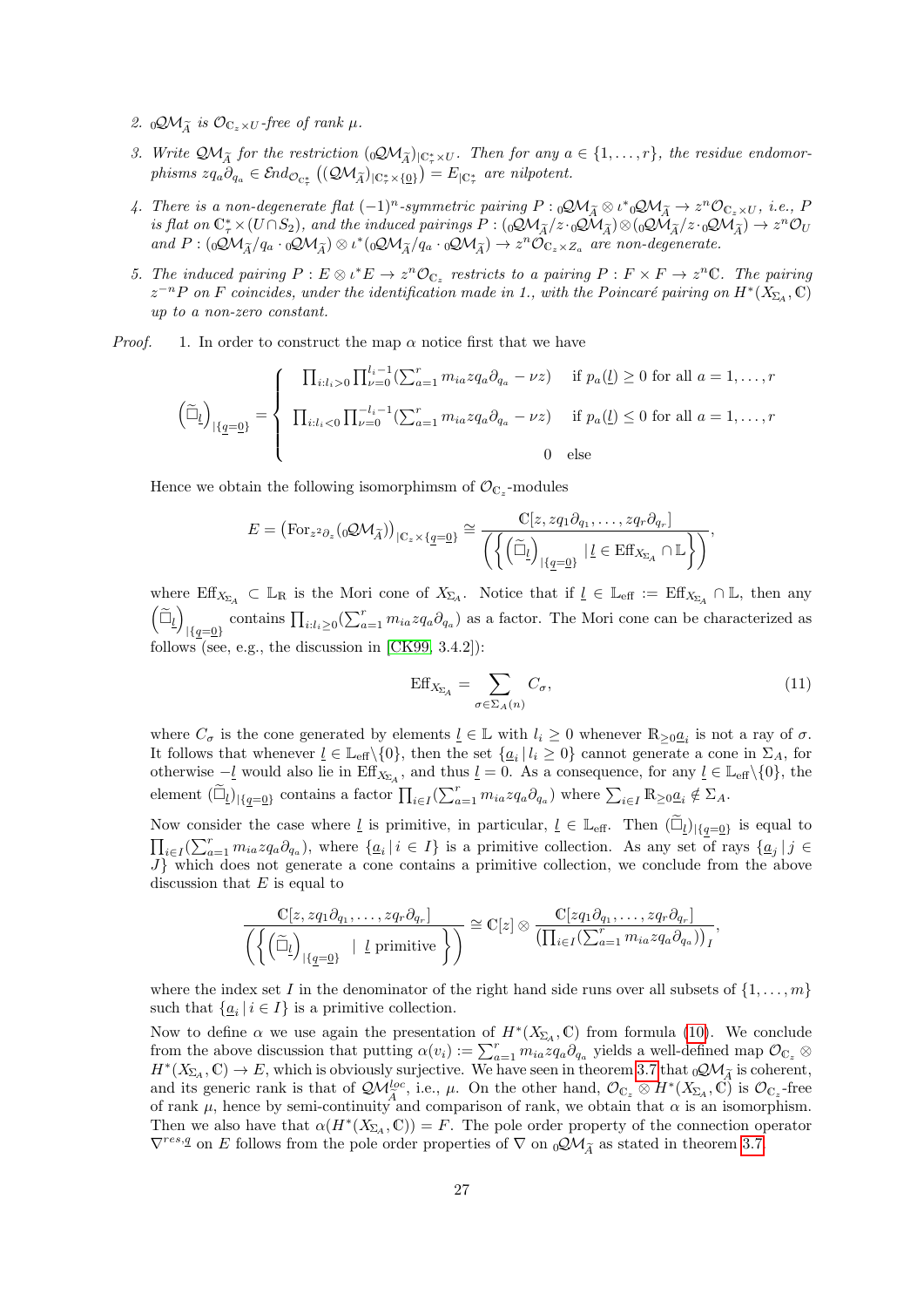2. ${}_0\mathcal{QM}_{\widetilde{A}}$ *is* $\mathcal{O}_{\mathbb{C}_z\times U}$*-free of rank* $\mu$.

3. *Write* $\mathcal{QM}_{\widetilde{A}}$ *for the restriction* $({}_0\mathcal{QM}_{\widetilde{A}})_{|\mathbb{C}^*_\tau\times U}$. *Then for any* $a\in\{1,\ldots,r\}$, *the residue endomorphisms* $zq_a\partial_{q_a}\in\mathcal{E}nd_{\mathcal{O}_{\mathbb{C}^*_\tau}}\left((\mathcal{QM}_{\widetilde{A}})_{|\mathbb{C}^*_\tau\times\{\underline{0}\}}\right)=E_{|\mathbb{C}^*_\tau}$ *are nilpotent.*

4. *There is a non-degenerate flat* $(-1)^n$*-symmetric pairing* $P:{}_0\mathcal{QM}_{\widetilde{A}}\otimes\iota^*{}_0\mathcal{QM}_{\widetilde{A}}\to z^n\mathcal{O}_{\mathbb{C}_z\times U}$, *i.e.,* $P$ *is flat on* $\mathbb{C}^*_\tau\times(U\cap S_2)$, *and the induced pairings* $P:({}_0\mathcal{QM}_{\widetilde{A}}/z\cdot{}_0\mathcal{QM}_{\widetilde{A}})\otimes({}_0\mathcal{QM}_{\widetilde{A}}/z\cdot{}_0\mathcal{QM}_{\widetilde{A}})\to z^n\mathcal{O}_U$ *and* $P:({}_0\mathcal{QM}_{\widetilde{A}}/q_a\cdot{}_0\mathcal{QM}_{\widetilde{A}})\otimes\iota^*({}_0\mathcal{QM}_{\widetilde{A}}/q_a\cdot{}_0\mathcal{QM}_{\widetilde{A}})\to z^n\mathcal{O}_{\mathbb{C}_z\times Z_a}$ *are non-degenerate.*

5. *The induced pairing* $P:E\otimes\iota^*E\to z^n\mathcal{O}_{\mathbb{C}_z}$ *restricts to a pairing* $P:F\times F\to z^n\mathbb{C}$. *The pairing* $z^{-n}P$ *on* $F$ *coincides, under the identification made in 1., with the Poincaré pairing on* $H^*(X_{\Sigma_A},\mathbb{C})$ *up to a non-zero constant.*

*Proof.* 1. In order to construct the map $\alpha$ notice first that we have

$$\left(\widetilde{\Box}_{\underline{l}}\right)_{|\{\underline{q}=\underline{0}\}}=\begin{cases}\prod_{i:l_i>0}\prod_{\nu=0}^{l_i-1}(\sum_{a=1}^r m_{ia}zq_a\partial_{q_a}-\nu z) & \text{if } p_a(\underline{l})\geq 0 \text{ for all } a=1,\ldots,r\\ \prod_{i:l_i<0}\prod_{\nu=0}^{-l_i-1}(\sum_{a=1}^r m_{ia}zq_a\partial_{q_a}-\nu z) & \text{if } p_a(\underline{l})\leq 0 \text{ for all } a=1,\ldots,r\\ 0 & \text{else}\end{cases}$$

Hence we obtain the following isomorphimsm of $\mathcal{O}_{\mathbb{C}_z}$-modules

$$E=\left(\mathrm{For}_{z^2\partial_z}({}_0\mathcal{QM}_{\widetilde{A}})\right)_{|\mathbb{C}_z\times\{\underline{q}=\underline{0}\}}\cong\frac{\mathbb{C}[z,zq_1\partial_{q_1},\ldots,zq_r\partial_{q_r}]}{\left(\left\{\left(\widetilde{\Box}_{\underline{l}}\right)_{|\{\underline{q}=\underline{0}\}}\;|\;\underline{l}\in\mathrm{Eff}_{X_{\Sigma_A}}\cap\mathbb{L}\right\}\right)},$$

where $\mathrm{Eff}_{X_{\Sigma_A}}\subset\mathbb{L}_\mathbb{R}$ is the Mori cone of $X_{\Sigma_A}$. Notice that if $\underline{l}\in\mathbb{L}_{\mathrm{eff}}:=\mathrm{Eff}_{X_{\Sigma_A}}\cap\mathbb{L}$, then any $\left(\widetilde{\Box}_{\underline{l}}\right)_{|\{\underline{q}=\underline{0}\}}$ contains $\prod_{i:l_i\geq 0}(\sum_{a=1}^r m_{ia}zq_a\partial_{q_a})$ as a factor. The Mori cone can be characterized as follows (see, e.g., the discussion in [CK99, 3.4.2]):

$$\mathrm{Eff}_{X_{\Sigma_A}}=\sum_{\sigma\in\Sigma_A(n)}C_\sigma,\tag{11}$$

where $C_\sigma$ is the cone generated by elements $\underline{l}\in\mathbb{L}$ with $l_i\geq 0$ whenever $\mathbb{R}_{\geq 0}\underline{a}_i$ is not a ray of $\sigma$. It follows that whenever $\underline{l}\in\mathbb{L}_{\mathrm{eff}}\backslash\{0\}$, then the set $\{\underline{a}_i\,|\,l_i\geq 0\}$ cannot generate a cone in $\Sigma_A$, for otherwise $-\underline{l}$ would also lie in $\mathrm{Eff}_{X_{\Sigma_A}}$, and thus $\underline{l}=0$. As a consequence, for any $\underline{l}\in\mathbb{L}_{\mathrm{eff}}\backslash\{0\}$, the element $(\widetilde{\Box}_{\underline{l}})_{|\{\underline{q}=\underline{0}\}}$ contains a factor $\prod_{i\in I}(\sum_{a=1}^r m_{ia}zq_a\partial_{q_a})$ where $\sum_{i\in I}\mathbb{R}_{\geq 0}\underline{a}_i\notin\Sigma_A$.

Now consider the case where $\underline{l}$ is primitive, in particular, $\underline{l}\in\mathbb{L}_{\mathrm{eff}}$. Then $(\widetilde{\Box}_{\underline{l}})_{|\{\underline{q}=\underline{0}\}}$ is equal to $\prod_{i\in I}(\sum_{a=1}^r m_{ia}zq_a\partial_{q_a})$, where $\{\underline{a}_i\,|\,i\in I\}$ is a primitive collection. As any set of rays $\{\underline{a}_j\,|\,j\in J\}$ which does not generate a cone contains a primitive collection, we conclude from the above discussion that $E$ is equal to

$$\frac{\mathbb{C}[z,zq_1\partial_{q_1},\ldots,zq_r\partial_{q_r}]}{\left(\left\{\left(\widetilde{\Box}_{\underline{l}}\right)_{|\{\underline{q}=\underline{0}\}}\;\;|\;\underline{l}\text{ primitive}\right\}\right)}\cong\mathbb{C}[z]\otimes\frac{\mathbb{C}[zq_1\partial_{q_1},\ldots,zq_r\partial_{q_r}]}{\left(\prod_{i\in I}(\sum_{a=1}^r m_{ia}zq_a\partial_{q_a})\right)_I},$$

where the index set $I$ in the denominator of the right hand side runs over all subsets of $\{1,\ldots,m\}$ such that $\{\underline{a}_i\,|\,i\in I\}$ is a primitive collection.

Now to define $\alpha$ we use again the presentation of $H^*(X_{\Sigma_A},\mathbb{C})$ from formula (10). We conclude from the above discussion that putting $\alpha(v_i):=\sum_{a=1}^r m_{ia}zq_a\partial_{q_a}$ yields a well-defined map $\mathcal{O}_{\mathbb{C}_z}\otimes H^*(X_{\Sigma_A},\mathbb{C})\to E$, which is obviously surjective. We have seen in theorem 3.7 that ${}_0\mathcal{QM}_{\widetilde{A}}$ is coherent, and its generic rank is that of $\mathcal{QM}^{loc}_{\widetilde{A}}$, i.e., $\mu$. On the other hand, $\mathcal{O}_{\mathbb{C}_z}\otimes H^*(X_{\Sigma_A},\mathbb{C})$ is $\mathcal{O}_{\mathbb{C}_z}$-free of rank $\mu$, hence by semi-continuity and comparison of rank, we obtain that $\alpha$ is an isomorphism. Then we also have that $\alpha(H^*(X_{\Sigma_A},\mathbb{C}))=F$. The pole order property of the connection operator $\nabla^{res,\underline{q}}$ on $E$ follows from the pole order properties of $\nabla$ on ${}_0\mathcal{QM}_{\widetilde{A}}$ as stated in theorem 3.7.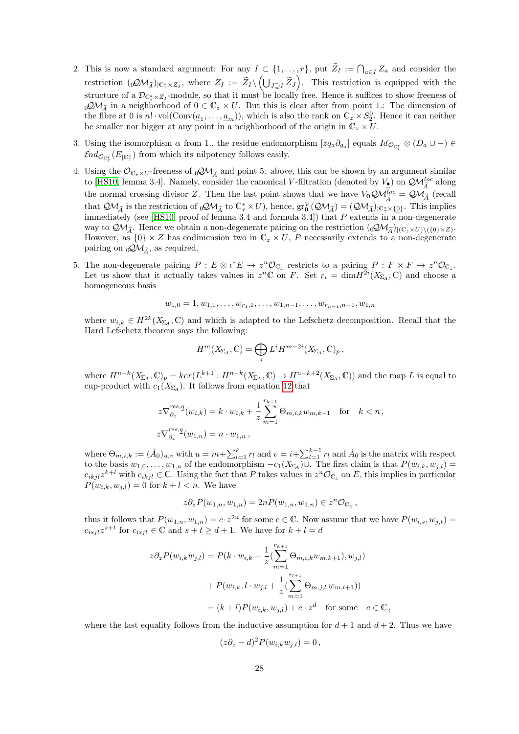2. This is now a standard argument: For any $I \subset \{1,\ldots,r\}$, put $\widetilde{Z}_I := \bigcap_{a\in I} Z_a$ and consider the restriction $({}_0\mathcal{QM}_{\widetilde{A}})_{|\mathbb{C}^*_\tau\times Z_I}$, where $Z_I := \widetilde{Z}_I \backslash \left(\bigcup_{J\supsetneq I} \widetilde{Z}_J\right)$. This restriction is equipped with the structure of a $\mathcal{D}_{\mathbb{C}^*_\tau\times Z_I}$-module, so that it must be locally free. Hence it suffices to show freeness of ${}_0\mathcal{QM}_{\widetilde{A}}$ in a neighborhood of $0\in\mathbb{C}_z\times U$. But this is clear after from point 1.: The dimension of the fibre at 0 is $n!\cdot \mathrm{vol}(\mathrm{Conv}(\underline{a}_1,\ldots,\underline{a}_m))$, which is also the rank on $\mathbb{C}_z\times S^0_2$. Hence it can neither be smaller nor bigger at any point in a neighborhood of the origin in $\mathbb{C}_z\times U$.

3. Using the isomorphism $\alpha$ from 1., the residue endomorphism $[zq_a\partial_{q_a}]$ equals $Id_{\mathcal{O}_{\mathbb{C}^*_\tau}}\otimes(D_a\cup -)\in \mathcal{E}nd_{\mathcal{O}_{\mathbb{C}^*_\tau}}(E_{|\mathbb{C}^*_\tau})$ from which its nilpotency follows easily.

4. Using the $\mathcal{O}_{\mathbb{C}_z\times U}$-freeness of ${}_0\mathcal{QM}_{\widetilde{A}}$ and point 5. above, this can be shown by an argument similar to [HS10, lemma 3.4]. Namely, consider the canonical $V$-filtration (denoted by $V_\bullet$) on $\mathcal{QM}^{loc}_{\widetilde{A}}$ along the normal crossing divisor $Z$. Then the last point shows that we have $V_{\mathbf{0}}\mathcal{QM}^{loc}_{\widetilde{A}}=\mathcal{QM}_{\widetilde{A}}$ (recall that $\mathcal{QM}_{\widetilde{A}}$ is the restriction of ${}_0\mathcal{QM}_{\widetilde{A}}$ to $\mathbb{C}^*_\tau\times U$), hence, $\mathrm{gr}^V_{\mathbf{0}}(\mathcal{QM}_{\widetilde{A}})=(\mathcal{QM}_{\widetilde{A}})_{|\mathbb{C}^*_\tau\times\{\underline{0}\}}$. This implies immediately (see [HS10, proof of lemma 3.4 and formula 3.4]) that $P$ extends in a non-degenerate way to $\mathcal{QM}_{\widetilde{A}}$. Hence we obtain a non-degenerate pairing on the restriction $({}_0\mathcal{QM}_{\widetilde{A}})_{|(\mathbb{C}_z\times U)\backslash(\{0\}\times Z)}$. However, as $\{0\}\times Z$ has codimension two in $\mathbb{C}_z\times U$, $P$ necessarily extends to a non-degenerate pairing on ${}_0\mathcal{QM}_{\widetilde{A}}$, as required.

5. The non-degenerate pairing $P: E\otimes\iota^*E\to z^n\mathcal{O}_{\mathbb{C}_z}$ restricts to a pairing $P: F\times F\to z^n\mathcal{O}_{\mathbb{C}_z}$. Let us show that it actually takes values in $z^n\mathbb{C}$ on $F$. Set $r_i=\dim H^{2i}(X_{\Sigma_A},\mathbb{C})$ and choose a homogeneous basis

$$w_{1,0}=1,w_{1,1},\ldots,w_{r_1,1},\ldots,w_{1,n-1},\ldots,w_{r_{n-1},n-1},w_{1,n}$$

where $w_{i,k}\in H^{2k}(X_{\Sigma_A},\mathbb{C})$ and which is adapted to the Lefschetz decomposition. Recall that the Hard Lefschetz theorem says the following:

$$H^m(X_{\Sigma_A},\mathbb{C})=\bigoplus_i L^iH^{m-2i}(X_{\Sigma_A},\mathbb{C})_p\,,$$

where $H^{n-k}(X_{\Sigma_A},\mathbb{C})_p=ker(L^{k+1}:H^{n-k}(X_{\Sigma_A},\mathbb{C})\to H^{n+k+2}(X_{\Sigma_A},\mathbb{C}))$ and the map $L$ is equal to cup-product with $c_1(X_{\Sigma_A})$. It follows from equation 12 that

$$z\nabla^{res,q}_{\partial_z}(w_{i,k})=k\cdot w_{i,k}+\frac{1}{z}\sum_{m=1}^{r_{k+1}}\Theta_{m,i,k}w_{m,k+1}\quad\text{for}\quad k<n\,,$$
$$z\nabla^{res,q}_{\partial_z}(w_{1,n})=n\cdot w_{1,n}\,,$$

where $\Theta_{m,i,k}:=(\check{A}_0)_{u,v}$ with $u=m+\sum_{l=1}^{k}r_l$ and $v=i+\sum_{l=1}^{k-1}r_l$ and $\check{A}_0$ is the matrix with respect to the basis $w_{1,0},\ldots,w_{1,n}$ of the endomorphism $-c_1(X_{\Sigma_A})\cup$. The first claim is that $P(w_{i,k},w_{j,l})=c_{ikjl}z^{k+l}$ with $c_{ikjl}\in\mathbb{C}$. Using the fact that $P$ takes values in $z^n\mathcal{O}_{\mathbb{C}_z}$ on $E$, this implies in particular $P(w_{i,k},w_{j,l})=0$ for $k+l<n$. We have

$$z\partial_zP(w_{1,n},w_{1,n})=2nP(w_{1,n},w_{1,n})\in z^n\mathcal{O}_{\mathbb{C}_z}\,,$$

thus it follows that $P(w_{1,n},w_{1,n})=c\cdot z^{2n}$ for some $c\in\mathbb{C}$. Now assume that we have $P(w_{i,s},w_{j,t})=c_{isjt}z^{s+t}$ for $c_{isjt}\in\mathbb{C}$ and $s+t\geq d+1$. We have for $k+l=d$

$$\begin{aligned}
z\partial_zP(w_{i,k}w_{j,l}) &= P(k\cdot w_{i,k}+\frac{1}{z}(\sum_{m=1}^{r_{k+1}}\Theta_{m,i,k}w_{m,k+1}),w_{j,l})\\
&\quad+P(w_{i,k},l\cdot w_{j,l}+\frac{1}{z}(\sum_{m=1}^{r_{l+1}}\Theta_{m,j,l}\,w_{m,l+1}))\\
&=(k+l)P(w_{i,k},w_{j,l})+c\cdot z^d\quad\text{for some}\quad c\in\mathbb{C}\,,
\end{aligned}$$

where the last equality follows from the inductive assumption for $d+1$ and $d+2$. Thus we have

$$(z\partial_z-d)^2P(w_{i,k}w_{j,l})=0\,,$$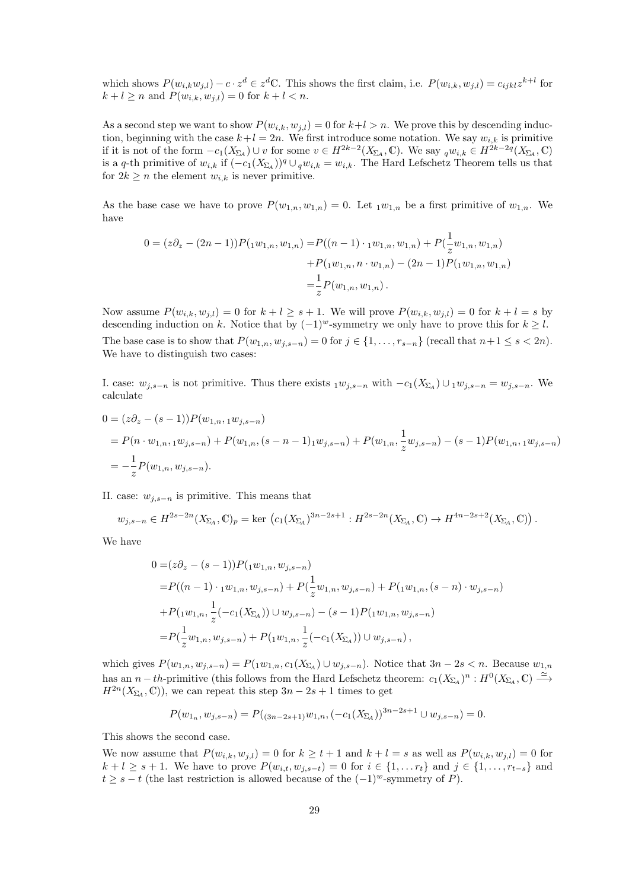which shows $P(w_{i,k}w_{j,l}) - c \cdot z^d \in z^d\mathbb{C}$. This shows the first claim, i.e. $P(w_{i,k}, w_{j,l}) = c_{ijkl}z^{k+l}$ for $k+l \geq n$ and $P(w_{i,k}, w_{j,l}) = 0$ for $k+l < n$.

As a second step we want to show $P(w_{i,k}, w_{j,l}) = 0$ for $k+l > n$. We prove this by descending induction, beginning with the case $k+l = 2n$. We first introduce some notation. We say $w_{i,k}$ is primitive if it is not of the form $-c_1(X_{\Sigma_A}) \cup v$ for some $v \in H^{2k-2}(X_{\Sigma_A}, \mathbb{C})$. We say ${}_q w_{i,k} \in H^{2k-2q}(X_{\Sigma_A}, \mathbb{C})$ is a $q$-th primitive of $w_{i,k}$ if $(-c_1(X_{\Sigma_A}))^q \cup {}_q w_{i,k} = w_{i,k}$. The Hard Lefschetz Theorem tells us that for $2k \geq n$ the element $w_{i,k}$ is never primitive.

As the base case we have to prove $P(w_{1,n}, w_{1,n}) = 0$. Let ${}_1 w_{1,n}$ be a first primitive of $w_{1,n}$. We have

$$
\begin{aligned}
0 = (z\partial_z - (2n-1))P({}_1 w_{1,n}, w_{1,n}) =& P((n-1) \cdot {}_1 w_{1,n}, w_{1,n}) + P(\frac{1}{z} w_{1,n}, w_{1,n}) \\
&+ P({}_1 w_{1,n}, n \cdot w_{1,n}) - (2n-1)P({}_1 w_{1,n}, w_{1,n}) \\
=& \frac{1}{z} P(w_{1,n}, w_{1,n}) .
\end{aligned}
$$

Now assume $P(w_{i,k}, w_{j,l}) = 0$ for $k+l \geq s+1$. We will prove $P(w_{i,k}, w_{j,l}) = 0$ for $k+l = s$ by descending induction on $k$. Notice that by $(-1)^w$-symmetry we only have to prove this for $k \geq l$. The base case is to show that $P(w_{1,n}, w_{j,s-n}) = 0$ for $j \in \{1, \ldots, r_{s-n}\}$ (recall that $n+1 \leq s < 2n$). We have to distinguish two cases:

I. case: $w_{j,s-n}$ is not primitive. Thus there exists ${}_1 w_{j,s-n}$ with $-c_1(X_{\Sigma_A}) \cup {}_1 w_{j,s-n} = w_{j,s-n}$. We calculate

$$
\begin{aligned}
0 &= (z\partial_z - (s-1))P(w_{1,n}, {}_1 w_{j,s-n}) \\
&= P(n \cdot w_{1,n}, {}_1 w_{j,s-n}) + P(w_{1,n}, (s-n-1){}_1 w_{j,s-n}) + P(w_{1,n}, \frac{1}{z} w_{j,s-n}) - (s-1)P(w_{1,n}, {}_1 w_{j,s-n}) \\
&= -\frac{1}{z} P(w_{1,n}, w_{j,s-n}).
\end{aligned}
$$

II. case: $w_{j,s-n}$ is primitive. This means that

$$
w_{j,s-n} \in H^{2s-2n}(X_{\Sigma_A}, \mathbb{C})_p = \ker \left( c_1(X_{\Sigma_A})^{3n-2s+1} : H^{2s-2n}(X_{\Sigma_A}, \mathbb{C}) \to H^{4n-2s+2}(X_{\Sigma_A}, \mathbb{C}) \right).
$$

We have

$$
\begin{aligned}
0 =& (z\partial_z - (s-1))P({}_1 w_{1,n}, w_{j,s-n}) \\
=& P((n-1) \cdot {}_1 w_{1,n}, w_{j,s-n}) + P(\frac{1}{z} w_{1,n}, w_{j,s-n}) + P({}_1 w_{1,n}, (s-n) \cdot w_{j,s-n}) \\
&+ P({}_1 w_{1,n}, \frac{1}{z}(-c_1(X_{\Sigma_A})) \cup w_{j,s-n}) - (s-1)P({}_1 w_{1,n}, w_{j,s-n}) \\
=& P(\frac{1}{z} w_{1,n}, w_{j,s-n}) + P({}_1 w_{1,n}, \frac{1}{z}(-c_1(X_{\Sigma_A})) \cup w_{j,s-n}) ,
\end{aligned}
$$

which gives $P(w_{1,n}, w_{j,s-n}) = P({}_1 w_{1,n}, c_1(X_{\Sigma_A}) \cup w_{j,s-n})$. Notice that $3n - 2s < n$. Because $w_{1,n}$ has an $n-th$-primitive (this follows from the Hard Lefschetz theorem: $c_1(X_{\Sigma_A})^n : H^0(X_{\Sigma_A}, \mathbb{C}) \xrightarrow{\simeq} H^{2n}(X_{\Sigma_A}, \mathbb{C})$), we can repeat this step $3n - 2s + 1$ times to get

$$
P(w_{1_n}, w_{j,s-n}) = P({}_{(3n-2s+1)} w_{1,n}, (-c_1(X_{\Sigma_A}))^{3n-2s+1} \cup w_{j,s-n}) = 0.
$$

This shows the second case.

We now assume that $P(w_{i,k}, w_{j,l}) = 0$ for $k \geq t+1$ and $k+l = s$ as well as $P(w_{i,k}, w_{j,l}) = 0$ for $k+l \geq s+1$. We have to prove $P(w_{i,t}, w_{j,s-t}) = 0$ for $i \in \{1, \ldots r_t\}$ and $j \in \{1, \ldots, r_{t-s}\}$ and $t \geq s-t$ (the last restriction is allowed because of the $(-1)^w$-symmetry of $P$).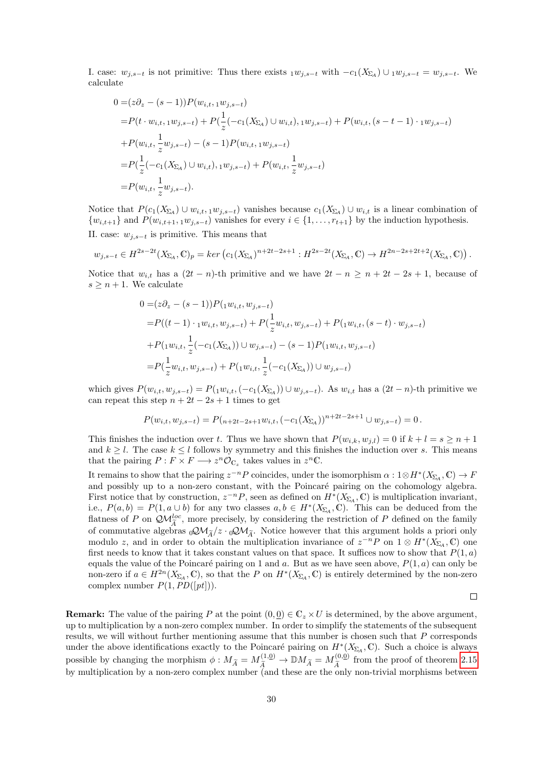I. case: $w_{j,s-t}$ is not primitive: Thus there exists ${}_1w_{j,s-t}$ with $-c_1(X_{\Sigma_A}) \cup {}_1w_{j,s-t} = w_{j,s-t}$. We calculate

$$\begin{aligned}
0 =&(z\partial_z - (s-1))P(w_{i,t}, {}_1w_{j,s-t}) \\
=&P(t \cdot w_{i,t}, {}_1w_{j,s-t}) + P(\frac{1}{z}(-c_1(X_{\Sigma_A}) \cup w_{i,t}), {}_1w_{j,s-t}) + P(w_{i,t}, (s-t-1) \cdot {}_1w_{j,s-t}) \\
&+P(w_{i,t}, \frac{1}{z} w_{j,s-t}) - (s-1)P(w_{i,t}, {}_1w_{j,s-t}) \\
=&P(\frac{1}{z}(-c_1(X_{\Sigma_A}) \cup w_{i,t}), {}_1w_{j,s-t}) + P(w_{i,t}, \frac{1}{z} w_{j,s-t}) \\
=&P(w_{i,t}, \frac{1}{z} w_{j,s-t}).
\end{aligned}$$

Notice that $P(c_1(X_{\Sigma_A}) \cup w_{i,t}, {}_1w_{j,s-t})$ vanishes because $c_1(X_{\Sigma_A}) \cup w_{i,t}$ is a linear combination of $\{w_{i,t+1}\}$ and $P(w_{i,t+1}, {}_1w_{j,s-t})$ vanishes for every $i \in \{1, \ldots, r_{t+1}\}$ by the induction hypothesis.

II. case: $w_{j,s-t}$ is primitive. This means that

$$w_{j,s-t} \in H^{2s-2t}(X_{\Sigma_A}, \mathbb{C})_p = ker\left(c_1(X_{\Sigma_A})^{n+2t-2s+1} : H^{2s-2t}(X_{\Sigma_A}, \mathbb{C}) \to H^{2n-2s+2t+2}(X_{\Sigma_A}, \mathbb{C})\right).$$

Notice that $w_{i,t}$ has a $(2t-n)$-th primitive and we have $2t - n \geq n + 2t - 2s + 1$, because of $s \geq n+1$. We calculate

$$\begin{aligned}
0 =&(z\partial_z - (s-1))P({}_1w_{i,t}, w_{j,s-t}) \\
=&P((t-1) \cdot {}_1w_{i,t}, w_{j,s-t}) + P(\frac{1}{z} w_{i,t}, w_{j,s-t}) + P({}_1w_{i,t}, (s-t) \cdot w_{j,s-t}) \\
&+P({}_1w_{i,t}, \frac{1}{z}(-c_1(X_{\Sigma_A})) \cup w_{j,s-t}) - (s-1)P({}_1w_{i,t}, w_{j,s-t}) \\
=&P(\frac{1}{z} w_{i,t}, w_{j,s-t}) + P({}_1w_{i,t}, \frac{1}{z}(-c_1(X_{\Sigma_A})) \cup w_{j,s-t})
\end{aligned}$$

which gives $P(w_{i,t}, w_{j,s-t}) = P({}_1w_{i,t}, (-c_1(X_{\Sigma_A})) \cup w_{j,s-t})$. As $w_{i,t}$ has a $(2t-n)$-th primitive we can repeat this step $n + 2t - 2s + 1$ times to get

$$P(w_{i,t}, w_{j,s-t}) = P({}_{n+2t-2s+1}w_{i,t}, (-c_1(X_{\Sigma_A}))^{n+2t-2s+1} \cup w_{j,s-t}) = 0\,.$$

This finishes the induction over $t$. Thus we have shown that $P(w_{i,k}, w_{j,l}) = 0$ if $k + l = s \geq n+1$ and $k \geq l$. The case $k \leq l$ follows by symmetry and this finishes the induction over $s$. This means that the pairing $P : F \times F \longrightarrow z^n \mathcal{O}_{\mathbb{C}_z}$ takes values in $z^n\mathbb{C}$.

It remains to show that the pairing $z^{-n}P$ coincides, under the isomorphism $\alpha : 1 \otimes H^*(X_{\Sigma_A}, \mathbb{C}) \to F$ and possibly up to a non-zero constant, with the Poincaré pairing on the cohomology algebra. First notice that by construction, $z^{-n}P$, seen as defined on $H^*(X_{\Sigma_A}, \mathbb{C})$ is multiplication invariant, i.e., $P(a, b) = P(1, a \cup b)$ for any two classes $a, b \in H^*(X_{\Sigma_A}, \mathbb{C})$. This can be deduced from the flatness of $P$ on $\mathcal{QM}^{loc}_{\widetilde{A}}$, more precisely, by considering the restriction of $P$ defined on the family of commutative algebras ${}_0\mathcal{QM}_{\widetilde{A}}/z \cdot {}_0\mathcal{QM}_{\widetilde{A}}$. Notice however that this argument holds a priori only modulo $z$, and in order to obtain the multiplication invariance of $z^{-n}P$ on $1 \otimes H^*(X_{\Sigma_A}, \mathbb{C})$ one first needs to know that it takes constant values on that space. It suffices now to show that $P(1, a)$ equals the value of the Poincaré pairing on 1 and $a$. But as we have seen above, $P(1, a)$ can only be non-zero if $a \in H^{2n}(X_{\Sigma_A}, \mathbb{C})$, so that the $P$ on $H^*(X_{\Sigma_A}, \mathbb{C})$ is entirely determined by the non-zero complex number $P(1, PD([pt]))$.

□

**Remark:** The value of the pairing $P$ at the point $(0, \underline{0}) \in \mathbb{C}_z \times U$ is determined, by the above argument, up to multiplication by a non-zero complex number. In order to simplify the statements of the subsequent results, we will without further mentioning assume that this number is chosen such that $P$ corresponds under the above identifications exactly to the Poincaré pairing on $H^*(X_{\Sigma_A}, \mathbb{C})$. Such a choice is always possible by changing the morphism $\phi : M_{\widetilde{A}} = M^{(1,\underline{0})}_{\widetilde{A}} \to \mathbb{D}M_{\widetilde{A}} = M^{(0,\underline{0})}_{\widetilde{A}}$ from the proof of theorem 2.15 by multiplication by a non-zero complex number (and these are the only non-trivial morphisms between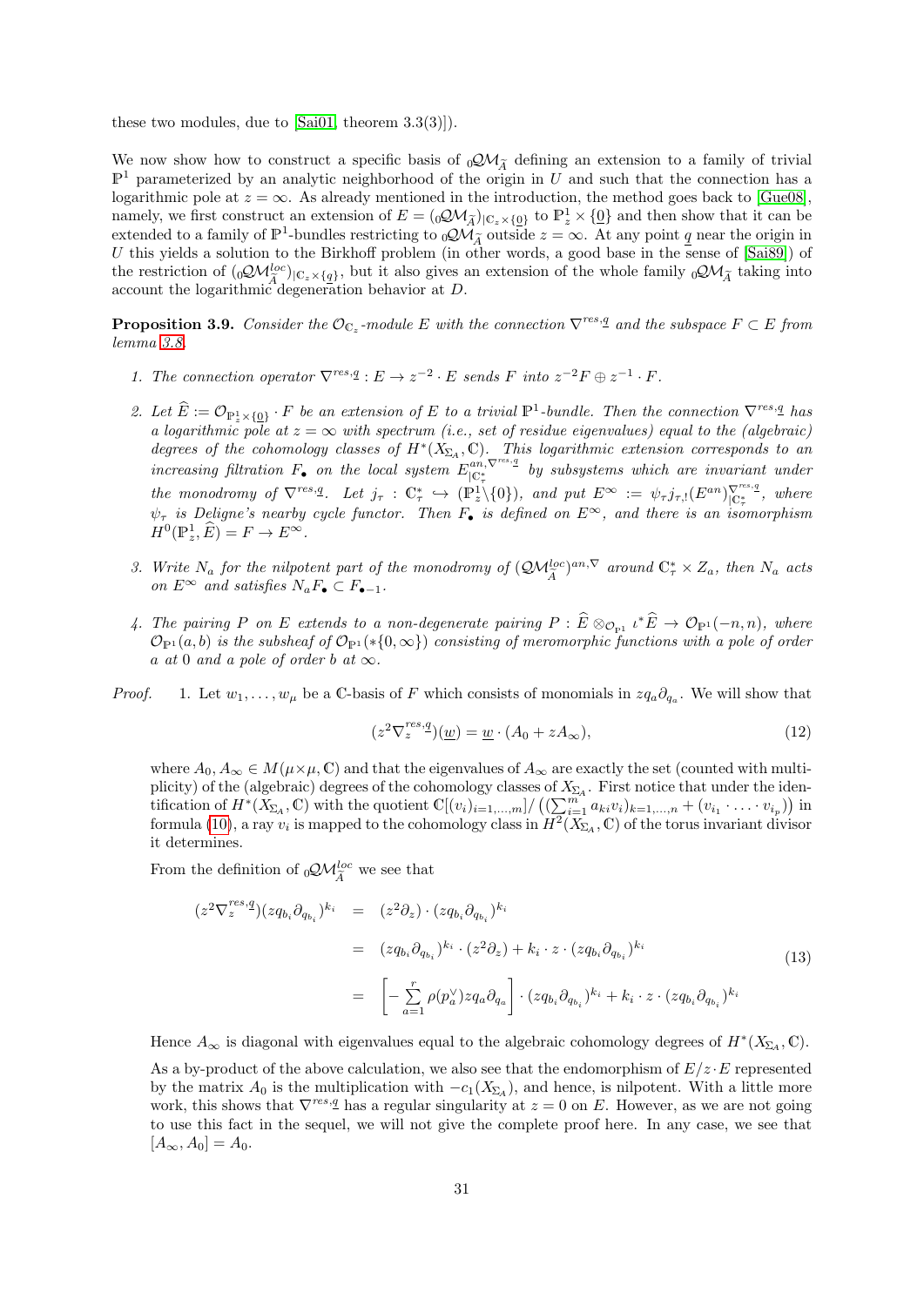these two modules, due to [Sai01, theorem 3.3(3)]).

We now show how to construct a specific basis of ${}_0\mathcal{QM}_{\widetilde{A}}$ defining an extension to a family of trivial $\mathbb{P}^1$ parameterized by an analytic neighborhood of the origin in $U$ and such that the connection has a logarithmic pole at $z=\infty$. As already mentioned in the introduction, the method goes back to [Gue08], namely, we first construct an extension of $E = ({}_0\mathcal{QM}_{\widetilde{A}})_{|\mathbb{C}_z\times\{\underline{0}\}}$ to $\mathbb{P}^1_z\times\{\underline{0}\}$ and then show that it can be extended to a family of $\mathbb{P}^1$-bundles restricting to ${}_0\mathcal{QM}_{\widetilde{A}}$ outside $z=\infty$. At any point $\underline{q}$ near the origin in $U$ this yields a solution to the Birkhoff problem (in other words, a good base in the sense of [Sai89]) of the restriction of $({}_0\mathcal{QM}^{loc}_{\widetilde{A}})_{|\mathbb{C}_z\times\{\underline{q}\}}$, but it also gives an extension of the whole family ${}_0\mathcal{QM}_{\widetilde{A}}$ taking into account the logarithmic degeneration behavior at $D$.

**Proposition 3.9.** *Consider the $\mathcal{O}_{\mathbb{C}_z}$-module $E$ with the connection $\nabla^{res,\underline{q}}$ and the subspace $F\subset E$ from lemma 3.8.*

1. *The connection operator $\nabla^{res,\underline{q}}: E\to z^{-2}\cdot E$ sends $F$ into $z^{-2}F\oplus z^{-1}\cdot F$.*
2. *Let $\widehat{E} := \mathcal{O}_{\mathbb{P}^1_z\times\{\underline{0}\}}\cdot F$ be an extension of $E$ to a trivial $\mathbb{P}^1$-bundle. Then the connection $\nabla^{res,\underline{q}}$ has a logarithmic pole at $z=\infty$ with spectrum (i.e., set of residue eigenvalues) equal to the (algebraic) degrees of the cohomology classes of $H^*(X_{\Sigma_A},\mathbb{C})$. This logarithmic extension corresponds to an increasing filtration $F_\bullet$ on the local system $E^{an,\nabla^{res,\underline{q}}}_{|\mathbb{C}^*_\tau}$ by subsystems which are invariant under the monodromy of $\nabla^{res,\underline{q}}$. Let $j_\tau:\mathbb{C}^*_\tau\hookrightarrow(\mathbb{P}^1_z\backslash\{0\})$, and put $E^\infty := \psi_\tau j_{\tau,!}(E^{an})^{\nabla^{res,\underline{q}}}_{|\mathbb{C}^*_\tau}$, where $\psi_\tau$ is Deligne's nearby cycle functor. Then $F_\bullet$ is defined on $E^\infty$, and there is an isomorphism $H^0(\mathbb{P}^1_z,\widehat{E}) = F\to E^\infty$.*
3. *Write $N_a$ for the nilpotent part of the monodromy of $(\mathcal{QM}^{loc}_{\widetilde{A}})^{an,\nabla}$ around $\mathbb{C}^*_\tau\times Z_a$, then $N_a$ acts on $E^\infty$ and satisfies $N_aF_\bullet\subset F_{\bullet-1}$.*
4. *The pairing $P$ on $E$ extends to a non-degenerate pairing $P:\widehat{E}\otimes_{\mathcal{O}_{\mathbb{P}^1}}\iota^*\widehat{E}\to\mathcal{O}_{\mathbb{P}^1}(-n,n)$, where $\mathcal{O}_{\mathbb{P}^1}(a,b)$ is the subsheaf of $\mathcal{O}_{\mathbb{P}^1}(*\{0,\infty\})$ consisting of meromorphic functions with a pole of order $a$ at $0$ and a pole of order $b$ at $\infty$.*

*Proof.* 1. Let $w_1,\ldots,w_\mu$ be a $\mathbb{C}$-basis of $F$ which consists of monomials in $zq_a\partial_{q_a}$. We will show that

$$(z^2\nabla^{res,\underline{q}}_z)(\underline{w}) = \underline{w}\cdot(A_0+zA_\infty), \tag{12}$$

where $A_0,A_\infty\in M(\mu\times\mu,\mathbb{C})$ and that the eigenvalues of $A_\infty$ are exactly the set (counted with multiplicity) of the (algebraic) degrees of the cohomology classes of $X_{\Sigma_A}$. First notice that under the identification of $H^*(X_{\Sigma_A},\mathbb{C})$ with the quotient $\mathbb{C}[(v_i)_{i=1,\ldots,m}]/\left((\sum_{i=1}^m a_{ki}v_i)_{k=1,\ldots,n}+(v_{i_1}\cdot\ldots\cdot v_{i_p})\right)$ in formula (10), a ray $v_i$ is mapped to the cohomology class in $H^2(X_{\Sigma_A},\mathbb{C})$ of the torus invariant divisor it determines.

From the definition of ${}_0\mathcal{QM}^{loc}_{\widetilde{A}}$ we see that

$$\begin{aligned}
(z^2\nabla^{res,\underline{q}}_z)(zq_{b_i}\partial_{q_{b_i}})^{k_i} &= (z^2\partial_z)\cdot(zq_{b_i}\partial_{q_{b_i}})^{k_i} \\
&= (zq_{b_i}\partial_{q_{b_i}})^{k_i}\cdot(z^2\partial_z)+k_i\cdot z\cdot(zq_{b_i}\partial_{q_{b_i}})^{k_i} \\
&= \left[-\sum_{a=1}^r\rho(p_a^\vee)zq_a\partial_{q_a}\right]\cdot(zq_{b_i}\partial_{q_{b_i}})^{k_i}+k_i\cdot z\cdot(zq_{b_i}\partial_{q_{b_i}})^{k_i}
\end{aligned}\tag{13}$$

Hence $A_\infty$ is diagonal with eigenvalues equal to the algebraic cohomology degrees of $H^*(X_{\Sigma_A},\mathbb{C})$.

As a by-product of the above calculation, we also see that the endomorphism of $E/z\cdot E$ represented by the matrix $A_0$ is the multiplication with $-c_1(X_{\Sigma_A})$, and hence, is nilpotent. With a little more work, this shows that $\nabla^{res,\underline{q}}$ has a regular singularity at $z=0$ on $E$. However, as we are not going to use this fact in the sequel, we will not give the complete proof here. In any case, we see that $[A_\infty,A_0]=A_0$.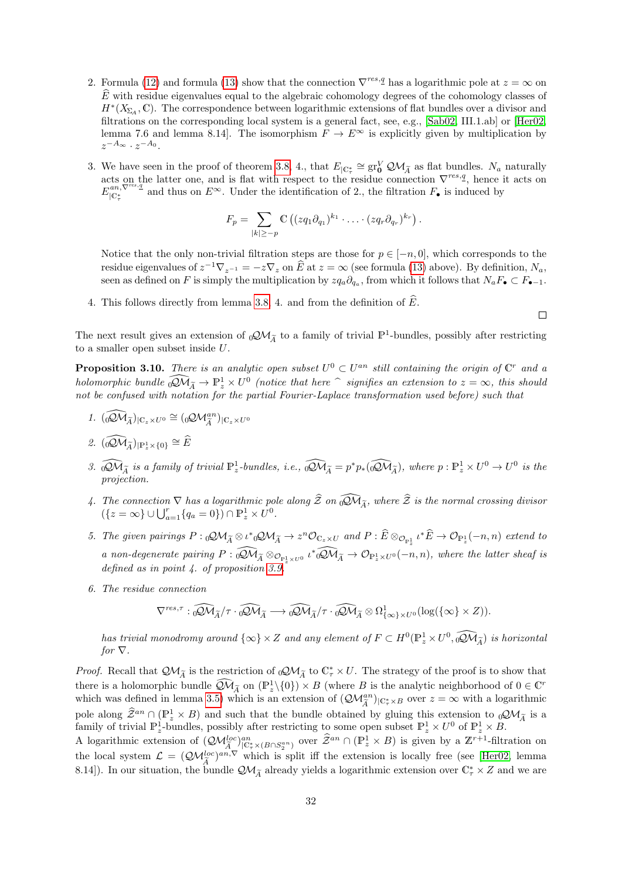2. Formula (12) and formula (13) show that the connection $\nabla^{res,\underline{q}}$ has a logarithmic pole at $z=\infty$ on $\widehat{E}$ with residue eigenvalues equal to the algebraic cohomology degrees of the cohomology classes of $H^*(X_{\Sigma_A},\mathbb{C})$. The correspondence between logarithmic extensions of flat bundles over a divisor and filtrations on the corresponding local system is a general fact, see, e.g., [Sab02, III.1.ab] or [Her02, lemma 7.6 and lemma 8.14]. The isomorphism $F\to E^\infty$ is explicitly given by multiplication by $z^{-A_\infty}\cdot z^{-A_0}$.

3. We have seen in the proof of theorem 3.8, 4., that $E_{|\mathbb{C}^*_\tau}\cong \mathrm{gr}^V_{\mathbf{0}}\,\mathcal{QM}_{\widetilde{A}}$ as flat bundles. $N_a$ naturally acts on the latter one, and is flat with respect to the residue connection $\nabla^{res,\underline{q}}$, hence it acts on $E^{an,\nabla^{res,\underline{q}}}_{|\mathbb{C}^*_\tau}$ and thus on $E^\infty$. Under the identification of 2., the filtration $F_\bullet$ is induced by
$$F_p=\sum_{|k|\geq -p}\mathbb{C}\left((zq_1\partial_{q_1})^{k_1}\cdot\ldots\cdot(zq_r\partial_{q_r})^{k_r}\right).$$
Notice that the only non-trivial filtration steps are those for $p\in[-n,0]$, which corresponds to the residue eigenvalues of $z^{-1}\nabla_{z^{-1}}=-z\nabla_z$ on $\widehat{E}$ at $z=\infty$ (see formula (13) above). By definition, $N_a$, seen as defined on $F$ is simply the multiplication by $zq_a\partial_{q_a}$, from which it follows that $N_aF_\bullet\subset F_{\bullet-1}$.

4. This follows directly from lemma 3.8, 4. and from the definition of $\widehat{E}$.

□

The next result gives an extension of ${}_0\mathcal{QM}_{\widetilde{A}}$ to a family of trivial $\mathbb{P}^1$-bundles, possibly after restricting to a smaller open subset inside $U$.

**Proposition 3.10.** *There is an analytic open subset $U^0\subset U^{an}$ still containing the origin of $\mathbb{C}^r$ and a holomorphic bundle $\widehat{{}_0\mathcal{QM}}_{\widetilde{A}}\to\mathbb{P}^1_z\times U^0$ (notice that here $\widehat{}$ signifies an extension to $z=\infty$, this should not be confused with notation for the partial Fourier-Laplace transformation used before) such that*

1. $(\widehat{{}_0\mathcal{QM}}_{\widetilde{A}})_{|\mathbb{C}_z\times U^0}\cong({}_0\mathcal{QM}^{an}_{\widetilde{A}})_{|\mathbb{C}_z\times U^0}$
2. $(\widehat{{}_0\mathcal{QM}}_{\widetilde{A}})_{|\mathbb{P}^1_z\times\{0\}}\cong\widehat{E}$
3. *$\widehat{{}_0\mathcal{QM}}_{\widetilde{A}}$ is a family of trivial $\mathbb{P}^1_z$-bundles, i.e., $\widehat{{}_0\mathcal{QM}}_{\widetilde{A}}=p^*p_*(\widehat{{}_0\mathcal{QM}}_{\widetilde{A}})$, where $p:\mathbb{P}^1_z\times U^0\to U^0$ is the projection.*
4. *The connection $\nabla$ has a logarithmic pole along $\widehat{\mathcal{Z}}$ on $\widehat{{}_0\mathcal{QM}}_{\widetilde{A}}$, where $\widehat{\mathcal{Z}}$ is the normal crossing divisor $(\{z=\infty\}\cup\bigcup_{a=1}^r\{q_a=0\})\cap\mathbb{P}^1_z\times U^0$.*
5. *The given pairings $P:{}_0\mathcal{QM}_{\widetilde{A}}\otimes\iota^*{}_0\mathcal{QM}_{\widetilde{A}}\to z^n\mathcal{O}_{\mathbb{C}_z\times U}$ and $P:\widehat{E}\otimes_{\mathcal{O}_{\mathbb{P}^1_z}}\iota^*\widehat{E}\to\mathcal{O}_{\mathbb{P}^1_z}(-n,n)$ extend to a non-degenerate pairing $P:\widehat{{}_0\mathcal{QM}}_{\widetilde{A}}\otimes_{\mathcal{O}_{\mathbb{P}^1_z\times U^0}}\iota^*\widehat{{}_0\mathcal{QM}}_{\widetilde{A}}\to\mathcal{O}_{\mathbb{P}^1_z\times U^0}(-n,n)$, where the latter sheaf is defined as in point 4. of proposition 3.9.*
6. *The residue connection*
$$\nabla^{res,\tau}:\widehat{{}_0\mathcal{QM}}_{\widetilde{A}}/\tau\cdot\widehat{{}_0\mathcal{QM}}_{\widetilde{A}}\longrightarrow\widehat{{}_0\mathcal{QM}}_{\widetilde{A}}/\tau\cdot\widehat{{}_0\mathcal{QM}}_{\widetilde{A}}\otimes\Omega^1_{\{\infty\}\times U^0}(\log(\{\infty\}\times Z)).$$
*has trivial monodromy around $\{\infty\}\times Z$ and any element of $F\subset H^0(\mathbb{P}^1_z\times U^0,\widehat{{}_0\mathcal{QM}}_{\widetilde{A}})$ is horizontal for $\nabla$.*

*Proof.* Recall that $\mathcal{QM}_{\widetilde{A}}$ is the restriction of ${}_0\mathcal{QM}_{\widetilde{A}}$ to $\mathbb{C}^*_\tau\times U$. The strategy of the proof is to show that there is a holomorphic bundle $\widehat{\mathcal{QM}}_{\widetilde{A}}$ on $(\mathbb{P}^1_z\backslash\{0\})\times B$ (where $B$ is the analytic neighborhood of $0\in\mathbb{C}^r$ which was defined in lemma 3.5) which is an extension of $(\mathcal{QM}^{an}_{\widetilde{A}})_{|\mathbb{C}^*_\tau\times B}$ over $z=\infty$ with a logarithmic pole along $\widehat{\mathcal{Z}}^{an}\cap(\mathbb{P}^1_z\times B)$ and such that the bundle obtained by gluing this extension to ${}_0\mathcal{QM}_{\widetilde{A}}$ is a family of trivial $\mathbb{P}^1_z$-bundles, possibly after restricting to some open subset $\mathbb{P}^1_z\times U^0$ of $\mathbb{P}^1_z\times B$.
A logarithmic extension of $(\mathcal{QM}^{loc}_{\widetilde{A}})^{an}_{|\mathbb{C}^*_\tau\times(B\cap S^{an}_2)}$ over $\widehat{\mathcal{Z}}^{an}\cap(\mathbb{P}^1_z\times B)$ is given by a $\mathbb{Z}^{r+1}$-filtration on the local system $\mathcal{L}=(\mathcal{QM}^{loc}_{\widetilde{A}})^{an,\nabla}$ which is split iff the extension is locally free (see [Her02, lemma 8.14]). In our situation, the bundle $\mathcal{QM}_{\widetilde{A}}$ already yields a logarithmic extension over $\mathbb{C}^*_\tau\times Z$ and we are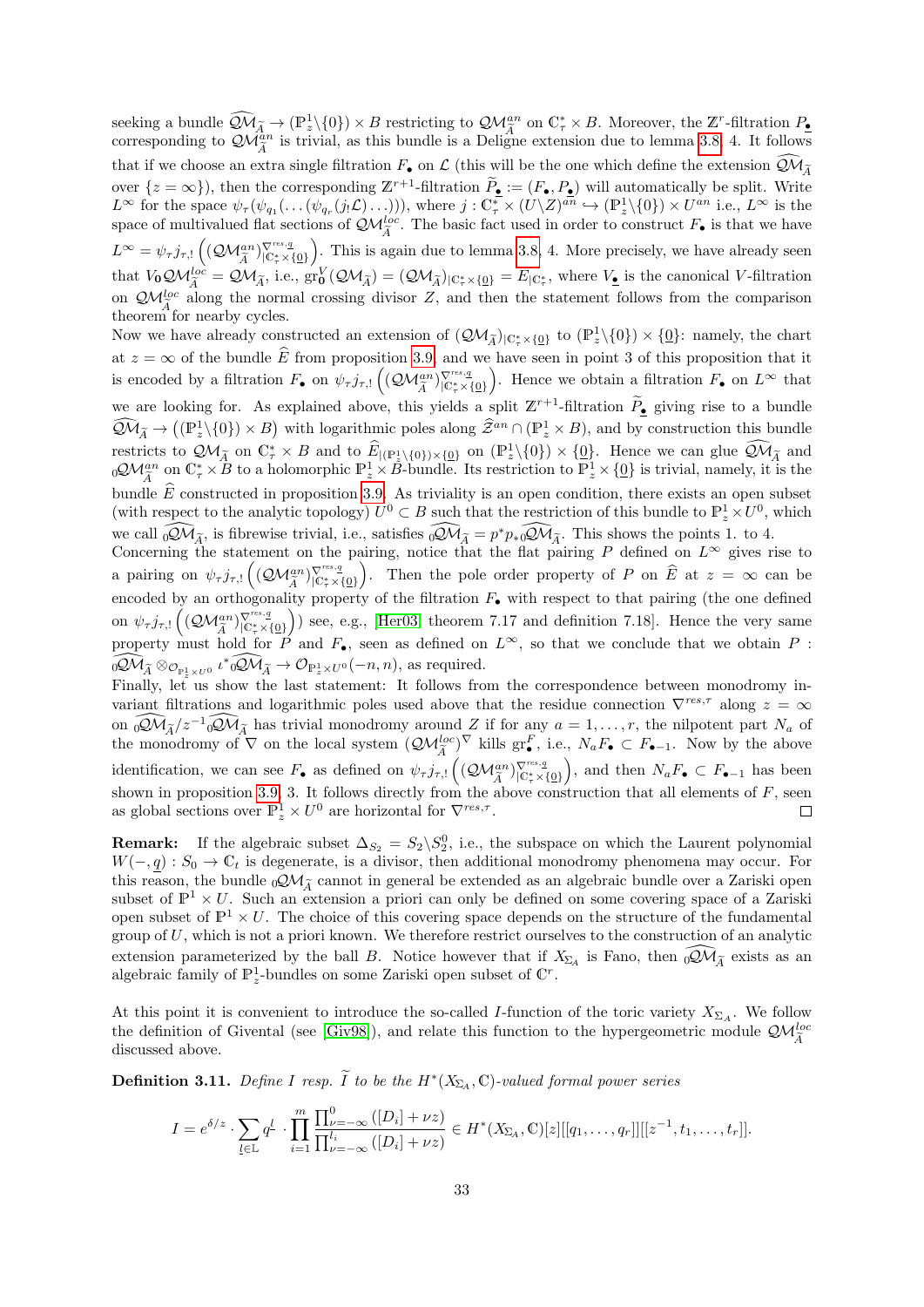seeking a bundle $\widehat{\mathcal{QM}}_{\widetilde{A}} \to (\mathbb{P}^1_z\backslash\{0\}) \times B$ restricting to $\mathcal{QM}^{an}_{\widetilde{A}}$ on $\mathbb{C}^*_\tau \times B$. Moreover, the $\mathbb{Z}^r$-filtration $P_{\underline{\bullet}}$ corresponding to $\mathcal{QM}^{an}_{\widetilde{A}}$ is trivial, as this bundle is a Deligne extension due to lemma 3.8, 4. It follows that if we choose an extra single filtration $F_\bullet$ on $\mathcal{L}$ (this will be the one which define the extension $\widehat{\mathcal{QM}}_{\widetilde{A}}$ over $\{z=\infty\}$), then the corresponding $\mathbb{Z}^{r+1}$-filtration $\widetilde{P}_{\underline{\bullet}} := (F_\bullet, P_{\underline{\bullet}})$ will automatically be split. Write $L^\infty$ for the space $\psi_\tau(\psi_{q_1}(\ldots(\psi_{q_r}(j_!\mathcal{L})\ldots)))$, where $j : \mathbb{C}^*_\tau \times (U\backslash Z)^{an} \hookrightarrow (\mathbb{P}^1_z\backslash\{0\}) \times U^{an}$ i.e., $L^\infty$ is the space of multivalued flat sections of $\mathcal{QM}^{loc}_{\widetilde{A}}$. The basic fact used in order to construct $F_\bullet$ is that we have $L^\infty = \psi_\tau j_{\tau,!}\left((\mathcal{QM}^{an}_{\widetilde{A}})^{\nabla^{res,\underline{q}}}_{|\mathbb{C}^*_\tau\times\{\underline{0}\}}\right)$. This is again due to lemma 3.8, 4. More precisely, we have already seen that $V_{\mathbf{0}}\mathcal{QM}^{loc}_{\widetilde{A}} = \mathcal{QM}_{\widetilde{A}}$, i.e., $\mathrm{gr}^V_{\mathbf{0}}(\mathcal{QM}_{\widetilde{A}}) = (\mathcal{QM}_{\widetilde{A}})_{|\mathbb{C}^*_\tau\times\{\underline{0}\}} = E_{|\mathbb{C}^*_\tau}$, where $V_{\underline{\bullet}}$ is the canonical $V$-filtration on $\mathcal{QM}^{loc}_{\widetilde{A}}$ along the normal crossing divisor $Z$, and then the statement follows from the comparison theorem for nearby cycles.

Now we have already constructed an extension of $(\mathcal{QM}_{\widetilde{A}})_{|\mathbb{C}^*_\tau\times\{\underline{0}\}}$ to $(\mathbb{P}^1_z\backslash\{0\})\times\{\underline{0}\}$: namely, the chart at $z=\infty$ of the bundle $\widehat{E}$ from proposition 3.9, and we have seen in point 3 of this proposition that it is encoded by a filtration $F_\bullet$ on $\psi_\tau j_{\tau,!}\left((\mathcal{QM}^{an}_{\widetilde{A}})^{\nabla^{res,\underline{q}}}_{|\mathbb{C}^*_\tau\times\{\underline{0}\}}\right)$. Hence we obtain a filtration $F_\bullet$ on $L^\infty$ that we are looking for. As explained above, this yields a split $\mathbb{Z}^{r+1}$-filtration $\widetilde{P}_{\underline{\bullet}}$ giving rise to a bundle $\widehat{\mathcal{QM}}_{\widetilde{A}} \to ((\mathbb{P}^1_z\backslash\{0\})\times B)$ with logarithmic poles along $\widehat{\mathcal{Z}}^{an} \cap (\mathbb{P}^1_z \times B)$, and by construction this bundle restricts to $\mathcal{QM}_{\widetilde{A}}$ on $\mathbb{C}^*_\tau \times B$ and to $\widehat{E}_{|(\mathbb{P}^1_z\backslash\{0\})\times\{\underline{0}\}}$ on $(\mathbb{P}^1_z\backslash\{0\})\times\{\underline{0}\}$. Hence we can glue $\widehat{\mathcal{QM}}_{\widetilde{A}}$ and ${}_0\mathcal{QM}^{an}_{\widetilde{A}}$ on $\mathbb{C}^*_\tau \times B$ to a holomorphic $\mathbb{P}^1_z\times B$-bundle. Its restriction to $\mathbb{P}^1_z\times\{\underline{0}\}$ is trivial, namely, it is the bundle $\widehat{E}$ constructed in proposition 3.9. As triviality is an open condition, there exists an open subset (with respect to the analytic topology) $U^0 \subset B$ such that the restriction of this bundle to $\mathbb{P}^1_z\times U^0$, which we call ${}_0\widehat{\mathcal{QM}}_{\widetilde{A}}$, is fibrewise trivial, i.e., satisfies ${}_0\widehat{\mathcal{QM}}_{\widetilde{A}} = p^*p_*{}_0\widehat{\mathcal{QM}}_{\widetilde{A}}$. This shows the points 1. to 4.

Concerning the statement on the pairing, notice that the flat pairing $P$ defined on $L^\infty$ gives rise to a pairing on $\psi_\tau j_{\tau,!}\left((\mathcal{QM}^{an}_{\widetilde{A}})^{\nabla^{res,\underline{q}}}_{|\mathbb{C}^*_\tau\times\{\underline{0}\}}\right)$. Then the pole order property of $P$ on $\widehat{E}$ at $z=\infty$ can be encoded by an orthogonality property of the filtration $F_\bullet$ with respect to that pairing (the one defined on $\psi_\tau j_{\tau,!}\left((\mathcal{QM}^{an}_{\widetilde{A}})^{\nabla^{res,\underline{q}}}_{|\mathbb{C}^*_\tau\times\{\underline{0}\}}\right)$) see, e.g., [Her03, theorem 7.17 and definition 7.18]. Hence the very same property must hold for $P$ and $F_\bullet$, seen as defined on $L^\infty$, so that we conclude that we obtain $P : {}_0\widehat{\mathcal{QM}}_{\widetilde{A}} \otimes_{\mathcal{O}_{\mathbb{P}^1_z\times U^0}} \iota^*{}_0\widehat{\mathcal{QM}}_{\widetilde{A}} \to \mathcal{O}_{\mathbb{P}^1_z\times U^0}(-n,n)$, as required.

Finally, let us show the last statement: It follows from the correspondence between monodromy invariant filtrations and logarithmic poles used above that the residue connection $\nabla^{res,\tau}$ along $z=\infty$ on ${}_0\widehat{\mathcal{QM}}_{\widetilde{A}}/z^{-1}{}_0\widehat{\mathcal{QM}}_{\widetilde{A}}$ has trivial monodromy around $Z$ if for any $a=1,\ldots,r$, the nilpotent part $N_a$ of the monodromy of $\nabla$ on the local system $(\mathcal{QM}^{loc}_{\widetilde{A}})^\nabla$ kills $\mathrm{gr}^F_\bullet$, i.e., $N_aF_\bullet \subset F_{\bullet-1}$. Now by the above identification, we can see $F_\bullet$ as defined on $\psi_\tau j_{\tau,!}\left((\mathcal{QM}^{an}_{\widetilde{A}})^{\nabla^{res,\underline{q}}}_{|\mathbb{C}^*_\tau\times\{\underline{0}\}}\right)$, and then $N_aF_\bullet \subset F_{\bullet-1}$ has been shown in proposition 3.9, 3. It follows directly from the above construction that all elements of $F$, seen as global sections over $\mathbb{P}^1_z\times U^0$ are horizontal for $\nabla^{res,\tau}$. □

**Remark:** If the algebraic subset $\Delta_{S_2} = S_2\backslash S_2^0$, i.e., the subspace on which the Laurent polynomial $W(-,\underline{q}) : S_0 \to \mathbb{C}_t$ is degenerate, is a divisor, then additional monodromy phenomena may occur. For this reason, the bundle ${}_0\mathcal{QM}_{\widetilde{A}}$ cannot in general be extended as an algebraic bundle over a Zariski open subset of $\mathbb{P}^1\times U$. Such an extension a priori can only be defined on some covering space of a Zariski open subset of $\mathbb{P}^1\times U$. The choice of this covering space depends on the structure of the fundamental group of $U$, which is not a priori known. We therefore restrict ourselves to the construction of an analytic extension parameterized by the ball $B$. Notice however that if $X_{\Sigma_A}$ is Fano, then ${}_0\widehat{\mathcal{QM}}_{\widetilde{A}}$ exists as an algebraic family of $\mathbb{P}^1_z$-bundles on some Zariski open subset of $\mathbb{C}^r$.

At this point it is convenient to introduce the so-called $I$-function of the toric variety $X_{\Sigma_A}$. We follow the definition of Givental (see [Giv98]), and relate this function to the hypergeometric module $\mathcal{QM}^{loc}_{\widetilde{A}}$ discussed above.

**Definition 3.11.** *Define $I$ resp. $\widetilde{I}$ to be the $H^*(X_{\Sigma_A},\mathbb{C})$-valued formal power series*

$$I = e^{\delta/z}\cdot\sum_{\underline{l}\in\mathbb{L}} \underline{q}^{\underline{l}} \cdot \prod_{i=1}^m \frac{\prod_{\nu=-\infty}^{0}([D_i]+\nu z)}{\prod_{\nu=-\infty}^{l_i}([D_i]+\nu z)} \in H^*(X_{\Sigma_A},\mathbb{C})[z][[q_1,\ldots,q_r]][[z^{-1},t_1,\ldots,t_r]].$$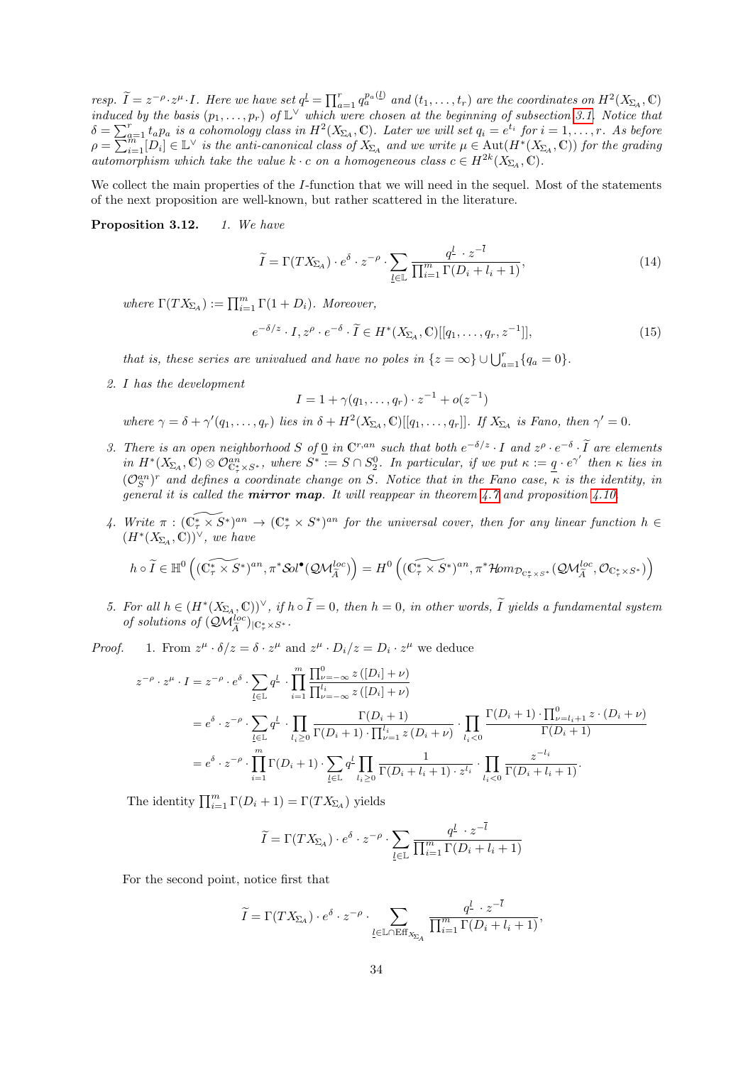resp. $\widetilde{I} = z^{-\rho} \cdot z^{\mu} \cdot I$. Here we have set $q^{\underline{l}} = \prod_{a=1}^{r} q_a^{p_a(\underline{l})}$ and $(t_1, \ldots, t_r)$ are the coordinates on $H^2(X_{\Sigma_A}, \mathbb{C})$ induced by the basis $(p_1, \ldots, p_r)$ of $\mathbb{L}^\vee$ which were chosen at the beginning of subsection 3.1. Notice that $\delta = \sum_{a=1}^{r} t_a p_a$ is a cohomology class in $H^2(X_{\Sigma_A}, \mathbb{C})$. Later we will set $q_i = e^{t_i}$ for $i = 1, \ldots, r$. As before $\rho = \sum_{i=1}^{m} [D_i] \in \mathbb{L}^\vee$ is the anti-canonical class of $X_{\Sigma_A}$ and we write $\mu \in \operatorname{Aut}(H^*(X_{\Sigma_A}, \mathbb{C}))$ for the grading automorphism which take the value $k \cdot c$ on a homogeneous class $c \in H^{2k}(X_{\Sigma_A}, \mathbb{C})$.

We collect the main properties of the $I$-function that we will need in the sequel. Most of the statements of the next proposition are well-known, but rather scattered in the literature.

**Proposition 3.12.** *1. We have*

$$\widetilde{I} = \Gamma(TX_{\Sigma_A}) \cdot e^{\delta} \cdot z^{-\rho} \cdot \sum_{\underline{l} \in \mathbb{L}} \frac{q^{\underline{l}} \cdot z^{-\overline{l}}}{\prod_{i=1}^{m} \Gamma(D_i + l_i + 1)}, \tag{14}$$

*where $\Gamma(TX_{\Sigma_A}) := \prod_{i=1}^{m} \Gamma(1 + D_i)$. Moreover,*

$$e^{-\delta/z} \cdot I, z^{\rho} \cdot e^{-\delta} \cdot \widetilde{I} \in H^*(X_{\Sigma_A}, \mathbb{C})[[q_1, \ldots, q_r, z^{-1}]], \tag{15}$$

*that is, these series are univalued and have no poles in $\{z = \infty\} \cup \bigcup_{a=1}^{r} \{q_a = 0\}$.*

2. *$I$ has the development*

$$I = 1 + \gamma(q_1, \ldots, q_r) \cdot z^{-1} + o(z^{-1})$$

*where $\gamma = \delta + \gamma'(q_1, \ldots, q_r)$ lies in $\delta + H^2(X_{\Sigma_A}, \mathbb{C})[[q_1, \ldots, q_r]]$. If $X_{\Sigma_A}$ is Fano, then $\gamma' = 0$.*

3. *There is an open neighborhood $S$ of $\underline{0}$ in $\mathbb{C}^{r,an}$ such that both $e^{-\delta/z} \cdot I$ and $z^{\rho} \cdot e^{-\delta} \cdot \widetilde{I}$ are elements in $H^*(X_{\Sigma_A}, \mathbb{C}) \otimes \mathcal{O}^{an}_{\mathbb{C}^*_\tau \times S^*}$, where $S^* := S \cap S_2^0$. In particular, if we put $\kappa := \underline{q} \cdot e^{\gamma'}$ then $\kappa$ lies in $(\mathcal{O}^{an}_S)^r$ and defines a coordinate change on $S$. Notice that in the Fano case, $\kappa$ is the identity, in general it is called the* ***mirror map****. It will reappear in theorem 4.7 and proposition 4.10.*

4. *Write $\pi : (\widetilde{\mathbb{C}^*_\tau \times S^*})^{an} \to (\mathbb{C}^*_\tau \times S^*)^{an}$ for the universal cover, then for any linear function $h \in (H^*(X_{\Sigma_A}, \mathbb{C}))^\vee$, we have*

$$h \circ \widetilde{I} \in \mathbb{H}^0\left((\widetilde{\mathbb{C}^*_\tau \times S^*})^{an}, \pi^* \mathcal{S}ol^\bullet(\mathcal{QM}^{loc}_{\widetilde{A}})\right) = H^0\left((\widetilde{\mathbb{C}^*_\tau \times S^*})^{an}, \pi^* \mathcal{H}om_{\mathcal{D}_{\mathbb{C}^*_\tau \times S^*}}(\mathcal{QM}^{loc}_{\widetilde{A}}, \mathcal{O}_{\mathbb{C}^*_\tau \times S^*})\right)$$

5. *For all $h \in (H^*(X_{\Sigma_A}, \mathbb{C}))^\vee$, if $h \circ \widetilde{I} = 0$, then $h = 0$, in other words, $\widetilde{I}$ yields a fundamental system of solutions of $(\mathcal{QM}^{loc}_{\widetilde{A}})_{|\mathbb{C}^*_\tau \times S^*}$.*

*Proof.* 1. From $z^{\mu} \cdot \delta/z = \delta \cdot z^{\mu}$ and $z^{\mu} \cdot D_i/z = D_i \cdot z^{\mu}$ we deduce

$$\begin{aligned}
z^{-\rho} \cdot z^{\mu} \cdot I &= z^{-\rho} \cdot e^{\delta} \cdot \sum_{\underline{l} \in \mathbb{L}} q^{\underline{l}} \cdot \prod_{i=1}^{m} \frac{\prod_{\nu=-\infty}^{0} z\left([D_i] + \nu\right)}{\prod_{\nu=-\infty}^{l_i} z\left([D_i] + \nu\right)} \\
&= e^{\delta} \cdot z^{-\rho} \cdot \sum_{\underline{l} \in \mathbb{L}} q^{\underline{l}} \cdot \prod_{l_i \geq 0} \frac{\Gamma(D_i + 1)}{\Gamma(D_i + 1) \cdot \prod_{\nu=1}^{l_i} z\left(D_i + \nu\right)} \cdot \prod_{l_i < 0} \frac{\Gamma(D_i + 1) \cdot \prod_{\nu=l_i+1}^{0} z \cdot (D_i + \nu)}{\Gamma(D_i + 1)} \\
&= e^{\delta} \cdot z^{-\rho} \cdot \prod_{i=1}^{m} \Gamma(D_i + 1) \cdot \sum_{\underline{l} \in \mathbb{L}} q^{\underline{l}} \prod_{l_i \geq 0} \frac{1}{\Gamma(D_i + l_i + 1) \cdot z^{l_i}} \cdot \prod_{l_i < 0} \frac{z^{-l_i}}{\Gamma(D_i + l_i + 1)}.
\end{aligned}$$

The identity $\prod_{i=1}^{m} \Gamma(D_i + 1) = \Gamma(TX_{\Sigma_A})$ yields

$$\widetilde{I} = \Gamma(TX_{\Sigma_A}) \cdot e^{\delta} \cdot z^{-\rho} \cdot \sum_{\underline{l} \in \mathbb{L}} \frac{q^{\underline{l}} \cdot z^{-\overline{l}}}{\prod_{i=1}^{m} \Gamma(D_i + l_i + 1)}$$

For the second point, notice first that

$$\widetilde{I} = \Gamma(TX_{\Sigma_A}) \cdot e^{\delta} \cdot z^{-\rho} \cdot \sum_{\underline{l} \in \mathbb{L} \cap \mathrm{Eff}_{X_{\Sigma_A}}} \frac{q^{\underline{l}} \cdot z^{-\overline{l}}}{\prod_{i=1}^{m} \Gamma(D_i + l_i + 1)},$$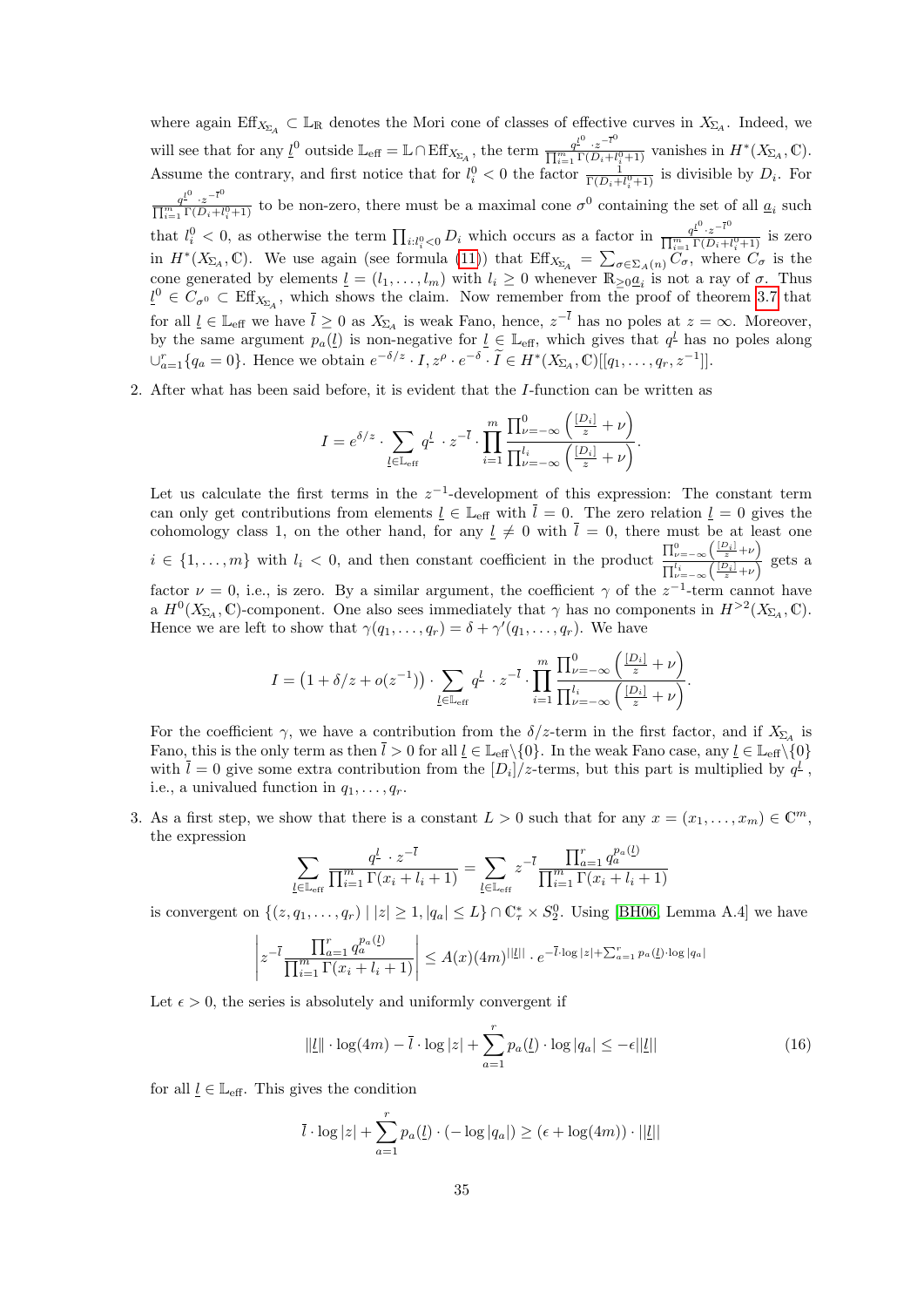where again $\mathrm{Eff}_{X_{\Sigma_A}} \subset \mathbb{L}_{\mathbb{R}}$ denotes the Mori cone of classes of effective curves in $X_{\Sigma_A}$. Indeed, we will see that for any $\underline{l}^0$ outside $\mathbb{L}_{\mathrm{eff}} = \mathbb{L} \cap \mathrm{Eff}_{X_{\Sigma_A}}$, the term $\frac{q^{\underline{l}^0} \cdot z^{-\overline{l}^0}}{\prod_{i=1}^m \Gamma(D_i + l_i^0 + 1)}$ vanishes in $H^*(X_{\Sigma_A}, \mathbb{C})$. Assume the contrary, and first notice that for $l_i^0 < 0$ the factor $\frac{1}{\Gamma(D_i + l_i^0 + 1)}$ is divisible by $D_i$. For $\frac{q^{\underline{l}^0} \cdot z^{-\overline{l}^0}}{\prod_{i=1}^m \Gamma(D_i + l_i^0 + 1)}$ to be non-zero, there must be a maximal cone $\sigma^0$ containing the set of all $\underline{a}_i$ such that $l_i^0 < 0$, as otherwise the term $\prod_{i:l_i^0<0} D_i$ which occurs as a factor in $\frac{q^{\underline{l}^0} \cdot z^{-\overline{l}^0}}{\prod_{i=1}^m \Gamma(D_i + l_i^0 + 1)}$ is zero in $H^*(X_{\Sigma_A}, \mathbb{C})$. We use again (see formula (11)) that $\mathrm{Eff}_{X_{\Sigma_A}} = \sum_{\sigma \in \Sigma_A(n)} C_\sigma$, where $C_\sigma$ is the cone generated by elements $\underline{l} = (l_1, \ldots, l_m)$ with $l_i \geq 0$ whenever $\mathbb{R}_{\geq 0}\underline{a}_i$ is not a ray of $\sigma$. Thus $\underline{l}^0 \in C_{\sigma^0} \subset \mathrm{Eff}_{X_{\Sigma_A}}$, which shows the claim. Now remember from the proof of theorem 3.7 that for all $\underline{l} \in \mathbb{L}_{\mathrm{eff}}$ we have $\overline{l} \geq 0$ as $X_{\Sigma_A}$ is weak Fano, hence, $z^{-\overline{l}}$ has no poles at $z = \infty$. Moreover, by the same argument $p_a(\underline{l})$ is non-negative for $\underline{l} \in \mathbb{L}_{\mathrm{eff}}$, which gives that $q^{\underline{l}}$ has no poles along $\cup_{a=1}^r \{q_a = 0\}$. Hence we obtain $e^{-\delta/z} \cdot I, z^\rho \cdot e^{-\delta} \cdot \widetilde{I} \in H^*(X_{\Sigma_A}, \mathbb{C})[[q_1, \ldots, q_r, z^{-1}]]$.

2. After what has been said before, it is evident that the $I$-function can be written as

$$I = e^{\delta/z} \cdot \sum_{\underline{l} \in \mathbb{L}_{\mathrm{eff}}} q^{\underline{l}} \cdot z^{-\overline{l}} \cdot \prod_{i=1}^m \frac{\prod_{\nu=-\infty}^0 \left(\frac{[D_i]}{z} + \nu\right)}{\prod_{\nu=-\infty}^{l_i} \left(\frac{[D_i]}{z} + \nu\right)}.$$

Let us calculate the first terms in the $z^{-1}$-development of this expression: The constant term can only get contributions from elements $\underline{l} \in \mathbb{L}_{\mathrm{eff}}$ with $\overline{l} = 0$. The zero relation $\underline{l} = 0$ gives the cohomology class 1, on the other hand, for any $\underline{l} \neq 0$ with $\overline{l} = 0$, there must be at least one $i \in \{1, \ldots, m\}$ with $l_i < 0$, and then constant coefficient in the product $\frac{\prod_{\nu=-\infty}^0 \left(\frac{[D_i]}{z} + \nu\right)}{\prod_{\nu=-\infty}^{l_i} \left(\frac{[D_i]}{z} + \nu\right)}$ gets a factor $\nu = 0$, i.e., is zero. By a similar argument, the coefficient $\gamma$ of the $z^{-1}$-term cannot have a $H^0(X_{\Sigma_A}, \mathbb{C})$-component. One also sees immediately that $\gamma$ has no components in $H^{>2}(X_{\Sigma_A}, \mathbb{C})$. Hence we are left to show that $\gamma(q_1, \ldots, q_r) = \delta + \gamma'(q_1, \ldots, q_r)$. We have

$$I = \left(1 + \delta/z + o(z^{-1})\right) \cdot \sum_{\underline{l} \in \mathbb{L}_{\mathrm{eff}}} q^{\underline{l}} \cdot z^{-\overline{l}} \cdot \prod_{i=1}^m \frac{\prod_{\nu=-\infty}^0 \left(\frac{[D_i]}{z} + \nu\right)}{\prod_{\nu=-\infty}^{l_i} \left(\frac{[D_i]}{z} + \nu\right)}.$$

For the coefficient $\gamma$, we have a contribution from the $\delta/z$-term in the first factor, and if $X_{\Sigma_A}$ is Fano, this is the only term as then $\overline{l} > 0$ for all $\underline{l} \in \mathbb{L}_{\mathrm{eff}} \backslash \{0\}$. In the weak Fano case, any $\underline{l} \in \mathbb{L}_{\mathrm{eff}} \backslash \{0\}$ with $\overline{l} = 0$ give some extra contribution from the $[D_i]/z$-terms, but this part is multiplied by $q^{\underline{l}}$, i.e., a univalued function in $q_1, \ldots, q_r$.

3. As a first step, we show that there is a constant $L > 0$ such that for any $x = (x_1, \ldots, x_m) \in \mathbb{C}^m$, the expression

$$\sum_{\underline{l} \in \mathbb{L}_{\mathrm{eff}}} \frac{q^{\underline{l}} \cdot z^{-\overline{l}}}{\prod_{i=1}^m \Gamma(x_i + l_i + 1)} = \sum_{\underline{l} \in \mathbb{L}_{\mathrm{eff}}} z^{-\overline{l}} \frac{\prod_{a=1}^r q_a^{p_a(\underline{l})}}{\prod_{i=1}^m \Gamma(x_i + l_i + 1)}$$

is convergent on $\{(z, q_1, \ldots, q_r) \mid |z| \geq 1, |q_a| \leq L\} \cap \mathbb{C}^*_\tau \times S_2^0$. Using [BH06, Lemma A.4] we have

$$\left| z^{-\overline{l}} \frac{\prod_{a=1}^r q_a^{p_a(\underline{l})}}{\prod_{i=1}^m \Gamma(x_i + l_i + 1)} \right| \leq A(x)(4m)^{||\underline{l}||} \cdot e^{-\overline{l} \cdot \log|z| + \sum_{a=1}^r p_a(\underline{l}) \cdot \log|q_a|}$$

Let $\epsilon > 0$, the series is absolutely and uniformly convergent if

$$||\underline{l}|| \cdot \log(4m) - \overline{l} \cdot \log|z| + \sum_{a=1}^r p_a(\underline{l}) \cdot \log|q_a| \leq -\epsilon ||\underline{l}|| \tag{16}$$

for all $\underline{l} \in \mathbb{L}_{\mathrm{eff}}$. This gives the condition

$$\overline{l} \cdot \log|z| + \sum_{a=1}^r p_a(\underline{l}) \cdot (-\log|q_a|) \geq (\epsilon + \log(4m)) \cdot ||\underline{l}||$$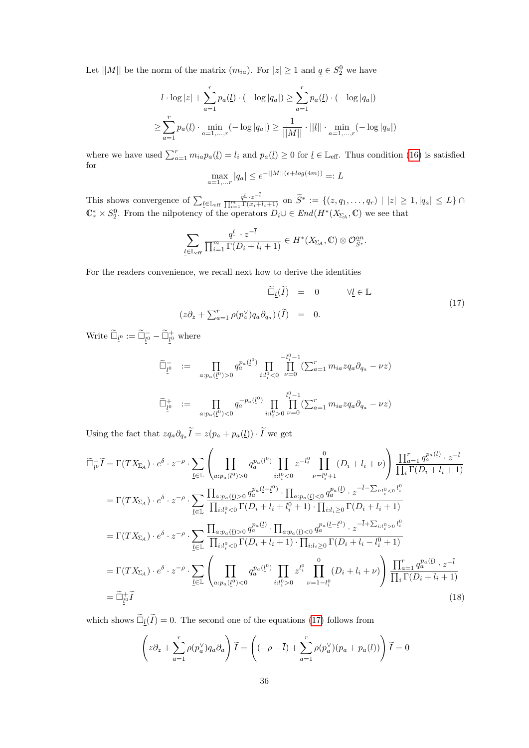Let $||M||$ be the norm of the matrix $(m_{ia})$. For $|z| \geq 1$ and $\underline{q} \in S_2^0$ we have

$$\overline{l} \cdot \log|z| + \sum_{a=1}^r p_a(\underline{l}) \cdot (-\log|q_a|) \geq \sum_{a=1}^r p_a(\underline{l}) \cdot (-\log|q_a|)$$

$$\geq \sum_{a=1}^r p_a(\underline{l}) \cdot \min_{a=1,\ldots,r}(-\log|q_a|) \geq \frac{1}{||M||} \cdot ||\underline{l}|| \cdot \min_{a=1,\ldots,r}(-\log|q_a|)$$

where we have used $\sum_{a=1}^r m_{ia} p_a(\underline{l}) = l_i$ and $p_a(\underline{l}) \geq 0$ for $\underline{l} \in \mathbb{L}_{\text{eff}}$. Thus condition (16) is satisfied for

$$\max_{a=1,\ldots r} |q_a| \leq e^{-||M||(\epsilon + log(4m))} =: L$$

This shows convergence of $\sum_{\underline{l} \in \mathbb{L}_{\text{eff}}} \frac{q^{\underline{l}} \cdot z^{-\overline{l}}}{\prod_{i=1}^m \Gamma(x_i + l_i + 1)}$ on $\widetilde{S}^* := \{(z, q_1, \ldots, q_r) \mid |z| \geq 1, |q_a| \leq L\} \cap \mathbb{C}^*_\tau \times S_2^0$. From the nilpotency of the operators $D_i \cup \in End(H^*(X_{\Sigma_A}, \mathbb{C})$ we see that

$$\sum_{\underline{l} \in \mathbb{L}_{\text{eff}}} \frac{q^{\underline{l}} \cdot z^{-\overline{l}}}{\prod_{i=1}^m \Gamma(D_i + l_i + 1)} \in H^*(X_{\Sigma_A}, \mathbb{C}) \otimes \mathcal{O}^{an}_{\widetilde{S}^*}.$$

For the readers convenience, we recall next how to derive the identities

$$\begin{aligned}
\widetilde{\Box}_{\underline{l}}(\widetilde{I}) &= 0 \qquad \forall \underline{l} \in \mathbb{L} \\
(z\partial_z + \textstyle\sum_{a=1}^r \rho(p_a^\vee) q_a \partial_{q_a})\,(\widetilde{I}) &= 0.
\end{aligned} \tag{17}$$

Write $\widetilde{\Box}_{\underline{l}^0} := \widetilde{\Box}^-_{\underline{l}^0} - \widetilde{\Box}^+_{\underline{l}^0}$ where

$$\widetilde{\Box}^-_{\underline{l}^0} := \prod_{a: p_a(\underline{l}^0) > 0} q_a^{p_a(\underline{l}^0)} \prod_{i: l_i^0 < 0} \prod_{\nu=0}^{-l_i^0 - 1} (\textstyle\sum_{a=1}^r m_{ia} z q_a \partial_{q_a} - \nu z)$$

$$\widetilde{\Box}^+_{\underline{l}^0} := \prod_{a: p_a(\underline{l}^0) < 0} q_a^{-p_a(\underline{l}^0)} \prod_{i: l_i^0 > 0} \prod_{\nu=0}^{l_i^0 - 1} (\textstyle\sum_{a=1}^r m_{ia} z q_a \partial_{q_a} - \nu z)$$

Using the fact that $z q_a \partial_{q_a} \widetilde{I} = z(p_a + p_a(\underline{l})) \cdot \widetilde{I}$ we get

$$\begin{aligned}
\widetilde{\Box}^-_{\underline{l}^0} \widetilde{I} &= \Gamma(TX_{\Sigma_A}) \cdot e^\delta \cdot z^{-\rho} \cdot \sum_{\underline{l} \in \mathbb{L}} \left( \prod_{a: p_a(\underline{l}^0) > 0} q_a^{p_a(\underline{l}^0)} \prod_{i: l_i^0 < 0} z^{-l_i^0} \prod_{\nu = l_i^0 + 1}^{0} (D_i + l_i + \nu) \right) \frac{\prod_{a=1}^r q_a^{p_a(\underline{l})} \cdot z^{-\overline{l}}}{\prod_i \Gamma(D_i + l_i + 1)} \\
&= \Gamma(TX_{\Sigma_A}) \cdot e^\delta \cdot z^{-\rho} \cdot \sum_{\underline{l} \in \mathbb{L}} \frac{\prod_{a: p_a(\underline{l}) > 0} q_a^{p_a(\underline{l} + \underline{l}^0)} \cdot \prod_{a: p_a(\underline{l}) < 0} q_a^{p_a(\underline{l})} \cdot z^{-\overline{l} - \sum_{i: l_i^0 < 0} l_i^0}}{\prod_{i: l_i^0 < 0} \Gamma(D_i + l_i + l_i^0 + 1) \cdot \prod_{i: l_i \geq 0} \Gamma(D_i + l_i + 1)} \\
&= \Gamma(TX_{\Sigma_A}) \cdot e^\delta \cdot z^{-\rho} \cdot \sum_{\underline{l} \in \mathbb{L}} \frac{\prod_{a: p_a(\underline{l}) > 0} q_a^{p_a(\underline{l})} \cdot \prod_{a: p_a(\underline{l}) < 0} q_a^{p_a(\underline{l} - \underline{l}^0)} \cdot z^{-\overline{l} + \sum_{i: l_i^0 > 0} l_i^0}}{\prod_{i: l_i^0 < 0} \Gamma(D_i + l_i + 1) \cdot \prod_{i: l_i \geq 0} \Gamma(D_i + l_i - l_i^0 + 1)} \\
&= \Gamma(TX_{\Sigma_A}) \cdot e^\delta \cdot z^{-\rho} \cdot \sum_{\underline{l} \in \mathbb{L}} \left( \prod_{a: p_a(\underline{l}^0) < 0} q_a^{p_a(\underline{l}^0)} \prod_{i: l_i^0 > 0} z^{l_i^0} \prod_{\nu = 1 - l_i^0}^{0} (D_i + l_i + \nu) \right) \frac{\prod_{a=1}^r q_a^{p_a(\underline{l})} \cdot z^{-\overline{l}}}{\prod_i \Gamma(D_i + l_i + 1)} \\
&= \widetilde{\Box}^+_{\underline{l}^0} \widetilde{I}
\end{aligned} \tag{18}$$

which shows $\widetilde{\Box}_{\underline{l}}(\widetilde{I}) = 0$. The second one of the equations (17) follows from

$$\left( z\partial_z + \sum_{a=1}^r \rho(p_a^\vee) q_a \partial_a \right) \widetilde{I} = \left( (-\rho - \overline{l}) + \sum_{a=1}^r \rho(p_a^\vee)(p_a + p_a(\underline{l})) \right) \widetilde{I} = 0$$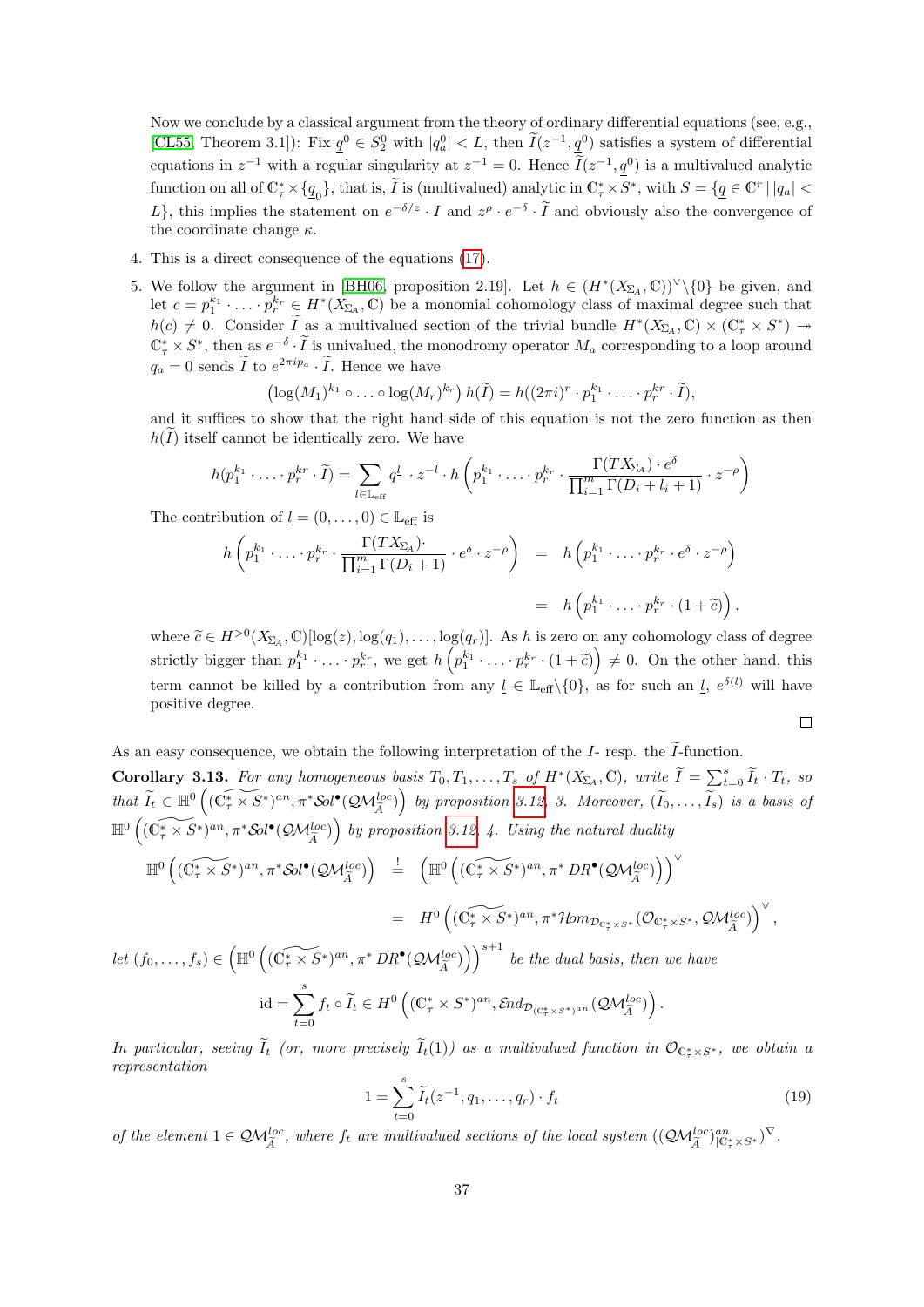Now we conclude by a classical argument from the theory of ordinary differential equations (see, e.g., [CL55, Theorem 3.1]): Fix $\underline{q}^0 \in S_2^0$ with $|q_a^0| < L$, then $\widetilde{I}(z^{-1}, \underline{q}^0)$ satisfies a system of differential equations in $z^{-1}$ with a regular singularity at $z^{-1} = 0$. Hence $\widetilde{I}(z^{-1}, \underline{q}^0)$ is a multivalued analytic function on all of $\mathbb{C}^*_\tau \times \{\underline{q}_0\}$, that is, $\widetilde{I}$ is (multivalued) analytic in $\mathbb{C}^*_\tau \times S^*$, with $S = \{\underline{q} \in \mathbb{C}^r \,|\, |q_a| < L\}$, this implies the statement on $e^{-\delta/z} \cdot I$ and $z^\rho \cdot e^{-\delta} \cdot \widetilde{I}$ and obviously also the convergence of the coordinate change $\kappa$.

4. This is a direct consequence of the equations (17).

5. We follow the argument in [BH06, proposition 2.19]. Let $h \in (H^*(X_{\Sigma_A}, \mathbb{C}))^\vee \backslash \{0\}$ be given, and let $c = p_1^{k_1} \cdot \ldots \cdot p_r^{k_r} \in H^*(X_{\Sigma_A}, \mathbb{C})$ be a monomial cohomology class of maximal degree such that $h(c) \neq 0$. Consider $\widetilde{I}$ as a multivalued section of the trivial bundle $H^*(X_{\Sigma_A}, \mathbb{C}) \times (\mathbb{C}^*_\tau \times S^*) \twoheadrightarrow \mathbb{C}^*_\tau \times S^*$, then as $e^{-\delta} \cdot \widetilde{I}$ is univalued, the monodromy operator $M_a$ corresponding to a loop around $q_a = 0$ sends $\widetilde{I}$ to $e^{2\pi i p_a} \cdot \widetilde{I}$. Hence we have

$$\left(\log(M_1)^{k_1} \circ \ldots \circ \log(M_r)^{k_r}\right) h(\widetilde{I}) = h((2\pi i)^r \cdot p_1^{k_1} \cdot \ldots \cdot p_r^{k_r} \cdot \widetilde{I}),$$

and it suffices to show that the right hand side of this equation is not the zero function as then $h(\widetilde{I})$ itself cannot be identically zero. We have

$$h(p_1^{k_1} \cdot \ldots \cdot p_r^{k_r} \cdot \widetilde{I}) = \sum_{\underline{l} \in \mathbb{L}_{\text{eff}}} \underline{q}^{\underline{l}} \cdot z^{-\overline{l}} \cdot h\left(p_1^{k_1} \cdot \ldots \cdot p_r^{k_r} \cdot \frac{\Gamma(TX_{\Sigma_A}) \cdot e^\delta}{\prod_{i=1}^m \Gamma(D_i + l_i + 1)} \cdot z^{-\rho}\right)$$

The contribution of $\underline{l} = (0, \ldots, 0) \in \mathbb{L}_{\text{eff}}$ is

$$\begin{aligned} h\left(p_1^{k_1} \cdot \ldots \cdot p_r^{k_r} \cdot \frac{\Gamma(TX_{\Sigma_A}) \cdot}{\prod_{i=1}^m \Gamma(D_i + 1)} \cdot e^\delta \cdot z^{-\rho}\right) &= h\left(p_1^{k_1} \cdot \ldots \cdot p_r^{k_r} \cdot e^\delta \cdot z^{-\rho}\right) \\ &= h\left(p_1^{k_1} \cdot \ldots \cdot p_r^{k_r} \cdot (1 + \widetilde{c})\right). \end{aligned}$$

where $\widetilde{c} \in H^{>0}(X_{\Sigma_A}, \mathbb{C})[\log(z), \log(q_1), \ldots, \log(q_r)]$. As $h$ is zero on any cohomology class of degree strictly bigger than $p_1^{k_1} \cdot \ldots \cdot p_r^{k_r}$, we get $h\left(p_1^{k_1} \cdot \ldots \cdot p_r^{k_r} \cdot (1 + \widetilde{c})\right) \neq 0$. On the other hand, this term cannot be killed by a contribution from any $\underline{l} \in \mathbb{L}_{\text{eff}} \backslash \{0\}$, as for such an $\underline{l}$, $e^{\delta(\underline{l})}$ will have positive degree.

□

As an easy consequence, we obtain the following interpretation of the $I$- resp. the $\widetilde{I}$-function.

**Corollary 3.13.** *For any homogeneous basis $T_0, T_1, \ldots, T_s$ of $H^*(X_{\Sigma_A}, \mathbb{C})$, write $\widetilde{I} = \sum_{t=0}^s \widetilde{I}_t \cdot T_t$, so that $\widetilde{I}_t \in \mathbb{H}^0\left((\widetilde{\mathbb{C}^*_\tau \times S^*})^{an}, \pi^* \mathcal{S}ol^\bullet(\mathcal{QM}^{loc}_{\widetilde{A}})\right)$ by proposition 3.12, 3. Moreover, $(\widetilde{I}_0, \ldots, \widetilde{I}_s)$ is a basis of $\mathbb{H}^0\left((\widetilde{\mathbb{C}^*_\tau \times S^*})^{an}, \pi^* \mathcal{S}ol^\bullet(\mathcal{QM}^{loc}_{\widetilde{A}})\right)$ by proposition 3.12, 4. Using the natural duality*

$$\begin{aligned} \mathbb{H}^0\left((\widetilde{\mathbb{C}^*_\tau \times S^*})^{an}, \pi^* \mathcal{S}ol^\bullet(\mathcal{QM}^{loc}_{\widetilde{A}})\right) &\overset{!}{=} \left(\mathbb{H}^0\left((\widetilde{\mathbb{C}^*_\tau \times S^*})^{an}, \pi^* DR^\bullet(\mathcal{QM}^{loc}_{\widetilde{A}})\right)\right)^\vee \\ &= H^0\left((\widetilde{\mathbb{C}^*_\tau \times S^*})^{an}, \pi^* \mathcal{H}om_{\mathcal{D}_{\mathbb{C}^*_\tau \times S^*}}(\mathcal{O}_{\mathbb{C}^*_\tau \times S^*}, \mathcal{QM}^{loc}_{\widetilde{A}})\right)^\vee, \end{aligned}$$

*let $(f_0, \ldots, f_s) \in \left(\mathbb{H}^0\left((\widetilde{\mathbb{C}^*_\tau \times S^*})^{an}, \pi^* DR^\bullet(\mathcal{QM}^{loc}_{\widetilde{A}})\right)\right)^{s+1}$ be the dual basis, then we have*

$$\text{id} = \sum_{t=0}^s f_t \circ \widetilde{I}_t \in H^0\left((\mathbb{C}^*_\tau \times S^*)^{an}, \mathcal{E}nd_{\mathcal{D}_{(\mathbb{C}^*_\tau \times S^*)^{an}}}(\mathcal{QM}^{loc}_{\widetilde{A}})\right).$$

*In particular, seeing $\widetilde{I}_t$ (or, more precisely $\widetilde{I}_t(1)$) as a multivalued function in $\mathcal{O}_{\mathbb{C}^*_\tau \times S^*}$, we obtain a representation*

$$1 = \sum_{t=0}^s \widetilde{I}_t(z^{-1}, q_1, \ldots, q_r) \cdot f_t \tag{19}$$

*of the element $1 \in \mathcal{QM}^{loc}_{\widetilde{A}}$, where $f_t$ are multivalued sections of the local system $((\mathcal{QM}^{loc}_{\widetilde{A}})^{an}_{|\mathbb{C}^*_\tau \times S^*})^\nabla$.*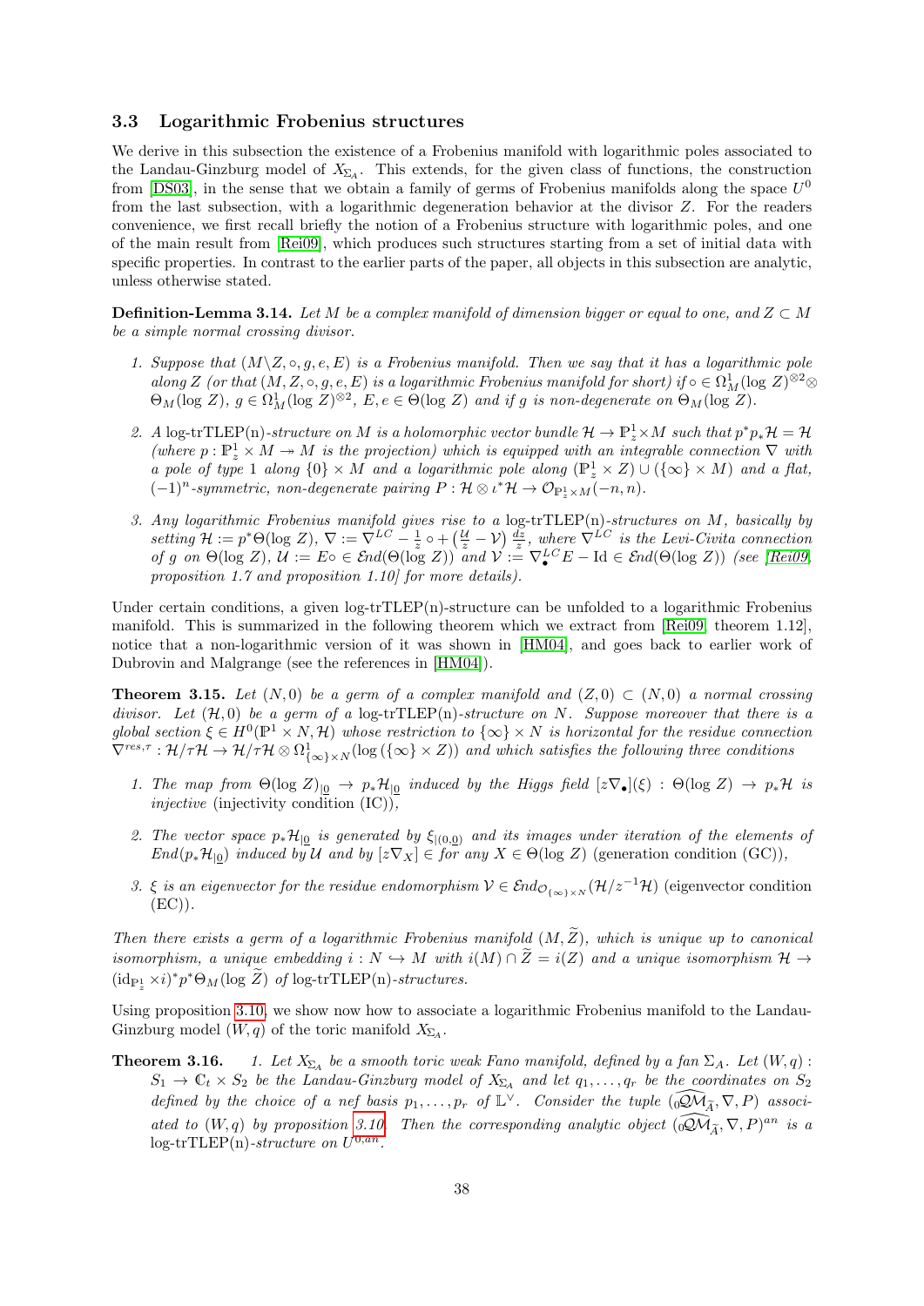### 3.3 Logarithmic Frobenius structures

We derive in this subsection the existence of a Frobenius manifold with logarithmic poles associated to the Landau-Ginzburg model of $X_{\Sigma_A}$. This extends, for the given class of functions, the construction from [DS03], in the sense that we obtain a family of germs of Frobenius manifolds along the space $U^0$ from the last subsection, with a logarithmic degeneration behavior at the divisor $Z$. For the readers convenience, we first recall briefly the notion of a Frobenius structure with logarithmic poles, and one of the main result from [Rei09], which produces such structures starting from a set of initial data with specific properties. In contrast to the earlier parts of the paper, all objects in this subsection are analytic, unless otherwise stated.

**Definition-Lemma 3.14.** *Let $M$ be a complex manifold of dimension bigger or equal to one, and $Z \subset M$ be a simple normal crossing divisor.*

1. *Suppose that $(M\backslash Z, \circ, g, e, E)$ is a Frobenius manifold. Then we say that it has a logarithmic pole along $Z$ (or that $(M, Z, \circ, g, e, E)$ is a logarithmic Frobenius manifold for short) if $\circ \in \Omega^1_M(\log Z)^{\otimes 2} \otimes \Theta_M(\log Z)$, $g \in \Omega^1_M(\log Z)^{\otimes 2}$, $E, e \in \Theta(\log Z)$ and if $g$ is non-degenerate on $\Theta_M(\log Z)$.*

2. *A* log-trTLEP(n)*-structure on $M$ is a holomorphic vector bundle $\mathcal{H} \to \mathbb{P}^1_z \times M$ such that $p^*p_*\mathcal{H} = \mathcal{H}$ (where $p : \mathbb{P}^1_z \times M \twoheadrightarrow M$ is the projection) which is equipped with an integrable connection $\nabla$ with a pole of type 1 along $\{0\} \times M$ and a logarithmic pole along $(\mathbb{P}^1_z \times Z) \cup (\{\infty\} \times M)$ and a flat, $(-1)^n$-symmetric, non-degenerate pairing $P : \mathcal{H} \otimes \iota^*\mathcal{H} \to \mathcal{O}_{\mathbb{P}^1_z \times M}(-n, n)$.*

3. *Any logarithmic Frobenius manifold gives rise to a* log-trTLEP(n)*-structures on $M$, basically by setting $\mathcal{H} := p^*\Theta(\log Z)$, $\nabla := \nabla^{LC} - \frac{1}{z}\circ + \left(\frac{\mathcal{U}}{z} - \mathcal{V}\right)\frac{dz}{z}$, where $\nabla^{LC}$ is the Levi-Civita connection of $g$ on $\Theta(\log Z)$, $\mathcal{U} := E\circ \in \mathcal{E}nd(\Theta(\log Z))$ and $\mathcal{V} := \nabla^{LC}_\bullet E - \mathrm{Id} \in \mathcal{E}nd(\Theta(\log Z))$ (see [Rei09, proposition 1.7 and proposition 1.10] for more details).*

Under certain conditions, a given log-trTLEP(n)-structure can be unfolded to a logarithmic Frobenius manifold. This is summarized in the following theorem which we extract from [Rei09] theorem 1.12], notice that a non-logarithmic version of it was shown in [HM04], and goes back to earlier work of Dubrovin and Malgrange (see the references in [HM04]).

**Theorem 3.15.** *Let $(N, 0)$ be a germ of a complex manifold and $(Z, 0) \subset (N, 0)$ a normal crossing divisor. Let $(\mathcal{H}, 0)$ be a germ of a* log-trTLEP(n)*-structure on $N$. Suppose moreover that there is a global section $\xi \in H^0(\mathbb{P}^1 \times N, \mathcal{H})$ whose restriction to $\{\infty\} \times N$ is horizontal for the residue connection $\nabla^{res,\tau} : \mathcal{H}/\tau\mathcal{H} \to \mathcal{H}/\tau\mathcal{H} \otimes \Omega^1_{\{\infty\}\times N}(\log(\{\infty\} \times Z))$ and which satisfies the following three conditions*

1. *The map from $\Theta(\log Z)_{|\underline{0}} \to p_*\mathcal{H}_{|\underline{0}}$ induced by the Higgs field $[z\nabla_\bullet](\xi) : \Theta(\log Z) \to p_*\mathcal{H}$ is injective* (injectivity condition (IC)),

2. *The vector space $p_*\mathcal{H}_{|\underline{0}}$ is generated by $\xi_{|(0,\underline{0})}$ and its images under iteration of the elements of $End(p_*\mathcal{H}_{|\underline{0}})$ induced by $\mathcal{U}$ and by $[z\nabla_X] \in$ for any $X \in \Theta(\log Z)$* (generation condition (GC)),

3. *$\xi$ is an eigenvector for the residue endomorphism $\mathcal{V} \in \mathcal{E}nd_{\mathcal{O}_{\{\infty\}\times N}}(\mathcal{H}/z^{-1}\mathcal{H})$* (eigenvector condition (EC)).

*Then there exists a germ of a logarithmic Frobenius manifold $(M, \widetilde{Z})$, which is unique up to canonical isomorphism, a unique embedding $i : N \hookrightarrow M$ with $i(M) \cap \widetilde{Z} = i(Z)$ and a unique isomorphism $\mathcal{H} \to (\mathrm{id}_{\mathbb{P}^1_z} \times i)^* p^* \Theta_M(\log \widetilde{Z})$ of* log-trTLEP(n)*-structures.*

Using proposition 3.10, we show now how to associate a logarithmic Frobenius manifold to the Landau-Ginzburg model $(W, q)$ of the toric manifold $X_{\Sigma_A}$.

**Theorem 3.16.** 1. *Let $X_{\Sigma_A}$ be a smooth toric weak Fano manifold, defined by a fan $\Sigma_A$. Let $(W, q) : S_1 \to \mathbb{C}_t \times S_2$ be the Landau-Ginzburg model of $X_{\Sigma_A}$ and let $q_1, \ldots, q_r$ be the coordinates on $S_2$ defined by the choice of a nef basis $p_1, \ldots, p_r$ of $\mathbb{L}^\vee$. Consider the tuple $(\widehat{{}_0\mathcal{QM}}_{\widetilde{A}}, \nabla, P)$ associated to $(W, q)$ by proposition 3.10. Then the corresponding analytic object $(\widehat{{}_0\mathcal{QM}}_{\widetilde{A}}, \nabla, P)^{an}$ is a* log-trTLEP(n)*-structure on $U^{0,an}$.*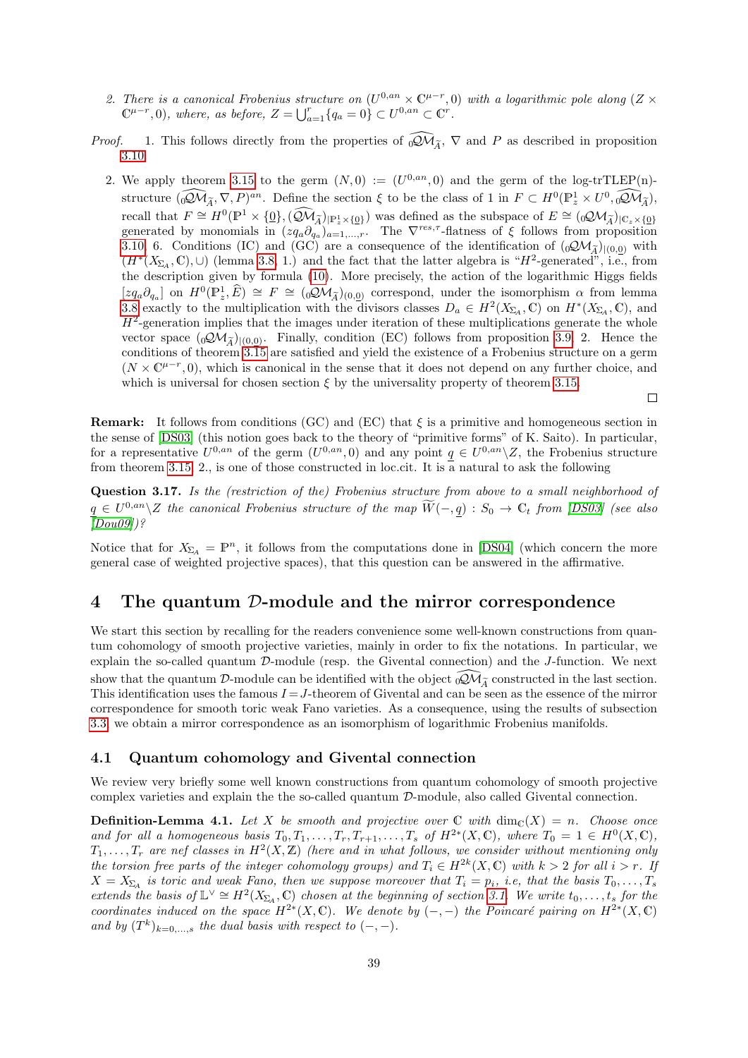2. *There is a canonical Frobenius structure on $(U^{0,an} \times \mathbb{C}^{\mu-r}, 0)$ with a logarithmic pole along $(Z \times \mathbb{C}^{\mu-r}, 0)$, where, as before, $Z = \bigcup_{a=1}^{r}\{q_a = 0\} \subset U^{0,an} \subset \mathbb{C}^r$.*

*Proof.* 1. This follows directly from the properties of ${}_0\widehat{\mathcal{QM}}_{\widetilde{A}}$, $\nabla$ and $P$ as described in proposition 3.10.

2. We apply theorem 3.15 to the germ $(N, 0) := (U^{0,an}, 0)$ and the germ of the log-trTLEP(n)-structure $({}_0\widehat{\mathcal{QM}}_{\widetilde{A}}, \nabla, P)^{an}$. Define the section $\xi$ to be the class of 1 in $F \subset H^0(\mathbb{P}^1_z \times U^0, {}_0\widehat{\mathcal{QM}}_{\widetilde{A}})$, recall that $F \cong H^0(\mathbb{P}^1 \times \{\underline{0}\}, ({}_0\widehat{\mathcal{QM}}_{\widetilde{A}})_{|\mathbb{P}^1_z \times \{\underline{0}\}})$ was defined as the subspace of $E \cong ({}_0\mathcal{QM}_{\widetilde{A}})_{|\mathbb{C}_z \times \{\underline{0}\}}$ generated by monomials in $(zq_a\partial_{q_a})_{a=1,\ldots,r}$. The $\nabla^{res,\tau}$-flatness of $\xi$ follows from proposition 3.10, 6. Conditions (IC) and (GC) are a consequence of the identification of $({}_0\mathcal{QM}_{\widetilde{A}})_{|(0,\underline{0})}$ with $(H^*(X_{\Sigma_A}, \mathbb{C}), \cup)$ (lemma 3.8, 1.) and the fact that the latter algebra is "$H^2$-generated", i.e., from the description given by formula (10). More precisely, the action of the logarithmic Higgs fields $[zq_a\partial_{q_a}]$ on $H^0(\mathbb{P}^1_z, \widehat{E}) \cong F \cong ({}_0\mathcal{QM}_{\widetilde{A}})_{(0,\underline{0})}$ correspond, under the isomorphism $\alpha$ from lemma 3.8 exactly to the multiplication with the divisors classes $D_a \in H^2(X_{\Sigma_A}, \mathbb{C})$ on $H^*(X_{\Sigma_A}, \mathbb{C})$, and $H^2$-generation implies that the images under iteration of these multiplications generate the whole vector space $({}_0\mathcal{QM}_{\widetilde{A}})_{|(0,\underline{0})}$. Finally, condition (EC) follows from proposition 3.9, 2. Hence the conditions of theorem 3.15 are satisfied and yield the existence of a Frobenius structure on a germ $(N \times \mathbb{C}^{\mu-r}, 0)$, which is canonical in the sense that it does not depend on any further choice, and which is universal for chosen section $\xi$ by the universality property of theorem 3.15.

□

**Remark:** It follows from conditions (GC) and (EC) that $\xi$ is a primitive and homogeneous section in the sense of [DS03] (this notion goes back to the theory of "primitive forms" of K. Saito). In particular, for a representative $U^{0,an}$ of the germ $(U^{0,an}, 0)$ and any point $\underline{q} \in U^{0,an}\backslash Z$, the Frobenius structure from theorem 3.15 2., is one of those constructed in loc.cit. It is a natural to ask the following

**Question 3.17.** *Is the (restriction of the) Frobenius structure from above to a small neighborhood of $\underline{q} \in U^{0,an}\backslash Z$ the canonical Frobenius structure of the map $\widetilde{W}(-,\underline{q}) : S_0 \to \mathbb{C}_t$ from [DS03] (see also [Dou09])?*

Notice that for $X_{\Sigma_A} = \mathbb{P}^n$, it follows from the computations done in [DS04] (which concern the more general case of weighted projective spaces), that this question can be answered in the affirmative.

# 4 The quantum $\mathcal{D}$-module and the mirror correspondence

We start this section by recalling for the readers convenience some well-known constructions from quantum cohomology of smooth projective varieties, mainly in order to fix the notations. In particular, we explain the so-called quantum $\mathcal{D}$-module (resp. the Givental connection) and the $J$-function. We next show that the quantum $\mathcal{D}$-module can be identified with the object ${}_0\widehat{\mathcal{QM}}_{\widetilde{A}}$ constructed in the last section. This identification uses the famous $I = J$-theorem of Givental and can be seen as the essence of the mirror correspondence for smooth toric weak Fano varieties. As a consequence, using the results of subsection 3.3, we obtain a mirror correspondence as an isomorphism of logarithmic Frobenius manifolds.

## 4.1 Quantum cohomology and Givental connection

We review very briefly some well known constructions from quantum cohomology of smooth projective complex varieties and explain the the so-called quantum $\mathcal{D}$-module, also called Givental connection.

**Definition-Lemma 4.1.** *Let $X$ be smooth and projective over $\mathbb{C}$ with $\dim_{\mathbb{C}}(X) = n$. Choose once and for all a homogeneous basis $T_0, T_1, \ldots, T_r, T_{r+1}, \ldots, T_s$ of $H^{2*}(X, \mathbb{C})$, where $T_0 = 1 \in H^0(X, \mathbb{C})$, $T_1, \ldots, T_r$ are nef classes in $H^2(X, \mathbb{Z})$ (here and in what follows, we consider without mentioning only the torsion free parts of the integer cohomology groups) and $T_i \in H^{2k}(X, \mathbb{C})$ with $k > 2$ for all $i > r$. If $X = X_{\Sigma_A}$ is toric and weak Fano, then we suppose moreover that $T_i = p_i$, i.e, that the basis $T_0, \ldots, T_s$ extends the basis of $\mathbb{L}^\vee \cong H^2(X_{\Sigma_A}, \mathbb{C})$ chosen at the beginning of section 3.1. We write $t_0, \ldots, t_s$ for the coordinates induced on the space $H^{2*}(X, \mathbb{C})$. We denote by $(-,-)$ the Poincaré pairing on $H^{2*}(X, \mathbb{C})$ and by $(T^k)_{k=0,\ldots,s}$ the dual basis with respect to $(-,-)$.*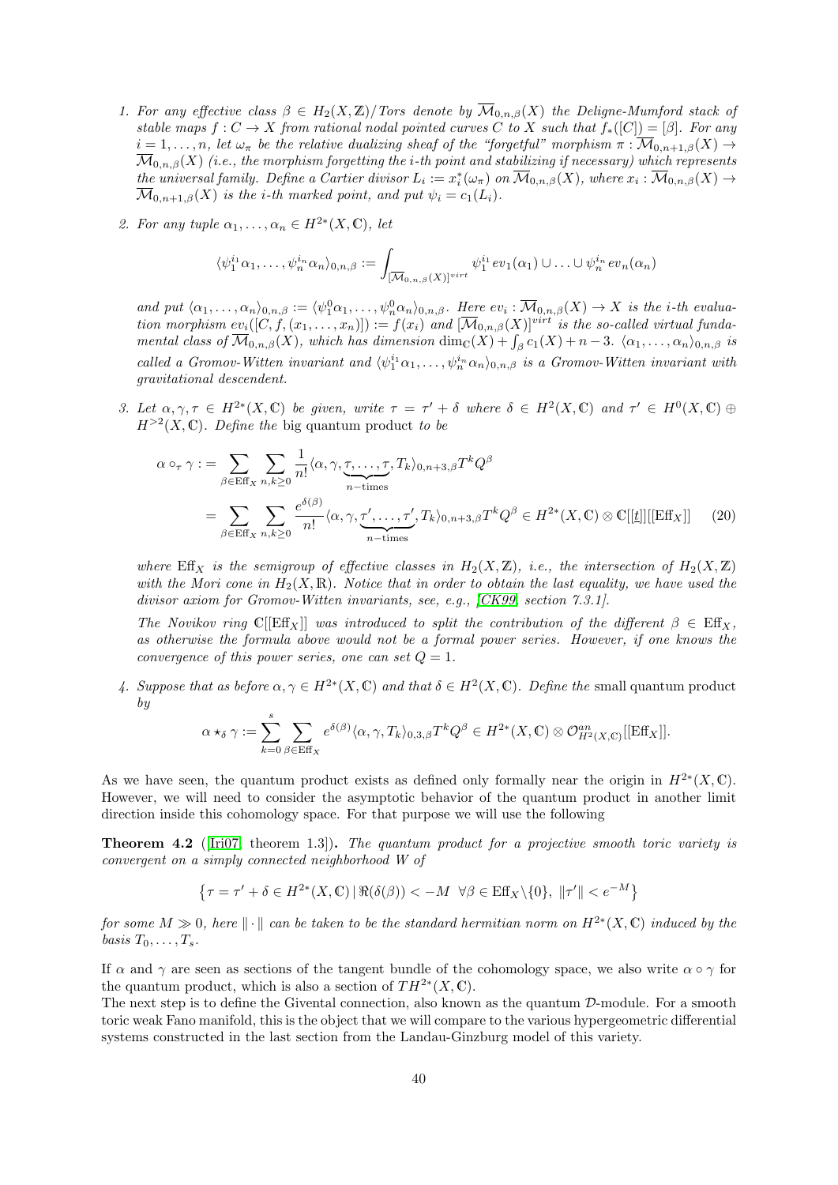1. *For any effective class $\beta \in H_2(X,\mathbb{Z})/Tors$ denote by $\overline{\mathcal{M}}_{0,n,\beta}(X)$ the Deligne-Mumford stack of stable maps $f : C \to X$ from rational nodal pointed curves $C$ to $X$ such that $f_*([C]) = [\beta]$. For any $i = 1,\ldots,n$, let $\omega_\pi$ be the relative dualizing sheaf of the "forgetful" morphism $\pi : \overline{\mathcal{M}}_{0,n+1,\beta}(X) \to \overline{\mathcal{M}}_{0,n,\beta}(X)$ (i.e., the morphism forgetting the $i$-th point and stabilizing if necessary) which represents the universal family. Define a Cartier divisor $L_i := x_i^*(\omega_\pi)$ on $\overline{\mathcal{M}}_{0,n,\beta}(X)$, where $x_i : \overline{\mathcal{M}}_{0,n,\beta}(X) \to \overline{\mathcal{M}}_{0,n+1,\beta}(X)$ is the $i$-th marked point, and put $\psi_i = c_1(L_i)$.*

2. *For any tuple $\alpha_1,\ldots,\alpha_n \in H^{2*}(X,\mathbb{C})$, let*

$$\langle \psi_1^{i_1}\alpha_1,\ldots,\psi_n^{i_n}\alpha_n\rangle_{0,n,\beta} := \int_{[\overline{\mathcal{M}}_{0,n,\beta}(X)]^{virt}} \psi_1^{i_1} ev_1(\alpha_1) \cup \ldots \cup \psi_n^{i_n} ev_n(\alpha_n)$$

*and put $\langle \alpha_1,\ldots,\alpha_n\rangle_{0,n,\beta} := \langle \psi_1^0\alpha_1,\ldots,\psi_n^0\alpha_n\rangle_{0,n,\beta}$. Here $ev_i : \overline{\mathcal{M}}_{0,n,\beta}(X) \to X$ is the $i$-th evaluation morphism $ev_i([C,f,(x_1,\ldots,x_n)]) := f(x_i)$ and $[\overline{\mathcal{M}}_{0,n,\beta}(X)]^{virt}$ is the so-called virtual fundamental class of $\overline{\mathcal{M}}_{0,n,\beta}(X)$, which has dimension $\dim_{\mathbb{C}}(X) + \int_\beta c_1(X) + n - 3$. $\langle \alpha_1,\ldots,\alpha_n\rangle_{0,n,\beta}$ is called a Gromov-Witten invariant and $\langle \psi_1^{i_1}\alpha_1,\ldots,\psi_n^{i_n}\alpha_n\rangle_{0,n,\beta}$ is a Gromov-Witten invariant with gravitational descendent.*

3. *Let $\alpha,\gamma,\tau \in H^{2*}(X,\mathbb{C})$ be given, write $\tau = \tau' + \delta$ where $\delta \in H^2(X,\mathbb{C})$ and $\tau' \in H^0(X,\mathbb{C}) \oplus H^{>2}(X,\mathbb{C})$. Define the* big quantum product *to be*

$$\begin{aligned}
\alpha \circ_\tau \gamma :&= \sum_{\beta\in \mathrm{Eff}_X}\sum_{n,k\geq 0} \frac{1}{n!}\langle \alpha,\gamma,\underbrace{\tau,\ldots,\tau}_{n-\text{times}},T_k\rangle_{0,n+3,\beta} T^k Q^\beta \\
&= \sum_{\beta\in \mathrm{Eff}_X}\sum_{n,k\geq 0} \frac{e^{\delta(\beta)}}{n!}\langle \alpha,\gamma,\underbrace{\tau',\ldots,\tau'}_{n-\text{times}},T_k\rangle_{0,n+3,\beta} T^k Q^\beta \in H^{2*}(X,\mathbb{C})\otimes \mathbb{C}[[\underline{t}]][[\mathrm{Eff}_X]] \qquad (20)
\end{aligned}$$

*where $\mathrm{Eff}_X$ is the semigroup of effective classes in $H_2(X,\mathbb{Z})$, i.e., the intersection of $H_2(X,\mathbb{Z})$ with the Mori cone in $H_2(X,\mathbb{R})$. Notice that in order to obtain the last equality, we have used the divisor axiom for Gromov-Witten invariants, see, e.g., [CK99, section 7.3.1].*

*The Novikov ring $\mathbb{C}[[\mathrm{Eff}_X]]$ was introduced to split the contribution of the different $\beta \in \mathrm{Eff}_X$, as otherwise the formula above would not be a formal power series. However, if one knows the convergence of this power series, one can set $Q = 1$.*

4. *Suppose that as before $\alpha,\gamma \in H^{2*}(X,\mathbb{C})$ and that $\delta \in H^2(X,\mathbb{C})$. Define the* small quantum product *by*

$$\alpha \star_\delta \gamma := \sum_{k=0}^{s}\sum_{\beta\in\mathrm{Eff}_X} e^{\delta(\beta)}\langle \alpha,\gamma,T_k\rangle_{0,3,\beta} T^k Q^\beta \in H^{2*}(X,\mathbb{C})\otimes \mathcal{O}^{an}_{H^2(X,\mathbb{C})}[[\mathrm{Eff}_X]].$$

As we have seen, the quantum product exists as defined only formally near the origin in $H^{2*}(X,\mathbb{C})$. However, we will need to consider the asymptotic behavior of the quantum product in another limit direction inside this cohomology space. For that purpose we will use the following

**Theorem 4.2** ([Iri07, theorem 1.3]). *The quantum product for a projective smooth toric variety is convergent on a simply connected neighborhood $W$ of*

$$\left\{\tau = \tau' + \delta \in H^{2*}(X,\mathbb{C}) \,|\, \Re(\delta(\beta)) < -M \ \ \forall \beta \in \mathrm{Eff}_X\backslash\{0\},\ \|\tau'\| < e^{-M}\right\}$$

*for some $M \gg 0$, here $\|\cdot\|$ can be taken to be the standard hermitian norm on $H^{2*}(X,\mathbb{C})$ induced by the basis $T_0,\ldots,T_s$.*

If $\alpha$ and $\gamma$ are seen as sections of the tangent bundle of the cohomology space, we also write $\alpha \circ \gamma$ for the quantum product, which is also a section of $TH^{2*}(X,\mathbb{C})$.

The next step is to define the Givental connection, also known as the quantum $\mathcal{D}$-module. For a smooth toric weak Fano manifold, this is the object that we will compare to the various hypergeometric differential systems constructed in the last section from the Landau-Ginzburg model of this variety.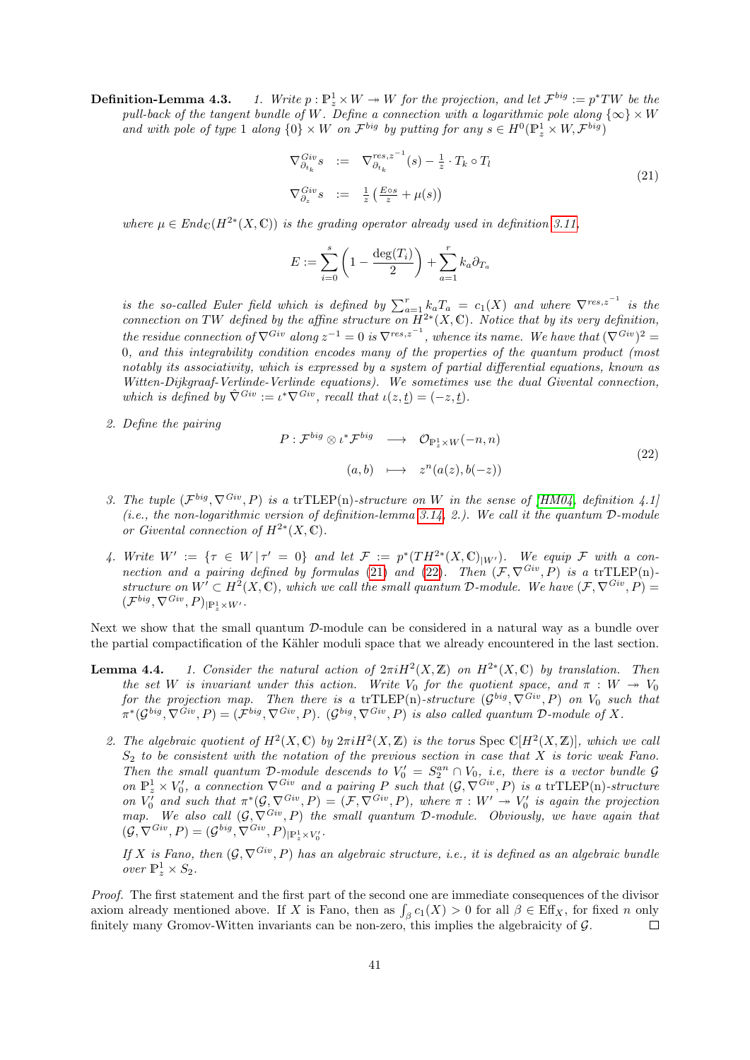**Definition-Lemma 4.3.** *1. Write $p : \mathbb{P}^1_z \times W \twoheadrightarrow W$ for the projection, and let $\mathcal{F}^{big} := p^* TW$ be the pull-back of the tangent bundle of $W$. Define a connection with a logarithmic pole along $\{\infty\} \times W$ and with pole of type 1 along $\{0\} \times W$ on $\mathcal{F}^{big}$ by putting for any $s \in H^0(\mathbb{P}^1_z \times W, \mathcal{F}^{big})$*

$$
\begin{aligned}
\nabla^{Giv}_{\partial_{t_k}} s &:= \nabla^{res,z^{-1}}_{\partial_{t_k}}(s) - \tfrac{1}{z} \cdot T_k \circ T_l \\
\nabla^{Giv}_{\partial_z} s &:= \tfrac{1}{z}\left(\tfrac{E \circ s}{z} + \mu(s)\right)
\end{aligned}
\tag{21}
$$

*where $\mu \in End_{\mathbb{C}}(H^{2*}(X,\mathbb{C}))$ is the grading operator already used in definition 3.11,*

$$
E := \sum_{i=0}^{s}\left(1 - \frac{\deg(T_i)}{2}\right) + \sum_{a=1}^{r} k_a \partial_{T_a}
$$

*is the so-called Euler field which is defined by $\sum_{a=1}^{r} k_a T_a = c_1(X)$ and where $\nabla^{res,z^{-1}}$ is the connection on $TW$ defined by the affine structure on $H^{2*}(X,\mathbb{C})$. Notice that by its very definition, the residue connection of $\nabla^{Giv}$ along $z^{-1} = 0$ is $\nabla^{res,z^{-1}}$, whence its name. We have that $(\nabla^{Giv})^2 = 0$, and this integrability condition encodes many of the properties of the quantum product (most notably its associativity, which is expressed by a system of partial differential equations, known as Witten-Dijkgraaf-Verlinde-Verlinde equations). We sometimes use the dual Givental connection, which is defined by $\hat{\nabla}^{Giv} := \iota^* \nabla^{Giv}$, recall that $\iota(z, \underline{t}) = (-z, \underline{t})$.*

*2. Define the pairing*

$$
\begin{aligned}
P : \mathcal{F}^{big} \otimes \iota^* \mathcal{F}^{big} &\longrightarrow \mathcal{O}_{\mathbb{P}^1_z \times W}(-n, n) \\
(a, b) &\longmapsto z^n (a(z), b(-z))
\end{aligned}
\tag{22}
$$

*3. The tuple $(\mathcal{F}^{big}, \nabla^{Giv}, P)$ is a* trTLEP(n)*-structure on $W$ in the sense of [HM04, definition 4.1] (i.e., the non-logarithmic version of definition-lemma 3.14, 2.). We call it the quantum $\mathcal{D}$-module or Givental connection of $H^{2*}(X,\mathbb{C})$.*

*4. Write $W' := \{\tau \in W \,|\, \tau' = 0\}$ and let $\mathcal{F} := p^*(TH^{2*}(X,\mathbb{C})_{|W'})$. We equip $\mathcal{F}$ with a connection and a pairing defined by formulas (21) and (22). Then $(\mathcal{F}, \nabla^{Giv}, P)$ is a* trTLEP(n)*-structure on $W' \subset H^2(X,\mathbb{C})$, which we call the small quantum $\mathcal{D}$-module. We have $(\mathcal{F}, \nabla^{Giv}, P) = (\mathcal{F}^{big}, \nabla^{Giv}, P)_{|\mathbb{P}^1_z \times W'}$.*

Next we show that the small quantum $\mathcal{D}$-module can be considered in a natural way as a bundle over the partial compactification of the Kähler moduli space that we already encountered in the last section.

**Lemma 4.4.** *1. Consider the natural action of $2\pi i H^2(X,\mathbb{Z})$ on $H^{2*}(X,\mathbb{C})$ by translation. Then the set $W$ is invariant under this action. Write $V_0$ for the quotient space, and $\pi : W \twoheadrightarrow V_0$ for the projection map. Then there is a* trTLEP(n)*-structure $(\mathcal{G}^{big}, \nabla^{Giv}, P)$ on $V_0$ such that $\pi^*(\mathcal{G}^{big}, \nabla^{Giv}, P) = (\mathcal{F}^{big}, \nabla^{Giv}, P)$. $(\mathcal{G}^{big}, \nabla^{Giv}, P)$ is also called quantum $\mathcal{D}$-module of $X$.*

*2. The algebraic quotient of $H^2(X,\mathbb{C})$ by $2\pi i H^2(X,\mathbb{Z})$ is the torus $\operatorname{Spec} \mathbb{C}[H^2(X,\mathbb{Z})]$, which we call $S_2$ to be consistent with the notation of the previous section in case that $X$ is toric weak Fano. Then the small quantum $\mathcal{D}$-module descends to $V_0' = S_2^{an} \cap V_0$, i.e, there is a vector bundle $\mathcal{G}$ on $\mathbb{P}^1_z \times V_0'$, a connection $\nabla^{Giv}$ and a pairing $P$ such that $(\mathcal{G}, \nabla^{Giv}, P)$ is a* trTLEP(n)*-structure on $V_0'$ and such that $\pi^*(\mathcal{G}, \nabla^{Giv}, P) = (\mathcal{F}, \nabla^{Giv}, P)$, where $\pi : W' \twoheadrightarrow V_0'$ is again the projection map. We also call $(\mathcal{G}, \nabla^{Giv}, P)$ the small quantum $\mathcal{D}$-module. Obviously, we have again that $(\mathcal{G}, \nabla^{Giv}, P) = (\mathcal{G}^{big}, \nabla^{Giv}, P)_{|\mathbb{P}^1_z \times V_0'}$.*

*If $X$ is Fano, then $(\mathcal{G}, \nabla^{Giv}, P)$ has an algebraic structure, i.e., it is defined as an algebraic bundle over $\mathbb{P}^1_z \times S_2$.*

*Proof.* The first statement and the first part of the second one are immediate consequences of the divisor axiom already mentioned above. If $X$ is Fano, then as $\int_\beta c_1(X) > 0$ for all $\beta \in \text{Eff}_X$, for fixed $n$ only finitely many Gromov-Witten invariants can be non-zero, this implies the algebraicity of $\mathcal{G}$. □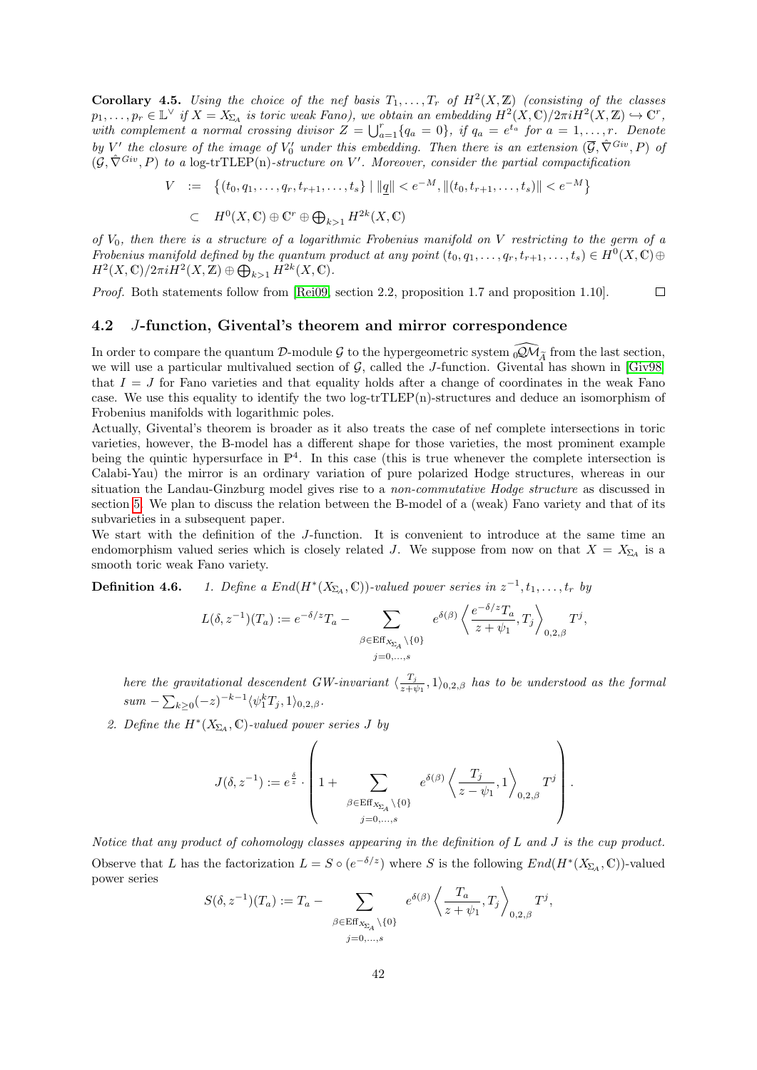**Corollary 4.5.** *Using the choice of the nef basis $T_1, \ldots, T_r$ of $H^2(X,\mathbb{Z})$ (consisting of the classes $p_1, \ldots, p_r \in \mathbb{L}^\vee$ if $X = X_{\Sigma_A}$ is toric weak Fano), we obtain an embedding $H^2(X,\mathbb{C})/2\pi i H^2(X,\mathbb{Z}) \hookrightarrow \mathbb{C}^r$, with complement a normal crossing divisor $Z = \bigcup_{a=1}^r \{q_a = 0\}$, if $q_a = e^{t_a}$ for $a = 1, \ldots, r$. Denote by $V'$ the closure of the image of $V_0'$ under this embedding. Then there is an extension $(\overline{\mathcal{G}}, \hat{\nabla}^{Giv}, P)$ of $(\mathcal{G}, \hat{\nabla}^{Giv}, P)$ to a log-trTLEP(n)-structure on $V'$. Moreover, consider the partial compactification*

$$
\begin{aligned}
V &:= \left\{(t_0, q_1, \ldots, q_r, t_{r+1}, \ldots, t_s) \mid \|\underline{q}\| < e^{-M}, \|(t_0, t_{r+1}, \ldots, t_s)\| < e^{-M}\right\} \\
&\subset \quad H^0(X,\mathbb{C}) \oplus \mathbb{C}^r \oplus \bigoplus\nolimits_{k>1} H^{2k}(X,\mathbb{C})
\end{aligned}
$$

*of $V_0$, then there is a structure of a logarithmic Frobenius manifold on $V$ restricting to the germ of a Frobenius manifold defined by the quantum product at any point $(t_0, q_1, \ldots, q_r, t_{r+1}, \ldots, t_s) \in H^0(X,\mathbb{C}) \oplus H^2(X,\mathbb{C})/2\pi i H^2(X,\mathbb{Z}) \oplus \bigoplus_{k>1} H^{2k}(X,\mathbb{C})$.*

*Proof.* Both statements follow from [Rei09, section 2.2, proposition 1.7 and proposition 1.10]. □

## 4.2 $J$-function, Givental's theorem and mirror correspondence

In order to compare the quantum $\mathcal{D}$-module $\mathcal{G}$ to the hypergeometric system ${}_0\widehat{\mathcal{QM}}_{\widetilde{A}}$ from the last section, we will use a particular multivalued section of $\mathcal{G}$, called the $J$-function. Givental has shown in [Giv98] that $I = J$ for Fano varieties and that equality holds after a change of coordinates in the weak Fano case. We use this equality to identify the two log-trTLEP(n)-structures and deduce an isomorphism of Frobenius manifolds with logarithmic poles.

Actually, Givental's theorem is broader as it also treats the case of nef complete intersections in toric varieties, however, the B-model has a different shape for those varieties, the most prominent example being the quintic hypersurface in $\mathbb{P}^4$. In this case (this is true whenever the complete intersection is Calabi-Yau) the mirror is an ordinary variation of pure polarized Hodge structures, whereas in our situation the Landau-Ginzburg model gives rise to a *non-commutative Hodge structure* as discussed in section 5. We plan to discuss the relation between the B-model of a (weak) Fano variety and that of its subvarieties in a subsequent paper.

We start with the definition of the $J$-function. It is convenient to introduce at the same time an endomorphism valued series which is closely related $J$. We suppose from now on that $X = X_{\Sigma_A}$ is a smooth toric weak Fano variety.

**Definition 4.6.** *1. Define a $End(H^*(X_{\Sigma_A},\mathbb{C}))$-valued power series in $z^{-1}, t_1, \ldots, t_r$ by*

$$
L(\delta, z^{-1})(T_a) := e^{-\delta/z} T_a - \sum_{\substack{\beta \in \mathrm{Eff}_{X_{\Sigma_A}} \setminus \{0\} \\ j=0,\ldots,s}} e^{\delta(\beta)} \left\langle \frac{e^{-\delta/z} T_a}{z + \psi_1}, T_j \right\rangle_{0,2,\beta} T^j,
$$

*here the gravitational descendent GW-invariant $\langle \frac{T_j}{z+\psi_1}, 1\rangle_{0,2,\beta}$ has to be understood as the formal sum $-\sum_{k\geq 0}(-z)^{-k-1}\langle \psi_1^k T_j, 1\rangle_{0,2,\beta}$.*

*2. Define the $H^*(X_{\Sigma_A},\mathbb{C})$-valued power series $J$ by*

$$
J(\delta, z^{-1}) := e^{\frac{\delta}{z}} \cdot \left( 1 + \sum_{\substack{\beta \in \mathrm{Eff}_{X_{\Sigma_A}} \setminus \{0\} \\ j=0,\ldots,s}} e^{\delta(\beta)} \left\langle \frac{T_j}{z - \psi_1}, 1 \right\rangle_{0,2,\beta} T^j \right).
$$

*Notice that any product of cohomology classes appearing in the definition of $L$ and $J$ is the cup product.*

Observe that $L$ has the factorization $L = S \circ (e^{-\delta/z})$ where $S$ is the following $End(H^*(X_{\Sigma_A},\mathbb{C}))$-valued power series

$$
S(\delta, z^{-1})(T_a) := T_a - \sum_{\substack{\beta \in \mathrm{Eff}_{X_{\Sigma_A}} \setminus \{0\} \\ j=0,\ldots,s}} e^{\delta(\beta)} \left\langle \frac{T_a}{z + \psi_1}, T_j \right\rangle_{0,2,\beta} T^j,
$$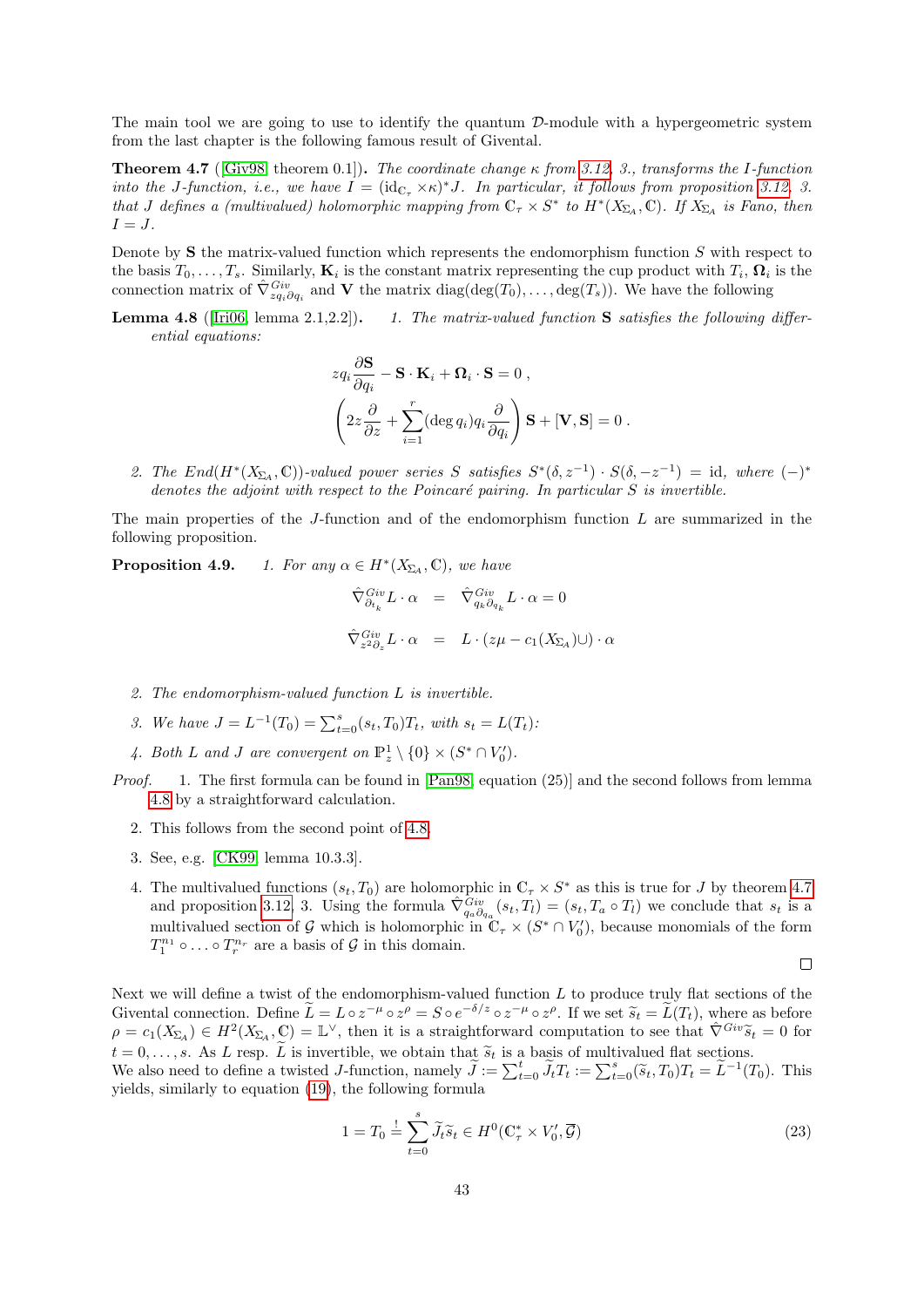The main tool we are going to use to identify the quantum $\mathcal{D}$-module with a hypergeometric system from the last chapter is the following famous result of Givental.

**Theorem 4.7** ([Giv98, theorem 0.1]). *The coordinate change $\kappa$ from 3.12, 3., transforms the $I$-function into the $J$-function, i.e., we have $I = (\mathrm{id}_{\mathbb{C}_\tau} \times \kappa)^* J$. In particular, it follows from proposition 3.12, 3. that $J$ defines a (multivalued) holomorphic mapping from $\mathbb{C}_\tau \times S^*$ to $H^*(X_{\Sigma_A}, \mathbb{C})$. If $X_{\Sigma_A}$ is Fano, then $I = J$.*

Denote by $\mathbf{S}$ the matrix-valued function which represents the endomorphism function $S$ with respect to the basis $T_0, \ldots, T_s$. Similarly, $\mathbf{K}_i$ is the constant matrix representing the cup product with $T_i$, $\mathbf{\Omega}_i$ is the connection matrix of $\hat{\nabla}^{Giv}_{zq_i\partial_{q_i}}$ and $\mathbf{V}$ the matrix $\mathrm{diag}(\deg(T_0), \ldots, \deg(T_s))$. We have the following

**Lemma 4.8** ([Iri06, lemma 2.1,2.2]).

1. *The matrix-valued function $\mathbf{S}$ satisfies the following differential equations:*
$$zq_i \frac{\partial \mathbf{S}}{\partial q_i} - \mathbf{S} \cdot \mathbf{K}_i + \mathbf{\Omega}_i \cdot \mathbf{S} = 0\,,$$
$$\left( 2z\frac{\partial}{\partial z} + \sum_{i=1}^{r} (\deg q_i) q_i \frac{\partial}{\partial q_i} \right) \mathbf{S} + [\mathbf{V}, \mathbf{S}] = 0\,.$$

2. *The $End(H^*(X_{\Sigma_A}, \mathbb{C}))$-valued power series $S$ satisfies $S^*(\delta, z^{-1}) \cdot S(\delta, -z^{-1}) = \mathrm{id}$, where $(-)^*$ denotes the adjoint with respect to the Poincaré pairing. In particular $S$ is invertible.*

The main properties of the $J$-function and of the endomorphism function $L$ are summarized in the following proposition.

**Proposition 4.9.**

1. *For any $\alpha \in H^*(X_{\Sigma_A}, \mathbb{C})$, we have*
$$\hat{\nabla}^{Giv}_{\partial_{t_k}} L \cdot \alpha \;=\; \hat{\nabla}^{Giv}_{q_k\partial_{q_k}} L \cdot \alpha = 0$$
$$\hat{\nabla}^{Giv}_{z^2\partial_z} L \cdot \alpha \;=\; L \cdot (z\mu - c_1(X_{\Sigma_A})\cup) \cdot \alpha$$

2. *The endomorphism-valued function $L$ is invertible.*

3. *We have $J = L^{-1}(T_0) = \sum_{t=0}^{s} (s_t, T_0) T_t$, with $s_t = L(T_t)$:*

4. *Both $L$ and $J$ are convergent on $\mathbb{P}^1_z \setminus \{0\} \times (S^* \cap V'_0)$.*

*Proof.*

1. The first formula can be found in [Pan98, equation (25)] and the second follows from lemma 4.8 by a straightforward calculation.

2. This follows from the second point of 4.8.

3. See, e.g. [CK99, lemma 10.3.3].

4. The multivalued functions $(s_t, T_0)$ are holomorphic in $\mathbb{C}_\tau \times S^*$ as this is true for $J$ by theorem 4.7 and proposition 3.12, 3. Using the formula $\hat{\nabla}^{Giv}_{q_a\partial_{q_a}}(s_t, T_l) = (s_t, T_a \circ T_l)$ we conclude that $s_t$ is a multivalued section of $\mathcal{G}$ which is holomorphic in $\mathbb{C}_\tau \times (S^* \cap V'_0)$, because monomials of the form $T_1^{n_1} \circ \ldots \circ T_r^{n_r}$ are a basis of $\mathcal{G}$ in this domain.

□

Next we will define a twist of the endomorphism-valued function $L$ to produce truly flat sections of the Givental connection. Define $\widetilde{L} = L \circ z^{-\mu} \circ z^{\rho} = S \circ e^{-\delta/z} \circ z^{-\mu} \circ z^{\rho}$. If we set $\widetilde{s}_t = \widetilde{L}(T_t)$, where as before $\rho = c_1(X_{\Sigma_A}) \in H^2(X_{\Sigma_A}, \mathbb{C}) = \mathbb{L}^\vee$, then it is a straightforward computation to see that $\hat{\nabla}^{Giv}\widetilde{s}_t = 0$ for $t = 0, \ldots, s$. As $L$ resp. $\widetilde{L}$ is invertible, we obtain that $\widetilde{s}_t$ is a basis of multivalued flat sections. We also need to define a twisted $J$-function, namely $\widetilde{J} := \sum_{t=0}^{t} \widetilde{J}_t T_t := \sum_{t=0}^{s} (\widetilde{s}_t, T_0) T_t = \widetilde{L}^{-1}(T_0)$. This yields, similarly to equation (19), the following formula

$$1 = T_0 \overset{!}{=} \sum_{t=0}^{s} \widetilde{J}_t \widetilde{s}_t \in H^0(\mathbb{C}^*_\tau \times V'_0, \overline{\mathcal{G}}) \tag{23}$$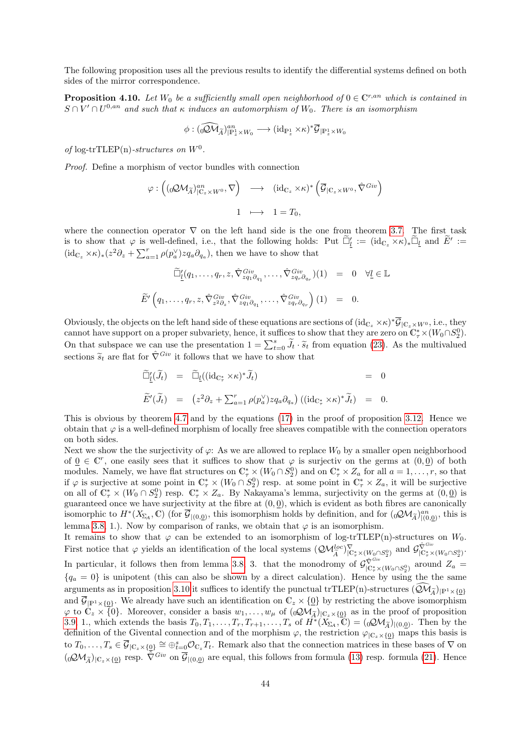The following proposition uses all the previous results to identify the differential systems defined on both sides of the mirror correspondence.

**Proposition 4.10.** *Let $W_0$ be a sufficiently small open neighborhood of $0 \in \mathbb{C}^{r,an}$ which is contained in $S \cap V' \cap U^{0,an}$ and such that $\kappa$ induces an automorphism of $W_0$. There is an isomorphism*

$$\phi : ({}_0\widehat{\mathcal{QM}}_{\widetilde{A}})^{an}_{|\mathbb{P}^1_z \times W_0} \longrightarrow (\mathrm{id}_{\mathbb{P}^1_z} \times \kappa)^* \overline{\mathcal{G}}_{|\mathbb{P}^1_z \times W_0}$$

*of* log-trTLEP(n)*-structures on $W^0$.*

*Proof.* Define a morphism of vector bundles with connection

$$\begin{array}{rcl} \varphi : \left(({}_0\mathcal{QM}_{\widetilde{A}})^{an}_{|\mathbb{C}_z \times W^0}, \nabla\right) & \longrightarrow & (\mathrm{id}_{\mathbb{C}_z} \times \kappa)^* \left(\overline{\mathcal{G}}_{|\mathbb{C}_z \times W^0}, \hat{\nabla}^{Giv}\right) \\ 1 & \longmapsto & 1 = T_0, \end{array}$$

where the connection operator $\nabla$ on the left hand side is the one from theorem 3.7. The first task is to show that $\varphi$ is well-defined, i.e., that the following holds: Put $\widetilde{\Box}'_{\underline{l}} := (\mathrm{id}_{\mathbb{C}_z} \times \kappa)_* \widetilde{\Box}_{\underline{l}}$ and $\widetilde{E}' := (\mathrm{id}_{\mathbb{C}_z} \times \kappa)_* (z^2\partial_z + \sum_{a=1}^r \rho(p_a^\vee) z q_a \partial_{q_a})$, then we have to show that

$$\begin{array}{rcl} \widetilde{\Box}'_{\underline{l}}(q_1, \ldots, q_r, z, \hat{\nabla}^{Giv}_{zq_1\partial_{q_1}}, \ldots, \hat{\nabla}^{Giv}_{zq_r\partial_{q_r}})(1) & = & 0 \quad \forall \underline{l} \in \mathbb{L} \\ \widetilde{E}' \left(q_1, \ldots, q_r, z, \hat{\nabla}^{Giv}_{z^2\partial_z}, \hat{\nabla}^{Giv}_{zq_1\partial_{q_1}}, \ldots, \hat{\nabla}^{Giv}_{zq_r\partial_{q_r}}\right)(1) & = & 0. \end{array}$$

Obviously, the objects on the left hand side of these equations are sections of $(\mathrm{id}_{\mathbb{C}_z} \times \kappa)^* \overline{\mathcal{G}}_{|\mathbb{C}_z \times W^0}$, i.e., they cannot have support on a proper subvariety, hence, it suffices to show that they are zero on $\mathbb{C}^*_\tau \times (W_0 \cap S^0_2)$. On that subspace we can use the presentation $1 = \sum_{t=0}^s \widetilde{J}_t \cdot \widetilde{s}_t$ from equation (23). As the multivalued sections $\widetilde{s}_t$ are flat for $\hat{\nabla}^{Giv}$ it follows that we have to show that

$$\begin{array}{rclcl} \widetilde{\Box}'_{\underline{l}}(\widetilde{J}_t) & = & \widetilde{\Box}_{\underline{l}}((\mathrm{id}_{\mathbb{C}^*_\tau} \times \kappa)^* \widetilde{J}_t) & = & 0 \\ \widetilde{E}'(\widetilde{J}_t) & = & \left(z^2\partial_z + \sum_{a=1}^r \rho(p_a^\vee) z q_a \partial_{q_a}\right)((\mathrm{id}_{\mathbb{C}^*_\tau} \times \kappa)^* \widetilde{J}_t) & = & 0. \end{array}$$

This is obvious by theorem 4.7 and by the equations (17) in the proof of proposition 3.12. Hence we obtain that $\varphi$ is a well-defined morphism of locally free sheaves compatible with the connection operators on both sides.

Next we show the the surjectivity of $\varphi$: As we are allowed to replace $W_0$ by a smaller open neighborhood of $\underline{0} \in \mathbb{C}^r$, one easily sees that it suffices to show that $\varphi$ is surjectiv on the germs at $(0, \underline{0})$ of both modules. Namely, we have flat structures on $\mathbb{C}^*_\tau \times (W_0 \cap S^0_2)$ and on $\mathbb{C}^*_\tau \times Z_a$ for all $a = 1, \ldots, r$, so that if $\varphi$ is surjective at some point in $\mathbb{C}^*_\tau \times (W_0 \cap S^0_2)$ resp. at some point in $\mathbb{C}^*_\tau \times Z_a$, it will be surjective on all of $\mathbb{C}^*_\tau \times (W_0 \cap S^0_2)$ resp. $\mathbb{C}^*_\tau \times Z_a$. By Nakayama's lemma, surjectivity on the germs at $(0, \underline{0})$ is guaranteed once we have surjectivity at the fibre at $(0, \underline{0})$, which is evident as both fibres are canonically isomorphic to $H^*(X_{\Sigma_A}, \mathbb{C})$ (for $\overline{\mathcal{G}}_{|(0,\underline{0})}$, this isomorphism holds by definition, and for $({}_0\mathcal{QM}_{\widetilde{A}})^{an}_{|(0,\underline{0})}$, this is lemma 3.8, 1.). Now by comparison of ranks, we obtain that $\varphi$ is an isomorphism.

It remains to show that $\varphi$ can be extended to an isomorphism of log-trTLEP(n)-structures on $W_0$. First notice that $\varphi$ yields an identification of the local systems $(\mathcal{QM}^{loc}_{\widetilde{A}})^{\nabla}_{|\mathbb{C}^*_\tau \times (W_0 \cap S^0_2)}$ and $\mathcal{G}^{\hat{\nabla}^{Giv}}_{|\mathbb{C}^*_\tau \times (W_0 \cap S^0_2)}$. In particular, it follows then from lemma 3.8, 3. that the monodromy of $\mathcal{G}^{\hat{\nabla}^{Giv}}_{|\mathbb{C}^*_\tau \times (W_0 \cap S^0_2)}$ around $Z_a = \{q_a = 0\}$ is unipotent (this can also be shown by a direct calculation). Hence by using the the same arguments as in proposition 3.10 it suffices to identify the punctual trTLEP(n)-structures $(\widehat{\mathcal{QM}}_{\widetilde{A}})_{|\mathbb{P}^1 \times \{\underline{0}\}}$ and $\overline{\mathcal{G}}_{|\mathbb{P}^1 \times \{\underline{0}\}}$. We already have such an identification on $\mathbb{C}_z \times \{\underline{0}\}$ by restricting the above isomorphism $\varphi$ to $\mathbb{C}_z \times \{\underline{0}\}$. Moreover, consider a basis $w_1, \ldots, w_\mu$ of $({}_0\mathcal{QM}_{\widetilde{A}})_{|\mathbb{C}_z \times \{\underline{0}\}}$ as in the proof of proposition 3.9, 1., which extends the basis $T_0, T_1, \ldots, T_r, T_{r+1}, \ldots, T_s$ of $H^*(X_{\Sigma_A}, \mathbb{C}) = ({}_0\mathcal{QM}_{\widetilde{A}})_{|(0,\underline{0})}$. Then by the definition of the Givental connection and of the morphism $\varphi$, the restriction $\varphi_{|\mathbb{C}_z \times \{\underline{0}\}}$ maps this basis is to $T_0, \ldots, T_s \in \overline{\mathcal{G}}_{|\mathbb{C}_z \times \{\underline{0}\}} \cong \oplus_{t=0}^s \mathcal{O}_{\mathbb{C}_z} T_t$. Remark also that the connection matrices in these bases of $\nabla$ on $({}_0\mathcal{QM}_{\widetilde{A}})_{|\mathbb{C}_z \times \{\underline{0}\}}$ resp. $\hat{\nabla}^{Giv}$ on $\overline{\mathcal{G}}_{|(0,\underline{0})}$ are equal, this follows from formula (13) resp. formula (21). Hence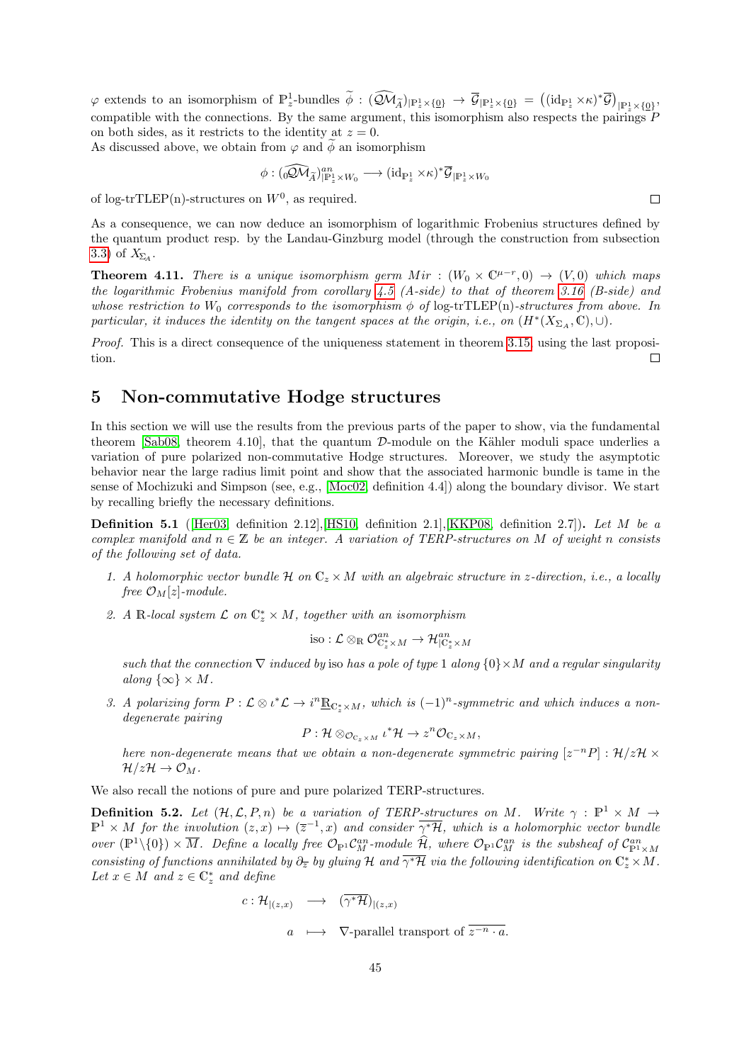$\varphi$ extends to an isomorphism of $\mathbb{P}^1_z$-bundles $\widetilde{\phi} : (\widehat{\mathcal{QM}}_{\widetilde{A}})_{|\mathbb{P}^1_z \times \{\underline{0}\}} \to \overline{\mathcal{G}}_{|\mathbb{P}^1_z \times \{\underline{0}\}} = \left((\mathrm{id}_{\mathbb{P}^1_z} \times \kappa)^* \overline{\mathcal{G}}\right)_{|\mathbb{P}^1_z \times \{\underline{0}\}}$, compatible with the connections. By the same argument, this isomorphism also respects the pairings $P$ on both sides, as it restricts to the identity at $z = 0$.
As discussed above, we obtain from $\varphi$ and $\widetilde{\phi}$ an isomorphism

$$\phi : ({}_0\widehat{\mathcal{QM}}_{\widetilde{A}})^{an}_{|\mathbb{P}^1_z \times W_0} \longrightarrow (\mathrm{id}_{\mathbb{P}^1_z} \times \kappa)^* \overline{\mathcal{G}}_{|\mathbb{P}^1_z \times W_0}$$

of log-trTLEP(n)-structures on $W^0$, as required. □

As a consequence, we can now deduce an isomorphism of logarithmic Frobenius structures defined by the quantum product resp. by the Landau-Ginzburg model (through the construction from subsection 3.3) of $X_{\Sigma_A}$.

**Theorem 4.11.** *There is a unique isomorphism germ $Mir : (W_0 \times \mathbb{C}^{\mu - r}, 0) \to (V, 0)$ which maps the logarithmic Frobenius manifold from corollary 4.5 (A-side) to that of theorem 3.16 (B-side) and whose restriction to $W_0$ corresponds to the isomorphism $\phi$ of* log-trTLEP(n)*-structures from above. In particular, it induces the identity on the tangent spaces at the origin, i.e., on $(H^*(X_{\Sigma_A}, \mathbb{C}), \cup)$.*

*Proof.* This is a direct consequence of the uniqueness statement in theorem 3.15, using the last proposition. □

# 5 Non-commutative Hodge structures

In this section we will use the results from the previous parts of the paper to show, via the fundamental theorem [Sab08, theorem 4.10], that the quantum $\mathcal{D}$-module on the Kähler moduli space underlies a variation of pure polarized non-commutative Hodge structures. Moreover, we study the asymptotic behavior near the large radius limit point and show that the associated harmonic bundle is tame in the sense of Mochizuki and Simpson (see, e.g., [Moc02, definition 4.4]) along the boundary divisor. We start by recalling briefly the necessary definitions.

**Definition 5.1** ([Her03, definition 2.12],[HS10, definition 2.1],[KKP08, definition 2.7])**.** *Let $M$ be a complex manifold and $n \in \mathbb{Z}$ be an integer. A variation of TERP-structures on $M$ of weight $n$ consists of the following set of data.*

1. *A holomorphic vector bundle $\mathcal{H}$ on $\mathbb{C}_z \times M$ with an algebraic structure in $z$-direction, i.e., a locally free $\mathcal{O}_M[z]$-module.*
2. *A $\mathbb{R}$-local system $\mathcal{L}$ on $\mathbb{C}^*_z \times M$, together with an isomorphism*
$$\mathrm{iso} : \mathcal{L} \otimes_{\mathbb{R}} \mathcal{O}^{an}_{\mathbb{C}^*_z \times M} \to \mathcal{H}^{an}_{|\mathbb{C}^*_z \times M}$$
*such that the connection $\nabla$ induced by* iso *has a pole of type* 1 *along $\{0\} \times M$ and a regular singularity along $\{\infty\} \times M$.*
3. *A polarizing form $P : \mathcal{L} \otimes \iota^* \mathcal{L} \to i^n \underline{\mathbb{R}}_{\mathbb{C}^*_z \times M}$, which is $(-1)^n$-symmetric and which induces a non-degenerate pairing*
$$P : \mathcal{H} \otimes_{\mathcal{O}_{\mathbb{C}_z \times M}} \iota^* \mathcal{H} \to z^n \mathcal{O}_{\mathbb{C}_z \times M},$$
*here non-degenerate means that we obtain a non-degenerate symmetric pairing $[z^{-n}P] : \mathcal{H}/z\mathcal{H} \times \mathcal{H}/z\mathcal{H} \to \mathcal{O}_M$.*

We also recall the notions of pure and pure polarized TERP-structures.

**Definition 5.2.** *Let $(\mathcal{H}, \mathcal{L}, P, n)$ be a variation of TERP-structures on $M$. Write $\gamma : \mathbb{P}^1 \times M \to \mathbb{P}^1 \times M$ for the involution $(z, x) \mapsto (\overline{z}^{-1}, x)$ and consider $\overline{\gamma^* \mathcal{H}}$, which is a holomorphic vector bundle over $(\mathbb{P}^1 \backslash \{0\}) \times \overline{M}$. Define a locally free $\mathcal{O}_{\mathbb{P}^1}\mathcal{C}^{an}_M$-module $\widehat{\mathcal{H}}$, where $\mathcal{O}_{\mathbb{P}^1}\mathcal{C}^{an}_M$ is the subsheaf of $\mathcal{C}^{an}_{\mathbb{P}^1 \times M}$ consisting of functions annihilated by $\partial_{\overline{z}}$ by gluing $\mathcal{H}$ and $\overline{\gamma^* \mathcal{H}}$ via the following identification on $\mathbb{C}^*_z \times M$. Let $x \in M$ and $z \in \mathbb{C}^*_z$ and define*

$$\begin{aligned} c : \mathcal{H}_{|(z,x)} &\longrightarrow (\overline{\gamma^* \mathcal{H}})_{|(z,x)} \\ a &\longmapsto \nabla\text{-parallel transport of } \overline{z^{-n} \cdot a}. \end{aligned}$$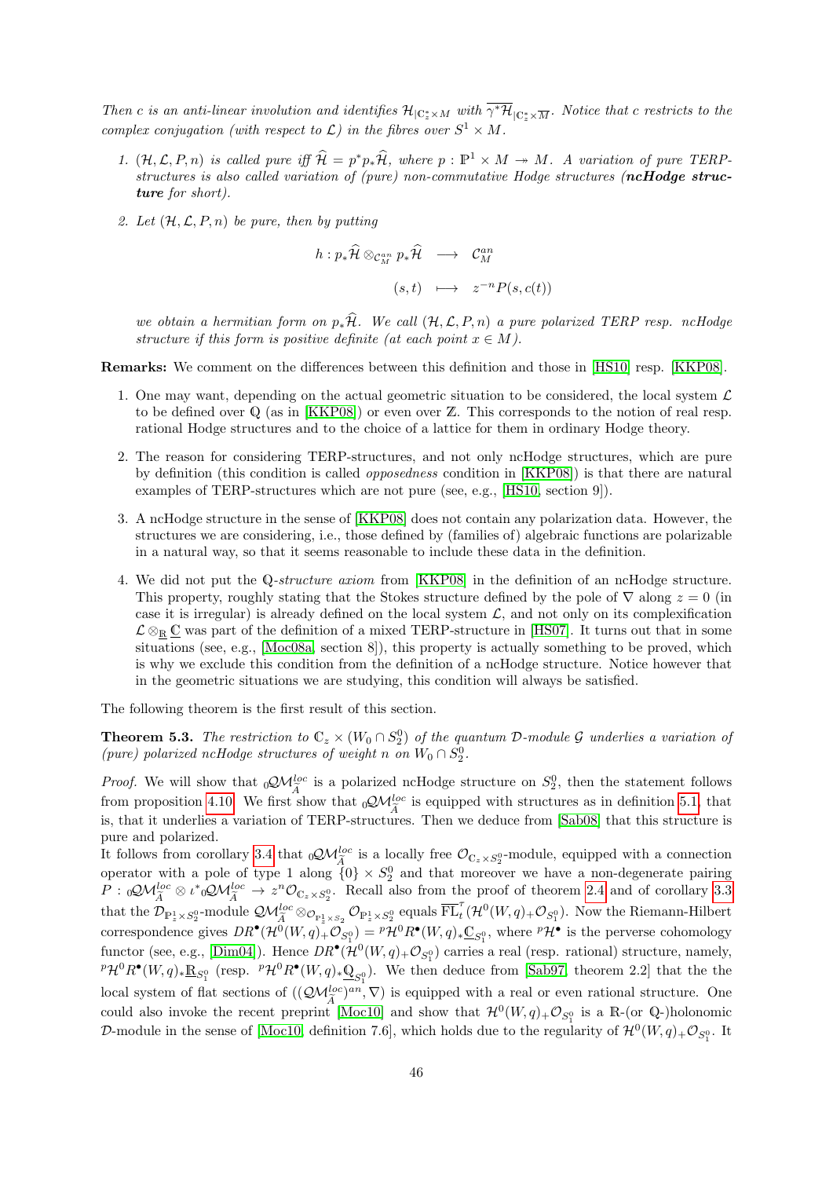*Then $c$ is an anti-linear involution and identifies $\mathcal{H}_{|\mathbb{C}_z^*\times M}$ with $\overline{\gamma^*\mathcal{H}}_{|\mathbb{C}_z^*\times\overline{M}}$. Notice that $c$ restricts to the complex conjugation (with respect to $\mathcal{L}$) in the fibres over $S^1\times M$.*

1. *$(\mathcal{H},\mathcal{L},P,n)$ is called pure iff $\widehat{\mathcal{H}} = p^*p_*\widehat{\mathcal{H}}$, where $p:\mathbb{P}^1\times M \twoheadrightarrow M$. A variation of pure TERP-structures is also called variation of (pure) non-commutative Hodge structures (**ncHodge structure** for short).*

2. *Let $(\mathcal{H},\mathcal{L},P,n)$ be pure, then by putting*

$$
\begin{aligned}
h: p_*\widehat{\mathcal{H}} \otimes_{\mathcal{C}_M^{an}} p_*\widehat{\mathcal{H}} &\longrightarrow \mathcal{C}_M^{an}\\
(s,t) &\longmapsto z^{-n}P(s,c(t))
\end{aligned}
$$

*we obtain a hermitian form on $p_*\widehat{\mathcal{H}}$. We call $(\mathcal{H},\mathcal{L},P,n)$ a pure polarized TERP resp. ncHodge structure if this form is positive definite (at each point $x\in M$).*

**Remarks:** We comment on the differences between this definition and those in [HS10] resp. [KKP08].

1. One may want, depending on the actual geometric situation to be considered, the local system $\mathcal{L}$ to be defined over $\mathbb{Q}$ (as in [KKP08]) or even over $\mathbb{Z}$. This corresponds to the notion of real resp. rational Hodge structures and to the choice of a lattice for them in ordinary Hodge theory.

2. The reason for considering TERP-structures, and not only ncHodge structures, which are pure by definition (this condition is called *opposedness* condition in [KKP08]) is that there are natural examples of TERP-structures which are not pure (see, e.g., [HS10, section 9]).

3. A ncHodge structure in the sense of [KKP08] does not contain any polarization data. However, the structures we are considering, i.e., those defined by (families of) algebraic functions are polarizable in a natural way, so that it seems reasonable to include these data in the definition.

4. We did not put the $\mathbb{Q}$-*structure axiom* from [KKP08] in the definition of an ncHodge structure. This property, roughly stating that the Stokes structure defined by the pole of $\nabla$ along $z=0$ (in case it is irregular) is already defined on the local system $\mathcal{L}$, and not only on its complexification $\mathcal{L}\otimes_{\mathbb{R}}\mathbb{C}$ was part of the definition of a mixed TERP-structure in [HS07]. It turns out that in some situations (see, e.g., [Moc08a, section 8]), this property is actually something to be proved, which is why we exclude this condition from the definition of a ncHodge structure. Notice however that in the geometric situations we are studying, this condition will always be satisfied.

The following theorem is the first result of this section.

**Theorem 5.3.** *The restriction to $\mathbb{C}_z\times(W_0\cap S_2^0)$ of the quantum $\mathcal{D}$-module $\mathcal{G}$ underlies a variation of (pure) polarized ncHodge structures of weight $n$ on $W_0\cap S_2^0$.*

*Proof.* We will show that ${}_0\mathcal{QM}_{\widetilde{A}}^{loc}$ is a polarized ncHodge structure on $S_2^0$, then the statement follows from proposition 4.10. We first show that ${}_0\mathcal{QM}_{\widetilde{A}}^{loc}$ is equipped with structures as in definition 5.1, that is, that it underlies a variation of TERP-structures. Then we deduce from [Sab08] that this structure is pure and polarized.
It follows from corollary 3.4 that ${}_0\mathcal{QM}_{\widetilde{A}}^{loc}$ is a locally free $\mathcal{O}_{\mathbb{C}_z\times S_2^0}$-module, equipped with a connection operator with a pole of type 1 along $\{0\}\times S_2^0$ and that moreover we have a non-degenerate pairing $P: {}_0\mathcal{QM}_{\widetilde{A}}^{loc}\otimes\iota^*{}_0\mathcal{QM}_{\widetilde{A}}^{loc}\to z^n\mathcal{O}_{\mathbb{C}_z\times S_2^0}$. Recall also from the proof of theorem 2.4 and of corollary 3.3 that the $\mathcal{D}_{\mathbb{P}_z^1\times S_2^0}$-module $\mathcal{QM}_{\widetilde{A}}^{loc}\otimes_{\mathcal{O}_{\mathbb{P}_z^1\times S_2}}\mathcal{O}_{\mathbb{P}_z^1\times S_2^0}$ equals $\overline{\mathrm{FL}}_t^{\tau}(\mathcal{H}^0(W,q)_+\mathcal{O}_{S_1^0})$. Now the Riemann-Hilbert correspondence gives $DR^\bullet(\mathcal{H}^0(W,q)_+\mathcal{O}_{S_1^0}) = {}^p\mathcal{H}^0R^\bullet(W,q)_*\underline{\mathbb{C}}_{S_1^0}$, where ${}^p\mathcal{H}^\bullet$ is the perverse cohomology functor (see, e.g., [Dim04]). Hence $DR^\bullet(\mathcal{H}^0(W,q)_+\mathcal{O}_{S_1^0})$ carries a real (resp. rational) structure, namely, ${}^p\mathcal{H}^0R^\bullet(W,q)_*\underline{\mathbb{R}}_{S_1^0}$ (resp. ${}^p\mathcal{H}^0R^\bullet(W,q)_*\underline{\mathbb{Q}}_{S_1^0}$). We then deduce from [Sab97, theorem 2.2] that the the local system of flat sections of $((\mathcal{QM}_{\widetilde{A}}^{loc})^{an},\nabla)$ is equipped with a real or even rational structure. One could also invoke the recent preprint [Moc10] and show that $\mathcal{H}^0(W,q)_+\mathcal{O}_{S_1^0}$ is a $\mathbb{R}$-(or $\mathbb{Q}$-)holonomic $\mathcal{D}$-module in the sense of [Moc10, definition 7.6], which holds due to the regularity of $\mathcal{H}^0(W,q)_+\mathcal{O}_{S_1^0}$. It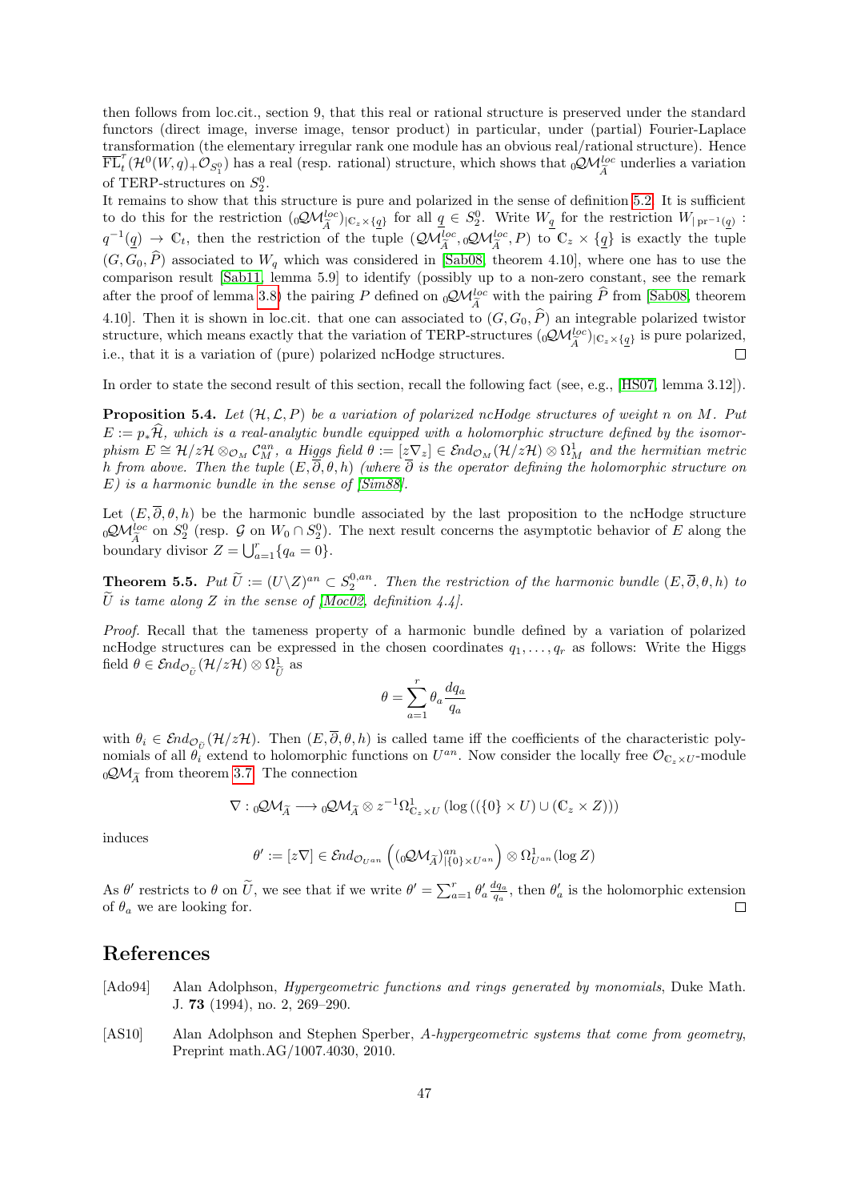then follows from loc.cit., section 9, that this real or rational structure is preserved under the standard functors (direct image, inverse image, tensor product) in particular, under (partial) Fourier-Laplace transformation (the elementary irregular rank one module has an obvious real/rational structure). Hence $\overline{\mathrm{FL}}_t^{\tau}(\mathcal{H}^0(W,q)_+\mathcal{O}_{S_1^0})$ has a real (resp. rational) structure, which shows that ${}_0\mathcal{QM}_{\widetilde{A}}^{loc}$ underlies a variation of TERP-structures on $S_2^0$.

It remains to show that this structure is pure and polarized in the sense of definition 5.2. It is sufficient to do this for the restriction $({}_0\mathcal{QM}_{\widetilde{A}}^{loc})_{|\mathbb{C}_z\times\{\underline{q}\}}$ for all $\underline{q}\in S_2^0$. Write $W_{\underline{q}}$ for the restriction $W_{|\,\mathrm{pr}^{-1}(\underline{q})}: q^{-1}(\underline{q})\to\mathbb{C}_t$, then the restriction of the tuple $(\mathcal{QM}_{\widetilde{A}}^{loc},{}_0\mathcal{QM}_{\widetilde{A}}^{loc},P)$ to $\mathbb{C}_z\times\{\underline{q}\}$ is exactly the tuple $(G,G_0,\widehat{P})$ associated to $W_q$ which was considered in [Sab08, theorem 4.10], where one has to use the comparison result [Sab11, lemma 5.9] to identify (possibly up to a non-zero constant, see the remark after the proof of lemma 3.8) the pairing $P$ defined on ${}_0\mathcal{QM}_{\widetilde{A}}^{loc}$ with the pairing $\widehat{P}$ from [Sab08, theorem 4.10]. Then it is shown in loc.cit. that one can associated to $(G,G_0,\widehat{P})$ an integrable polarized twistor structure, which means exactly that the variation of TERP-structures $({}_0\mathcal{QM}_{\widetilde{A}}^{loc})_{|\mathbb{C}_z\times\{\underline{q}\}}$ is pure polarized, i.e., that it is a variation of (pure) polarized ncHodge structures. ∎

In order to state the second result of this section, recall the following fact (see, e.g., [HS07, lemma 3.12]).

**Proposition 5.4.** *Let $(\mathcal{H},\mathcal{L},P)$ be a variation of polarized ncHodge structures of weight $n$ on $M$. Put $E:=p_*\widehat{\mathcal{H}}$, which is a real-analytic bundle equipped with a holomorphic structure defined by the isomorphism $E\cong\mathcal{H}/z\mathcal{H}\otimes_{\mathcal{O}_M}\mathcal{C}_M^{an}$, a Higgs field $\theta:=[z\nabla_z]\in\mathcal{E}nd_{\mathcal{O}_M}(\mathcal{H}/z\mathcal{H})\otimes\Omega_M^1$ and the hermitian metric $h$ from above. Then the tuple $(E,\overline{\partial},\theta,h)$ (where $\overline{\partial}$ is the operator defining the holomorphic structure on $E$) is a harmonic bundle in the sense of [Sim88].*

Let $(E,\overline{\partial},\theta,h)$ be the harmonic bundle associated by the last proposition to the ncHodge structure ${}_0\mathcal{QM}_{\widetilde{A}}^{loc}$ on $S_2^0$ (resp. $\mathcal{G}$ on $W_0\cap S_2^0$). The next result concerns the asymptotic behavior of $E$ along the boundary divisor $Z=\bigcup_{a=1}^r\{q_a=0\}$.

**Theorem 5.5.** *Put $\widetilde{U}:=(U\backslash Z)^{an}\subset S_2^{0,an}$. Then the restriction of the harmonic bundle $(E,\overline{\partial},\theta,h)$ to $\widetilde{U}$ is tame along $Z$ in the sense of [Moc02, definition 4.4].*

*Proof.* Recall that the tameness property of a harmonic bundle defined by a variation of polarized ncHodge structures can be expressed in the chosen coordinates $q_1,\ldots,q_r$ as follows: Write the Higgs field $\theta\in\mathcal{E}nd_{\mathcal{O}_{\widetilde{U}}}(\mathcal{H}/z\mathcal{H})\otimes\Omega_{\widetilde{U}}^1$ as

$$\theta=\sum_{a=1}^r\theta_a\frac{dq_a}{q_a}$$

with $\theta_i\in\mathcal{E}nd_{\mathcal{O}_{\widetilde{U}}}(\mathcal{H}/z\mathcal{H})$. Then $(E,\overline{\partial},\theta,h)$ is called tame iff the coefficients of the characteristic polynomials of all $\theta_i$ extend to holomorphic functions on $U^{an}$. Now consider the locally free $\mathcal{O}_{\mathbb{C}_z\times U}$-module ${}_0\mathcal{QM}_{\widetilde{A}}$ from theorem 3.7. The connection

$$\nabla:{}_0\mathcal{QM}_{\widetilde{A}}\longrightarrow{}_0\mathcal{QM}_{\widetilde{A}}\otimes z^{-1}\Omega^1_{\mathbb{C}_z\times U}\left(\log\left((\{0\}\times U)\cup(\mathbb{C}_z\times Z)\right)\right)$$

induces

$$\theta':=[z\nabla]\in\mathcal{E}nd_{\mathcal{O}_{U^{an}}}\left(({}_0\mathcal{QM}_{\widetilde{A}})^{an}_{|\{0\}\times U^{an}}\right)\otimes\Omega^1_{U^{an}}(\log Z)$$

As $\theta'$ restricts to $\theta$ on $\widetilde{U}$, we see that if we write $\theta'=\sum_{a=1}^r\theta'_a\frac{dq_a}{q_a}$, then $\theta'_a$ is the holomorphic extension of $\theta_a$ we are looking for. ∎

# References

[Ado94] Alan Adolphson, *Hypergeometric functions and rings generated by monomials*, Duke Math. J. **73** (1994), no. 2, 269–290.

[AS10] Alan Adolphson and Stephen Sperber, *A-hypergeometric systems that come from geometry*, Preprint math.AG/1007.4030, 2010.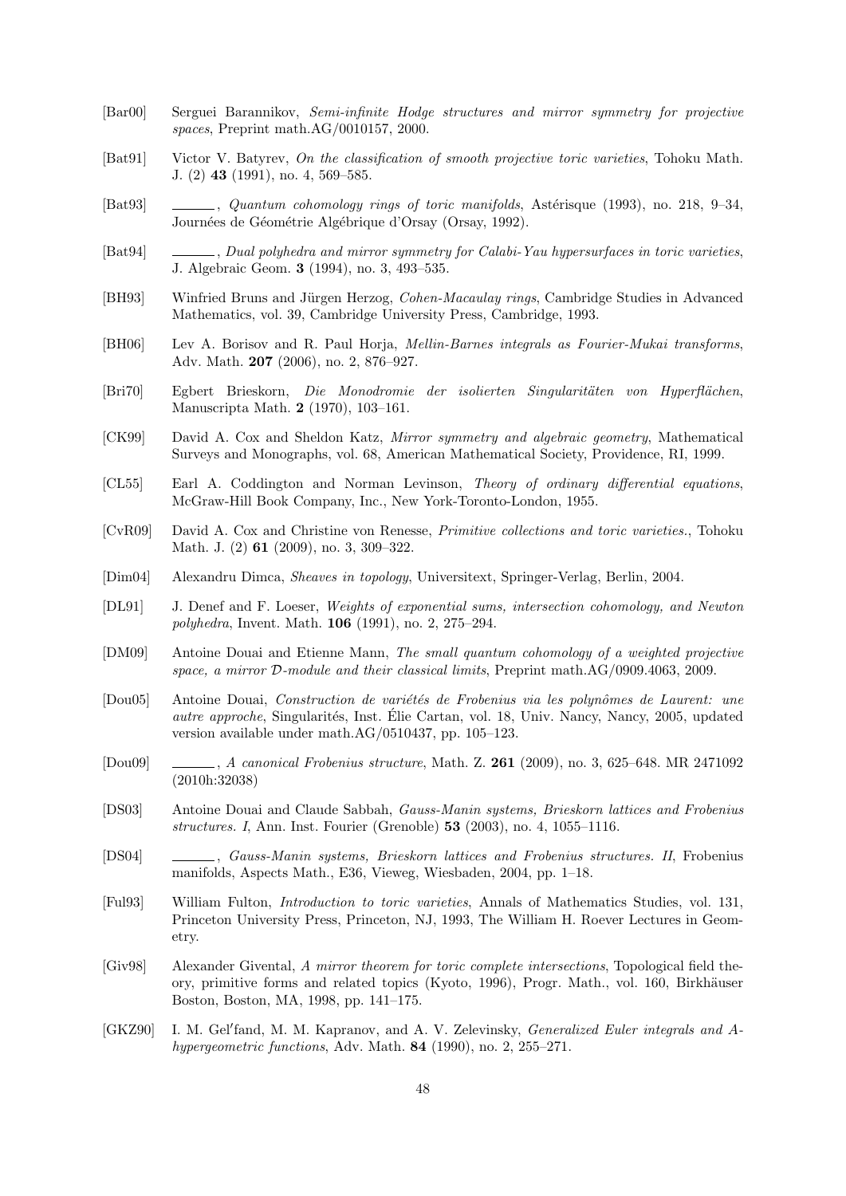[Bar00] Serguei Barannikov, *Semi-infinite Hodge structures and mirror symmetry for projective spaces*, Preprint math.AG/0010157, 2000.

[Bat91] Victor V. Batyrev, *On the classification of smooth projective toric varieties*, Tohoku Math. J. (2) **43** (1991), no. 4, 569–585.

[Bat93] ______, *Quantum cohomology rings of toric manifolds*, Astérisque (1993), no. 218, 9–34, Journées de Géométrie Algébrique d'Orsay (Orsay, 1992).

[Bat94] ______, *Dual polyhedra and mirror symmetry for Calabi-Yau hypersurfaces in toric varieties*, J. Algebraic Geom. **3** (1994), no. 3, 493–535.

[BH93] Winfried Bruns and Jürgen Herzog, *Cohen-Macaulay rings*, Cambridge Studies in Advanced Mathematics, vol. 39, Cambridge University Press, Cambridge, 1993.

[BH06] Lev A. Borisov and R. Paul Horja, *Mellin-Barnes integrals as Fourier-Mukai transforms*, Adv. Math. **207** (2006), no. 2, 876–927.

[Bri70] Egbert Brieskorn, *Die Monodromie der isolierten Singularitäten von Hyperflächen*, Manuscripta Math. **2** (1970), 103–161.

[CK99] David A. Cox and Sheldon Katz, *Mirror symmetry and algebraic geometry*, Mathematical Surveys and Monographs, vol. 68, American Mathematical Society, Providence, RI, 1999.

[CL55] Earl A. Coddington and Norman Levinson, *Theory of ordinary differential equations*, McGraw-Hill Book Company, Inc., New York-Toronto-London, 1955.

[CvR09] David A. Cox and Christine von Renesse, *Primitive collections and toric varieties.*, Tohoku Math. J. (2) **61** (2009), no. 3, 309–322.

[Dim04] Alexandru Dimca, *Sheaves in topology*, Universitext, Springer-Verlag, Berlin, 2004.

[DL91] J. Denef and F. Loeser, *Weights of exponential sums, intersection cohomology, and Newton polyhedra*, Invent. Math. **106** (1991), no. 2, 275–294.

[DM09] Antoine Douai and Etienne Mann, *The small quantum cohomology of a weighted projective space, a mirror $\mathcal{D}$-module and their classical limits*, Preprint math.AG/0909.4063, 2009.

[Dou05] Antoine Douai, *Construction de variétés de Frobenius via les polynômes de Laurent: une autre approche*, Singularités, Inst. Élie Cartan, vol. 18, Univ. Nancy, Nancy, 2005, updated version available under math.AG/0510437, pp. 105–123.

[Dou09] ______, *A canonical Frobenius structure*, Math. Z. **261** (2009), no. 3, 625–648. MR 2471092 (2010h:32038)

[DS03] Antoine Douai and Claude Sabbah, *Gauss-Manin systems, Brieskorn lattices and Frobenius structures. I*, Ann. Inst. Fourier (Grenoble) **53** (2003), no. 4, 1055–1116.

[DS04] ______, *Gauss-Manin systems, Brieskorn lattices and Frobenius structures. II*, Frobenius manifolds, Aspects Math., E36, Vieweg, Wiesbaden, 2004, pp. 1–18.

[Ful93] William Fulton, *Introduction to toric varieties*, Annals of Mathematics Studies, vol. 131, Princeton University Press, Princeton, NJ, 1993, The William H. Roever Lectures in Geometry.

[Giv98] Alexander Givental, *A mirror theorem for toric complete intersections*, Topological field theory, primitive forms and related topics (Kyoto, 1996), Progr. Math., vol. 160, Birkhäuser Boston, Boston, MA, 1998, pp. 141–175.

[GKZ90] I. M. Gel′fand, M. M. Kapranov, and A. V. Zelevinsky, *Generalized Euler integrals and A-hypergeometric functions*, Adv. Math. **84** (1990), no. 2, 255–271.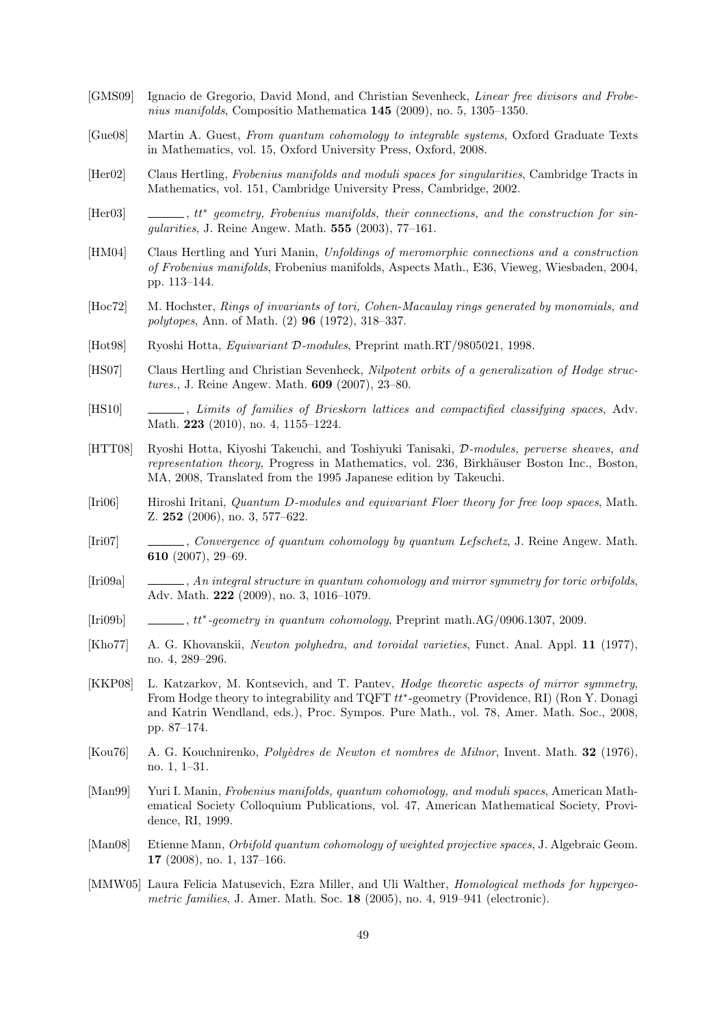[GMS09] Ignacio de Gregorio, David Mond, and Christian Sevenheck, *Linear free divisors and Frobenius manifolds*, Compositio Mathematica **145** (2009), no. 5, 1305–1350.

[Gue08] Martin A. Guest, *From quantum cohomology to integrable systems*, Oxford Graduate Texts in Mathematics, vol. 15, Oxford University Press, Oxford, 2008.

[Her02] Claus Hertling, *Frobenius manifolds and moduli spaces for singularities*, Cambridge Tracts in Mathematics, vol. 151, Cambridge University Press, Cambridge, 2002.

[Her03] ______, *$tt^*$ geometry, Frobenius manifolds, their connections, and the construction for singularities*, J. Reine Angew. Math. **555** (2003), 77–161.

[HM04] Claus Hertling and Yuri Manin, *Unfoldings of meromorphic connections and a construction of Frobenius manifolds*, Frobenius manifolds, Aspects Math., E36, Vieweg, Wiesbaden, 2004, pp. 113–144.

[Hoc72] M. Hochster, *Rings of invariants of tori, Cohen-Macaulay rings generated by monomials, and polytopes*, Ann. of Math. (2) **96** (1972), 318–337.

[Hot98] Ryoshi Hotta, *Equivariant $\mathcal{D}$-modules*, Preprint math.RT/9805021, 1998.

[HS07] Claus Hertling and Christian Sevenheck, *Nilpotent orbits of a generalization of Hodge structures.*, J. Reine Angew. Math. **609** (2007), 23–80.

[HS10] ______, *Limits of families of Brieskorn lattices and compactified classifying spaces*, Adv. Math. **223** (2010), no. 4, 1155–1224.

[HTT08] Ryoshi Hotta, Kiyoshi Takeuchi, and Toshiyuki Tanisaki, *$\mathcal{D}$-modules, perverse sheaves, and representation theory*, Progress in Mathematics, vol. 236, Birkhäuser Boston Inc., Boston, MA, 2008, Translated from the 1995 Japanese edition by Takeuchi.

[Iri06] Hiroshi Iritani, *Quantum D-modules and equivariant Floer theory for free loop spaces*, Math. Z. **252** (2006), no. 3, 577–622.

[Iri07] ______, *Convergence of quantum cohomology by quantum Lefschetz*, J. Reine Angew. Math. **610** (2007), 29–69.

[Iri09a] ______, *An integral structure in quantum cohomology and mirror symmetry for toric orbifolds*, Adv. Math. **222** (2009), no. 3, 1016–1079.

[Iri09b] ______, *$tt^*$-geometry in quantum cohomology*, Preprint math.AG/0906.1307, 2009.

[Kho77] A. G. Khovanskii, *Newton polyhedra, and toroidal varieties*, Funct. Anal. Appl. **11** (1977), no. 4, 289–296.

[KKP08] L. Katzarkov, M. Kontsevich, and T. Pantev, *Hodge theoretic aspects of mirror symmetry*, From Hodge theory to integrability and TQFT $tt^*$-geometry (Providence, RI) (Ron Y. Donagi and Katrin Wendland, eds.), Proc. Sympos. Pure Math., vol. 78, Amer. Math. Soc., 2008, pp. 87–174.

[Kou76] A. G. Kouchnirenko, *Polyèdres de Newton et nombres de Milnor*, Invent. Math. **32** (1976), no. 1, 1–31.

[Man99] Yuri I. Manin, *Frobenius manifolds, quantum cohomology, and moduli spaces*, American Mathematical Society Colloquium Publications, vol. 47, American Mathematical Society, Providence, RI, 1999.

[Man08] Etienne Mann, *Orbifold quantum cohomology of weighted projective spaces*, J. Algebraic Geom. **17** (2008), no. 1, 137–166.

[MMW05] Laura Felicia Matusevich, Ezra Miller, and Uli Walther, *Homological methods for hypergeometric families*, J. Amer. Math. Soc. **18** (2005), no. 4, 919–941 (electronic).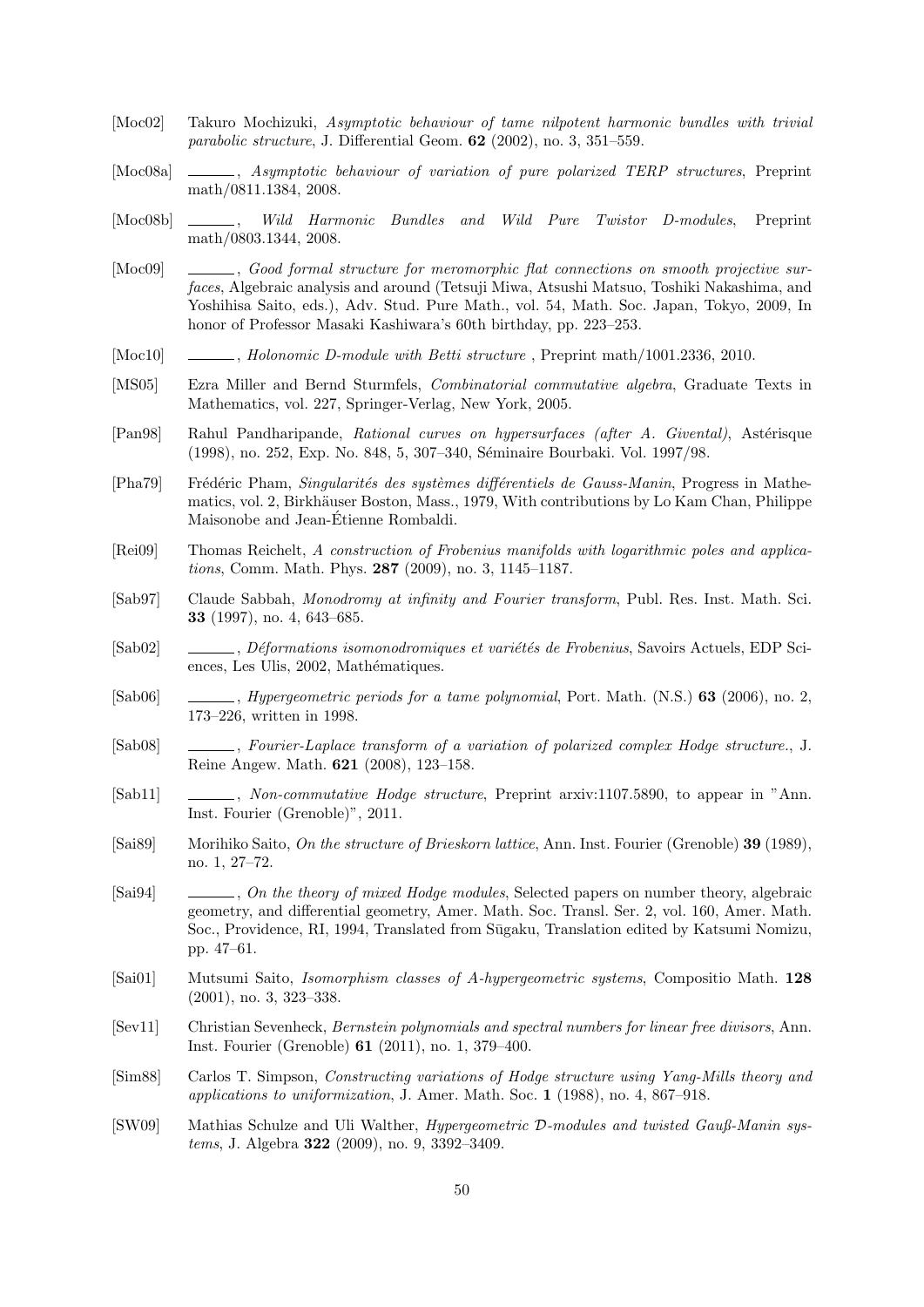[Moc02] Takuro Mochizuki, *Asymptotic behaviour of tame nilpotent harmonic bundles with trivial parabolic structure*, J. Differential Geom. **62** (2002), no. 3, 351–559.

[Moc08a] ______, *Asymptotic behaviour of variation of pure polarized TERP structures*, Preprint math/0811.1384, 2008.

[Moc08b] ______, *Wild Harmonic Bundles and Wild Pure Twistor D-modules*, Preprint math/0803.1344, 2008.

[Moc09] ______, *Good formal structure for meromorphic flat connections on smooth projective surfaces*, Algebraic analysis and around (Tetsuji Miwa, Atsushi Matsuo, Toshiki Nakashima, and Yoshihisa Saito, eds.), Adv. Stud. Pure Math., vol. 54, Math. Soc. Japan, Tokyo, 2009, In honor of Professor Masaki Kashiwara's 60th birthday, pp. 223–253.

[Moc10] ______, *Holonomic D-module with Betti structure* , Preprint math/1001.2336, 2010.

[MS05] Ezra Miller and Bernd Sturmfels, *Combinatorial commutative algebra*, Graduate Texts in Mathematics, vol. 227, Springer-Verlag, New York, 2005.

[Pan98] Rahul Pandharipande, *Rational curves on hypersurfaces (after A. Givental)*, Astérisque (1998), no. 252, Exp. No. 848, 5, 307–340, Séminaire Bourbaki. Vol. 1997/98.

[Pha79] Frédéric Pham, *Singularités des systèmes différentiels de Gauss-Manin*, Progress in Mathematics, vol. 2, Birkhäuser Boston, Mass., 1979, With contributions by Lo Kam Chan, Philippe Maisonobe and Jean-Étienne Rombaldi.

[Rei09] Thomas Reichelt, *A construction of Frobenius manifolds with logarithmic poles and applications*, Comm. Math. Phys. **287** (2009), no. 3, 1145–1187.

[Sab97] Claude Sabbah, *Monodromy at infinity and Fourier transform*, Publ. Res. Inst. Math. Sci. **33** (1997), no. 4, 643–685.

[Sab02] ______, *Déformations isomonodromiques et variétés de Frobenius*, Savoirs Actuels, EDP Sciences, Les Ulis, 2002, Mathématiques.

[Sab06] ______, *Hypergeometric periods for a tame polynomial*, Port. Math. (N.S.) **63** (2006), no. 2, 173–226, written in 1998.

[Sab08] ______, *Fourier-Laplace transform of a variation of polarized complex Hodge structure.*, J. Reine Angew. Math. **621** (2008), 123–158.

[Sab11] ______, *Non-commutative Hodge structure*, Preprint arxiv:1107.5890, to appear in "Ann. Inst. Fourier (Grenoble)", 2011.

[Sai89] Morihiko Saito, *On the structure of Brieskorn lattice*, Ann. Inst. Fourier (Grenoble) **39** (1989), no. 1, 27–72.

[Sai94] ______, *On the theory of mixed Hodge modules*, Selected papers on number theory, algebraic geometry, and differential geometry, Amer. Math. Soc. Transl. Ser. 2, vol. 160, Amer. Math. Soc., Providence, RI, 1994, Translated from Sūgaku, Translation edited by Katsumi Nomizu, pp. 47–61.

[Sai01] Mutsumi Saito, *Isomorphism classes of A-hypergeometric systems*, Compositio Math. **128** (2001), no. 3, 323–338.

[Sev11] Christian Sevenheck, *Bernstein polynomials and spectral numbers for linear free divisors*, Ann. Inst. Fourier (Grenoble) **61** (2011), no. 1, 379–400.

[Sim88] Carlos T. Simpson, *Constructing variations of Hodge structure using Yang-Mills theory and applications to uniformization*, J. Amer. Math. Soc. **1** (1988), no. 4, 867–918.

[SW09] Mathias Schulze and Uli Walther, *Hypergeometric $\mathcal{D}$-modules and twisted Gauß-Manin systems*, J. Algebra **322** (2009), no. 9, 3392–3409.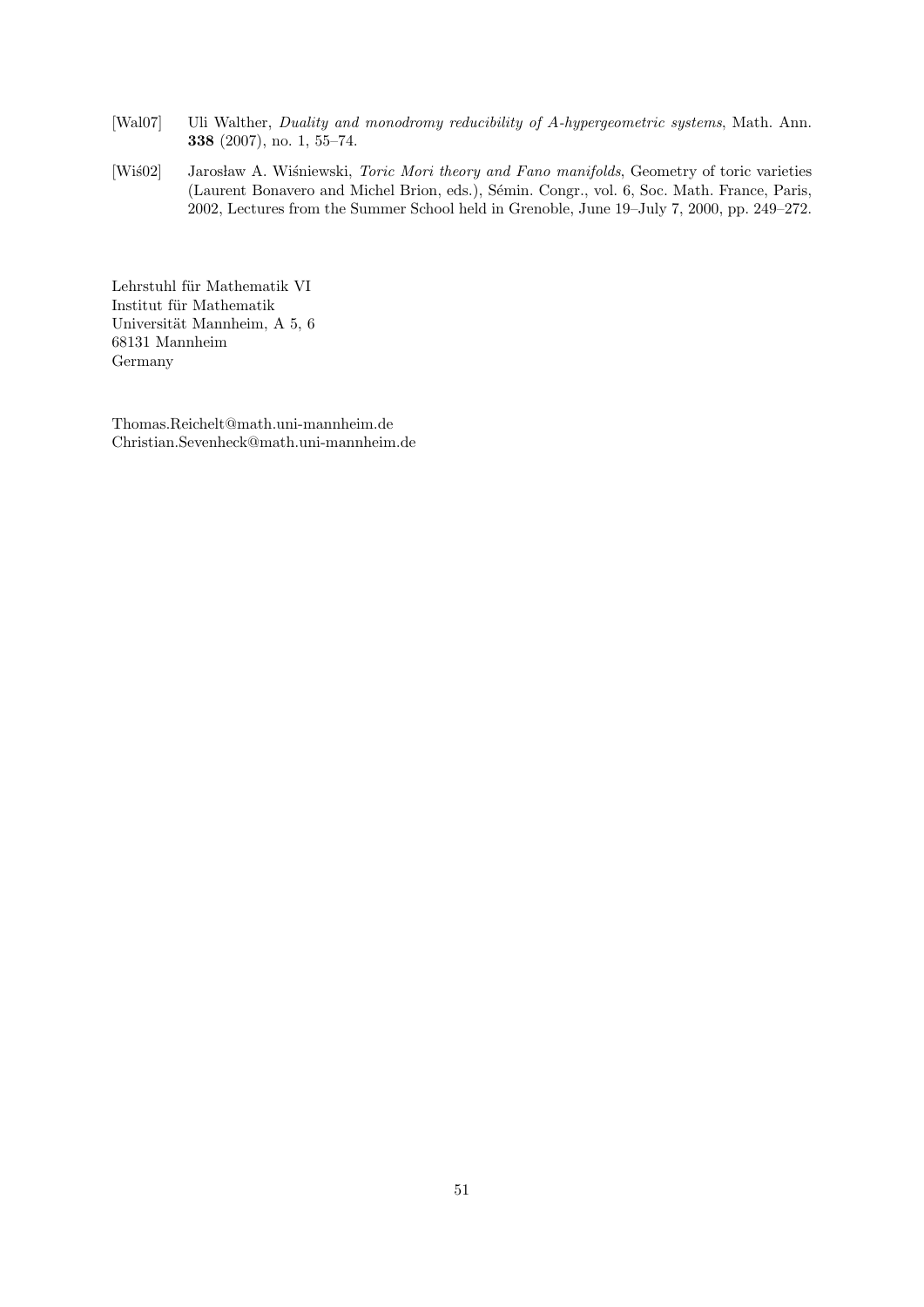[Wal07] Uli Walther, *Duality and monodromy reducibility of A-hypergeometric systems*, Math. Ann. **338** (2007), no. 1, 55–74.

[Wiś02] Jarosław A. Wiśniewski, *Toric Mori theory and Fano manifolds*, Geometry of toric varieties (Laurent Bonavero and Michel Brion, eds.), Sémin. Congr., vol. 6, Soc. Math. France, Paris, 2002, Lectures from the Summer School held in Grenoble, June 19–July 7, 2000, pp. 249–272.

Lehrstuhl für Mathematik VI
Institut für Mathematik
Universität Mannheim, A 5, 6
68131 Mannheim
Germany

Thomas.Reichelt@math.uni-mannheim.de
Christian.Sevenheck@math.uni-mannheim.de